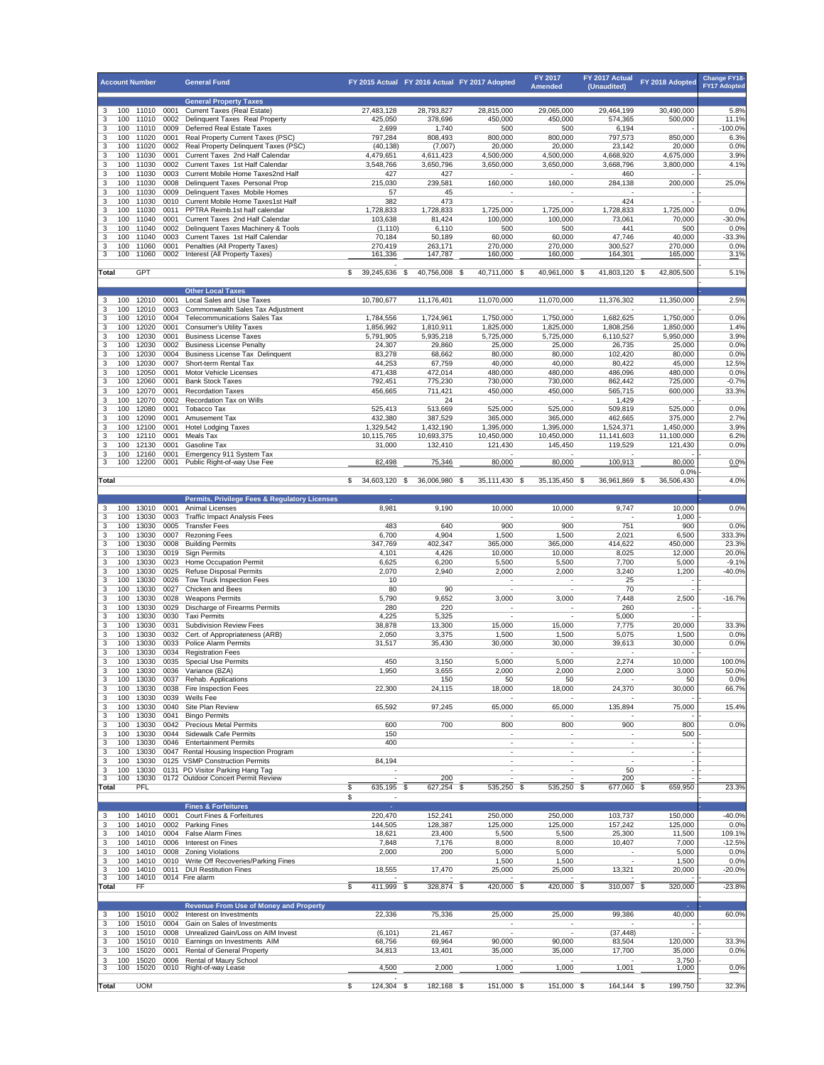| Account Number | | | | General Fund | FY 2015 Actual | FY 2016 Actual | FY 2017 Adopted | FY 2017 Amended | FY 2017 Actual (Unaudited) | FY 2018 Adopted | Change FY18-FY17 Adopted |
|---|---|---|---|---|---|---|---|---|---|---|---|
| | | | | **General Property Taxes** | | | | | | | |
| 3 | 100 | 11010 | 0001 | Current Taxes (Real Estate) | 27,483,128 | 28,793,827 | 28,815,000 | 29,065,000 | 29,464,199 | 30,490,000 | 5.8% |
| 3 | 100 | 11010 | 0002 | Delinquent Taxes Real Property | 425,050 | 378,696 | 450,000 | 450,000 | 574,365 | 500,000 | 11.1% |
| 3 | 100 | 11010 | 0009 | Deferred Real Estate Taxes | 2,699 | 1,740 | 500 | 500 | 6,194 | - | -100.0% |
| 3 | 100 | 11020 | 0001 | Real Property Current Taxes (PSC) | 797,284 | 808,493 | 800,000 | 800,000 | 797,573 | 850,000 | 6.3% |
| 3 | 100 | 11020 | 0002 | Real Property Delinquent Taxes (PSC) | (40,138) | (7,007) | 20,000 | 20,000 | 23,142 | 20,000 | 0.0% |
| 3 | 100 | 11030 | 0001 | Current Taxes 2nd Half Calendar | 4,479,651 | 4,611,423 | 4,500,000 | 4,500,000 | 4,668,920 | 4,675,000 | 3.9% |
| 3 | 100 | 11030 | 0002 | Current Taxes 1st Half Calendar | 3,548,766 | 3,650,796 | 3,650,000 | 3,650,000 | 3,668,796 | 3,800,000 | 4.1% |
| 3 | 100 | 11030 | 0003 | Current Mobile Home Taxes2nd Half | 427 | 427 | - | - | 460 | - | - |
| 3 | 100 | 11030 | 0008 | Delinquent Taxes Personal Prop | 215,030 | 239,581 | 160,000 | 160,000 | 284,138 | 200,000 | 25.0% |
| 3 | 100 | 11030 | 0009 | Delinquent Taxes Mobile Homes | 57 | 45 | - | - | - | - | - |
| 3 | 100 | 11030 | 0010 | Current Mobile Home Taxes1st Half | 382 | 473 | - | - | 424 | - | - |
| 3 | 100 | 11030 | 0011 | PPTRA Reimb.1st half calendar | 1,728,833 | 1,728,833 | 1,725,000 | 1,725,000 | 1,728,833 | 1,725,000 | 0.0% |
| 3 | 100 | 11040 | 0001 | Current Taxes 2nd Half Calendar | 103,638 | 81,424 | 100,000 | 100,000 | 73,061 | 70,000 | -30.0% |
| 3 | 100 | 11040 | 0002 | Delinquent Taxes Machinery & Tools | (1,110) | 6,110 | 500 | 500 | 441 | 500 | 0.0% |
| 3 | 100 | 11040 | 0003 | Current Taxes 1st Half Calendar | 70,184 | 50,189 | 60,000 | 60,000 | 47,746 | 40,000 | -33.3% |
| 3 | 100 | 11060 | 0001 | Penalties (All Property Taxes) | 270,419 | 263,171 | 270,000 | 270,000 | 300,527 | 270,000 | 0.0% |
| 3 | 100 | 11060 | 0002 | Interest (All Property Taxes) | 161,336 | 147,787 | 160,000 | 160,000 | 164,301 | 165,000 | 3.1% |
| **Total** | GPT | | | | $ 39,245,636 | $ 40,756,008 | $ 40,711,000 | $ 40,961,000 | $ 41,803,120 | $ 42,805,500 | 5.1% |
| | | | | **Other Local Taxes** | | | | | | | |
| 3 | 100 | 12010 | 0001 | Local Sales and Use Taxes | 10,780,677 | 11,176,401 | 11,070,000 | 11,070,000 | 11,376,302 | 11,350,000 | 2.5% |
| 3 | 100 | 12010 | 0003 | Commonwealth Sales Tax Adjustment | | | - | - | - | - | - |
| 3 | 100 | 12010 | 0004 | Telecommunications Sales Tax | 1,784,556 | 1,724,961 | 1,750,000 | 1,750,000 | 1,682,625 | 1,750,000 | 0.0% |
| 3 | 100 | 12020 | 0001 | Consumer's Utility Taxes | 1,856,992 | 1,810,911 | 1,825,000 | 1,825,000 | 1,808,256 | 1,850,000 | 1.4% |
| 3 | 100 | 12030 | 0001 | Business License Taxes | 5,791,905 | 5,935,218 | 5,725,000 | 5,725,000 | 6,110,527 | 5,950,000 | 3.9% |
| 3 | 100 | 12030 | 0002 | Business License Penalty | 24,307 | 29,860 | 25,000 | 25,000 | 26,735 | 25,000 | 0.0% |
| 3 | 100 | 12030 | 0004 | Business License Tax Delinquent | 83,278 | 68,662 | 80,000 | 80,000 | 102,420 | 80,000 | 0.0% |
| 3 | 100 | 12030 | 0007 | Short-term Rental Tax | 44,253 | 67,759 | 40,000 | 40,000 | 80,422 | 45,000 | 12.5% |
| 3 | 100 | 12050 | 0001 | Motor Vehicle Licenses | 471,438 | 472,014 | 480,000 | 480,000 | 486,096 | 480,000 | 0.0% |
| 3 | 100 | 12060 | 0001 | Bank Stock Taxes | 792,451 | 775,230 | 730,000 | 730,000 | 862,442 | 725,000 | -0.7% |
| 3 | 100 | 12070 | 0001 | Recordation Taxes | 456,665 | 711,421 | 450,000 | 450,000 | 565,715 | 600,000 | 33.3% |
| 3 | 100 | 12070 | 0002 | Recordation Tax on Wills | | 24 | - | - | 1,429 | - | - |
| 3 | 100 | 12080 | 0001 | Tobacco Tax | 525,413 | 513,669 | 525,000 | 525,000 | 509,819 | 525,000 | 0.0% |
| 3 | 100 | 12090 | 0001 | Amusement Tax | 432,380 | 387,529 | 365,000 | 365,000 | 462,665 | 375,000 | 2.7% |
| 3 | 100 | 12100 | 0001 | Hotel Lodging Taxes | 1,329,542 | 1,432,190 | 1,395,000 | 1,395,000 | 1,524,371 | 1,450,000 | 3.9% |
| 3 | 100 | 12110 | 0001 | Meals Tax | 10,115,765 | 10,693,375 | 10,450,000 | 10,450,000 | 11,141,603 | 11,100,000 | 6.2% |
| 3 | 100 | 12130 | 0001 | Gasoline Tax | 31,000 | 132,410 | 121,430 | 145,450 | 119,529 | 121,430 | 0.0% |
| 3 | 100 | 12160 | 0001 | Emergency 911 System Tax | | | - | - | - | - | - |
| 3 | 100 | 12200 | 0001 | Public Right-of-way Use Fee | 82,498 | 75,346 | 80,000 | 80,000 | 100,913 | 80,000 | 0.0% |
| | | | | | | | | | | 0.0% | - |
| **Total** | | | | | $ 34,603,120 | $ 36,006,980 | $ 35,111,430 | $ 35,135,450 | $ 36,961,869 | $ 36,506,430 | 4.0% |
| | | | | **Permits, Privilege Fees & Regulatory Licenses** | | | | | | | |
| 3 | 100 | 13010 | 0001 | Animal Licenses | 8,981 | 9,190 | 10,000 | 10,000 | 9,747 | 10,000 | 0.0% |
| 3 | 100 | 13030 | 0003 | Traffic Impact Analysis Fees | | | - | - | - | 1,000 | - |
| 3 | 100 | 13030 | 0005 | Transfer Fees | 483 | 640 | 900 | 900 | 751 | 900 | 0.0% |
| 3 | 100 | 13030 | 0007 | Rezoning Fees | 6,700 | 4,904 | 1,500 | 1,500 | 2,021 | 6,500 | 333.3% |
| 3 | 100 | 13030 | 0008 | Building Permits | 347,769 | 402,347 | 365,000 | 365,000 | 414,622 | 450,000 | 23.3% |
| 3 | 100 | 13030 | 0019 | Sign Permits | 4,101 | 4,426 | 10,000 | 10,000 | 8,025 | 12,000 | 20.0% |
| 3 | 100 | 13030 | 0023 | Home Occupation Permit | 6,625 | 6,200 | 5,500 | 5,500 | 7,700 | 5,000 | -9.1% |
| 3 | 100 | 13030 | 0025 | Refuse Disposal Permits | 2,070 | 2,940 | 2,000 | 2,000 | 3,240 | 1,200 | -40.0% |
| 3 | 100 | 13030 | 0026 | Tow Truck Inspection Fees | 10 | | - | - | 25 | - | - |
| 3 | 100 | 13030 | 0027 | Chicken and Bees | 80 | 90 | - | - | 70 | - | - |
| 3 | 100 | 13030 | 0028 | Weapons Permits | 5,790 | 9,652 | 3,000 | 3,000 | 7,448 | 2,500 | -16.7% |
| 3 | 100 | 13030 | 0029 | Discharge of Firearms Permits | 280 | 220 | - | - | 260 | - | - |
| 3 | 100 | 13030 | 0030 | Taxi Permits | 4,225 | 5,325 | - | - | 5,000 | - | - |
| 3 | 100 | 13030 | 0031 | Subdivision Review Fees | 38,878 | 13,300 | 15,000 | 15,000 | 7,775 | 20,000 | 33.3% |
| 3 | 100 | 13030 | 0032 | Cert. of Appropriateness (ARB) | 2,050 | 3,375 | 1,500 | 1,500 | 5,075 | 1,500 | 0.0% |
| 3 | 100 | 13030 | 0033 | Police Alarm Permits | 31,517 | 35,430 | 30,000 | 30,000 | 39,613 | 30,000 | 0.0% |
| 3 | 100 | 13030 | 0034 | Registration Fees | | | - | - | - | - | - |
| 3 | 100 | 13030 | 0035 | Special Use Permits | 450 | 3,150 | 5,000 | 5,000 | 2,274 | 10,000 | 100.0% |
| 3 | 100 | 13030 | 0036 | Variance (BZA) | 1,950 | 3,655 | 2,000 | 2,000 | 2,000 | 3,000 | 50.0% |
| 3 | 100 | 13030 | 0037 | Rehab. Applications | | 150 | 50 | 50 | - | 50 | 0.0% |
| 3 | 100 | 13030 | 0038 | Fire Inspection Fees | 22,300 | 24,115 | 18,000 | 18,000 | 24,370 | 30,000 | 66.7% |
| 3 | 100 | 13030 | 0039 | Wells Fee | | | - | - | - | - | - |
| 3 | 100 | 13030 | 0040 | Site Plan Review | 65,592 | 97,245 | 65,000 | 65,000 | 135,894 | 75,000 | 15.4% |
| 3 | 100 | 13030 | 0041 | Bingo Permits | | | - | - | - | - | - |
| 3 | 100 | 13030 | 0042 | Precious Metal Permits | 600 | 700 | 800 | 800 | 900 | 800 | 0.0% |
| 3 | 100 | 13030 | 0044 | Sidewalk Cafe Permits | 150 | | - | - | - | 500 | - |
| 3 | 100 | 13030 | 0046 | Entertainment Permits | 400 | | - | - | - | - | - |
| 3 | 100 | 13030 | 0047 | Rental Housing Inspection Program | | | - | - | - | - | - |
| 3 | 100 | 13030 | 0125 | VSMP Construction Permits | 84,194 | | - | - | - | - | - |
| 3 | 100 | 13030 | 0131 | PD Visitor Parking Hang Tag | - | | - | - | 50 | - | - |
| 3 | 100 | 13030 | 0172 | Outdoor Concert Permit Review | - | 200 | - | - | 200 | - | - |
| **Total** | PFL | | | | $ 635,195 | $ 627,254 | $ 535,250 | $ 535,250 | $ 677,060 | $ 659,950 | 23.3% |
| | | | | | $ - | | | | | | |
| | | | | **Fines & Forfeitures** | | | | | | | |
| 3 | 100 | 14010 | 0001 | Court Fines & Forfeitures | 220,470 | 152,241 | 250,000 | 250,000 | 103,737 | 150,000 | -40.0% |
| 3 | 100 | 14010 | 0002 | Parking Fines | 144,505 | 128,387 | 125,000 | 125,000 | 157,242 | 125,000 | 0.0% |
| 3 | 100 | 14010 | 0004 | False Alarm Fines | 18,621 | 23,400 | 5,500 | 5,500 | 25,300 | 11,500 | 109.1% |
| 3 | 100 | 14010 | 0006 | Interest on Fines | 7,848 | 7,176 | 8,000 | 8,000 | 10,407 | 7,000 | -12.5% |
| 3 | 100 | 14010 | 0008 | Zoning Violations | 2,000 | 200 | 5,000 | 5,000 | - | 5,000 | 0.0% |
| 3 | 100 | 14010 | 0010 | Write Off Recoveries/Parking Fines | | | 1,500 | 1,500 | - | 1,500 | 0.0% |
| 3 | 100 | 14010 | 0011 | DUI Restitution Fines | 18,555 | 17,470 | 25,000 | 25,000 | 13,321 | 20,000 | -20.0% |
| 3 | 100 | 14010 | 0014 | Fire alarm | | | - | - | - | - | |
| **Total** | FF | | | | $ 411,999 | $ 328,874 | $ 420,000 | $ 420,000 | $ 310,007 | $ 320,000 | -23.8% |
| | | | | **Revenue From Use of Money and Property** | | | | | | | |
| 3 | 100 | 15010 | 0002 | Interest on Investments | 22,336 | 75,336 | 25,000 | 25,000 | 99,386 | 40,000 | 60.0% |
| 3 | 100 | 15010 | 0004 | Gain on Sales of Investments | | | - | - | - | - | - |
| 3 | 100 | 15010 | 0008 | Unrealized Gain/Loss on AIM Invest | (6,101) | 21,467 | - | - | (37,448) | - | - |
| 3 | 100 | 15010 | 0010 | Earnings on Investments AIM | 68,756 | 69,964 | 90,000 | 90,000 | 83,504 | 120,000 | 33.3% |
| 3 | 100 | 15020 | 0001 | Rental of General Property | 34,813 | 13,401 | 35,000 | 35,000 | 17,700 | 35,000 | 0.0% |
| 3 | 100 | 15020 | 0006 | Rental of Maury School | | | - | - | - | 3,750 | - |
| 3 | 100 | 15020 | 0010 | Right-of-way Lease | 4,500 | 2,000 | 1,000 | 1,000 | 1,001 | 1,000 | 0.0% |
| **Total** | UOM | | | | $ 124,304 | $ 182,168 | $ 151,000 | $ 151,000 | $ 164,144 | $ 199,750 | 32.3% |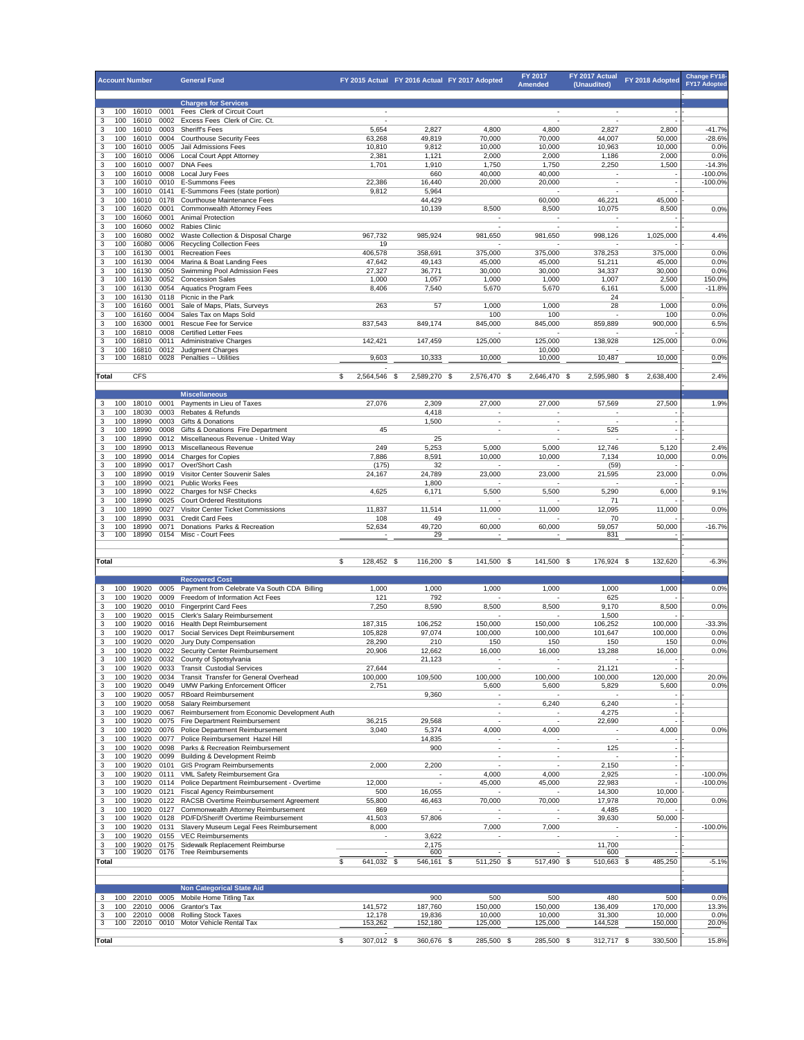| Account Number | | | | General Fund | FY 2015 Actual | FY 2016 Actual | FY 2017 Adopted | FY 2017 Amended | FY 2017 Actual (Unaudited) | FY 2018 Adopted | Change FY18-FY17 Adopted |
|---|---|---|---|---|---|---|---|---|---|---|---|
| | | | | **Charges for Services** | | | | | | | |
| 3 | 100 | 16010 | 0001 | Fees Clerk of Circuit Court | - | | | - | - | - | |
| 3 | 100 | 16010 | 0002 | Excess Fees Clerk of Circ. Ct. | - | | | - | - | - | |
| 3 | 100 | 16010 | 0003 | Sheriff's Fees | 5,654 | 2,827 | 4,800 | 4,800 | 2,827 | 2,800 | -41.7% |
| 3 | 100 | 16010 | 0004 | Courthouse Security Fees | 63,268 | 49,819 | 70,000 | 70,000 | 44,007 | 50,000 | -28.6% |
| 3 | 100 | 16010 | 0005 | Jail Admissions Fees | 10,810 | 9,812 | 10,000 | 10,000 | 10,963 | 10,000 | 0.0% |
| 3 | 100 | 16010 | 0006 | Local Court Appt Attorney | 2,381 | 1,121 | 2,000 | 2,000 | 1,186 | 2,000 | 0.0% |
| 3 | 100 | 16010 | 0007 | DNA Fees | 1,701 | 1,910 | 1,750 | 1,750 | 2,250 | 1,500 | -14.3% |
| 3 | 100 | 16010 | 0008 | Local Jury Fees | | 660 | 40,000 | 40,000 | - | - | -100.0% |
| 3 | 100 | 16010 | 0010 | E-Summons Fees | 22,386 | 16,440 | 20,000 | 20,000 | - | - | -100.0% |
| 3 | 100 | 16010 | 0141 | E-Summons Fees (state portion) | 9,812 | 5,964 | | - | - | - | |
| 3 | 100 | 16010 | 0178 | Courthouse Maintenance Fees | | 44,429 | | 60,000 | 46,221 | 45,000 | - |
| 3 | 100 | 16020 | 0001 | Commonwealth Attorney Fees | | 10,139 | 8,500 | 8,500 | 10,075 | 8,500 | 0.0% |
| 3 | 100 | 16060 | 0001 | Animal Protection | | | - | - | - | - | |
| 3 | 100 | 16060 | 0002 | Rabies Clinic | | | - | - | - | - | |
| 3 | 100 | 16080 | 0002 | Waste Collection & Disposal Charge | 967,732 | 985,924 | 981,650 | 981,650 | 998,126 | 1,025,000 | 4.4% |
| 3 | 100 | 16080 | 0006 | Recycling Collection Fees | 19 | | - | - | - | - | |
| 3 | 100 | 16130 | 0001 | Recreation Fees | 406,578 | 358,691 | 375,000 | 375,000 | 378,253 | 375,000 | 0.0% |
| 3 | 100 | 16130 | 0004 | Marina & Boat Landing Fees | 47,642 | 49,143 | 45,000 | 45,000 | 51,211 | 45,000 | 0.0% |
| 3 | 100 | 16130 | 0050 | Swimming Pool Admission Fees | 27,327 | 36,771 | 30,000 | 30,000 | 34,337 | 30,000 | 0.0% |
| 3 | 100 | 16130 | 0052 | Concession Sales | 1,000 | 1,057 | 1,000 | 1,000 | 1,007 | 2,500 | 150.0% |
| 3 | 100 | 16130 | 0054 | Aquatics Program Fees | 8,406 | 7,540 | 5,670 | 5,670 | 6,161 | 5,000 | -11.8% |
| 3 | 100 | 16130 | 0118 | Picnic in the Park | | | | | 24 | | - |
| 3 | 100 | 16160 | 0001 | Sale of Maps, Plats, Surveys | 263 | 57 | 1,000 | 1,000 | 28 | 1,000 | 0.0% |
| 3 | 100 | 16160 | 0004 | Sales Tax on Maps Sold | | | 100 | 100 | - | 100 | 0.0% |
| 3 | 100 | 16300 | 0001 | Rescue Fee for Service | 837,543 | 849,174 | 845,000 | 845,000 | 859,889 | 900,000 | 6.5% |
| 3 | 100 | 16810 | 0008 | Certified Letter Fees | | | - | - | - | - | |
| 3 | 100 | 16810 | 0011 | Administrative Charges | 142,421 | 147,459 | 125,000 | 125,000 | 138,928 | 125,000 | 0.0% |
| 3 | 100 | 16810 | 0012 | Judgment Charges | | | | 10,000 | | | |
| 3 | 100 | 16810 | 0028 | Penalties -- Utilities | 9,603 | 10,333 | 10,000 | 10,000 | 10,487 | 10,000 | 0.0% |
| **Total** | | CFS | | | $ 2,564,546 | $ 2,589,270 | $ 2,576,470 | $ 2,646,470 | $ 2,595,980 | $ 2,638,400 | 2.4% |
| | | | | **Miscellaneous** | | | | | | | |
| 3 | 100 | 18010 | 0001 | Payments in Lieu of Taxes | 27,076 | 2,309 | 27,000 | 27,000 | 57,569 | 27,500 | 1.9% |
| 3 | 100 | 18030 | 0003 | Rebates & Refunds | | 4,418 | - | - | - | - | |
| 3 | 100 | 18990 | 0003 | Gifts & Donations | | 1,500 | - | - | - | - | |
| 3 | 100 | 18990 | 0008 | Gifts & Donations Fire Department | 45 | | - | - | 525 | - | |
| 3 | 100 | 18990 | 0012 | Miscellaneous Revenue - United Way | | 25 | | - | - | - | |
| 3 | 100 | 18990 | 0013 | Miscellaneous Revenue | 249 | 5,253 | 5,000 | 5,000 | 12,746 | 5,120 | 2.4% |
| 3 | 100 | 18990 | 0014 | Charges for Copies | 7,886 | 8,591 | 10,000 | 10,000 | 7,134 | 10,000 | 0.0% |
| 3 | 100 | 18990 | 0017 | Over/Short Cash | (175) | 32 | - | - | (59) | - | |
| 3 | 100 | 18990 | 0019 | Visitor Center Souvenir Sales | 24,167 | 24,789 | 23,000 | 23,000 | 21,595 | 23,000 | 0.0% |
| 3 | 100 | 18990 | 0021 | Public Works Fees | | 1,800 | - | - | - | - | |
| 3 | 100 | 18990 | 0022 | Charges for NSF Checks | 4,625 | 6,171 | 5,500 | 5,500 | 5,290 | 6,000 | 9.1% |
| 3 | 100 | 18990 | 0025 | Court Ordered Restitutions | | | - | - | 71 | - | |
| 3 | 100 | 18990 | 0027 | Visitor Center Ticket Commissions | 11,837 | 11,514 | 11,000 | 11,000 | 12,095 | 11,000 | 0.0% |
| 3 | 100 | 18990 | 0031 | Credit Card Fees | 108 | 49 | - | - | 70 | - | |
| 3 | 100 | 18990 | 0071 | Donations Parks & Recreation | 52,634 | 49,720 | 60,000 | 60,000 | 59,057 | 50,000 | -16.7% |
| 3 | 100 | 18990 | 0154 | Misc - Court Fees | - | 29 | - | - | 831 | - | |
| **Total** | | | | | $ 128,452 | $ 116,200 | $ 141,500 | $ 141,500 | $ 176,924 | $ 132,620 | -6.3% |
| | | | | **Recovered Cost** | | | | | | | |
| 3 | 100 | 19020 | 0005 | Payment from Celebrate Va South CDA Billing | 1,000 | 1,000 | 1,000 | 1,000 | 1,000 | 1,000 | 0.0% |
| 3 | 100 | 19020 | 0009 | Freedom of Information Act Fees | 121 | 792 | - | - | 625 | - | |
| 3 | 100 | 19020 | 0010 | Fingerprint Card Fees | 7,250 | 8,590 | 8,500 | 8,500 | 9,170 | 8,500 | 0.0% |
| 3 | 100 | 19020 | 0015 | Clerk's Salary Reimbursement | | | - | - | 1,500 | - | |
| 3 | 100 | 19020 | 0016 | Health Dept Reimbursement | 187,315 | 106,252 | 150,000 | 150,000 | 106,252 | 100,000 | -33.3% |
| 3 | 100 | 19020 | 0017 | Social Services Dept Reimbursement | 105,828 | 97,074 | 100,000 | 100,000 | 101,647 | 100,000 | 0.0% |
| 3 | 100 | 19020 | 0020 | Jury Duty Compensation | 28,290 | 210 | 150 | 150 | 150 | 150 | 0.0% |
| 3 | 100 | 19020 | 0022 | Security Center Reimbursement | 20,906 | 12,662 | 16,000 | 16,000 | 13,288 | 16,000 | 0.0% |
| 3 | 100 | 19020 | 0032 | County of Spotsylvania | | 21,123 | - | - | - | - | |
| 3 | 100 | 19020 | 0033 | Transit Custodial Services | 27,644 | | - | - | 21,121 | - | |
| 3 | 100 | 19020 | 0034 | Transit Transfer for General Overhead | 100,000 | 109,500 | 100,000 | 100,000 | 100,000 | 120,000 | 20.0% |
| 3 | 100 | 19020 | 0049 | UMW Parking Enforcement Officer | 2,751 | | 5,600 | 5,600 | 5,829 | 5,600 | 0.0% |
| 3 | 100 | 19020 | 0057 | RBoard Reimbursement | | 9,360 | - | - | - | - | |
| 3 | 100 | 19020 | 0058 | Salary Reimbursement | | | - | 6,240 | 6,240 | - | |
| 3 | 100 | 19020 | 0067 | Reimbursement from Economic Development Auth | | | - | - | 4,275 | - | |
| 3 | 100 | 19020 | 0075 | Fire Department Reimbursement | 36,215 | 29,568 | - | - | 22,690 | - | |
| 3 | 100 | 19020 | 0076 | Police Department Reimbursement | 3,040 | 5,374 | 4,000 | 4,000 | - | 4,000 | 0.0% |
| 3 | 100 | 19020 | 0077 | Police Reimbursement Hazel Hill | | 14,835 | - | - | - | - | |
| 3 | 100 | 19020 | 0098 | Parks & Recreation Reimbursement | | 900 | - | - | 125 | - | |
| 3 | 100 | 19020 | 0099 | Building & Development Reimb | | | - | - | - | - | |
| 3 | 100 | 19020 | 0101 | GIS Program Reimbursements | 2,000 | 2,200 | - | - | 2,150 | - | |
| 3 | 100 | 19020 | 0111 | VML Safety Reimbursement Gra | | - | 4,000 | 4,000 | 2,925 | - | -100.0% |
| 3 | 100 | 19020 | 0114 | Police Department Reimbursement - Overtime | 12,000 | - | 45,000 | 45,000 | 22,983 | - | -100.0% |
| 3 | 100 | 19020 | 0121 | Fiscal Agency Reimbursement | 500 | 16,055 | - | - | 14,300 | 10,000 | - |
| 3 | 100 | 19020 | 0122 | RACSB Overtime Reimbursement Agreement | 55,800 | 46,463 | 70,000 | 70,000 | 17,978 | 70,000 | 0.0% |
| 3 | 100 | 19020 | 0127 | Commonwealth Attorney Reimbursement | 869 | - | - | - | 4,485 | - | |
| 3 | 100 | 19020 | 0128 | PD/FD/Sheriff Overtime Reimbursement | 41,503 | 57,806 | - | - | 39,630 | 50,000 | - |
| 3 | 100 | 19020 | 0131 | Slavery Museum Legal Fees Reimbursement | 8,000 | | 7,000 | 7,000 | - | - | -100.0% |
| 3 | 100 | 19020 | 0155 | VEC Reimbursements | - | 3,622 | - | - | - | - | |
| 3 | 100 | 19020 | 0175 | Sidewalk Replacement Reimburse | | 2,175 | | | 11,700 | | |
| 3 | 100 | 19020 | 0176 | Tree Reimbursements | - | 600 | - | - | 600 | - | |
| **Total** | | | | | $ 641,032 | $ 546,161 | $ 511,250 | $ 517,490 | $ 510,663 | $ 485,250 | -5.1% |
| | | | | **Non Categorical State Aid** | | | | | | | |
| 3 | 100 | 22010 | 0005 | Mobile Home Titling Tax | | 900 | 500 | 500 | 480 | 500 | 0.0% |
| 3 | 100 | 22010 | 0006 | Grantor's Tax | 141,572 | 187,760 | 150,000 | 150,000 | 136,409 | 170,000 | 13.3% |
| 3 | 100 | 22010 | 0008 | Rolling Stock Taxes | 12,178 | 19,836 | 10,000 | 10,000 | 31,300 | 10,000 | 0.0% |
| 3 | 100 | 22010 | 0010 | Motor Vehicle Rental Tax | 153,262 | 152,180 | 125,000 | 125,000 | 144,528 | 150,000 | 20.0% |
| **Total** | | | | | $ 307,012 | $ 360,676 | $ 285,500 | $ 285,500 | $ 312,717 | $ 330,500 | 15.8% |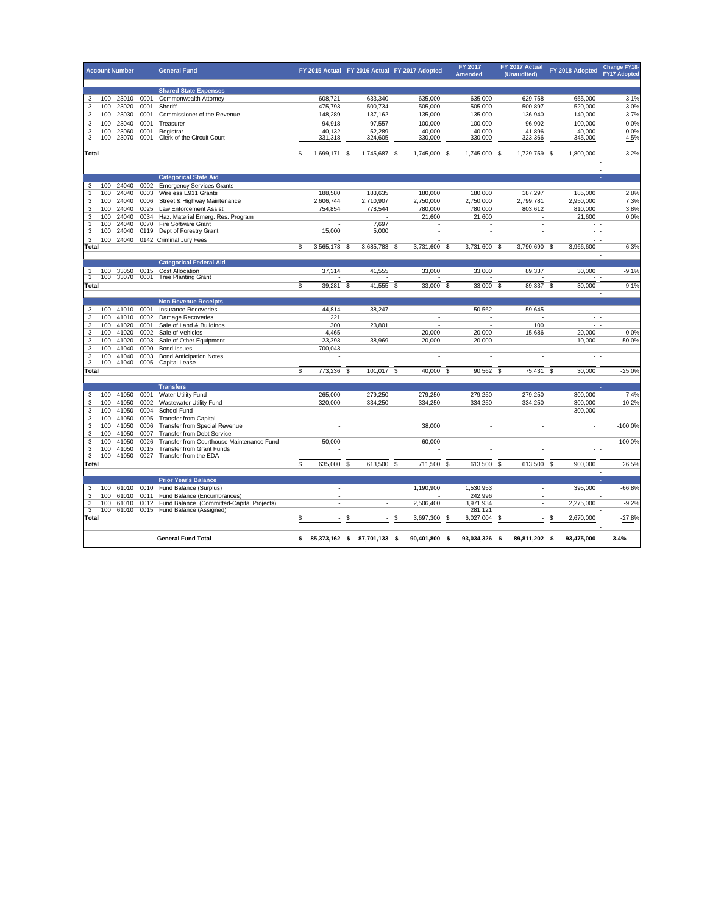| Account Number | | | | General Fund | FY 2015 Actual | FY 2016 Actual | FY 2017 Adopted | FY 2017 Amended | FY 2017 Actual (Unaudited) | FY 2018 Adopted | Change FY18-FY17 Adopted |
|---|---|---|---|---|---|---|---|---|---|---|---|
| | | | | **Shared State Expenses** | | | | | | | |
| 3 | 100 | 23010 | 0001 | Commonwealth Attorney | 608,721 | 633,340 | 635,000 | 635,000 | 629,758 | 655,000 | 3.1% |
| 3 | 100 | 23020 | 0001 | Sheriff | 475,793 | 500,734 | 505,000 | 505,000 | 500,897 | 520,000 | 3.0% |
| 3 | 100 | 23030 | 0001 | Commissioner of the Revenue | 148,289 | 137,162 | 135,000 | 135,000 | 136,940 | 140,000 | 3.7% |
| 3 | 100 | 23040 | 0001 | Treasurer | 94,918 | 97,557 | 100,000 | 100,000 | 96,902 | 100,000 | 0.0% |
| 3 | 100 | 23060 | 0001 | Registrar | 40,132 | 52,289 | 40,000 | 40,000 | 41,896 | 40,000 | 0.0% |
| 3 | 100 | 23070 | 0001 | Clerk of the Circuit Court | 331,318 | 324,605 | 330,000 | 330,000 | 323,366 | 345,000 | 4.5% |
| **Total** | | | | | $ 1,699,171 | $ 1,745,687 | $ 1,745,000 | $ 1,745,000 | $ 1,729,759 | $ 1,800,000 | 3.2% |
| | | | | **Categorical State Aid** | | | | | | | |
| 3 | 100 | 24040 | 0002 | Emergency Services Grants | - | | - | - | - | - | - |
| 3 | 100 | 24040 | 0003 | Wireless E911 Grants | 188,580 | 183,635 | 180,000 | 180,000 | 187,297 | 185,000 | 2.8% |
| 3 | 100 | 24040 | 0006 | Street & Highway Maintenance | 2,606,744 | 2,710,907 | 2,750,000 | 2,750,000 | 2,799,781 | 2,950,000 | 7.3% |
| 3 | 100 | 24040 | 0025 | Law Enforcement Assist | 754,854 | 778,544 | 780,000 | 780,000 | 803,612 | 810,000 | 3.8% |
| 3 | 100 | 24040 | 0034 | Haz. Material Emerg. Res. Program | | - | 21,600 | 21,600 | - | 21,600 | 0.0% |
| 3 | 100 | 24040 | 0070 | Fire Software Grant | - | 7,697 | - | - | - | - | - |
| 3 | 100 | 24040 | 0119 | Dept of Forestry Grant | 15,000 | 5,000 | - | - | - | - | - |
| 3 | 100 | 24040 | 0142 | Criminal Jury Fees | | | - | | | - | |
| **Total** | | | | | $ 3,565,178 | $ 3,685,783 | $ 3,731,600 | $ 3,731,600 | $ 3,790,690 | $ 3,966,600 | 6.3% |
| | | | | **Categorical Federal Aid** | | | | | | | |
| 3 | 100 | 33050 | 0015 | Cost Allocation | 37,314 | 41,555 | 33,000 | 33,000 | 89,337 | 30,000 | -9.1% |
| 3 | 100 | 33070 | 0001 | Tree Planting Grant | - | - | - | - | - | - | - |
| **Total** | | | | | $ 39,281 | $ 41,555 | $ 33,000 | $ 33,000 | $ 89,337 | $ 30,000 | -9.1% |
| | | | | **Non Revenue Receipts** | | | | | | | |
| 3 | 100 | 41010 | 0001 | Insurance Recoveries | 44,814 | 38,247 | - | 50,562 | 59,645 | - | - |
| 3 | 100 | 41010 | 0002 | Damage Recoveries | 221 | | - | - | - | - | - |
| 3 | 100 | 41020 | 0001 | Sale of Land & Buildings | 300 | 23,801 | - | - | 100 | - | - |
| 3 | 100 | 41020 | 0002 | Sale of Vehicles | 4,465 | | 20,000 | 20,000 | 15,686 | 20,000 | 0.0% |
| 3 | 100 | 41020 | 0003 | Sale of Other Equipment | 23,393 | 38,969 | 20,000 | 20,000 | - | 10,000 | -50.0% |
| 3 | 100 | 41040 | 0000 | Bond Issues | 700,043 | - | - | - | - | - | - |
| 3 | 100 | 41040 | 0003 | Bond Anticipation Notes | - | | - | - | - | - | - |
| 3 | 100 | 41040 | 0005 | Capital Lease | - | - | - | - | - | - | - |
| **Total** | | | | | $ 773,236 | $ 101,017 | $ 40,000 | $ 90,562 | $ 75,431 | $ 30,000 | -25.0% |
| | | | | **Transfers** | | | | | | | |
| 3 | 100 | 41050 | 0001 | Water Utility Fund | 265,000 | 279,250 | 279,250 | 279,250 | 279,250 | 300,000 | 7.4% |
| 3 | 100 | 41050 | 0002 | Wastewater Utility Fund | 320,000 | 334,250 | 334,250 | 334,250 | 334,250 | 300,000 | -10.2% |
| 3 | 100 | 41050 | 0004 | School Fund | - | | - | - | - | 300,000 | - |
| 3 | 100 | 41050 | 0005 | Transfer from Capital | - | | - | - | - | - | - |
| 3 | 100 | 41050 | 0006 | Transfer from Special Revenue | - | | 38,000 | - | - | - | -100.0% |
| 3 | 100 | 41050 | 0007 | Transfer from Debt Service | - | | - | - | - | - | - |
| 3 | 100 | 41050 | 0026 | Transfer from Courthouse Maintenance Fund | 50,000 | - | 60,000 | - | - | - | -100.0% |
| 3 | 100 | 41050 | 0015 | Transfer from Grant Funds | - | | - | - | - | - | - |
| 3 | 100 | 41050 | 0027 | Transfer from the EDA | - | - | - | - | - | - | - |
| **Total** | | | | | $ 635,000 | $ 613,500 | $ 711,500 | $ 613,500 | $ 613,500 | $ 900,000 | 26.5% |
| | | | | **Prior Year's Balance** | | | | | | | |
| 3 | 100 | 61010 | 0010 | Fund Balance (Surplus) | - | | 1,190,900 | 1,530,953 | - | 395,000 | -66.8% |
| 3 | 100 | 61010 | 0011 | Fund Balance (Encumbrances) | - | | - | 242,996 | - | | |
| 3 | 100 | 61010 | 0012 | Fund Balance (Committed-Capital Projects) | - | - | 2,506,400 | 3,971,934 | - | 2,275,000 | -9.2% |
| 3 | 100 | 61010 | 0015 | Fund Balance (Assigned) | | | | 281,121 | | | |
| **Total** | | | | | $ - | $ - | $ 3,697,300 | $ 6,027,004 | $ - | $ 2,670,000 | -27.8% |
| | | | | **General Fund Total** | **$ 85,373,162** | **$ 87,701,133** | **$ 90,401,800** | **$ 93,034,326** | **$ 89,811,202** | **$ 93,475,000** | **3.4%** |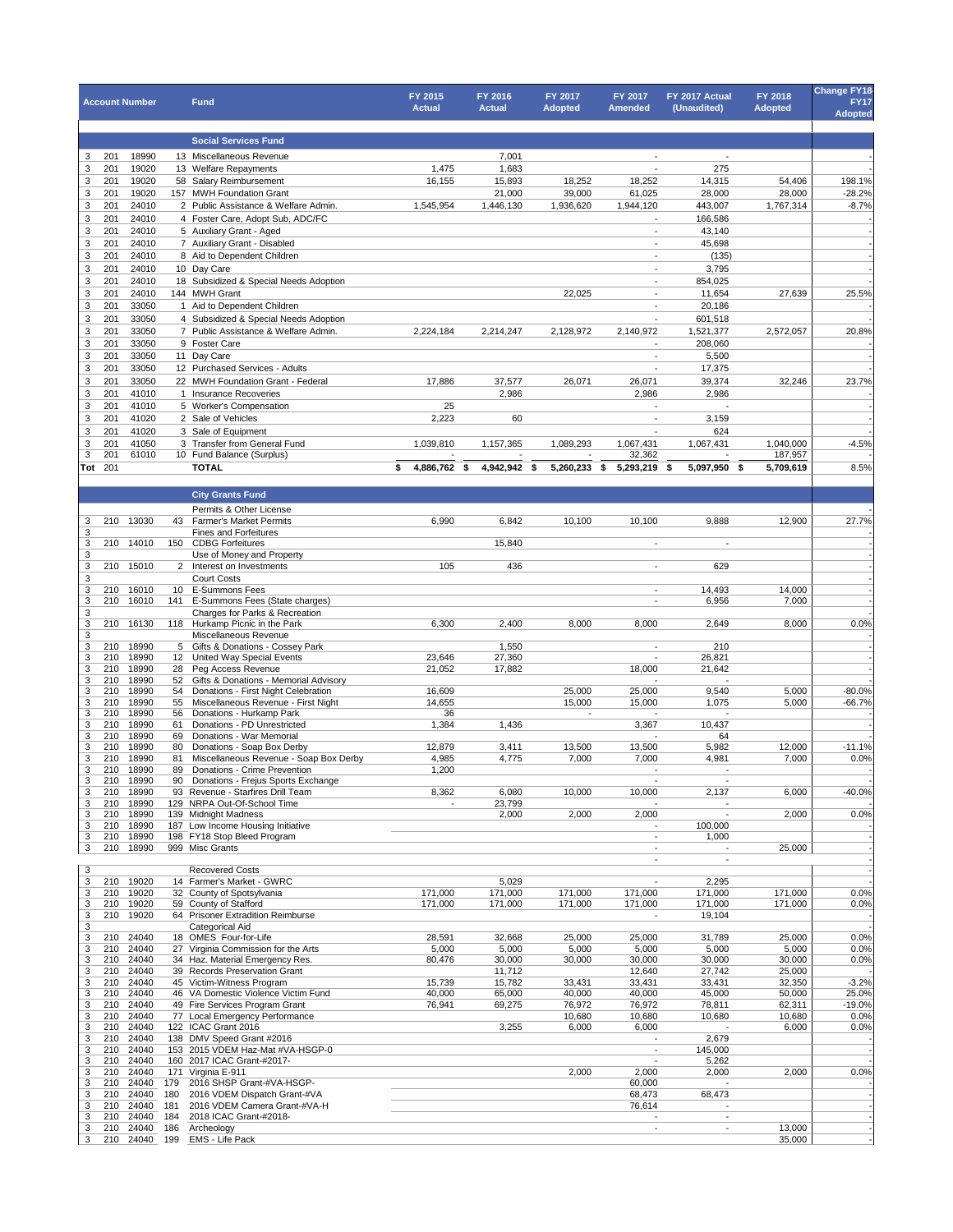| Account Number | | | | Fund | FY 2015 Actual | FY 2016 Actual | FY 2017 Adopted | FY 2017 Amended | FY 2017 Actual (Unaudited) | FY 2018 Adopted | Change FY18 FY17 Adopted |
|---|---|---|---|---|---|---|---|---|---|---|---|
| | | | | **Social Services Fund** | | | | | | | |
| 3 | 201 | 18990 | 13 | Miscellaneous Revenue | | 7,001 | | - | - | | - |
| 3 | 201 | 19020 | 13 | Welfare Repayments | 1,475 | 1,683 | | - | 275 | | - |
| 3 | 201 | 19020 | 58 | Salary Reimbursement | 16,155 | 15,893 | 18,252 | 18,252 | 14,315 | 54,406 | 198.1% |
| 3 | 201 | 19020 | 157 | MWH Foundation Grant | | 21,000 | 39,000 | 61,025 | 28,000 | 28,000 | -28.2% |
| 3 | 201 | 24010 | 2 | Public Assistance & Welfare Admin. | 1,545,954 | 1,446,130 | 1,936,620 | 1,944,120 | 443,007 | 1,767,314 | -8.7% |
| 3 | 201 | 24010 | 4 | Foster Care, Adopt Sub, ADC/FC | | | | - | 166,586 | | - |
| 3 | 201 | 24010 | 5 | Auxiliary Grant - Aged | | | | - | 43,140 | | - |
| 3 | 201 | 24010 | 7 | Auxiliary Grant - Disabled | | | | - | 45,698 | | - |
| 3 | 201 | 24010 | 8 | Aid to Dependent Children | | | | - | (135) | | - |
| 3 | 201 | 24010 | 10 | Day Care | | | | - | 3,795 | | - |
| 3 | 201 | 24010 | 18 | Subsidized & Special Needs Adoption | | | | - | 854,025 | | - |
| 3 | 201 | 24010 | 144 | MWH Grant | | | 22,025 | - | 11,654 | 27,639 | 25.5% |
| 3 | 201 | 33050 | 1 | Aid to Dependent Children | | | | - | 20,186 | | - |
| 3 | 201 | 33050 | 4 | Subsidized & Special Needs Adoption | | | | - | 601,518 | | - |
| 3 | 201 | 33050 | 7 | Public Assistance & Welfare Admin. | 2,224,184 | 2,214,247 | 2,128,972 | 2,140,972 | 1,521,377 | 2,572,057 | 20.8% |
| 3 | 201 | 33050 | 9 | Foster Care | | | | - | 208,060 | | - |
| 3 | 201 | 33050 | 11 | Day Care | | | | - | 5,500 | | - |
| 3 | 201 | 33050 | 12 | Purchased Services - Adults | | | | - | 17,375 | | - |
| 3 | 201 | 33050 | 22 | MWH Foundation Grant - Federal | 17,886 | 37,577 | 26,071 | 26,071 | 39,374 | 32,246 | 23.7% |
| 3 | 201 | 41010 | 1 | Insurance Recoveries | | 2,986 | | 2,986 | 2,986 | | - |
| 3 | 201 | 41010 | 5 | Worker's Compensation | 25 | | | - | - | | - |
| 3 | 201 | 41020 | 2 | Sale of Vehicles | 2,223 | 60 | | - | 3,159 | | - |
| 3 | 201 | 41020 | 3 | Sale of Equipment | | | | - | 624 | | - |
| 3 | 201 | 41050 | 3 | Transfer from General Fund | 1,039,810 | 1,157,365 | 1,089,293 | 1,067,431 | 1,067,431 | 1,040,000 | -4.5% |
| 3 | 201 | 61010 | 10 | Fund Balance (Surplus) | - | - | - | 32,362 | - | 187,957 | - |
| Tot | 201 | | | **TOTAL** | $ 4,886,762 | $ 4,942,942 | $ 5,260,233 | $ 5,293,219 | $ 5,097,950 | $ 5,709,619 | 8.5% |
| | | | | **City Grants Fund** | | | | | | | |
| | | | | Permits & Other License | | | | | | | - |
| 3 | 210 | 13030 | 43 | Farmer's Market Permits | 6,990 | 6,842 | 10,100 | 10,100 | 9,888 | 12,900 | 27.7% |
| 3 | | | | Fines and Forfeitures | | | | | | | - |
| 3 | 210 | 14010 | 150 | CDBG Forfeitures | | 15,840 | | - | - | | - |
| 3 | | | | Use of Money and Property | | | | | | | - |
| 3 | 210 | 15010 | 2 | Interest on Investments | 105 | 436 | | - | 629 | | - |
| 3 | | | | Court Costs | | | | | | | - |
| 3 | 210 | 16010 | 10 | E-Summons Fees | | | | - | 14,493 | 14,000 | - |
| 3 | 210 | 16010 | 141 | E-Summons Fees (State charges) | | | | - | 6,956 | 7,000 | - |
| 3 | | | | Charges for Parks & Recreation | | | | | | | - |
| 3 | 210 | 16130 | 118 | Hurkamp Picnic in the Park | 6,300 | 2,400 | 8,000 | 8,000 | 2,649 | 8,000 | 0.0% |
| 3 | | | | Miscellaneous Revenue | | | | | | | - |
| 3 | 210 | 18990 | 5 | Gifts & Donations - Cossey Park | | 1,550 | | - | 210 | | - |
| 3 | 210 | 18990 | 12 | United Way Special Events | 23,646 | 27,360 | | - | 26,821 | | - |
| 3 | 210 | 18990 | 28 | Peg Access Revenue | 21,052 | 17,882 | | 18,000 | 21,642 | | - |
| 3 | 210 | 18990 | 52 | Gifts & Donations - Memorial Advisory | | | | - | - | | - |
| 3 | 210 | 18990 | 54 | Donations - First Night Celebration | 16,609 | | 25,000 | 25,000 | 9,540 | 5,000 | -80.0% |
| 3 | 210 | 18990 | 55 | Miscellaneous Revenue - First Night | 14,655 | | 15,000 | 15,000 | 1,075 | 5,000 | -66.7% |
| 3 | 210 | 18990 | 56 | Donations - Hurkamp Park | 36 | | - | - | - | | - |
| 3 | 210 | 18990 | 61 | Donations - PD Unrestricted | 1,384 | 1,436 | | 3,367 | 10,437 | | - |
| 3 | 210 | 18990 | 69 | Donations - War Memorial | | | | - | 64 | | - |
| 3 | 210 | 18990 | 80 | Donations - Soap Box Derby | 12,879 | 3,411 | 13,500 | 13,500 | 5,982 | 12,000 | -11.1% |
| 3 | 210 | 18990 | 81 | Miscellaneous Revenue - Soap Box Derby | 4,985 | 4,775 | 7,000 | 7,000 | 4,981 | 7,000 | 0.0% |
| 3 | 210 | 18990 | 89 | Donations - Crime Prevention | 1,200 | | | - | - | | - |
| 3 | 210 | 18990 | 90 | Donations - Frejus Sports Exchange | | | | - | - | | - |
| 3 | 210 | 18990 | 93 | Revenue - Starfires Drill Team | 8,362 | 6,080 | 10,000 | 10,000 | 2,137 | 6,000 | -40.0% |
| 3 | 210 | 18990 | 129 | NRPA Out-Of-School Time | - | 23,799 | | - | - | | - |
| 3 | 210 | 18990 | 139 | Midnight Madness | | 2,000 | 2,000 | 2,000 | - | 2,000 | 0.0% |
| 3 | 210 | 18990 | 187 | Low Income Housing Initiative | | | | - | 100,000 | | - |
| 3 | 210 | 18990 | 198 | FY18 Stop Bleed Program | | | | - | 1,000 | | - |
| 3 | 210 | 18990 | 999 | Misc Grants | | | | - | - | 25,000 | - |
| | | | | | | | | - | - | | - |
| 3 | | | | Recovered Costs | | | | | | | - |
| 3 | 210 | 19020 | 14 | Farmer's Market - GWRC | | 5,029 | | - | 2,295 | | - |
| 3 | 210 | 19020 | 32 | County of Spotsylvania | 171,000 | 171,000 | 171,000 | 171,000 | 171,000 | 171,000 | 0.0% |
| 3 | 210 | 19020 | 59 | County of Stafford | 171,000 | 171,000 | 171,000 | 171,000 | 171,000 | 171,000 | 0.0% |
| 3 | 210 | 19020 | 64 | Prisoner Extradition Reimburse | | | | - | 19,104 | | - |
| 3 | | | | Categorical Aid | | | | | | | - |
| 3 | 210 | 24040 | 18 | OMES Four-for-Life | 28,591 | 32,668 | 25,000 | 25,000 | 31,789 | 25,000 | 0.0% |
| 3 | 210 | 24040 | 27 | Virginia Commission for the Arts | 5,000 | 5,000 | 5,000 | 5,000 | 5,000 | 5,000 | 0.0% |
| 3 | 210 | 24040 | 34 | Haz. Material Emergency Res. | 80,476 | 30,000 | 30,000 | 30,000 | 30,000 | 30,000 | 0.0% |
| 3 | 210 | 24040 | 39 | Records Preservation Grant | | 11,712 | | 12,640 | 27,742 | 25,000 | - |
| 3 | 210 | 24040 | 45 | Victim-Witness Program | 15,739 | 15,782 | 33,431 | 33,431 | 33,431 | 32,350 | -3.2% |
| 3 | 210 | 24040 | 46 | VA Domestic Violence Victim Fund | 40,000 | 65,000 | 40,000 | 40,000 | 45,000 | 50,000 | 25.0% |
| 3 | 210 | 24040 | 49 | Fire Services Program Grant | 76,941 | 69,275 | 76,972 | 76,972 | 78,811 | 62,311 | -19.0% |
| 3 | 210 | 24040 | 77 | Local Emergency Performance | | | 10,680 | 10,680 | 10,680 | 10,680 | 0.0% |
| 3 | 210 | 24040 | 122 | ICAC Grant 2016 | | 3,255 | 6,000 | 6,000 | - | 6,000 | 0.0% |
| 3 | 210 | 24040 | 138 | DMV Speed Grant #2016 | | | | - | 2,679 | | - |
| 3 | 210 | 24040 | 153 | 2015 VDEM Haz-Mat #VA-HSGP-0 | | | | - | 145,000 | | - |
| 3 | 210 | 24040 | 160 | 2017 ICAC Grant-#2017- | | | | - | 5,262 | | - |
| 3 | 210 | 24040 | 171 | Virginia E-911 | | | 2,000 | 2,000 | 2,000 | 2,000 | 0.0% |
| 3 | 210 | 24040 | 179 | 2016 SHSP Grant-#VA-HSGP- | | | | 60,000 | - | | - |
| 3 | 210 | 24040 | 180 | 2016 VDEM Dispatch Grant-#VA | | | | 68,473 | 68,473 | | - |
| 3 | 210 | 24040 | 181 | 2016 VDEM Camera Grant-#VA-H | | | | 76,614 | - | | - |
| 3 | 210 | 24040 | 184 | 2018 ICAC Grant-#2018- | | | | - | - | | - |
| 3 | 210 | 24040 | 186 | Archeology | | | | - | - | 13,000 | - |
| 3 | 210 | 24040 | 199 | EMS - Life Pack | | | | | | 35,000 | - |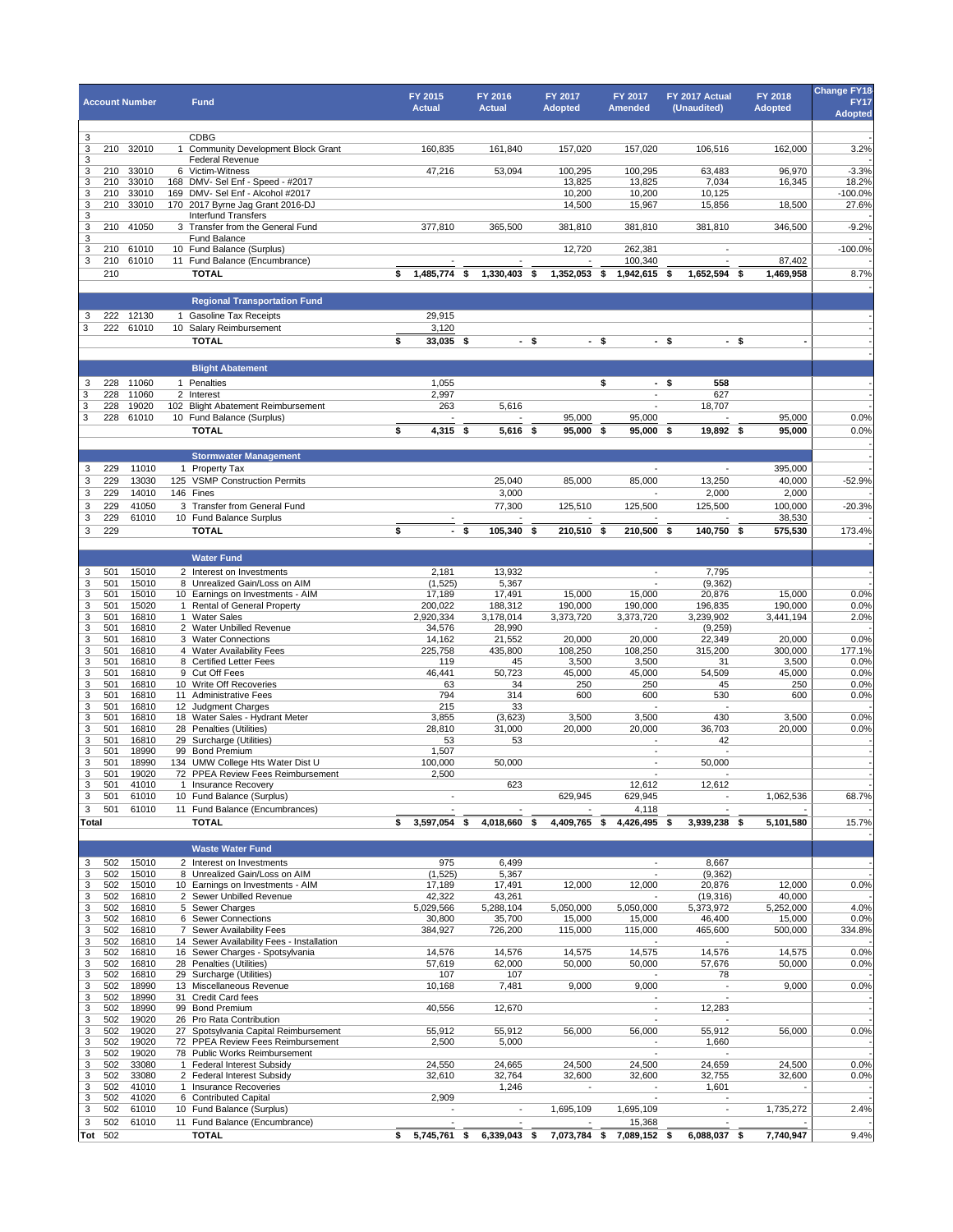| Account Number | | | | Fund | FY 2015 Actual | FY 2016 Actual | FY 2017 Adopted | FY 2017 Amended | FY 2017 Actual (Unaudited) | FY 2018 Adopted | Change FY18 FY17 Adopted |
|---|---|---|---|---|---|---|---|---|---|---|---|
| 3 | | | | CDBG | | | | | | | - |
| 3 | 210 | 32010 | 1 | Community Development Block Grant | 160,835 | 161,840 | 157,020 | 157,020 | 106,516 | 162,000 | 3.2% |
| 3 | | | | Federal Revenue | | | | | | | - |
| 3 | 210 | 33010 | 6 | Victim-Witness | 47,216 | 53,094 | 100,295 | 100,295 | 63,483 | 96,970 | -3.3% |
| 3 | 210 | 33010 | 168 | DMV- Sel Enf - Speed - #2017 | | | 13,825 | 13,825 | 7,034 | 16,345 | 18.2% |
| 3 | 210 | 33010 | 169 | DMV- Sel Enf - Alcohol #2017 | | | 10,200 | 10,200 | 10,125 | | -100.0% |
| 3 | 210 | 33010 | 170 | 2017 Byrne Jag Grant 2016-DJ | | | 14,500 | 15,967 | 15,856 | 18,500 | 27.6% |
| 3 | | | | Interfund Transfers | | | | | | | - |
| 3 | 210 | 41050 | 3 | Transfer from the General Fund | 377,810 | 365,500 | 381,810 | 381,810 | 381,810 | 346,500 | -9.2% |
| 3 | | | | Fund Balance | | | | | | | - |
| 3 | 210 | 61010 | 10 | Fund Balance (Surplus) | - | - | 12,720 | 262,381 | - | | -100.0% |
| 3 | 210 | 61010 | 11 | Fund Balance (Encumbrance) | - | - | - | 100,340 | - | 87,402 | - |
| | 210 | | | **TOTAL** | **$ 1,485,774** | **$ 1,330,403** | **$ 1,352,053** | **$ 1,942,615** | **$ 1,652,594** | **$ 1,469,958** | 8.7% |
| | | | | **Regional Transportation Fund** | | | | | | | |
| 3 | 222 | 12130 | 1 | Gasoline Tax Receipts | 29,915 | | | | | | - |
| 3 | 222 | 61010 | 10 | Salary Reimbursement | 3,120 | | | | | | - |
| | | | | **TOTAL** | **$ 33,035** | **$ -** | **$ -** | **$ -** | **$ -** | **$ -** | - |
| | | | | **Blight Abatement** | | | | | | | |
| 3 | 228 | 11060 | 1 | Penalties | 1,055 | | | $ - | $ 558 | | - |
| 3 | 228 | 11060 | 2 | Interest | 2,997 | | | - | 627 | | - |
| 3 | 228 | 19020 | 102 | Blight Abatement Reimbursement | 263 | 5,616 | | - | 18,707 | | - |
| 3 | 228 | 61010 | 10 | Fund Balance (Surplus) | - | - | 95,000 | 95,000 | - | 95,000 | 0.0% |
| | | | | **TOTAL** | **$ 4,315** | **$ 5,616** | **$ 95,000** | **$ 95,000** | **$ 19,892** | **$ 95,000** | 0.0% |
| | | | | **Stormwater Management** | | | | | | | - |
| 3 | 229 | 11010 | 1 | Property Tax | | | | - | - | 395,000 | - |
| 3 | 229 | 13030 | 125 | VSMP Construction Permits | | 25,040 | 85,000 | 85,000 | 13,250 | 40,000 | -52.9% |
| 3 | 229 | 14010 | 146 | Fines | | 3,000 | | - | 2,000 | 2,000 | - |
| 3 | 229 | 41050 | 3 | Transfer from General Fund | | 77,300 | 125,510 | 125,500 | 125,500 | 100,000 | -20.3% |
| 3 | 229 | 61010 | 10 | Fund Balance Surplus | - | - | - | - | - | 38,530 | - |
| 3 | 229 | | | **TOTAL** | **$ -** | **$ 105,340** | **$ 210,510** | **$ 210,500** | **$ 140,750** | **$ 575,530** | 173.4% |
| | | | | **Water Fund** | | | | | | | |
| 3 | 501 | 15010 | 2 | Interest on Investments | 2,181 | 13,932 | | - | 7,795 | | - |
| 3 | 501 | 15010 | 8 | Unrealized Gain/Loss on AIM | (1,525) | 5,367 | | - | (9,362) | | - |
| 3 | 501 | 15010 | 10 | Earnings on Investments - AIM | 17,189 | 17,491 | 15,000 | 15,000 | 20,876 | 15,000 | 0.0% |
| 3 | 501 | 15020 | 1 | Rental of General Property | 200,022 | 188,312 | 190,000 | 190,000 | 196,835 | 190,000 | 0.0% |
| 3 | 501 | 16810 | 1 | Water Sales | 2,920,334 | 3,178,014 | 3,373,720 | 3,373,720 | 3,239,902 | 3,441,194 | 2.0% |
| 3 | 501 | 16810 | 2 | Water Unbilled Revenue | 34,576 | 28,990 | | - | (9,259) | | - |
| 3 | 501 | 16810 | 3 | Water Connections | 14,162 | 21,552 | 20,000 | 20,000 | 22,349 | 20,000 | 0.0% |
| 3 | 501 | 16810 | 4 | Water Availability Fees | 225,758 | 435,800 | 108,250 | 108,250 | 315,200 | 300,000 | 177.1% |
| 3 | 501 | 16810 | 8 | Certified Letter Fees | 119 | 45 | 3,500 | 3,500 | 31 | 3,500 | 0.0% |
| 3 | 501 | 16810 | 9 | Cut Off Fees | 46,441 | 50,723 | 45,000 | 45,000 | 54,509 | 45,000 | 0.0% |
| 3 | 501 | 16810 | 10 | Write Off Recoveries | 63 | 34 | 250 | 250 | 45 | 250 | 0.0% |
| 3 | 501 | 16810 | 11 | Administrative Fees | 794 | 314 | 600 | 600 | 530 | 600 | 0.0% |
| 3 | 501 | 16810 | 12 | Judgment Charges | 215 | 33 | | - | - | | - |
| 3 | 501 | 16810 | 18 | Water Sales - Hydrant Meter | 3,855 | (3,623) | 3,500 | 3,500 | 430 | 3,500 | 0.0% |
| 3 | 501 | 16810 | 28 | Penalties (Utilities) | 28,810 | 31,000 | 20,000 | 20,000 | 36,703 | 20,000 | 0.0% |
| 3 | 501 | 16810 | 29 | Surcharge (Utilities) | 53 | 53 | | - | 42 | | - |
| 3 | 501 | 18990 | 99 | Bond Premium | 1,507 | | | - | - | | - |
| 3 | 501 | 18990 | 134 | UMW College Hts Water Dist U | 100,000 | 50,000 | | - | 50,000 | | - |
| 3 | 501 | 19020 | 72 | PPEA Review Fees Reimbursement | 2,500 | | | - | - | | - |
| 3 | 501 | 41010 | 1 | Insurance Recovery | | 623 | | 12,612 | 12,612 | | - |
| 3 | 501 | 61010 | 10 | Fund Balance (Surplus) | - | | 629,945 | 629,945 | - | 1,062,536 | 68.7% |
| 3 | 501 | 61010 | 11 | Fund Balance (Encumbrances) | - | - | - | 4,118 | - | - | - |
| Total | | | | **TOTAL** | **$ 3,597,054** | **$ 4,018,660** | **$ 4,409,765** | **$ 4,426,495** | **$ 3,939,238** | **$ 5,101,580** | 15.7% |
| | | | | **Waste Water Fund** | | | | | | | |
| 3 | 502 | 15010 | 2 | Interest on Investments | 975 | 6,499 | | - | 8,667 | | - |
| 3 | 502 | 15010 | 8 | Unrealized Gain/Loss on AIM | (1,525) | 5,367 | | - | (9,362) | | - |
| 3 | 502 | 15010 | 10 | Earnings on Investments - AIM | 17,189 | 17,491 | 12,000 | 12,000 | 20,876 | 12,000 | 0.0% |
| 3 | 502 | 16810 | 2 | Sewer Unbilled Revenue | 42,322 | 43,261 | | - | (19,316) | 40,000 | - |
| 3 | 502 | 16810 | 5 | Sewer Charges | 5,029,566 | 5,288,104 | 5,050,000 | 5,050,000 | 5,373,972 | 5,252,000 | 4.0% |
| 3 | 502 | 16810 | 6 | Sewer Connections | 30,800 | 35,700 | 15,000 | 15,000 | 46,400 | 15,000 | 0.0% |
| 3 | 502 | 16810 | 7 | Sewer Availability Fees | 384,927 | 726,200 | 115,000 | 115,000 | 465,600 | 500,000 | 334.8% |
| 3 | 502 | 16810 | 14 | Sewer Availability Fees - Installation | | | | - | - | | - |
| 3 | 502 | 16810 | 16 | Sewer Charges - Spotsylvania | 14,576 | 14,576 | 14,575 | 14,575 | 14,576 | 14,575 | 0.0% |
| 3 | 502 | 16810 | 28 | Penalties (Utilities) | 57,619 | 62,000 | 50,000 | 50,000 | 57,676 | 50,000 | 0.0% |
| 3 | 502 | 16810 | 29 | Surcharge (Utilities) | 107 | 107 | | - | 78 | | - |
| 3 | 502 | 18990 | 13 | Miscellaneous Revenue | 10,168 | 7,481 | 9,000 | 9,000 | - | 9,000 | 0.0% |
| 3 | 502 | 18990 | 31 | Credit Card fees | | | | - | - | | - |
| 3 | 502 | 18990 | 99 | Bond Premium | 40,556 | 12,670 | | - | 12,283 | | - |
| 3 | 502 | 19020 | 26 | Pro Rata Contribution | | | | - | - | | - |
| 3 | 502 | 19020 | 27 | Spotsylvania Capital Reimbursement | 55,912 | 55,912 | 56,000 | 56,000 | 55,912 | 56,000 | 0.0% |
| 3 | 502 | 19020 | 72 | PPEA Review Fees Reimbursement | 2,500 | 5,000 | | - | 1,660 | | - |
| 3 | 502 | 19020 | 78 | Public Works Reimbursement | | | | - | - | | - |
| 3 | 502 | 33080 | 1 | Federal Interest Subsidy | 24,550 | 24,665 | 24,500 | 24,500 | 24,659 | 24,500 | 0.0% |
| 3 | 502 | 33080 | 2 | Federal Interest Subsidy | 32,610 | 32,764 | 32,600 | 32,600 | 32,755 | 32,600 | 0.0% |
| 3 | 502 | 41010 | 1 | Insurance Recoveries | | 1,246 | - | - | 1,601 | - | - |
| 3 | 502 | 41020 | 6 | Contributed Capital | 2,909 | | | - | - | | - |
| 3 | 502 | 61010 | 10 | Fund Balance (Surplus) | - | - | 1,695,109 | 1,695,109 | - | 1,735,272 | 2.4% |
| 3 | 502 | 61010 | 11 | Fund Balance (Encumbrance) | - | - | - | 15,368 | - | - | - |
| Tot | 502 | | | **TOTAL** | **$ 5,745,761** | **$ 6,339,043** | **$ 7,073,784** | **$ 7,089,152** | **$ 6,088,037** | **$ 7,740,947** | 9.4% |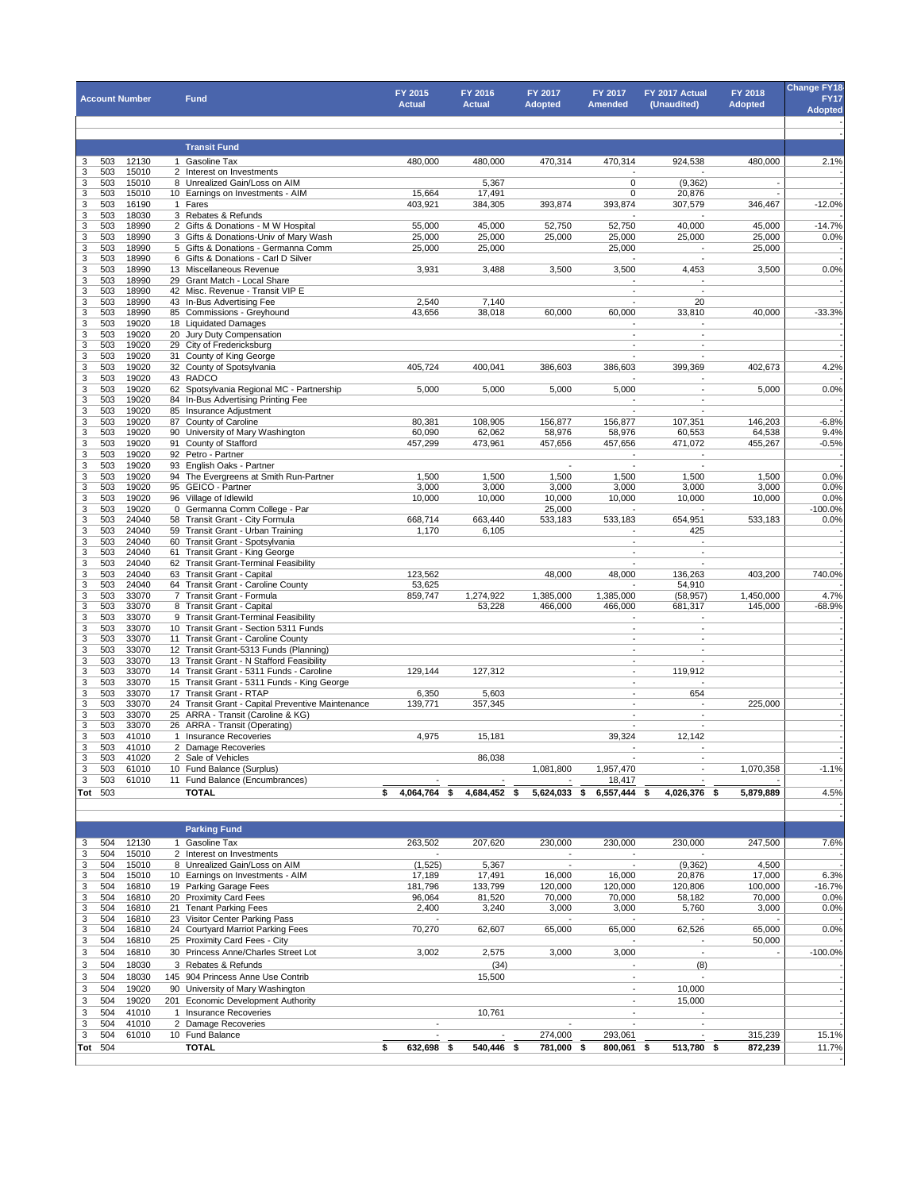| Account Number | | | Fund | FY 2015 Actual | FY 2016 Actual | FY 2017 Adopted | FY 2017 Amended | FY 2017 Actual (Unaudited) | FY 2018 Adopted | Change FY18 FY17 Adopted |
|---|---|---|---|---|---|---|---|---|---|---|
| | | | | | | | | | | - |
| | | | | | | | | | | - |
| | | | **Transit Fund** | | | | | | | |
| 3 | 503 | 12130 | 1 Gasoline Tax | 480,000 | 480,000 | 470,314 | 470,314 | 924,538 | 480,000 | 2.1% |
| 3 | 503 | 15010 | 2 Interest on Investments | | | | - | - | | - |
| 3 | 503 | 15010 | 8 Unrealized Gain/Loss on AIM | | 5,367 | | 0 | (9,362) | - | - |
| 3 | 503 | 15010 | 10 Earnings on Investments - AIM | 15,664 | 17,491 | | 0 | 20,876 | - | - |
| 3 | 503 | 16190 | 1 Fares | 403,921 | 384,305 | 393,874 | 393,874 | 307,579 | 346,467 | -12.0% |
| 3 | 503 | 18030 | 3 Rebates & Refunds | | | | - | - | | - |
| 3 | 503 | 18990 | 2 Gifts & Donations - M W Hospital | 55,000 | 45,000 | 52,750 | 52,750 | 40,000 | 45,000 | -14.7% |
| 3 | 503 | 18990 | 3 Gifts & Donations-Univ of Mary Wash | 25,000 | 25,000 | 25,000 | 25,000 | 25,000 | 25,000 | 0.0% |
| 3 | 503 | 18990 | 5 Gifts & Donations - Germanna Comm | 25,000 | 25,000 | | 25,000 | - | 25,000 | - |
| 3 | 503 | 18990 | 6 Gifts & Donations - Carl D Silver | | | | - | - | | - |
| 3 | 503 | 18990 | 13 Miscellaneous Revenue | 3,931 | 3,488 | 3,500 | 3,500 | 4,453 | 3,500 | 0.0% |
| 3 | 503 | 18990 | 29 Grant Match - Local Share | | | | - | - | | - |
| 3 | 503 | 18990 | 42 Misc. Revenue - Transit VIP E | | | | - | - | | - |
| 3 | 503 | 18990 | 43 In-Bus Advertising Fee | 2,540 | 7,140 | | - | 20 | | - |
| 3 | 503 | 18990 | 85 Commissions - Greyhound | 43,656 | 38,018 | 60,000 | 60,000 | 33,810 | 40,000 | -33.3% |
| 3 | 503 | 19020 | 18 Liquidated Damages | | | | - | - | | - |
| 3 | 503 | 19020 | 20 Jury Duty Compensation | | | | - | - | | - |
| 3 | 503 | 19020 | 29 City of Fredericksburg | | | | - | - | | - |
| 3 | 503 | 19020 | 31 County of King George | | | | - | - | | - |
| 3 | 503 | 19020 | 32 County of Spotsylvania | 405,724 | 400,041 | 386,603 | 386,603 | 399,369 | 402,673 | 4.2% |
| 3 | 503 | 19020 | 43 RADCO | | | | - | - | | - |
| 3 | 503 | 19020 | 62 Spotsylvania Regional MC - Partnership | 5,000 | 5,000 | 5,000 | 5,000 | - | 5,000 | 0.0% |
| 3 | 503 | 19020 | 84 In-Bus Advertising Printing Fee | | | | - | - | | - |
| 3 | 503 | 19020 | 85 Insurance Adjustment | | | | - | - | | - |
| 3 | 503 | 19020 | 87 County of Caroline | 80,381 | 108,905 | 156,877 | 156,877 | 107,351 | 146,203 | -6.8% |
| 3 | 503 | 19020 | 90 University of Mary Washington | 60,090 | 62,062 | 58,976 | 58,976 | 60,553 | 64,538 | 9.4% |
| 3 | 503 | 19020 | 91 County of Stafford | 457,299 | 473,961 | 457,656 | 457,656 | 471,072 | 455,267 | -0.5% |
| 3 | 503 | 19020 | 92 Petro - Partner | | | | - | - | | - |
| 3 | 503 | 19020 | 93 English Oaks - Partner | | | - | - | - | | - |
| 3 | 503 | 19020 | 94 The Evergreens at Smith Run-Partner | 1,500 | 1,500 | 1,500 | 1,500 | 1,500 | 1,500 | 0.0% |
| 3 | 503 | 19020 | 95 GEICO - Partner | 3,000 | 3,000 | 3,000 | 3,000 | 3,000 | 3,000 | 0.0% |
| 3 | 503 | 19020 | 96 Village of Idlewild | 10,000 | 10,000 | 10,000 | 10,000 | 10,000 | 10,000 | 0.0% |
| 3 | 503 | 19020 | 0 Germanna Comm College - Par | | | 25,000 | - | - | | -100.0% |
| 3 | 503 | 24040 | 58 Transit Grant - City Formula | 668,714 | 663,440 | 533,183 | 533,183 | 654,951 | 533,183 | 0.0% |
| 3 | 503 | 24040 | 59 Transit Grant - Urban Training | 1,170 | 6,105 | | - | 425 | | - |
| 3 | 503 | 24040 | 60 Transit Grant - Spotsylvania | | | | - | - | | - |
| 3 | 503 | 24040 | 61 Transit Grant - King George | | | | - | - | | - |
| 3 | 503 | 24040 | 62 Transit Grant-Terminal Feasibility | | | | - | - | | - |
| 3 | 503 | 24040 | 63 Transit Grant - Capital | 123,562 | | 48,000 | 48,000 | 136,263 | 403,200 | 740.0% |
| 3 | 503 | 24040 | 64 Transit Grant - Caroline County | 53,625 | | | - | 54,910 | | - |
| 3 | 503 | 33070 | 7 Transit Grant - Formula | 859,747 | 1,274,922 | 1,385,000 | 1,385,000 | (58,957) | 1,450,000 | 4.7% |
| 3 | 503 | 33070 | 8 Transit Grant - Capital | | 53,228 | 466,000 | 466,000 | 681,317 | 145,000 | -68.9% |
| 3 | 503 | 33070 | 9 Transit Grant-Terminal Feasibility | | | | - | - | | - |
| 3 | 503 | 33070 | 10 Transit Grant - Section 5311 Funds | | | | - | - | | - |
| 3 | 503 | 33070 | 11 Transit Grant - Caroline County | | | | - | - | | - |
| 3 | 503 | 33070 | 12 Transit Grant-5313 Funds (Planning) | | | | - | - | | - |
| 3 | 503 | 33070 | 13 Transit Grant - N Stafford Feasibility | | | | - | - | | - |
| 3 | 503 | 33070 | 14 Transit Grant - 5311 Funds - Caroline | 129,144 | 127,312 | | - | 119,912 | | - |
| 3 | 503 | 33070 | 15 Transit Grant - 5311 Funds - King George | | | | - | - | | - |
| 3 | 503 | 33070 | 17 Transit Grant - RTAP | 6,350 | 5,603 | | - | 654 | | - |
| 3 | 503 | 33070 | 24 Transit Grant - Capital Preventive Maintenance | 139,771 | 357,345 | | - | - | 225,000 | - |
| 3 | 503 | 33070 | 25 ARRA - Transit (Caroline & KG) | | | | - | - | | - |
| 3 | 503 | 33070 | 26 ARRA - Transit (Operating) | | | | - | - | | - |
| 3 | 503 | 41010 | 1 Insurance Recoveries | 4,975 | 15,181 | | 39,324 | 12,142 | | - |
| 3 | 503 | 41010 | 2 Damage Recoveries | | | | - | - | | - |
| 3 | 503 | 41020 | 2 Sale of Vehicles | | 86,038 | | - | - | | - |
| 3 | 503 | 61010 | 10 Fund Balance (Surplus) | | | 1,081,800 | 1,957,470 | - | 1,070,358 | -1.1% |
| 3 | 503 | 61010 | 11 Fund Balance (Encumbrances) | - | - | - | 18,417 | - | - | - |
| **Tot** | **503** | | **TOTAL** | **$ 4,064,764** | **$ 4,684,452** | **$ 5,624,033** | **$ 6,557,444** | **$ 4,026,376** | **$ 5,879,889** | **4.5%** |
| | | | | | | | | | | - |
| | | | | | | | | | | - |
| | | | **Parking Fund** | | | | | | | |
| 3 | 504 | 12130 | 1 Gasoline Tax | 263,502 | 207,620 | 230,000 | 230,000 | 230,000 | 247,500 | 7.6% |
| 3 | 504 | 15010 | 2 Interest on Investments | - | | - | - | - | | - |
| 3 | 504 | 15010 | 8 Unrealized Gain/Loss on AIM | (1,525) | 5,367 | - | - | (9,362) | 4,500 | - |
| 3 | 504 | 15010 | 10 Earnings on Investments - AIM | 17,189 | 17,491 | 16,000 | 16,000 | 20,876 | 17,000 | 6.3% |
| 3 | 504 | 16810 | 19 Parking Garage Fees | 181,796 | 133,799 | 120,000 | 120,000 | 120,806 | 100,000 | -16.7% |
| 3 | 504 | 16810 | 20 Proximity Card Fees | 96,064 | 81,520 | 70,000 | 70,000 | 58,182 | 70,000 | 0.0% |
| 3 | 504 | 16810 | 21 Tenant Parking Fees | 2,400 | 3,240 | 3,000 | 3,000 | 5,760 | 3,000 | 0.0% |
| 3 | 504 | 16810 | 23 Visitor Center Parking Pass | - | | - | - | - | - | - |
| 3 | 504 | 16810 | 24 Courtyard Marriot Parking Fees | 70,270 | 62,607 | 65,000 | 65,000 | 62,526 | 65,000 | 0.0% |
| 3 | 504 | 16810 | 25 Proximity Card Fees - City | | | | - | - | 50,000 | - |
| 3 | 504 | 16810 | 30 Princess Anne/Charles Street Lot | 3,002 | 2,575 | 3,000 | 3,000 | - | - | -100.0% |
| 3 | 504 | 18030 | 3 Rebates & Refunds | | (34) | | - | (8) | | - |
| 3 | 504 | 18030 | 145 904 Princess Anne Use Contrib | | 15,500 | | - | - | | - |
| 3 | 504 | 19020 | 90 University of Mary Washington | | | | - | 10,000 | | - |
| 3 | 504 | 19020 | 201 Economic Development Authority | | | | - | 15,000 | | - |
| 3 | 504 | 41010 | 1 Insurance Recoveries | | 10,761 | | - | - | | - |
| 3 | 504 | 41010 | 2 Damage Recoveries | - | | - | - | - | | - |
| 3 | 504 | 61010 | 10 Fund Balance | - | - | 274,000 | 293,061 | - | 315,239 | 15.1% |
| **Tot** | **504** | | **TOTAL** | **$ 632,698** | **$ 540,446** | **$ 781,000** | **$ 800,061** | **$ 513,780** | **$ 872,239** | **11.7%** |
| | | | | | | | | | | - |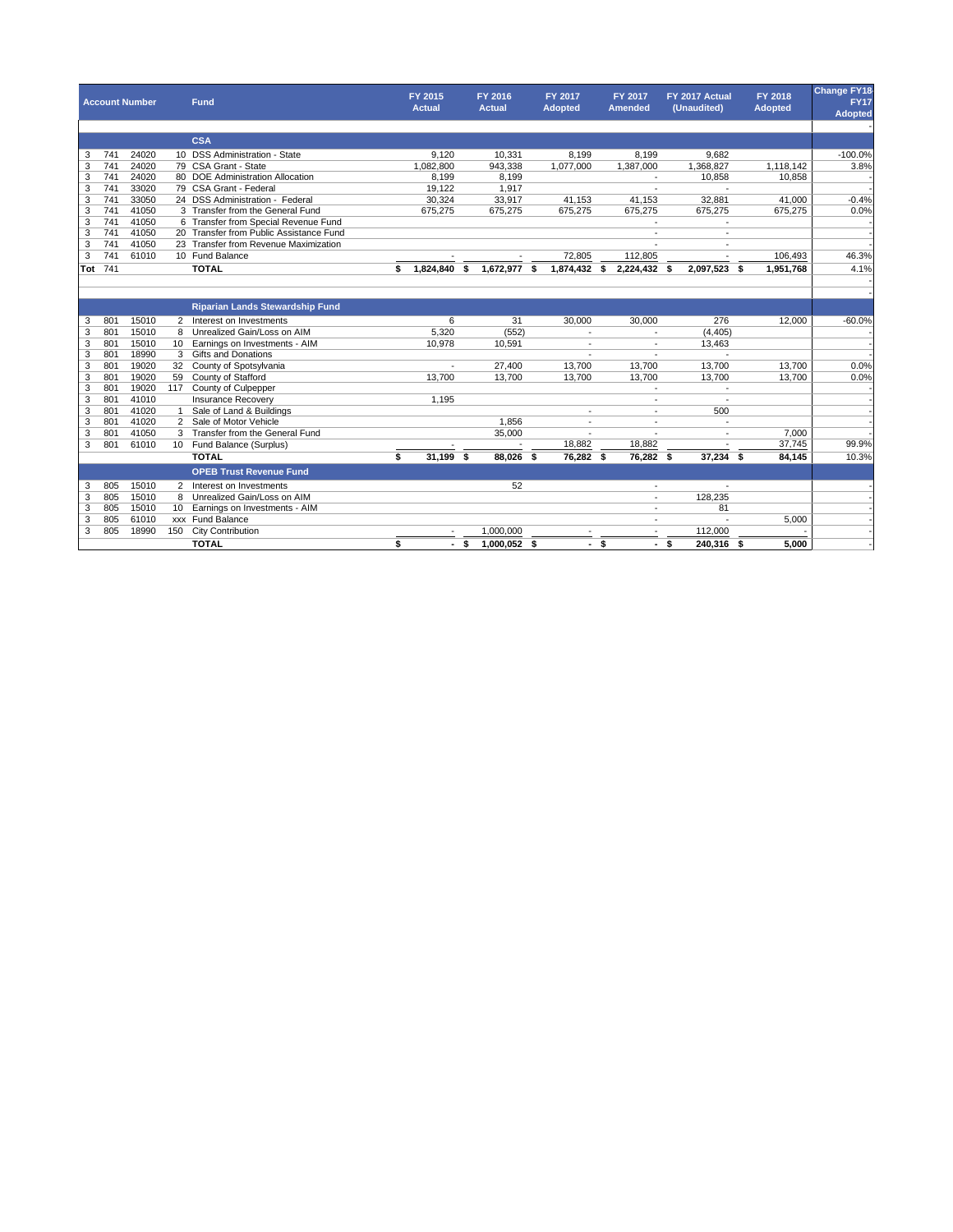| Account Number | | | | Fund | FY 2015 Actual | FY 2016 Actual | FY 2017 Adopted | FY 2017 Amended | FY 2017 Actual (Unaudited) | FY 2018 Adopted | Change FY18 FY17 Adopted |
|---|---|---|---|---|---|---|---|---|---|---|---|
| | | | | | | | | | | | - |
| | | | | **CSA** | | | | | | | |
| 3 | 741 | 24020 | 10 | DSS Administration - State | 9,120 | 10,331 | 8,199 | 8,199 | 9,682 | | -100.0% |
| 3 | 741 | 24020 | 79 | CSA Grant - State | 1,082,800 | 943,338 | 1,077,000 | 1,387,000 | 1,368,827 | 1,118,142 | 3.8% |
| 3 | 741 | 24020 | 80 | DOE Administration Allocation | 8,199 | 8,199 | | - | 10,858 | 10,858 | - |
| 3 | 741 | 33020 | 79 | CSA Grant - Federal | 19,122 | 1,917 | | - | - | | - |
| 3 | 741 | 33050 | 24 | DSS Administration - Federal | 30,324 | 33,917 | 41,153 | 41,153 | 32,881 | 41,000 | -0.4% |
| 3 | 741 | 41050 | 3 | Transfer from the General Fund | 675,275 | 675,275 | 675,275 | 675,275 | 675,275 | 675,275 | 0.0% |
| 3 | 741 | 41050 | 6 | Transfer from Special Revenue Fund | | | | - | - | | - |
| 3 | 741 | 41050 | 20 | Transfer from Public Assistance Fund | | | | - | - | | - |
| 3 | 741 | 41050 | 23 | Transfer from Revenue Maximization | | | | - | - | | - |
| 3 | 741 | 61010 | 10 | Fund Balance | - | - | 72,805 | 112,805 | - | 106,493 | 46.3% |
| Tot | 741 | | | **TOTAL** | $ 1,824,840 | $ 1,672,977 | $ 1,874,432 | $ 2,224,432 | $ 2,097,523 | $ 1,951,768 | 4.1% |
| | | | | | | | | | | | - |
| | | | | | | | | | | | - |
| | | | | **Riparian Lands Stewardship Fund** | | | | | | | |
| 3 | 801 | 15010 | 2 | Interest on Investments | 6 | 31 | 30,000 | 30,000 | 276 | 12,000 | -60.0% |
| 3 | 801 | 15010 | 8 | Unrealized Gain/Loss on AIM | 5,320 | (552) | - | - | (4,405) | | - |
| 3 | 801 | 15010 | 10 | Earnings on Investments - AIM | 10,978 | 10,591 | - | - | 13,463 | | - |
| 3 | 801 | 18990 | 3 | Gifts and Donations | | | - | - | - | | - |
| 3 | 801 | 19020 | 32 | County of Spotsylvania | - | 27,400 | 13,700 | 13,700 | 13,700 | 13,700 | 0.0% |
| 3 | 801 | 19020 | 59 | County of Stafford | 13,700 | 13,700 | 13,700 | 13,700 | 13,700 | 13,700 | 0.0% |
| 3 | 801 | 19020 | 117 | County of Culpepper | | | | - | - | | - |
| 3 | 801 | 41010 | | Insurance Recovery | 1,195 | | | - | - | | - |
| 3 | 801 | 41020 | 1 | Sale of Land & Buildings | | | - | - | 500 | | - |
| 3 | 801 | 41020 | 2 | Sale of Motor Vehicle | | 1,856 | - | - | - | | - |
| 3 | 801 | 41050 | 3 | Transfer from the General Fund | | 35,000 | - | - | - | 7,000 | - |
| 3 | 801 | 61010 | 10 | Fund Balance (Surplus) | - | - | 18,882 | 18,882 | - | 37,745 | 99.9% |
| | | | | **TOTAL** | $ 31,199 | $ 88,026 | $ 76,282 | $ 76,282 | $ 37,234 | $ 84,145 | 10.3% |
| | | | | **OPEB Trust Revenue Fund** | | | | | | | |
| 3 | 805 | 15010 | 2 | Interest on Investments | | 52 | | - | - | | - |
| 3 | 805 | 15010 | 8 | Unrealized Gain/Loss on AIM | | | | - | 128,235 | | - |
| 3 | 805 | 15010 | 10 | Earnings on Investments - AIM | | | | - | 81 | | - |
| 3 | 805 | 61010 | xxx | Fund Balance | | | | - | - | 5,000 | - |
| 3 | 805 | 18990 | 150 | City Contribution | - | 1,000,000 | - | - | 112,000 | - | - |
| | | | | **TOTAL** | $ - | $ 1,000,052 | $ - | $ - | $ 240,316 | $ 5,000 | - |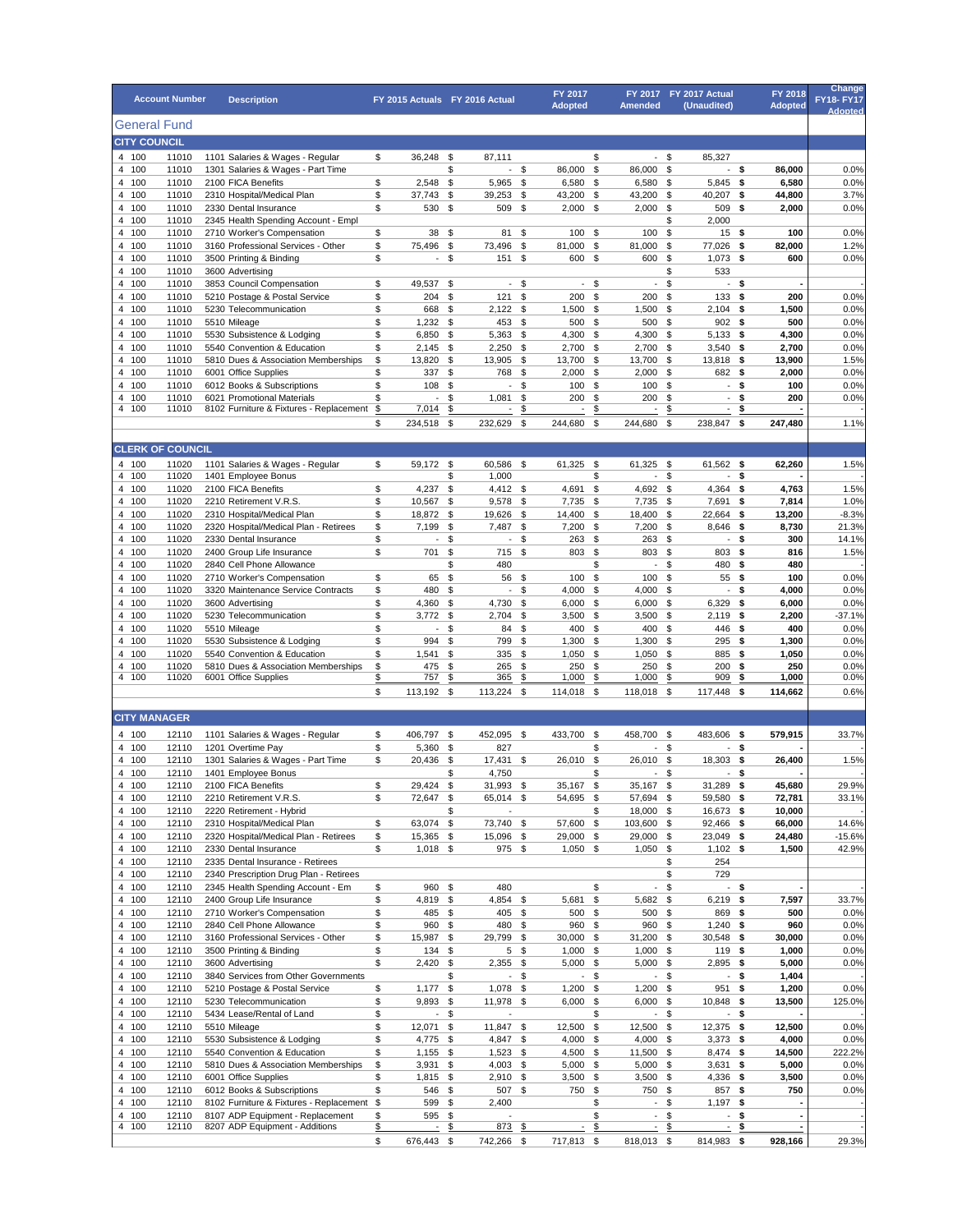| Account Number | | Description | FY 2015 Actuals | FY 2016 Actual | FY 2017 Adopted | FY 2017 Amended | FY 2017 Actual (Unaudited) | FY 2018 Adopted | Change FY18- FY17 Adopted |
|---|---|---|---|---|---|---|---|---|---|

## General Fund

### CITY COUNCIL

| Account Number | | Description | FY 2015 Actuals | FY 2016 Actual | FY 2017 Adopted | FY 2017 Amended | FY 2017 Actual (Unaudited) | FY 2018 Adopted | Change FY18- FY17 Adopted |
|---|---|---|---|---|---|---|---|---|---|
| 4 100 | 11010 | 1101 Salaries & Wages - Regular | $ 36,248 | $ 87,111 | | $ - | $ 85,327 | | |
| 4 100 | 11010 | 1301 Salaries & Wages - Part Time | | $ - | $ 86,000 | $ 86,000 | $ - | $ 86,000 | 0.0% |
| 4 100 | 11010 | 2100 FICA Benefits | $ 2,548 | $ 5,965 | $ 6,580 | $ 6,580 | $ 5,845 | $ 6,580 | 0.0% |
| 4 100 | 11010 | 2310 Hospital/Medical Plan | $ 37,743 | $ 39,253 | $ 43,200 | $ 43,200 | $ 40,207 | $ 44,800 | 3.7% |
| 4 100 | 11010 | 2330 Dental Insurance | $ 530 | $ 509 | $ 2,000 | $ 2,000 | $ 509 | $ 2,000 | 0.0% |
| 4 100 | 11010 | 2345 Health Spending Account - Empl | | | | | $ 2,000 | | |
| 4 100 | 11010 | 2710 Worker's Compensation | $ 38 | $ 81 | $ 100 | $ 100 | $ 15 | $ 100 | 0.0% |
| 4 100 | 11010 | 3160 Professional Services - Other | $ 75,496 | $ 73,496 | $ 81,000 | $ 81,000 | $ 77,026 | $ 82,000 | 1.2% |
| 4 100 | 11010 | 3500 Printing & Binding | $ - | $ 151 | $ 600 | $ 600 | $ 1,073 | $ 600 | 0.0% |
| 4 100 | 11010 | 3600 Advertising | | | | | $ 533 | | |
| 4 100 | 11010 | 3853 Council Compensation | $ 49,537 | $ - | $ - | $ - | $ - | $ - | - |
| 4 100 | 11010 | 5210 Postage & Postal Service | $ 204 | $ 121 | $ 200 | $ 200 | $ 133 | $ 200 | 0.0% |
| 4 100 | 11010 | 5230 Telecommunication | $ 668 | $ 2,122 | $ 1,500 | $ 1,500 | $ 2,104 | $ 1,500 | 0.0% |
| 4 100 | 11010 | 5510 Mileage | $ 1,232 | $ 453 | $ 500 | $ 500 | $ 902 | $ 500 | 0.0% |
| 4 100 | 11010 | 5530 Subsistence & Lodging | $ 6,850 | $ 5,363 | $ 4,300 | $ 4,300 | $ 5,133 | $ 4,300 | 0.0% |
| 4 100 | 11010 | 5540 Convention & Education | $ 2,145 | $ 2,250 | $ 2,700 | $ 2,700 | $ 3,540 | $ 2,700 | 0.0% |
| 4 100 | 11010 | 5810 Dues & Association Memberships | $ 13,820 | $ 13,905 | $ 13,700 | $ 13,700 | $ 13,818 | $ 13,900 | 1.5% |
| 4 100 | 11010 | 6001 Office Supplies | $ 337 | $ 768 | $ 2,000 | $ 2,000 | $ 682 | $ 2,000 | 0.0% |
| 4 100 | 11010 | 6012 Books & Subscriptions | $ 108 | $ - | $ 100 | $ 100 | $ - | $ 100 | 0.0% |
| 4 100 | 11010 | 6021 Promotional Materials | $ - | $ 1,081 | $ 200 | $ 200 | $ - | $ 200 | 0.0% |
| 4 100 | 11010 | 8102 Furniture & Fixtures - Replacement | $ 7,014 | $ - | $ - | $ - | $ - | $ - | - |
| | | | $ 234,518 | $ 232,629 | $ 244,680 | $ 244,680 | $ 238,847 | $ 247,480 | 1.1% |

### CLERK OF COUNCIL

| Account Number | | Description | FY 2015 Actuals | FY 2016 Actual | FY 2017 Adopted | FY 2017 Amended | FY 2017 Actual (Unaudited) | FY 2018 Adopted | Change FY18- FY17 Adopted |
|---|---|---|---|---|---|---|---|---|---|
| 4 100 | 11020 | 1101 Salaries & Wages - Regular | $ 59,172 | $ 60,586 | $ 61,325 | $ 61,325 | $ 61,562 | $ 62,260 | 1.5% |
| 4 100 | 11020 | 1401 Employee Bonus | | $ 1,000 | | $ - | $ - | $ - | - |
| 4 100 | 11020 | 2100 FICA Benefits | $ 4,237 | $ 4,412 | $ 4,691 | $ 4,692 | $ 4,364 | $ 4,763 | 1.5% |
| 4 100 | 11020 | 2210 Retirement V.R.S. | $ 10,567 | $ 9,578 | $ 7,735 | $ 7,735 | $ 7,691 | $ 7,814 | 1.0% |
| 4 100 | 11020 | 2310 Hospital/Medical Plan | $ 18,872 | $ 19,626 | $ 14,400 | $ 18,400 | $ 22,664 | $ 13,200 | -8.3% |
| 4 100 | 11020 | 2320 Hospital/Medical Plan - Retirees | $ 7,199 | $ 7,487 | $ 7,200 | $ 7,200 | $ 8,646 | $ 8,730 | 21.3% |
| 4 100 | 11020 | 2330 Dental Insurance | $ - | $ - | $ 263 | $ 263 | $ - | $ 300 | 14.1% |
| 4 100 | 11020 | 2400 Group Life Insurance | $ 701 | $ 715 | $ 803 | $ 803 | $ 803 | $ 816 | 1.5% |
| 4 100 | 11020 | 2840 Cell Phone Allowance | | $ 480 | | $ - | $ 480 | $ 480 | - |
| 4 100 | 11020 | 2710 Worker's Compensation | $ 65 | $ 56 | $ 100 | $ 100 | $ 55 | $ 100 | 0.0% |
| 4 100 | 11020 | 3320 Maintenance Service Contracts | $ 480 | $ - | $ 4,000 | $ 4,000 | $ - | $ 4,000 | 0.0% |
| 4 100 | 11020 | 3600 Advertising | $ 4,360 | $ 4,730 | $ 6,000 | $ 6,000 | $ 6,329 | $ 6,000 | 0.0% |
| 4 100 | 11020 | 5230 Telecommunication | $ 3,772 | $ 2,704 | $ 3,500 | $ 3,500 | $ 2,119 | $ 2,200 | -37.1% |
| 4 100 | 11020 | 5510 Mileage | $ - | $ 84 | $ 400 | $ 400 | $ 446 | $ 400 | 0.0% |
| 4 100 | 11020 | 5530 Subsistence & Lodging | $ 994 | $ 799 | $ 1,300 | $ 1,300 | $ 295 | $ 1,300 | 0.0% |
| 4 100 | 11020 | 5540 Convention & Education | $ 1,541 | $ 335 | $ 1,050 | $ 1,050 | $ 885 | $ 1,050 | 0.0% |
| 4 100 | 11020 | 5810 Dues & Association Memberships | $ 475 | $ 265 | $ 250 | $ 250 | $ 200 | $ 250 | 0.0% |
| 4 100 | 11020 | 6001 Office Supplies | $ 757 | $ 365 | $ 1,000 | $ 1,000 | $ 909 | $ 1,000 | 0.0% |
| | | | $ 113,192 | $ 113,224 | $ 114,018 | $ 118,018 | $ 117,448 | $ 114,662 | 0.6% |

### CITY MANAGER

| Account Number | | Description | FY 2015 Actuals | FY 2016 Actual | FY 2017 Adopted | FY 2017 Amended | FY 2017 Actual (Unaudited) | FY 2018 Adopted | Change FY18- FY17 Adopted |
|---|---|---|---|---|---|---|---|---|---|
| 4 100 | 12110 | 1101 Salaries & Wages - Regular | $ 406,797 | $ 452,095 | $ 433,700 | $ 458,700 | $ 483,606 | $ 579,915 | 33.7% |
| 4 100 | 12110 | 1201 Overtime Pay | $ 5,360 | $ 827 | | $ - | $ - | $ - | - |
| 4 100 | 12110 | 1301 Salaries & Wages - Part Time | $ 20,436 | $ 17,431 | $ 26,010 | $ 26,010 | $ 18,303 | $ 26,400 | 1.5% |
| 4 100 | 12110 | 1401 Employee Bonus | | $ 4,750 | | $ - | $ - | $ - | - |
| 4 100 | 12110 | 2100 FICA Benefits | $ 29,424 | $ 31,993 | $ 35,167 | $ 35,167 | $ 31,289 | $ 45,680 | 29.9% |
| 4 100 | 12110 | 2210 Retirement V.R.S. | $ 72,647 | $ 65,014 | $ 54,695 | $ 57,694 | $ 59,580 | $ 72,781 | 33.1% |
| 4 100 | 12110 | 2220 Retirement - Hybrid | | $ - | | $ 18,000 | $ 16,673 | $ 10,000 | - |
| 4 100 | 12110 | 2310 Hospital/Medical Plan | $ 63,074 | $ 73,740 | $ 57,600 | $ 103,600 | $ 92,466 | $ 66,000 | 14.6% |
| 4 100 | 12110 | 2320 Hospital/Medical Plan - Retirees | $ 15,365 | $ 15,096 | $ 29,000 | $ 29,000 | $ 23,049 | $ 24,480 | -15.6% |
| 4 100 | 12110 | 2330 Dental Insurance | $ 1,018 | $ 975 | $ 1,050 | $ 1,050 | $ 1,102 | $ 1,500 | 42.9% |
| 4 100 | 12110 | 2335 Dental Insurance - Retirees | | | | | $ 254 | | |
| 4 100 | 12110 | 2340 Prescription Drug Plan - Retirees | | | | | $ 729 | | |
| 4 100 | 12110 | 2345 Health Spending Account - Em | $ 960 | $ 480 | | $ - | $ - | $ - | - |
| 4 100 | 12110 | 2400 Group Life Insurance | $ 4,819 | $ 4,854 | $ 5,681 | $ 5,682 | $ 6,219 | $ 7,597 | 33.7% |
| 4 100 | 12110 | 2710 Worker's Compensation | $ 485 | $ 405 | $ 500 | $ 500 | $ 869 | $ 500 | 0.0% |
| 4 100 | 12110 | 2840 Cell Phone Allowance | $ 960 | $ 480 | $ 960 | $ 960 | $ 1,240 | $ 960 | 0.0% |
| 4 100 | 12110 | 3160 Professional Services - Other | $ 15,987 | $ 29,799 | $ 30,000 | $ 31,200 | $ 30,548 | $ 30,000 | 0.0% |
| 4 100 | 12110 | 3500 Printing & Binding | $ 134 | $ 5 | $ 1,000 | $ 1,000 | $ 119 | $ 1,000 | 0.0% |
| 4 100 | 12110 | 3600 Advertising | $ 2,420 | $ 2,355 | $ 5,000 | $ 5,000 | $ 2,895 | $ 5,000 | 0.0% |
| 4 100 | 12110 | 3840 Services from Other Governments | | $ - | $ - | $ - | $ - | $ 1,404 | |
| 4 100 | 12110 | 5210 Postage & Postal Service | $ 1,177 | $ 1,078 | $ 1,200 | $ 1,200 | $ 951 | $ 1,200 | 0.0% |
| 4 100 | 12110 | 5230 Telecommunication | $ 9,893 | $ 11,978 | $ 6,000 | $ 6,000 | $ 10,848 | $ 13,500 | 125.0% |
| 4 100 | 12110 | 5434 Lease/Rental of Land | $ - | $ - | | $ - | $ - | $ - | - |
| 4 100 | 12110 | 5510 Mileage | $ 12,071 | $ 11,847 | $ 12,500 | $ 12,500 | $ 12,375 | $ 12,500 | 0.0% |
| 4 100 | 12110 | 5530 Subsistence & Lodging | $ 4,775 | $ 4,847 | $ 4,000 | $ 4,000 | $ 3,373 | $ 4,000 | 0.0% |
| 4 100 | 12110 | 5540 Convention & Education | $ 1,155 | $ 1,523 | $ 4,500 | $ 11,500 | $ 8,474 | $ 14,500 | 222.2% |
| 4 100 | 12110 | 5810 Dues & Association Memberships | $ 3,931 | $ 4,003 | $ 5,000 | $ 5,000 | $ 3,631 | $ 5,000 | 0.0% |
| 4 100 | 12110 | 6001 Office Supplies | $ 1,815 | $ 2,910 | $ 3,500 | $ 3,500 | $ 4,336 | $ 3,500 | 0.0% |
| 4 100 | 12110 | 6012 Books & Subscriptions | $ 546 | $ 507 | $ 750 | $ 750 | $ 857 | $ 750 | 0.0% |
| 4 100 | 12110 | 8102 Furniture & Fixtures - Replacement | $ 599 | $ 2,400 | | $ - | $ 1,197 | $ - | - |
| 4 100 | 12110 | 8107 ADP Equipment - Replacement | $ 595 | $ - | | $ - | $ - | $ - | - |
| 4 100 | 12110 | 8207 ADP Equipment - Additions | $ - | $ 873 | $ - | $ - | $ - | $ - | - |
| | | | $ 676,443 | $ 742,266 | $ 717,813 | $ 818,013 | $ 814,983 | $ 928,166 | 29.3% |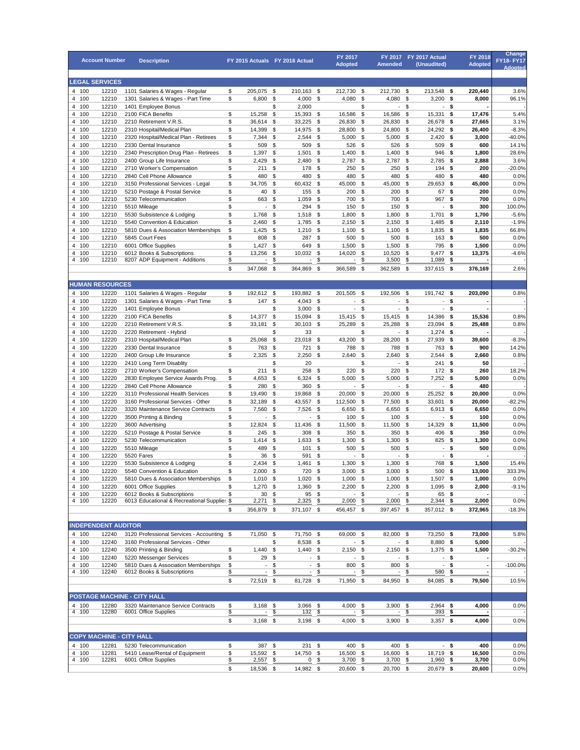| Account Number | | Description | FY 2015 Actuals | FY 2016 Actual | FY 2017 Adopted | FY 2017 Amended | FY 2017 Actual (Unaudited) | FY 2018 Adopted | Change FY18- FY17 Adopted |
|---|---|---|---|---|---|---|---|---|---|
| **LEGAL SERVICES** | | | | | | | | | |
| 4 100 | 12210 | 1101 Salaries & Wages - Regular | $ 205,075 | $ 210,163 | $ 212,730 | $ 212,730 | $ 213,548 | **$ 220,440** | 3.6% |
| 4 100 | 12210 | 1301 Salaries & Wages - Part Time | $ 6,800 | $ 4,000 | $ 4,080 | $ 4,080 | $ 3,200 | **$ 8,000** | 96.1% |
| 4 100 | 12210 | 1401 Employee Bonus | | $ 2,000 | | $ - | $ - | **$ -** | - |
| 4 100 | 12210 | 2100 FICA Benefits | $ 15,258 | $ 15,393 | $ 16,586 | $ 16,586 | $ 15,331 | **$ 17,476** | 5.4% |
| 4 100 | 12210 | 2210 Retirement V.R.S. | $ 36,614 | $ 33,225 | $ 26,830 | $ 26,830 | $ 26,678 | **$ 27,665** | 3.1% |
| 4 100 | 12210 | 2310 Hospital/Medical Plan | $ 14,399 | $ 14,975 | $ 28,800 | $ 24,800 | $ 24,292 | **$ 26,400** | -8.3% |
| 4 100 | 12210 | 2320 Hospital/Medical Plan - Retirees | $ 7,344 | $ 2,544 | $ 5,000 | $ 5,000 | $ 2,420 | **$ 3,000** | -40.0% |
| 4 100 | 12210 | 2330 Dental Insurance | $ 509 | $ 509 | $ 526 | $ 526 | $ 509 | **$ 600** | 14.1% |
| 4 100 | 12210 | 2340 Prescription Drug Plan - Retirees | $ 1,397 | $ 1,501 | $ 1,400 | $ 1,400 | $ 946 | **$ 1,800** | 28.6% |
| 4 100 | 12210 | 2400 Group Life Insurance | $ 2,429 | $ 2,480 | $ 2,787 | $ 2,787 | $ 2,785 | **$ 2,888** | 3.6% |
| 4 100 | 12210 | 2710 Worker's Compensation | $ 211 | $ 178 | $ 250 | $ 250 | $ 194 | **$ 200** | -20.0% |
| 4 100 | 12210 | 2840 Cell Phone Allowance | $ 480 | $ 480 | $ 480 | $ 480 | $ 480 | **$ 480** | 0.0% |
| 4 100 | 12210 | 3150 Professional Services - Legal | $ 34,705 | $ 60,432 | $ 45,000 | $ 45,000 | $ 29,653 | **$ 45,000** | 0.0% |
| 4 100 | 12210 | 5210 Postage & Postal Service | $ 40 | $ 155 | $ 200 | $ 200 | $ 67 | **$ 200** | 0.0% |
| 4 100 | 12210 | 5230 Telecommunication | $ 663 | $ 1,059 | $ 700 | $ 700 | $ 967 | **$ 700** | 0.0% |
| 4 100 | 12210 | 5510 Mileage | $ - | $ 294 | $ 150 | $ 150 | $ - | **$ 300** | 100.0% |
| 4 100 | 12210 | 5530 Subsistence & Lodging | $ 1,768 | $ 1,518 | $ 1,800 | $ 1,800 | $ 1,701 | **$ 1,700** | -5.6% |
| 4 100 | 12210 | 5540 Convention & Education | $ 2,460 | $ 1,785 | $ 2,150 | $ 2,150 | $ 1,485 | **$ 2,110** | -1.9% |
| 4 100 | 12210 | 5810 Dues & Association Memberships | $ 1,425 | $ 1,210 | $ 1,100 | $ 1,100 | $ 1,835 | **$ 1,835** | 66.8% |
| 4 100 | 12210 | 5845 Court Fees | $ 808 | $ 287 | $ 500 | $ 500 | $ 163 | **$ 500** | 0.0% |
| 4 100 | 12210 | 6001 Office Supplies | $ 1,427 | $ 649 | $ 1,500 | $ 1,500 | $ 795 | **$ 1,500** | 0.0% |
| 4 100 | 12210 | 6012 Books & Subscriptions | $ 13,256 | $ 10,032 | $ 14,020 | $ 10,520 | $ 9,477 | **$ 13,375** | -4.6% |
| 4 100 | 12210 | 8207 ADP Equipment - Additions | $ - | $ - | $ - | $ 3,500 | $ 1,089 | **$ -** | - |
| | | | $ 347,068 | $ 364,869 | $ 366,589 | $ 362,589 | $ 337,615 | **$ 376,169** | 2.6% |
| **HUMAN RESOURCES** | | | | | | | | | |
| 4 100 | 12220 | 1101 Salaries & Wages - Regular | $ 192,612 | $ 193,882 | $ 201,505 | $ 192,506 | $ 191,742 | **$ 203,090** | 0.8% |
| 4 100 | 12220 | 1301 Salaries & Wages - Part Time | $ 147 | $ 4,043 | $ - | $ - | $ - | **$ -** | - |
| 4 100 | 12220 | 1401 Employee Bonus | | $ 3,000 | $ - | $ - | $ - | **$ -** | - |
| 4 100 | 12220 | 2100 FICA Benefits | $ 14,377 | $ 15,094 | $ 15,415 | $ 15,415 | $ 14,386 | **$ 15,536** | 0.8% |
| 4 100 | 12220 | 2210 Retirement V.R.S. | $ 33,181 | $ 30,103 | $ 25,289 | $ 25,288 | $ 23,094 | **$ 25,488** | 0.8% |
| 4 100 | 12220 | 2220 Retirement - Hybrid | | $ 33 | | $ - | $ 1,274 | **$ -** | - |
| 4 100 | 12220 | 2310 Hospital/Medical Plan | $ 25,068 | $ 23,018 | $ 43,200 | $ 28,200 | $ 27,939 | **$ 39,600** | -8.3% |
| 4 100 | 12220 | 2330 Dental Insurance | $ 763 | $ 721 | $ 788 | $ 788 | $ 763 | **$ 900** | 14.2% |
| 4 100 | 12220 | 2400 Group Life Insurance | $ 2,325 | $ 2,250 | $ 2,640 | $ 2,640 | $ 2,544 | **$ 2,660** | 0.8% |
| 4 100 | 12220 | 2410 Long Term Disablity | | $ 20 | | $ - | $ 241 | **$ 50** | - |
| 4 100 | 12220 | 2710 Worker's Compensation | $ 211 | $ 258 | $ 220 | $ 220 | $ 172 | **$ 260** | 18.2% |
| 4 100 | 12220 | 2830 Employee Service Awards Prog. | $ 4,653 | $ 6,324 | $ 5,000 | $ 5,000 | $ 7,252 | **$ 5,000** | 0.0% |
| 4 100 | 12220 | 2840 Cell Phone Allowance | $ 280 | $ 360 | $ - | $ - | $ - | **$ 480** | - |
| 4 100 | 12220 | 3110 Professional Health Services | $ 19,490 | $ 19,868 | $ 20,000 | $ 20,000 | $ 25,252 | **$ 20,000** | 0.0% |
| 4 100 | 12220 | 3160 Professional Services - Other | $ 32,189 | $ 43,557 | $ 112,500 | $ 77,500 | $ 33,601 | **$ 20,000** | -82.2% |
| 4 100 | 12220 | 3320 Maintenance Service Contracts | $ 7,560 | $ 7,526 | $ 6,650 | $ 6,650 | $ 6,913 | **$ 6,650** | 0.0% |
| 4 100 | 12220 | 3500 Printing & Binding | $ - | $ - | $ 100 | $ 100 | $ - | **$ 100** | 0.0% |
| 4 100 | 12220 | 3600 Advertising | $ 12,824 | $ 11,436 | $ 11,500 | $ 11,500 | $ 14,329 | **$ 11,500** | 0.0% |
| 4 100 | 12220 | 5210 Postage & Postal Service | $ 245 | $ 308 | $ 350 | $ 350 | $ 406 | **$ 350** | 0.0% |
| 4 100 | 12220 | 5230 Telecommunication | $ 1,414 | $ 1,633 | $ 1,300 | $ 1,300 | $ 825 | **$ 1,300** | 0.0% |
| 4 100 | 12220 | 5510 Mileage | $ 489 | $ 101 | $ 500 | $ 500 | $ - | **$ 500** | 0.0% |
| 4 100 | 12220 | 5520 Fares | $ 36 | $ 591 | $ - | $ - | $ - | **$ -** | - |
| 4 100 | 12220 | 5530 Subsistence & Lodging | $ 2,434 | $ 1,461 | $ 1,300 | $ 1,300 | $ 768 | **$ 1,500** | 15.4% |
| 4 100 | 12220 | 5540 Convention & Education | $ 2,000 | $ 720 | $ 3,000 | $ 3,000 | $ 500 | **$ 13,000** | 333.3% |
| 4 100 | 12220 | 5810 Dues & Association Memberships | $ 1,010 | $ 1,020 | $ 1,000 | $ 1,000 | $ 1,507 | **$ 1,000** | 0.0% |
| 4 100 | 12220 | 6001 Office Supplies | $ 1,270 | $ 1,360 | $ 2,200 | $ 2,200 | $ 1,095 | **$ 2,000** | -9.1% |
| 4 100 | 12220 | 6012 Books & Subscriptions | $ 30 | $ 95 | $ - | $ - | $ 65 | **$ -** | - |
| 4 100 | 12220 | 6013 Educational & Recreational Supplies | $ 2,271 | $ 2,325 | $ 2,000 | $ 2,000 | $ 2,344 | **$ 2,000** | 0.0% |
| | | | $ 356,879 | $ 371,107 | $ 456,457 | $ 397,457 | $ 357,012 | **$ 372,965** | -18.3% |
| **INDEPENDENT AUDITOR** | | | | | | | | | |
| 4 100 | 12240 | 3120 Professional Services - Accounting | $ 71,050 | $ 71,750 | $ 69,000 | $ 82,000 | $ 73,250 | **$ 73,000** | 5.8% |
| 4 100 | 12240 | 3160 Professional Services - Other | | $ 8,538 | $ - | $ - | $ 8,880 | **$ 5,000** | - |
| 4 100 | 12240 | 3500 Printing & Binding | $ 1,440 | $ 1,440 | $ 2,150 | $ 2,150 | $ 1,375 | **$ 1,500** | -30.2% |
| 4 100 | 12240 | 5220 Messenger Services | $ 29 | $ - | $ - | $ - | $ - | **$ -** | - |
| 4 100 | 12240 | 5810 Dues & Association Memberships | $ - | $ - | $ 800 | $ 800 | $ - | **$ -** | -100.0% |
| 4 100 | 12240 | 6012 Books & Subscriptions | $ - | $ - | $ - | $ - | $ 580 | **$ -** | - |
| | | | $ 72,519 | $ 81,728 | $ 71,950 | $ 84,950 | $ 84,085 | **$ 79,500** | 10.5% |
| **POSTAGE MACHINE - CITY HALL** | | | | | | | | | |
| 4 100 | 12280 | 3320 Maintenance Service Contracts | $ 3,168 | $ 3,066 | $ 4,000 | $ 3,900 | $ 2,964 | **$ 4,000** | 0.0% |
| 4 100 | 12280 | 6001 Office Supplies | $ - | $ 132 | $ - | $ - | $ 393 | **$ -** | - |
| | | | $ 3,168 | $ 3,198 | $ 4,000 | $ 3,900 | $ 3,357 | **$ 4,000** | 0.0% |
| **COPY MACHINE - CITY HALL** | | | | | | | | | |
| 4 100 | 12281 | 5230 Telecommunication | $ 387 | $ 231 | $ 400 | $ 400 | $ - | **$ 400** | 0.0% |
| 4 100 | 12281 | 5410 Lease/Rental of Equipment | $ 15,592 | $ 14,750 | $ 16,500 | $ 16,600 | $ 18,719 | **$ 16,500** | 0.0% |
| 4 100 | 12281 | 6001 Office Supplies | $ 2,557 | $ 0 | $ 3,700 | $ 3,700 | $ 1,960 | **$ 3,700** | 0.0% |
| | | | $ 18,536 | $ 14,982 | $ 20,600 | $ 20,700 | $ 20,679 | **$ 20,600** | 0.0% |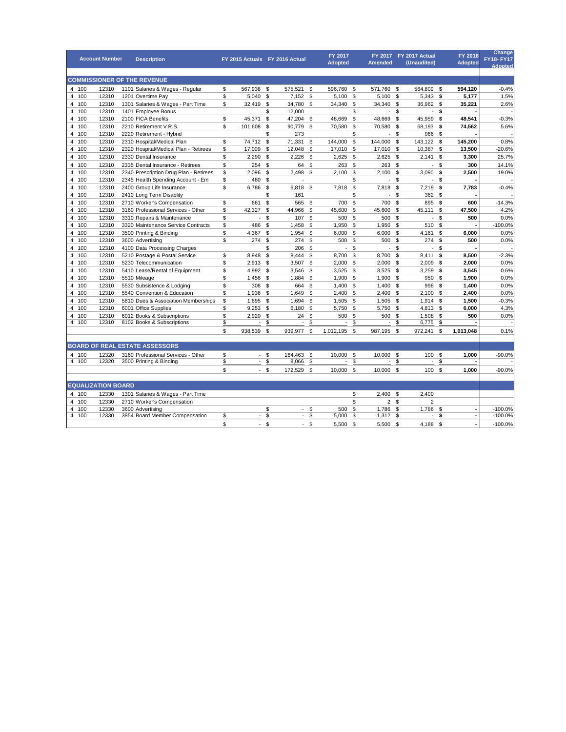| Account Number | | | Description | FY 2015 Actuals | FY 2016 Actual | FY 2017 Adopted | FY 2017 Amended | FY 2017 Actual (Unaudited) | FY 2018 Adopted | Change FY18- FY17 Adopted |
|---|---|---|---|---|---|---|---|---|---|---|
| **COMMISSIONER OF THE REVENUE** | | | | | | | | | | |
| 4 | 100 | 12310 | 1101 Salaries & Wages - Regular | $ 567,938 | $ 575,521 | $ 596,760 | $ 571,760 | $ 564,809 | **$ 594,120** | -0.4% |
| 4 | 100 | 12310 | 1201 Overtime Pay | $ 5,040 | $ 7,152 | $ 5,100 | $ 5,100 | $ 5,343 | **$ 5,177** | 1.5% |
| 4 | 100 | 12310 | 1301 Salaries & Wages - Part Time | $ 32,419 | $ 34,780 | $ 34,340 | $ 34,340 | $ 36,962 | **$ 35,221** | 2.6% |
| 4 | 100 | 12310 | 1401 Employee Bonus | | $ 12,000 | | $ - | $ - | **$ -** | - |
| 4 | 100 | 12310 | 2100 FICA Benefits | $ 45,371 | $ 47,204 | $ 48,669 | $ 48,669 | $ 45,959 | **$ 48,541** | -0.3% |
| 4 | 100 | 12310 | 2210 Retirement V.R.S. | $ 101,608 | $ 90,779 | $ 70,580 | $ 70,580 | $ 68,193 | **$ 74,562** | 5.6% |
| 4 | 100 | 12310 | 2220 Retirement - Hybrid | | $ 273 | | $ - | $ 966 | **$ -** | - |
| 4 | 100 | 12310 | 2310 Hospital/Medical Plan | $ 74,712 | $ 71,331 | $ 144,000 | $ 144,000 | $ 143,122 | **$ 145,200** | 0.8% |
| 4 | 100 | 12310 | 2320 Hospital/Medical Plan - Retirees | $ 17,009 | $ 12,048 | $ 17,010 | $ 17,010 | $ 10,387 | **$ 13,500** | -20.6% |
| 4 | 100 | 12310 | 2330 Dental Insurance | $ 2,290 | $ 2,226 | $ 2,625 | $ 2,625 | $ 2,141 | **$ 3,300** | 25.7% |
| 4 | 100 | 12310 | 2335 Dental Insurance - Retirees | $ 254 | $ 64 | $ 263 | $ 263 | $ - | **$ 300** | 14.1% |
| 4 | 100 | 12310 | 2340 Prescription Drug Plan - Retirees | $ 2,096 | $ 2,498 | $ 2,100 | $ 2,100 | $ 3,090 | **$ 2,500** | 19.0% |
| 4 | 100 | 12310 | 2345 Health Spending Account - Em | $ 480 | $ - | | $ - | $ - | **$ -** | - |
| 4 | 100 | 12310 | 2400 Group Life Insurance | $ 6,786 | $ 6,818 | $ 7,818 | $ 7,818 | $ 7,219 | **$ 7,783** | -0.4% |
| 4 | 100 | 12310 | 2410 Long Term Disablity | | $ 161 | | $ - | $ 362 | **$ -** | - |
| 4 | 100 | 12310 | 2710 Worker's Compensation | $ 661 | $ 565 | $ 700 | $ 700 | $ 895 | **$ 600** | -14.3% |
| 4 | 100 | 12310 | 3160 Professional Services - Other | $ 42,327 | $ 44,966 | $ 45,600 | $ 45,600 | $ 45,111 | **$ 47,500** | 4.2% |
| 4 | 100 | 12310 | 3310 Repairs & Maintenance | $ - | $ 107 | $ 500 | $ 500 | $ - | **$ 500** | 0.0% |
| 4 | 100 | 12310 | 3320 Maintenance Service Contracts | $ 486 | $ 1,458 | $ 1,950 | $ 1,950 | $ 510 | **$ -** | -100.0% |
| 4 | 100 | 12310 | 3500 Printing & Binding | $ 4,367 | $ 1,954 | $ 6,000 | $ 6,000 | $ 4,161 | **$ 6,000** | 0.0% |
| 4 | 100 | 12310 | 3600 Advertising | $ 274 | $ 274 | $ 500 | $ 500 | $ 274 | **$ 500** | 0.0% |
| 4 | 100 | 12310 | 4100 Data Processing Charges | | $ 206 | $ - | $ - | $ - | **$ -** | - |
| 4 | 100 | 12310 | 5210 Postage & Postal Service | $ 8,948 | $ 8,444 | $ 8,700 | $ 8,700 | $ 8,411 | **$ 8,500** | -2.3% |
| 4 | 100 | 12310 | 5230 Telecommunication | $ 2,913 | $ 3,507 | $ 2,000 | $ 2,000 | $ 2,009 | **$ 2,000** | 0.0% |
| 4 | 100 | 12310 | 5410 Lease/Rental of Equipment | $ 4,992 | $ 3,546 | $ 3,525 | $ 3,525 | $ 3,259 | **$ 3,545** | 0.6% |
| 4 | 100 | 12310 | 5510 Mileage | $ 1,456 | $ 1,884 | $ 1,900 | $ 1,900 | $ 950 | **$ 1,900** | 0.0% |
| 4 | 100 | 12310 | 5530 Subsistence & Lodging | $ 308 | $ 664 | $ 1,400 | $ 1,400 | $ 998 | **$ 1,400** | 0.0% |
| 4 | 100 | 12310 | 5540 Convention & Education | $ 1,936 | $ 1,649 | $ 2,400 | $ 2,400 | $ 2,100 | **$ 2,400** | 0.0% |
| 4 | 100 | 12310 | 5810 Dues & Association Memberships | $ 1,695 | $ 1,694 | $ 1,505 | $ 1,505 | $ 1,914 | **$ 1,500** | -0.3% |
| 4 | 100 | 12310 | 6001 Office Supplies | $ 9,253 | $ 6,180 | $ 5,750 | $ 5,750 | $ 4,813 | **$ 6,000** | 4.3% |
| 4 | 100 | 12310 | 6012 Books & Subscriptions | $ 2,920 | $ 24 | $ 500 | $ 500 | $ 1,508 | **$ 500** | 0.0% |
| 4 | 100 | 12310 | 8102 Books & Subscriptions | $ - | $ - | $ - | $ - | $ 6,775 | **$ -** | - |
| | | | | $ 938,539 | $ 939,977 | $ 1,012,195 | $ 987,195 | $ 972,241 | **$ 1,013,048** | 0.1% |
| **BOARD OF REAL ESTATE ASSESSORS** | | | | | | | | | | |
| 4 | 100 | 12320 | 3160 Professional Services - Other | $ - | $ 164,463 | $ 10,000 | $ 10,000 | $ 100 | **$ 1,000** | -90.0% |
| 4 | 100 | 12320 | 3500 Printing & Binding | $ - | $ 8,066 | $ - | $ - | $ - | **$ -** | - |
| | | | | $ - | $ 172,529 | $ 10,000 | $ 10,000 | $ 100 | **$ 1,000** | -90.0% |
| **EQUALIZATION BOARD** | | | | | | | | | | |
| 4 | 100 | 12330 | 1301 Salaries & Wages - Part Time | | | | $ 2,400 | $ 2,400 | | |
| 4 | 100 | 12330 | 2710 Worker's Compensation | | | | $ 2 | $ 2 | | |
| 4 | 100 | 12330 | 3600 Advertising | | $ - | $ 500 | $ 1,786 | $ 1,786 | **$ -** | -100.0% |
| 4 | 100 | 12330 | 3854 Board Member Compensation | $ - | $ - | $ 5,000 | $ 1,312 | $ - | **$ -** | -100.0% |
| | | | | $ - | $ - | $ 5,500 | $ 5,500 | $ 4,188 | **$ -** | -100.0% |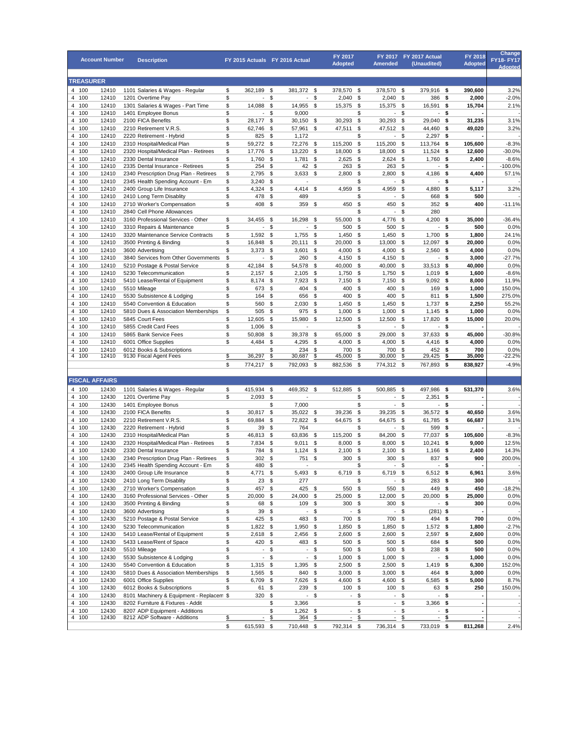| Account Number | | Description | FY 2015 Actuals | FY 2016 Actual | FY 2017 Adopted | FY 2017 Amended | FY 2017 Actual (Unaudited) | FY 2018 Adopted | Change FY18- FY17 Adopted |
|---|---|---|---|---|---|---|---|---|---|
| **TREASURER** | | | | | | | | | |
| 4 100 | 12410 | 1101 Salaries & Wages - Regular | $ 362,189 | $ 381,372 | $ 378,570 | $ 378,570 | $ 379,916 | **$ 390,600** | 3.2% |
| 4 100 | 12410 | 1201 Overtime Pay | $ - | $ - | $ 2,040 | $ 2,040 | $ 386 | **$ 2,000** | -2.0% |
| 4 100 | 12410 | 1301 Salaries & Wages - Part Time | $ 14,088 | $ 14,955 | $ 15,375 | $ 15,375 | $ 16,591 | **$ 15,704** | 2.1% |
| 4 100 | 12410 | 1401 Employee Bonus | $ - | $ 9,000 | | $ - | $ - | **$ -** | - |
| 4 100 | 12410 | 2100 FICA Benefits | $ 28,177 | $ 30,150 | $ 30,293 | $ 30,293 | $ 29,040 | **$ 31,235** | 3.1% |
| 4 100 | 12410 | 2210 Retirement V.R.S. | $ 62,746 | $ 57,961 | $ 47,511 | $ 47,512 | $ 44,460 | **$ 49,020** | 3.2% |
| 4 100 | 12410 | 2220 Retirement - Hybrid | $ 825 | $ 1,172 | | $ - | $ 2,297 | **$ -** | - |
| 4 100 | 12410 | 2310 Hospital/Medical Plan | $ 59,272 | $ 72,276 | $ 115,200 | $ 115,200 | $ 113,764 | **$ 105,600** | -8.3% |
| 4 100 | 12410 | 2320 Hospital/Medical Plan - Retirees | $ 17,776 | $ 13,220 | $ 18,000 | $ 18,000 | $ 11,524 | **$ 12,600** | -30.0% |
| 4 100 | 12410 | 2330 Dental Insurance | $ 1,760 | $ 1,781 | $ 2,625 | $ 2,624 | $ 1,760 | **$ 2,400** | -8.6% |
| 4 100 | 12410 | 2335 Dental Insurance - Retirees | $ 254 | $ 42 | $ 263 | $ 263 | $ - | **$ -** | -100.0% |
| 4 100 | 12410 | 2340 Prescription Drug Plan - Retirees | $ 2,795 | $ 3,633 | $ 2,800 | $ 2,800 | $ 4,186 | **$ 4,400** | 57.1% |
| 4 100 | 12410 | 2345 Health Spending Account - Em | $ 3,240 | $ - | | $ - | $ - | **$ -** | - |
| 4 100 | 12410 | 2400 Group Life Insurance | $ 4,324 | $ 4,414 | $ 4,959 | $ 4,959 | $ 4,880 | **$ 5,117** | 3.2% |
| 4 100 | 12410 | 2410 Long Term Disablity | $ 478 | $ 489 | | $ - | $ 668 | **$ 500** | - |
| 4 100 | 12410 | 2710 Worker's Compensation | $ 408 | $ 359 | $ 450 | $ 450 | $ 352 | **$ 400** | -11.1% |
| 4 100 | 12410 | 2840 Cell Phone Allowances | | | | $ - | $ 280 | | |
| 4 100 | 12410 | 3160 Professional Services - Other | $ 34,455 | $ 16,298 | $ 55,000 | $ 4,776 | $ 4,200 | **$ 35,000** | -36.4% |
| 4 100 | 12410 | 3310 Repairs & Maintenance | $ - | $ - | $ 500 | $ 500 | $ - | **$ 500** | 0.0% |
| 4 100 | 12410 | 3320 Maintenance Service Contracts | $ 1,592 | $ 1,755 | $ 1,450 | $ 1,450 | $ 1,700 | **$ 1,800** | 24.1% |
| 4 100 | 12410 | 3500 Printing & Binding | $ 16,848 | $ 20,111 | $ 20,000 | $ 13,000 | $ 12,097 | **$ 20,000** | 0.0% |
| 4 100 | 12410 | 3600 Advertising | $ 3,373 | $ 3,601 | $ 4,000 | $ 4,000 | $ 2,560 | **$ 4,000** | 0.0% |
| 4 100 | 12410 | 3840 Services from Other Governments | $ - | $ 260 | $ 4,150 | $ 4,150 | $ - | **$ 3,000** | -27.7% |
| 4 100 | 12410 | 5210 Postage & Postal Service | $ 42,184 | $ 54,578 | $ 40,000 | $ 40,000 | $ 33,513 | **$ 40,000** | 0.0% |
| 4 100 | 12410 | 5230 Telecommunication | $ 2,157 | $ 2,105 | $ 1,750 | $ 1,750 | $ 1,019 | **$ 1,600** | -8.6% |
| 4 100 | 12410 | 5410 Lease/Rental of Equipment | $ 8,174 | $ 7,923 | $ 7,150 | $ 7,150 | $ 9,092 | **$ 8,000** | 11.9% |
| 4 100 | 12410 | 5510 Mileage | $ 673 | $ 404 | $ 400 | $ 400 | $ 169 | **$ 1,000** | 150.0% |
| 4 100 | 12410 | 5530 Subsistence & Lodging | $ 164 | $ 656 | $ 400 | $ 400 | $ 811 | **$ 1,500** | 275.0% |
| 4 100 | 12410 | 5540 Convention & Education | $ 560 | $ 2,030 | $ 1,450 | $ 1,450 | $ 1,737 | **$ 2,250** | 55.2% |
| 4 100 | 12410 | 5810 Dues & Association Memberships | $ 505 | $ 975 | $ 1,000 | $ 1,000 | $ 1,145 | **$ 1,000** | 0.0% |
| 4 100 | 12410 | 5845 Court Fees | $ 12,605 | $ 15,980 | $ 12,500 | $ 12,500 | $ 17,820 | **$ 15,000** | 20.0% |
| 4 100 | 12410 | 5855 Credit Card Fees | $ 1,006 | $ - | | $ - | $ - | **$ -** | - |
| 4 100 | 12410 | 5865 Bank Service Fees | $ 50,808 | $ 39,378 | $ 65,000 | $ 29,000 | $ 37,633 | **$ 45,000** | -30.8% |
| 4 100 | 12410 | 6001 Office Supplies | $ 4,484 | $ 4,295 | $ 4,000 | $ 4,000 | $ 4,416 | **$ 4,000** | 0.0% |
| 4 100 | 12410 | 6012 Books & Subscriptions | | $ 234 | $ 700 | $ 700 | $ 452 | **$ 700** | 0.0% |
| 4 100 | 12410 | 9130 Fiscal Agent Fees | $ 36,297 | $ 30,687 | $ 45,000 | $ 30,000 | $ 29,425 | **$ 35,000** | -22.2% |
| | | | $ 774,217 | $ 792,093 | $ 882,536 | $ 774,312 | $ 767,893 | **$ 838,927** | -4.9% |
| **FISCAL AFFAIRS** | | | | | | | | | |
| 4 100 | 12430 | 1101 Salaries & Wages - Regular | $ 415,934 | $ 469,352 | $ 512,885 | $ 500,885 | $ 497,986 | **$ 531,370** | 3.6% |
| 4 100 | 12430 | 1201 Overtime Pay | $ 2,093 | $ - | | $ - | $ 2,351 | **$ -** | - |
| 4 100 | 12430 | 1401 Employee Bonus | | $ 7,000 | | $ - | $ - | **$ -** | - |
| 4 100 | 12430 | 2100 FICA Benefits | $ 30,817 | $ 35,022 | $ 39,236 | $ 39,235 | $ 36,572 | **$ 40,650** | 3.6% |
| 4 100 | 12430 | 2210 Retirement V.R.S. | $ 69,884 | $ 72,822 | $ 64,675 | $ 64,675 | $ 61,785 | **$ 66,687** | 3.1% |
| 4 100 | 12430 | 2220 Retirement - Hybrid | $ 39 | $ 764 | | $ - | $ 599 | **$ -** | - |
| 4 100 | 12430 | 2310 Hospital/Medical Plan | $ 46,813 | $ 63,836 | $ 115,200 | $ 84,200 | $ 77,037 | **$ 105,600** | -8.3% |
| 4 100 | 12430 | 2320 Hospital/Medical Plan - Retirees | $ 7,834 | $ 9,011 | $ 8,000 | $ 8,000 | $ 10,241 | **$ 9,000** | 12.5% |
| 4 100 | 12430 | 2330 Dental Insurance | $ 784 | $ 1,124 | $ 2,100 | $ 2,100 | $ 1,166 | **$ 2,400** | 14.3% |
| 4 100 | 12430 | 2340 Prescription Drug Plan - Retirees | $ 302 | $ 751 | $ 300 | $ 300 | $ 837 | **$ 900** | 200.0% |
| 4 100 | 12430 | 2345 Health Spending Account - Em | $ 480 | $ - | | $ - | $ - | **$ -** | - |
| 4 100 | 12430 | 2400 Group Life Insurance | $ 4,771 | $ 5,493 | $ 6,719 | $ 6,719 | $ 6,512 | **$ 6,961** | 3.6% |
| 4 100 | 12430 | 2410 Long Term Disablity | $ 23 | $ 277 | | $ - | $ 283 | **$ 300** | - |
| 4 100 | 12430 | 2710 Worker's Compensation | $ 457 | $ 425 | $ 550 | $ 550 | $ 449 | **$ 450** | -18.2% |
| 4 100 | 12430 | 3160 Professional Services - Other | $ 20,000 | $ 24,000 | $ 25,000 | $ 12,000 | $ 20,000 | **$ 25,000** | 0.0% |
| 4 100 | 12430 | 3500 Printing & Binding | $ 68 | $ 109 | $ 300 | $ 300 | $ - | **$ 300** | 0.0% |
| 4 100 | 12430 | 3600 Advertising | $ 39 | $ - | $ - | $ - | $ (281) | **$ -** | - |
| 4 100 | 12430 | 5210 Postage & Postal Service | $ 425 | $ 483 | $ 700 | $ 700 | $ 494 | **$ 700** | 0.0% |
| 4 100 | 12430 | 5230 Telecommunication | $ 1,822 | $ 1,950 | $ 1,850 | $ 1,850 | $ 1,572 | **$ 1,800** | -2.7% |
| 4 100 | 12430 | 5410 Lease/Rental of Equipment | $ 2,618 | $ 2,456 | $ 2,600 | $ 2,600 | $ 2,597 | **$ 2,600** | 0.0% |
| 4 100 | 12430 | 5433 Lease/Rent of Space | $ 420 | $ 483 | $ 500 | $ 500 | $ 684 | **$ 500** | 0.0% |
| 4 100 | 12430 | 5510 Mileage | $ - | $ - | $ 500 | $ 500 | $ 238 | **$ 500** | 0.0% |
| 4 100 | 12430 | 5530 Subsistence & Lodging | $ - | $ - | $ 1,000 | $ 1,000 | $ - | **$ 1,000** | 0.0% |
| 4 100 | 12430 | 5540 Convention & Education | $ 1,315 | $ 1,395 | $ 2,500 | $ 2,500 | $ 1,419 | **$ 6,300** | 152.0% |
| 4 100 | 12430 | 5810 Dues & Association Memberships | $ 1,565 | $ 840 | $ 3,000 | $ 3,000 | $ 464 | **$ 3,000** | 0.0% |
| 4 100 | 12430 | 6001 Office Supplies | $ 6,709 | $ 7,626 | $ 4,600 | $ 4,600 | $ 6,585 | **$ 5,000** | 8.7% |
| 4 100 | 12430 | 6012 Books & Subscriptions | $ 61 | $ 239 | $ 100 | $ 100 | $ 63 | **$ 250** | 150.0% |
| 4 100 | 12430 | 8101 Machinery & Equipment - Replacem | $ 320 | $ - | $ - | $ - | $ - | **$ -** | - |
| 4 100 | 12430 | 8202 Furniture & Fixtures - Addit | | $ 3,366 | | $ - | $ 3,366 | **$ -** | - |
| 4 100 | 12430 | 8207 ADP Equipment - Additions | | $ 1,262 | $ - | $ - | $ - | **$ -** | - |
| 4 100 | 12430 | 8212 ADP Software - Additions | $ - | $ 364 | $ - | $ - | $ - | **$ -** | - |
| | | | $ 615,593 | $ 710,448 | $ 792,314 | $ 736,314 | $ 733,019 | **$ 811,268** | 2.4% |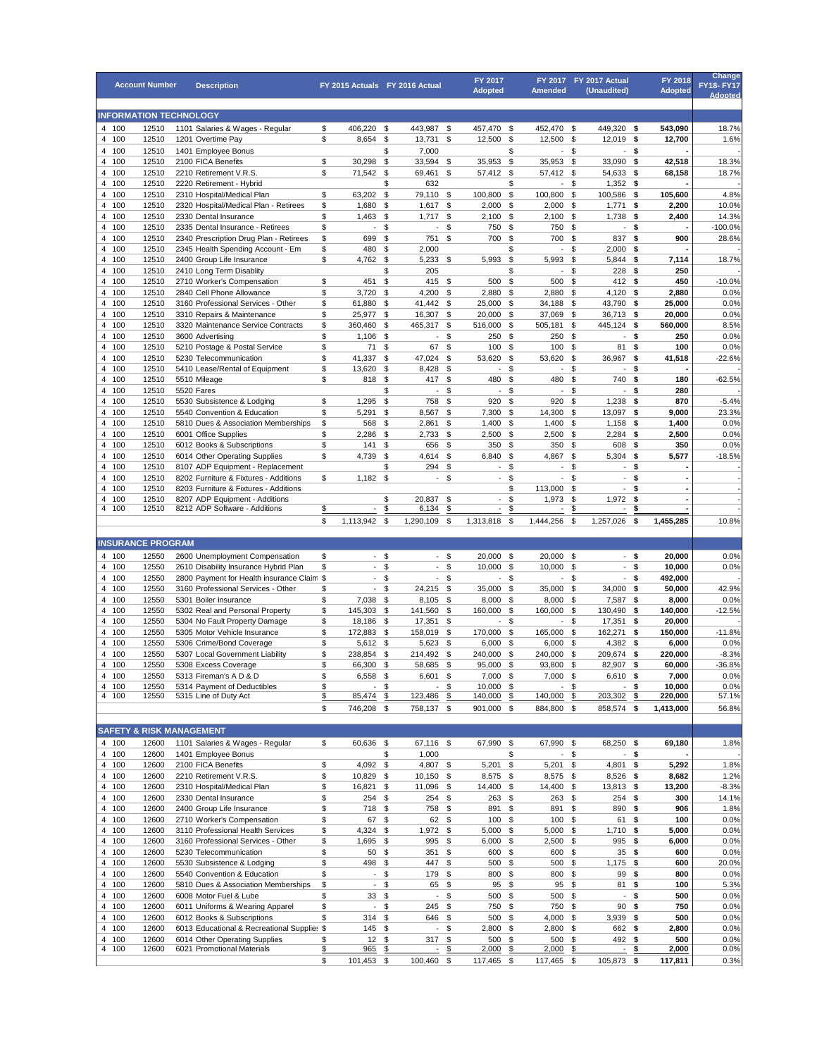| Account Number | | | Description | FY 2015 Actuals | FY 2016 Actual | FY 2017 Adopted | FY 2017 Amended | FY 2017 Actual (Unaudited) | FY 2018 Adopted | Change FY18- FY17 Adopted |
|---|---|---|---|---|---|---|---|---|---|---|
| **INFORMATION TECHNOLOGY** | | | | | | | | | | |
| 4 | 100 | 12510 | 1101 Salaries & Wages - Regular | $ 406,220 | $ 443,987 | $ 457,470 | $ 452,470 | $ 449,320 | **$ 543,090** | 18.7% |
| 4 | 100 | 12510 | 1201 Overtime Pay | $ 8,654 | $ 13,731 | $ 12,500 | $ 12,500 | $ 12,019 | **$ 12,700** | 1.6% |
| 4 | 100 | 12510 | 1401 Employee Bonus | | $ 7,000 | | $ - | $ - | **$ -** | - |
| 4 | 100 | 12510 | 2100 FICA Benefits | $ 30,298 | $ 33,594 | $ 35,953 | $ 35,953 | $ 33,090 | **$ 42,518** | 18.3% |
| 4 | 100 | 12510 | 2210 Retirement V.R.S. | $ 71,542 | $ 69,461 | $ 57,412 | $ 57,412 | $ 54,633 | **$ 68,158** | 18.7% |
| 4 | 100 | 12510 | 2220 Retirement - Hybrid | | $ 632 | | $ - | $ 1,352 | **$ -** | - |
| 4 | 100 | 12510 | 2310 Hospital/Medical Plan | $ 63,202 | $ 79,110 | $ 100,800 | $ 100,800 | $ 100,586 | **$ 105,600** | 4.8% |
| 4 | 100 | 12510 | 2320 Hospital/Medical Plan - Retirees | $ 1,680 | $ 1,617 | $ 2,000 | $ 2,000 | $ 1,771 | **$ 2,200** | 10.0% |
| 4 | 100 | 12510 | 2330 Dental Insurance | $ 1,463 | $ 1,717 | $ 2,100 | $ 2,100 | $ 1,738 | **$ 2,400** | 14.3% |
| 4 | 100 | 12510 | 2335 Dental Insurance - Retirees | $ - | $ - | $ 750 | $ 750 | $ - | **$ -** | -100.0% |
| 4 | 100 | 12510 | 2340 Prescription Drug Plan - Retirees | $ 699 | $ 751 | $ 700 | $ 700 | $ 837 | **$ 900** | 28.6% |
| 4 | 100 | 12510 | 2345 Health Spending Account - Em | $ 480 | $ 2,000 | | $ - | $ 2,000 | **$ -** | - |
| 4 | 100 | 12510 | 2400 Group Life Insurance | $ 4,762 | $ 5,233 | $ 5,993 | $ 5,993 | $ 5,844 | **$ 7,114** | 18.7% |
| 4 | 100 | 12510 | 2410 Long Term Disablity | | $ 205 | | $ - | $ 228 | **$ 250** | - |
| 4 | 100 | 12510 | 2710 Worker's Compensation | $ 451 | $ 415 | $ 500 | $ 500 | $ 412 | **$ 450** | -10.0% |
| 4 | 100 | 12510 | 2840 Cell Phone Allowance | $ 3,720 | $ 4,200 | $ 2,880 | $ 2,880 | $ 4,120 | **$ 2,880** | 0.0% |
| 4 | 100 | 12510 | 3160 Professional Services - Other | $ 61,880 | $ 41,442 | $ 25,000 | $ 34,188 | $ 43,790 | **$ 25,000** | 0.0% |
| 4 | 100 | 12510 | 3310 Repairs & Maintenance | $ 25,977 | $ 16,307 | $ 20,000 | $ 37,069 | $ 36,713 | **$ 20,000** | 0.0% |
| 4 | 100 | 12510 | 3320 Maintenance Service Contracts | $ 360,460 | $ 465,317 | $ 516,000 | $ 505,181 | $ 445,124 | **$ 560,000** | 8.5% |
| 4 | 100 | 12510 | 3600 Advertising | $ 1,106 | $ - | $ 250 | $ 250 | $ - | **$ 250** | 0.0% |
| 4 | 100 | 12510 | 5210 Postage & Postal Service | $ 71 | $ 67 | $ 100 | $ 100 | $ 81 | **$ 100** | 0.0% |
| 4 | 100 | 12510 | 5230 Telecommunication | $ 41,337 | $ 47,024 | $ 53,620 | $ 53,620 | $ 36,967 | **$ 41,518** | -22.6% |
| 4 | 100 | 12510 | 5410 Lease/Rental of Equipment | $ 13,620 | $ 8,428 | $ - | $ - | $ - | **$ -** | - |
| 4 | 100 | 12510 | 5510 Mileage | $ 818 | $ 417 | $ 480 | $ 480 | $ 740 | **$ 180** | -62.5% |
| 4 | 100 | 12510 | 5520 Fares | | $ - | $ - | $ - | $ - | **$ 280** | - |
| 4 | 100 | 12510 | 5530 Subsistence & Lodging | $ 1,295 | $ 758 | $ 920 | $ 920 | $ 1,238 | **$ 870** | -5.4% |
| 4 | 100 | 12510 | 5540 Convention & Education | $ 5,291 | $ 8,567 | $ 7,300 | $ 14,300 | $ 13,097 | **$ 9,000** | 23.3% |
| 4 | 100 | 12510 | 5810 Dues & Association Memberships | $ 568 | $ 2,861 | $ 1,400 | $ 1,400 | $ 1,158 | **$ 1,400** | 0.0% |
| 4 | 100 | 12510 | 6001 Office Supplies | $ 2,286 | $ 2,733 | $ 2,500 | $ 2,500 | $ 2,284 | **$ 2,500** | 0.0% |
| 4 | 100 | 12510 | 6012 Books & Subscriptions | $ 141 | $ 656 | $ 350 | $ 350 | $ 608 | **$ 350** | 0.0% |
| 4 | 100 | 12510 | 6014 Other Operating Supplies | $ 4,739 | $ 4,614 | $ 6,840 | $ 4,867 | $ 5,304 | **$ 5,577** | -18.5% |
| 4 | 100 | 12510 | 8107 ADP Equipment - Replacement | | $ 294 | $ - | $ - | $ - | **$ -** | - |
| 4 | 100 | 12510 | 8202 Furniture & Fixtures - Additions | $ 1,182 | $ - | $ - | $ - | $ - | **$ -** | - |
| 4 | 100 | 12510 | 8203 Furniture & Fixtures - Additions | | | | $ 113,000 | $ - | **$ -** | - |
| 4 | 100 | 12510 | 8207 ADP Equipment - Additions | | $ 20,837 | $ - | $ 1,973 | $ 1,972 | **$ -** | - |
| 4 | 100 | 12510 | 8212 ADP Software - Additions | $ - | $ 6,134 | $ - | $ - | $ - | **$ -** | - |
| | | | | $ 1,113,942 | $ 1,290,109 | $ 1,313,818 | $ 1,444,256 | $ 1,257,026 | **$ 1,455,285** | 10.8% |
| **INSURANCE PROGRAM** | | | | | | | | | | |
| 4 | 100 | 12550 | 2600 Unemployment Compensation | $ - | $ - | $ 20,000 | $ 20,000 | $ - | **$ 20,000** | 0.0% |
| 4 | 100 | 12550 | 2610 Disability Insurance Hybrid Plan | $ - | $ - | $ 10,000 | $ 10,000 | $ - | **$ 10,000** | 0.0% |
| 4 | 100 | 12550 | 2800 Payment for Health insurance Claim | $ - | $ - | $ - | $ - | $ - | **$ 492,000** | - |
| 4 | 100 | 12550 | 3160 Professional Services - Other | $ - | $ 24,215 | $ 35,000 | $ 35,000 | $ 34,000 | **$ 50,000** | 42.9% |
| 4 | 100 | 12550 | 5301 Boiler Insurance | $ 7,038 | $ 8,105 | $ 8,000 | $ 8,000 | $ 7,587 | **$ 8,000** | 0.0% |
| 4 | 100 | 12550 | 5302 Real and Personal Property | $ 145,303 | $ 141,560 | $ 160,000 | $ 160,000 | $ 130,490 | **$ 140,000** | -12.5% |
| 4 | 100 | 12550 | 5304 No Fault Property Damage | $ 18,186 | $ 17,351 | $ - | $ - | $ 17,351 | **$ 20,000** | - |
| 4 | 100 | 12550 | 5305 Motor Vehicle Insurance | $ 172,883 | $ 158,019 | $ 170,000 | $ 165,000 | $ 162,271 | **$ 150,000** | -11.8% |
| 4 | 100 | 12550 | 5306 Crime/Bond Coverage | $ 5,612 | $ 5,623 | $ 6,000 | $ 6,000 | $ 4,382 | **$ 6,000** | 0.0% |
| 4 | 100 | 12550 | 5307 Local Government Liability | $ 238,854 | $ 214,492 | $ 240,000 | $ 240,000 | $ 209,674 | **$ 220,000** | -8.3% |
| 4 | 100 | 12550 | 5308 Excess Coverage | $ 66,300 | $ 58,685 | $ 95,000 | $ 93,800 | $ 82,907 | **$ 60,000** | -36.8% |
| 4 | 100 | 12550 | 5313 Fireman's A D & D | $ 6,558 | $ 6,601 | $ 7,000 | $ 7,000 | $ 6,610 | **$ 7,000** | 0.0% |
| 4 | 100 | 12550 | 5314 Payment of Deductibles | $ - | $ - | $ 10,000 | $ - | $ - | **$ 10,000** | 0.0% |
| 4 | 100 | 12550 | 5315 Line of Duty Act | $ 85,474 | $ 123,486 | $ 140,000 | $ 140,000 | $ 203,302 | **$ 220,000** | 57.1% |
| | | | | $ 746,208 | $ 758,137 | $ 901,000 | $ 884,800 | $ 858,574 | **$ 1,413,000** | 56.8% |
| **SAFETY & RISK MANAGEMENT** | | | | | | | | | | |
| 4 | 100 | 12600 | 1101 Salaries & Wages - Regular | $ 60,636 | $ 67,116 | $ 67,990 | $ 67,990 | $ 68,250 | **$ 69,180** | 1.8% |
| 4 | 100 | 12600 | 1401 Employee Bonus | | $ 1,000 | | $ - | $ - | **$ -** | - |
| 4 | 100 | 12600 | 2100 FICA Benefits | $ 4,092 | $ 4,807 | $ 5,201 | $ 5,201 | $ 4,801 | **$ 5,292** | 1.8% |
| 4 | 100 | 12600 | 2210 Retirement V.R.S. | $ 10,829 | $ 10,150 | $ 8,575 | $ 8,575 | $ 8,526 | **$ 8,682** | 1.2% |
| 4 | 100 | 12600 | 2310 Hospital/Medical Plan | $ 16,821 | $ 11,096 | $ 14,400 | $ 14,400 | $ 13,813 | **$ 13,200** | -8.3% |
| 4 | 100 | 12600 | 2330 Dental Insurance | $ 254 | $ 254 | $ 263 | $ 263 | $ 254 | **$ 300** | 14.1% |
| 4 | 100 | 12600 | 2400 Group Life Insurance | $ 718 | $ 758 | $ 891 | $ 891 | $ 890 | **$ 906** | 1.8% |
| 4 | 100 | 12600 | 2710 Worker's Compensation | $ 67 | $ 62 | $ 100 | $ 100 | $ 61 | **$ 100** | 0.0% |
| 4 | 100 | 12600 | 3110 Professional Health Services | $ 4,324 | $ 1,972 | $ 5,000 | $ 5,000 | $ 1,710 | **$ 5,000** | 0.0% |
| 4 | 100 | 12600 | 3160 Professional Services - Other | $ 1,695 | $ 995 | $ 6,000 | $ 2,500 | $ 995 | **$ 6,000** | 0.0% |
| 4 | 100 | 12600 | 5230 Telecommunication | $ 50 | $ 351 | $ 600 | $ 600 | $ 35 | **$ 600** | 0.0% |
| 4 | 100 | 12600 | 5530 Subsistence & Lodging | $ 498 | $ 447 | $ 500 | $ 500 | $ 1,175 | **$ 600** | 20.0% |
| 4 | 100 | 12600 | 5540 Convention & Education | $ - | $ 179 | $ 800 | $ 800 | $ 99 | **$ 800** | 0.0% |
| 4 | 100 | 12600 | 5810 Dues & Association Memberships | $ - | $ 65 | $ 95 | $ 95 | $ 81 | **$ 100** | 5.3% |
| 4 | 100 | 12600 | 6008 Motor Fuel & Lube | $ 33 | $ - | $ 500 | $ 500 | $ - | **$ 500** | 0.0% |
| 4 | 100 | 12600 | 6011 Uniforms & Wearing Apparel | $ - | $ 245 | $ 750 | $ 750 | $ 90 | **$ 750** | 0.0% |
| 4 | 100 | 12600 | 6012 Books & Subscriptions | $ 314 | $ 646 | $ 500 | $ 4,000 | $ 3,939 | **$ 500** | 0.0% |
| 4 | 100 | 12600 | 6013 Educational & Recreational Supplies | $ 145 | $ - | $ 2,800 | $ 2,800 | $ 662 | **$ 2,800** | 0.0% |
| 4 | 100 | 12600 | 6014 Other Operating Supplies | $ 12 | $ 317 | $ 500 | $ 500 | $ 492 | **$ 500** | 0.0% |
| 4 | 100 | 12600 | 6021 Promotional Materials | $ 965 | $ - | $ 2,000 | $ 2,000 | $ - | **$ 2,000** | 0.0% |
| | | | | $ 101,453 | $ 100,460 | $ 117,465 | $ 117,465 | $ 105,873 | **$ 117,811** | 0.3% |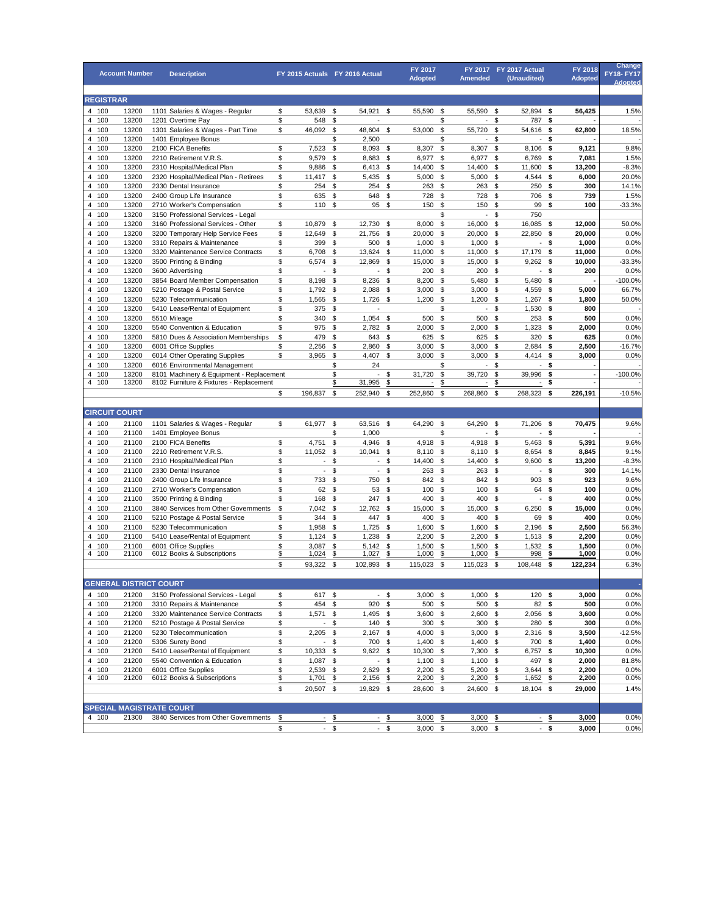| Account Number | | | Description | FY 2015 Actuals | FY 2016 Actual | FY 2017 Adopted | FY 2017 Amended | FY 2017 Actual (Unaudited) | FY 2018 Adopted | Change FY18- FY17 Adopted |
|---|---|---|---|---|---|---|---|---|---|---|
| **REGISTRAR** | | | | | | | | | | |
| 4 | 100 | 13200 | 1101 Salaries & Wages - Regular | $ 53,639 | $ 54,921 | $ 55,590 | $ 55,590 | $ 52,894 | **$ 56,425** | 1.5% |
| 4 | 100 | 13200 | 1201 Overtime Pay | $ 548 | $ - | | $ - | $ 787 | **$ -** | - |
| 4 | 100 | 13200 | 1301 Salaries & Wages - Part Time | $ 46,092 | $ 48,604 | $ 53,000 | $ 55,720 | $ 54,616 | **$ 62,800** | 18.5% |
| 4 | 100 | 13200 | 1401 Employee Bonus | | $ 2,500 | | $ - | $ - | **$ -** | - |
| 4 | 100 | 13200 | 2100 FICA Benefits | $ 7,523 | $ 8,093 | $ 8,307 | $ 8,307 | $ 8,106 | **$ 9,121** | 9.8% |
| 4 | 100 | 13200 | 2210 Retirement V.R.S. | $ 9,579 | $ 8,683 | $ 6,977 | $ 6,977 | $ 6,769 | **$ 7,081** | 1.5% |
| 4 | 100 | 13200 | 2310 Hospital/Medical Plan | $ 9,886 | $ 6,413 | $ 14,400 | $ 14,400 | $ 11,600 | **$ 13,200** | -8.3% |
| 4 | 100 | 13200 | 2320 Hospital/Medical Plan - Retirees | $ 11,417 | $ 5,435 | $ 5,000 | $ 5,000 | $ 4,544 | **$ 6,000** | 20.0% |
| 4 | 100 | 13200 | 2330 Dental Insurance | $ 254 | $ 254 | $ 263 | $ 263 | $ 250 | **$ 300** | 14.1% |
| 4 | 100 | 13200 | 2400 Group Life Insurance | $ 635 | $ 648 | $ 728 | $ 728 | $ 706 | **$ 739** | 1.5% |
| 4 | 100 | 13200 | 2710 Worker's Compensation | $ 110 | $ 95 | $ 150 | $ 150 | $ 99 | **$ 100** | -33.3% |
| 4 | 100 | 13200 | 3150 Professional Services - Legal | | | | $ - | $ 750 | | |
| 4 | 100 | 13200 | 3160 Professional Services - Other | $ 10,879 | $ 12,730 | $ 8,000 | $ 16,000 | $ 16,085 | **$ 12,000** | 50.0% |
| 4 | 100 | 13200 | 3200 Temporary Help Service Fees | $ 12,649 | $ 21,756 | $ 20,000 | $ 20,000 | $ 22,850 | **$ 20,000** | 0.0% |
| 4 | 100 | 13200 | 3310 Repairs & Maintenance | $ 399 | $ 500 | $ 1,000 | $ 1,000 | $ - | **$ 1,000** | 0.0% |
| 4 | 100 | 13200 | 3320 Maintenance Service Contracts | $ 6,708 | $ 13,624 | $ 11,000 | $ 11,000 | $ 17,179 | **$ 11,000** | 0.0% |
| 4 | 100 | 13200 | 3500 Printing & Binding | $ 6,574 | $ 12,869 | $ 15,000 | $ 15,000 | $ 9,262 | **$ 10,000** | -33.3% |
| 4 | 100 | 13200 | 3600 Advertising | $ - | $ - | $ 200 | $ 200 | $ - | **$ 200** | 0.0% |
| 4 | 100 | 13200 | 3854 Board Member Compensation | $ 8,198 | $ 8,236 | $ 8,200 | $ 5,480 | $ 5,480 | **$ -** | -100.0% |
| 4 | 100 | 13200 | 5210 Postage & Postal Service | $ 1,792 | $ 2,088 | $ 3,000 | $ 3,000 | $ 4,559 | **$ 5,000** | 66.7% |
| 4 | 100 | 13200 | 5230 Telecommunication | $ 1,565 | $ 1,726 | $ 1,200 | $ 1,200 | $ 1,267 | **$ 1,800** | 50.0% |
| 4 | 100 | 13200 | 5410 Lease/Rental of Equipment | $ 375 | $ - | | $ - | $ 1,530 | **$ 800** | - |
| 4 | 100 | 13200 | 5510 Mileage | $ 340 | $ 1,054 | $ 500 | $ 500 | $ 253 | **$ 500** | 0.0% |
| 4 | 100 | 13200 | 5540 Convention & Education | $ 975 | $ 2,782 | $ 2,000 | $ 2,000 | $ 1,323 | **$ 2,000** | 0.0% |
| 4 | 100 | 13200 | 5810 Dues & Association Memberships | $ 479 | $ 643 | $ 625 | $ 625 | $ 320 | **$ 625** | 0.0% |
| 4 | 100 | 13200 | 6001 Office Supplies | $ 2,256 | $ 2,860 | $ 3,000 | $ 3,000 | $ 2,684 | **$ 2,500** | -16.7% |
| 4 | 100 | 13200 | 6014 Other Operating Supplies | $ 3,965 | $ 4,407 | $ 3,000 | $ 3,000 | $ 4,414 | **$ 3,000** | 0.0% |
| 4 | 100 | 13200 | 6016 Environmental Management | | $ 24 | | $ - | $ - | **$ -** | - |
| 4 | 100 | 13200 | 8101 Machinery & Equipment - Replacement | | $ - | $ 31,720 | $ 39,720 | $ 39,996 | **$ -** | -100.0% |
| 4 | 100 | 13200 | 8102 Furniture & Fixtures - Replacement | | $ 31,995 | $ - | $ - | $ - | **$ -** | |
| | | | | $ 196,837 | $ 252,940 | $ 252,860 | $ 268,860 | $ 268,323 | **$ 226,191** | -10.5% |
| **CIRCUIT COURT** | | | | | | | | | | |
| 4 | 100 | 21100 | 1101 Salaries & Wages - Regular | $ 61,977 | $ 63,516 | $ 64,290 | $ 64,290 | $ 71,206 | **$ 70,475** | 9.6% |
| 4 | 100 | 21100 | 1401 Employee Bonus | | $ 1,000 | | $ - | $ - | **$ -** | - |
| 4 | 100 | 21100 | 2100 FICA Benefits | $ 4,751 | $ 4,946 | $ 4,918 | $ 4,918 | $ 5,463 | **$ 5,391** | 9.6% |
| 4 | 100 | 21100 | 2210 Retirement V.R.S. | $ 11,052 | $ 10,041 | $ 8,110 | $ 8,110 | $ 8,654 | **$ 8,845** | 9.1% |
| 4 | 100 | 21100 | 2310 Hospital/Medical Plan | $ - | $ - | $ 14,400 | $ 14,400 | $ 9,600 | **$ 13,200** | -8.3% |
| 4 | 100 | 21100 | 2330 Dental Insurance | $ - | $ - | $ 263 | $ 263 | $ - | **$ 300** | 14.1% |
| 4 | 100 | 21100 | 2400 Group Life Insurance | $ 733 | $ 750 | $ 842 | $ 842 | $ 903 | **$ 923** | 9.6% |
| 4 | 100 | 21100 | 2710 Worker's Compensation | $ 62 | $ 53 | $ 100 | $ 100 | $ 64 | **$ 100** | 0.0% |
| 4 | 100 | 21100 | 3500 Printing & Binding | $ 168 | $ 247 | $ 400 | $ 400 | $ - | **$ 400** | 0.0% |
| 4 | 100 | 21100 | 3840 Services from Other Governments | $ 7,042 | $ 12,762 | $ 15,000 | $ 15,000 | $ 6,250 | **$ 15,000** | 0.0% |
| 4 | 100 | 21100 | 5210 Postage & Postal Service | $ 344 | $ 447 | $ 400 | $ 400 | $ 69 | **$ 400** | 0.0% |
| 4 | 100 | 21100 | 5230 Telecommunication | $ 1,958 | $ 1,725 | $ 1,600 | $ 1,600 | $ 2,196 | **$ 2,500** | 56.3% |
| 4 | 100 | 21100 | 5410 Lease/Rental of Equipment | $ 1,124 | $ 1,238 | $ 2,200 | $ 2,200 | $ 1,513 | **$ 2,200** | 0.0% |
| 4 | 100 | 21100 | 6001 Office Supplies | $ 3,087 | $ 5,142 | $ 1,500 | $ 1,500 | $ 1,532 | **$ 1,500** | 0.0% |
| 4 | 100 | 21100 | 6012 Books & Subscriptions | $ 1,024 | $ 1,027 | $ 1,000 | $ 1,000 | $ 998 | **$ 1,000** | 0.0% |
| | | | | $ 93,322 | $ 102,893 | $ 115,023 | $ 115,023 | $ 108,448 | **$ 122,234** | 6.3% |
| **GENERAL DISTRICT COURT** | | | | | | | | | | - |
| 4 | 100 | 21200 | 3150 Professional Services - Legal | $ 617 | $ - | $ 3,000 | $ 1,000 | $ 120 | **$ 3,000** | 0.0% |
| 4 | 100 | 21200 | 3310 Repairs & Maintenance | $ 454 | $ 920 | $ 500 | $ 500 | $ 82 | **$ 500** | 0.0% |
| 4 | 100 | 21200 | 3320 Maintenance Service Contracts | $ 1,571 | $ 1,495 | $ 3,600 | $ 2,600 | $ 2,056 | **$ 3,600** | 0.0% |
| 4 | 100 | 21200 | 5210 Postage & Postal Service | $ - | $ 140 | $ 300 | $ 300 | $ 280 | **$ 300** | 0.0% |
| 4 | 100 | 21200 | 5230 Telecommunication | $ 2,205 | $ 2,167 | $ 4,000 | $ 3,000 | $ 2,316 | **$ 3,500** | -12.5% |
| 4 | 100 | 21200 | 5306 Surety Bond | $ - | $ 700 | $ 1,400 | $ 1,400 | $ 700 | **$ 1,400** | 0.0% |
| 4 | 100 | 21200 | 5410 Lease/Rental of Equipment | $ 10,333 | $ 9,622 | $ 10,300 | $ 7,300 | $ 6,757 | **$ 10,300** | 0.0% |
| 4 | 100 | 21200 | 5540 Convention & Education | $ 1,087 | $ - | $ 1,100 | $ 1,100 | $ 497 | **$ 2,000** | 81.8% |
| 4 | 100 | 21200 | 6001 Office Supplies | $ 2,539 | $ 2,629 | $ 2,200 | $ 5,200 | $ 3,644 | **$ 2,200** | 0.0% |
| 4 | 100 | 21200 | 6012 Books & Subscriptions | $ 1,701 | $ 2,156 | $ 2,200 | $ 2,200 | $ 1,652 | **$ 2,200** | 0.0% |
| | | | | $ 20,507 | $ 19,829 | $ 28,600 | $ 24,600 | $ 18,104 | **$ 29,000** | 1.4% |
| **SPECIAL MAGISTRATE COURT** | | | | | | | | | | |
| 4 | 100 | 21300 | 3840 Services from Other Governments | $ - | $ - | $ 3,000 | $ 3,000 | $ - | **$ 3,000** | 0.0% |
| | | | | $ - | $ - | $ 3,000 | $ 3,000 | $ - | **$ 3,000** | 0.0% |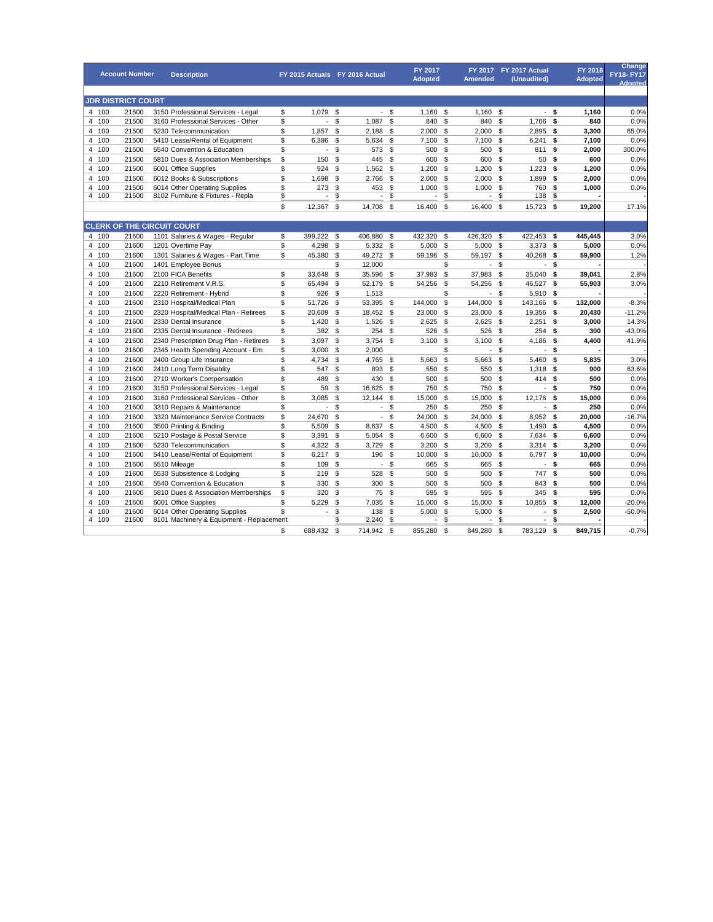| Account Number | | | Description | FY 2015 Actuals | FY 2016 Actual | FY 2017 Adopted | FY 2017 Amended | FY 2017 Actual (Unaudited) | FY 2018 Adopted | Change FY18- FY17 Adopted |
|---|---|---|---|---|---|---|---|---|---|---|
| **JDR DISTRICT COURT** | | | | | | | | | | |
| 4 | 100 | 21500 | 3150 Professional Services - Legal | $ 1,079 | $ - | $ 1,160 | $ 1,160 | $ - | **$ 1,160** | 0.0% |
| 4 | 100 | 21500 | 3160 Professional Services - Other | $ - | $ 1,087 | $ 840 | $ 840 | $ 1,706 | **$ 840** | 0.0% |
| 4 | 100 | 21500 | 5230 Telecommunication | $ 1,857 | $ 2,188 | $ 2,000 | $ 2,000 | $ 2,895 | **$ 3,300** | 65.0% |
| 4 | 100 | 21500 | 5410 Lease/Rental of Equipment | $ 6,386 | $ 5,634 | $ 7,100 | $ 7,100 | $ 6,241 | **$ 7,100** | 0.0% |
| 4 | 100 | 21500 | 5540 Convention & Education | $ - | $ 573 | $ 500 | $ 500 | $ 811 | **$ 2,000** | 300.0% |
| 4 | 100 | 21500 | 5810 Dues & Association Memberships | $ 150 | $ 445 | $ 600 | $ 600 | $ 50 | **$ 600** | 0.0% |
| 4 | 100 | 21500 | 6001 Office Supplies | $ 924 | $ 1,562 | $ 1,200 | $ 1,200 | $ 1,223 | **$ 1,200** | 0.0% |
| 4 | 100 | 21500 | 6012 Books & Subscriptions | $ 1,698 | $ 2,766 | $ 2,000 | $ 2,000 | $ 1,899 | **$ 2,000** | 0.0% |
| 4 | 100 | 21500 | 6014 Other Operating Supplies | $ 273 | $ 453 | $ 1,000 | $ 1,000 | $ 760 | **$ 1,000** | 0.0% |
| 4 | 100 | 21500 | 8102 Furniture & Fixtures - Repla | $ - | $ - | $ - | $ - | $ 138 | **$ -** | - |
| | | | | $ 12,367 | $ 14,708 | $ 16,400 | $ 16,400 | $ 15,723 | **$ 19,200** | 17.1% |
| **CLERK OF THE CIRCUIT COURT** | | | | | | | | | | |
| 4 | 100 | 21600 | 1101 Salaries & Wages - Regular | $ 399,222 | $ 406,880 | $ 432,320 | $ 426,320 | $ 422,453 | **$ 445,445** | 3.0% |
| 4 | 100 | 21600 | 1201 Overtime Pay | $ 4,298 | $ 5,332 | $ 5,000 | $ 5,000 | $ 3,373 | **$ 5,000** | 0.0% |
| 4 | 100 | 21600 | 1301 Salaries & Wages - Part Time | $ 45,380 | $ 49,272 | $ 59,196 | $ 59,197 | $ 40,268 | **$ 59,900** | 1.2% |
| 4 | 100 | 21600 | 1401 Employee Bonus | | $ 12,000 | | $ - | $ - | **$ -** | - |
| 4 | 100 | 21600 | 2100 FICA Benefits | $ 33,648 | $ 35,596 | $ 37,983 | $ 37,983 | $ 35,040 | **$ 39,041** | 2.8% |
| 4 | 100 | 21600 | 2210 Retirement V.R.S. | $ 65,494 | $ 62,179 | $ 54,256 | $ 54,256 | $ 46,527 | **$ 55,903** | 3.0% |
| 4 | 100 | 21600 | 2220 Retirement - Hybrid | $ 926 | $ 1,513 | | $ - | $ 5,910 | **$ -** | - |
| 4 | 100 | 21600 | 2310 Hospital/Medical Plan | $ 51,726 | $ 53,395 | $ 144,000 | $ 144,000 | $ 143,166 | **$ 132,000** | -8.3% |
| 4 | 100 | 21600 | 2320 Hospital/Medical Plan - Retirees | $ 20,609 | $ 18,452 | $ 23,000 | $ 23,000 | $ 19,356 | **$ 20,430** | -11.2% |
| 4 | 100 | 21600 | 2330 Dental Insurance | $ 1,420 | $ 1,526 | $ 2,625 | $ 2,625 | $ 2,251 | **$ 3,000** | 14.3% |
| 4 | 100 | 21600 | 2335 Dental Insurance - Retirees | $ 382 | $ 254 | $ 526 | $ 526 | $ 254 | **$ 300** | -43.0% |
| 4 | 100 | 21600 | 2340 Prescription Drug Plan - Retirees | $ 3,097 | $ 3,754 | $ 3,100 | $ 3,100 | $ 4,186 | **$ 4,400** | 41.9% |
| 4 | 100 | 21600 | 2345 Health Spending Account - Em | $ 3,000 | $ 2,000 | | $ - | $ - | **$ -** | - |
| 4 | 100 | 21600 | 2400 Group Life Insurance | $ 4,734 | $ 4,765 | $ 5,663 | $ 5,663 | $ 5,460 | **$ 5,835** | 3.0% |
| 4 | 100 | 21600 | 2410 Long Term Disablity | $ 547 | $ 893 | $ 550 | $ 550 | $ 1,318 | **$ 900** | 63.6% |
| 4 | 100 | 21600 | 2710 Worker's Compensation | $ 489 | $ 430 | $ 500 | $ 500 | $ 414 | **$ 500** | 0.0% |
| 4 | 100 | 21600 | 3150 Professional Services - Legal | $ 59 | $ 16,625 | $ 750 | $ 750 | $ - | **$ 750** | 0.0% |
| 4 | 100 | 21600 | 3160 Professional Services - Other | $ 3,085 | $ 12,144 | $ 15,000 | $ 15,000 | $ 12,176 | **$ 15,000** | 0.0% |
| 4 | 100 | 21600 | 3310 Repairs & Maintenance | $ - | $ - | $ 250 | $ 250 | $ - | **$ 250** | 0.0% |
| 4 | 100 | 21600 | 3320 Maintenance Service Contracts | $ 24,670 | $ - | $ 24,000 | $ 24,000 | $ 8,952 | **$ 20,000** | -16.7% |
| 4 | 100 | 21600 | 3500 Printing & Binding | $ 5,509 | $ 8,637 | $ 4,500 | $ 4,500 | $ 1,490 | **$ 4,500** | 0.0% |
| 4 | 100 | 21600 | 5210 Postage & Postal Service | $ 3,391 | $ 5,054 | $ 6,600 | $ 6,600 | $ 7,634 | **$ 6,600** | 0.0% |
| 4 | 100 | 21600 | 5230 Telecommunication | $ 4,322 | $ 3,729 | $ 3,200 | $ 3,200 | $ 3,314 | **$ 3,200** | 0.0% |
| 4 | 100 | 21600 | 5410 Lease/Rental of Equipment | $ 6,217 | $ 196 | $ 10,000 | $ 10,000 | $ 6,797 | **$ 10,000** | 0.0% |
| 4 | 100 | 21600 | 5510 Mileage | $ 109 | $ - | $ 665 | $ 665 | $ - | **$ 665** | 0.0% |
| 4 | 100 | 21600 | 5530 Subsistence & Lodging | $ 219 | $ 528 | $ 500 | $ 500 | $ 747 | **$ 500** | 0.0% |
| 4 | 100 | 21600 | 5540 Convention & Education | $ 330 | $ 300 | $ 500 | $ 500 | $ 843 | **$ 500** | 0.0% |
| 4 | 100 | 21600 | 5810 Dues & Association Memberships | $ 320 | $ 75 | $ 595 | $ 595 | $ 345 | **$ 595** | 0.0% |
| 4 | 100 | 21600 | 6001 Office Supplies | $ 5,229 | $ 7,035 | $ 15,000 | $ 15,000 | $ 10,855 | **$ 12,000** | -20.0% |
| 4 | 100 | 21600 | 6014 Other Operating Supplies | $ - | $ 138 | $ 5,000 | $ 5,000 | $ - | **$ 2,500** | -50.0% |
| 4 | 100 | 21600 | 8101 Machinery & Equipment - Replacement | | $ 2,240 | $ - | $ - | $ - | **$ -** | - |
| | | | | $ 688,432 | $ 714,942 | $ 855,280 | $ 849,280 | $ 783,129 | **$ 849,715** | -0.7% |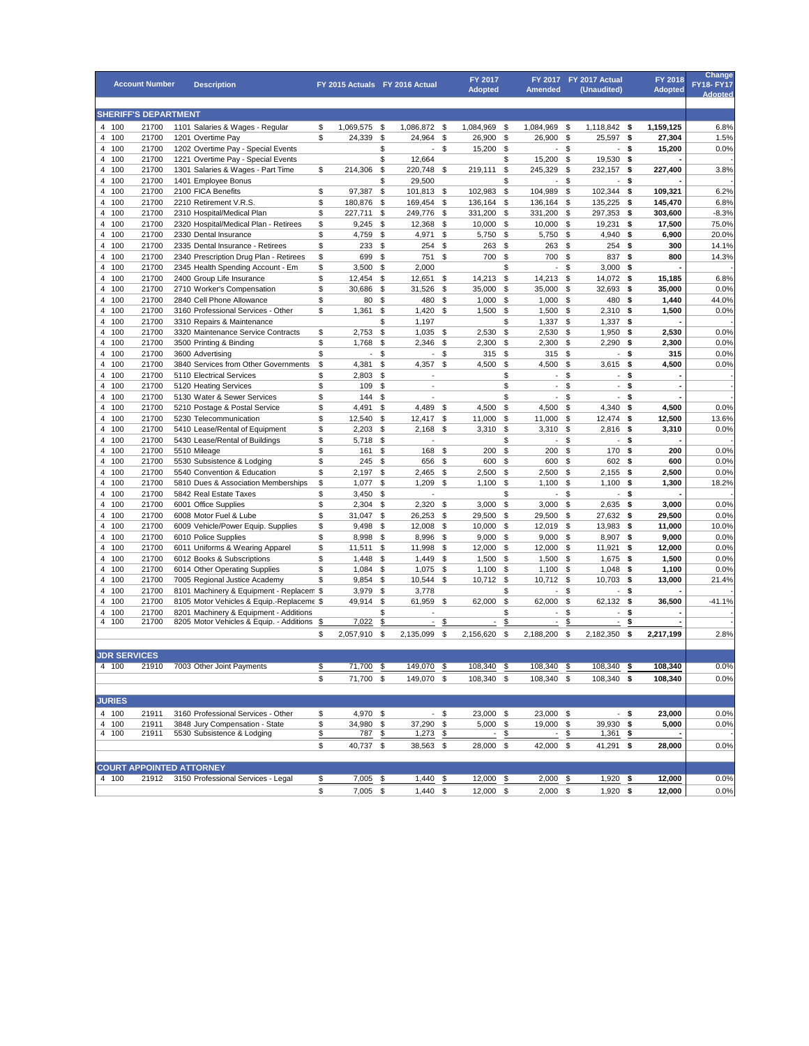| Account Number | | | Description | FY 2015 Actuals | FY 2016 Actual | FY 2017 Adopted | FY 2017 Amended | FY 2017 Actual (Unaudited) | FY 2018 Adopted | Change FY18- FY17 Adopted |
|---|---|---|---|---|---|---|---|---|---|---|
| **SHERIFF'S DEPARTMENT** | | | | | | | | | | |
| 4 | 100 | 21700 | 1101 Salaries & Wages - Regular | $ 1,069,575 | $ 1,086,872 | $ 1,084,969 | $ 1,084,969 | $ 1,118,842 | **$ 1,159,125** | 6.8% |
| 4 | 100 | 21700 | 1201 Overtime Pay | $ 24,339 | $ 24,964 | $ 26,900 | $ 26,900 | $ 25,597 | **$ 27,304** | 1.5% |
| 4 | 100 | 21700 | 1202 Overtime Pay - Special Events | | $ - | $ 15,200 | $ - | $ - | **$ 15,200** | 0.0% |
| 4 | 100 | 21700 | 1221 Overtime Pay - Special Events | | $ 12,664 | | $ 15,200 | $ 19,530 | **$ -** | - |
| 4 | 100 | 21700 | 1301 Salaries & Wages - Part Time | $ 214,306 | $ 220,748 | $ 219,111 | $ 245,329 | $ 232,157 | **$ 227,400** | 3.8% |
| 4 | 100 | 21700 | 1401 Employee Bonus | | $ 29,500 | | $ - | $ - | **$ -** | - |
| 4 | 100 | 21700 | 2100 FICA Benefits | $ 97,387 | $ 101,813 | $ 102,983 | $ 104,989 | $ 102,344 | **$ 109,321** | 6.2% |
| 4 | 100 | 21700 | 2210 Retirement V.R.S. | $ 180,876 | $ 169,454 | $ 136,164 | $ 136,164 | $ 135,225 | **$ 145,470** | 6.8% |
| 4 | 100 | 21700 | 2310 Hospital/Medical Plan | $ 227,711 | $ 249,776 | $ 331,200 | $ 331,200 | $ 297,353 | **$ 303,600** | -8.3% |
| 4 | 100 | 21700 | 2320 Hospital/Medical Plan - Retirees | $ 9,245 | $ 12,368 | $ 10,000 | $ 10,000 | $ 19,231 | **$ 17,500** | 75.0% |
| 4 | 100 | 21700 | 2330 Dental Insurance | $ 4,759 | $ 4,971 | $ 5,750 | $ 5,750 | $ 4,940 | **$ 6,900** | 20.0% |
| 4 | 100 | 21700 | 2335 Dental Insurance - Retirees | $ 233 | $ 254 | $ 263 | $ 263 | $ 254 | **$ 300** | 14.1% |
| 4 | 100 | 21700 | 2340 Prescription Drug Plan - Retirees | $ 699 | $ 751 | $ 700 | $ 700 | $ 837 | **$ 800** | 14.3% |
| 4 | 100 | 21700 | 2345 Health Spending Account - Em | $ 3,500 | $ 2,000 | | $ - | $ 3,000 | **$ -** | - |
| 4 | 100 | 21700 | 2400 Group Life Insurance | $ 12,454 | $ 12,651 | $ 14,213 | $ 14,213 | $ 14,072 | **$ 15,185** | 6.8% |
| 4 | 100 | 21700 | 2710 Worker's Compensation | $ 30,686 | $ 31,526 | $ 35,000 | $ 35,000 | $ 32,693 | **$ 35,000** | 0.0% |
| 4 | 100 | 21700 | 2840 Cell Phone Allowance | $ 80 | $ 480 | $ 1,000 | $ 1,000 | $ 480 | **$ 1,440** | 44.0% |
| 4 | 100 | 21700 | 3160 Professional Services - Other | $ 1,361 | $ 1,420 | $ 1,500 | $ 1,500 | $ 2,310 | **$ 1,500** | 0.0% |
| 4 | 100 | 21700 | 3310 Repairs & Maintenance | | $ 1,197 | | $ 1,337 | $ 1,337 | **$ -** | - |
| 4 | 100 | 21700 | 3320 Maintenance Service Contracts | $ 2,753 | $ 1,035 | $ 2,530 | $ 2,530 | $ 1,950 | **$ 2,530** | 0.0% |
| 4 | 100 | 21700 | 3500 Printing & Binding | $ 1,768 | $ 2,346 | $ 2,300 | $ 2,300 | $ 2,290 | **$ 2,300** | 0.0% |
| 4 | 100 | 21700 | 3600 Advertising | $ - | $ - | $ 315 | $ 315 | $ - | **$ 315** | 0.0% |
| 4 | 100 | 21700 | 3840 Services from Other Governments | $ 4,381 | $ 4,357 | $ 4,500 | $ 4,500 | $ 3,615 | **$ 4,500** | 0.0% |
| 4 | 100 | 21700 | 5110 Electrical Services | $ 2,803 | $ - | | $ - | $ - | **$ -** | - |
| 4 | 100 | 21700 | 5120 Heating Services | $ 109 | $ - | | $ - | $ - | **$ -** | - |
| 4 | 100 | 21700 | 5130 Water & Sewer Services | $ 144 | $ - | | $ - | $ - | **$ -** | - |
| 4 | 100 | 21700 | 5210 Postage & Postal Service | $ 4,491 | $ 4,489 | $ 4,500 | $ 4,500 | $ 4,340 | **$ 4,500** | 0.0% |
| 4 | 100 | 21700 | 5230 Telecommunication | $ 12,540 | $ 12,417 | $ 11,000 | $ 11,000 | $ 12,474 | **$ 12,500** | 13.6% |
| 4 | 100 | 21700 | 5410 Lease/Rental of Equipment | $ 2,203 | $ 2,168 | $ 3,310 | $ 3,310 | $ 2,816 | **$ 3,310** | 0.0% |
| 4 | 100 | 21700 | 5430 Lease/Rental of Buildings | $ 5,718 | $ - | | $ - | $ - | **$ -** | - |
| 4 | 100 | 21700 | 5510 Mileage | $ 161 | $ 168 | $ 200 | $ 200 | $ 170 | **$ 200** | 0.0% |
| 4 | 100 | 21700 | 5530 Subsistence & Lodging | $ 245 | $ 656 | $ 600 | $ 600 | $ 602 | **$ 600** | 0.0% |
| 4 | 100 | 21700 | 5540 Convention & Education | $ 2,197 | $ 2,465 | $ 2,500 | $ 2,500 | $ 2,155 | **$ 2,500** | 0.0% |
| 4 | 100 | 21700 | 5810 Dues & Association Memberships | $ 1,077 | $ 1,209 | $ 1,100 | $ 1,100 | $ 1,100 | **$ 1,300** | 18.2% |
| 4 | 100 | 21700 | 5842 Real Estate Taxes | $ 3,450 | $ - | | $ - | $ - | **$ -** | - |
| 4 | 100 | 21700 | 6001 Office Supplies | $ 2,304 | $ 2,320 | $ 3,000 | $ 3,000 | $ 2,635 | **$ 3,000** | 0.0% |
| 4 | 100 | 21700 | 6008 Motor Fuel & Lube | $ 31,047 | $ 26,253 | $ 29,500 | $ 29,500 | $ 27,632 | **$ 29,500** | 0.0% |
| 4 | 100 | 21700 | 6009 Vehicle/Power Equip. Supplies | $ 9,498 | $ 12,008 | $ 10,000 | $ 12,019 | $ 13,983 | **$ 11,000** | 10.0% |
| 4 | 100 | 21700 | 6010 Police Supplies | $ 8,998 | $ 8,996 | $ 9,000 | $ 9,000 | $ 8,907 | **$ 9,000** | 0.0% |
| 4 | 100 | 21700 | 6011 Uniforms & Wearing Apparel | $ 11,511 | $ 11,998 | $ 12,000 | $ 12,000 | $ 11,921 | **$ 12,000** | 0.0% |
| 4 | 100 | 21700 | 6012 Books & Subscriptions | $ 1,448 | $ 1,449 | $ 1,500 | $ 1,500 | $ 1,675 | **$ 1,500** | 0.0% |
| 4 | 100 | 21700 | 6014 Other Operating Supplies | $ 1,084 | $ 1,075 | $ 1,100 | $ 1,100 | $ 1,048 | **$ 1,100** | 0.0% |
| 4 | 100 | 21700 | 7005 Regional Justice Academy | $ 9,854 | $ 10,544 | $ 10,712 | $ 10,712 | $ 10,703 | **$ 13,000** | 21.4% |
| 4 | 100 | 21700 | 8101 Machinery & Equipment - Replacem | $ 3,979 | $ 3,778 | | $ - | $ - | **$ -** | - |
| 4 | 100 | 21700 | 8105 Motor Vehicles & Equip.-Replaceme | $ 49,914 | $ 61,959 | $ 62,000 | $ 62,000 | $ 62,132 | **$ 36,500** | -41.1% |
| 4 | 100 | 21700 | 8201 Machinery & Equipment - Additions | | $ - | | $ - | $ - | **$ -** | - |
| 4 | 100 | 21700 | 8205 Motor Vehicles & Equip. - Additions | $ 7,022 | $ - | $ - | $ - | $ - | **$ -** | - |
| | | | | $ 2,057,910 | $ 2,135,099 | $ 2,156,620 | $ 2,188,200 | $ 2,182,350 | **$ 2,217,199** | 2.8% |
| **JDR SERVICES** | | | | | | | | | | |
| 4 | 100 | 21910 | 7003 Other Joint Payments | $ 71,700 | $ 149,070 | $ 108,340 | $ 108,340 | $ 108,340 | **$ 108,340** | 0.0% |
| | | | | $ 71,700 | $ 149,070 | $ 108,340 | $ 108,340 | $ 108,340 | **$ 108,340** | 0.0% |
| **JURIES** | | | | | | | | | | |
| 4 | 100 | 21911 | 3160 Professional Services - Other | $ 4,970 | $ - | $ 23,000 | $ 23,000 | $ - | **$ 23,000** | 0.0% |
| 4 | 100 | 21911 | 3848 Jury Compensation - State | $ 34,980 | $ 37,290 | $ 5,000 | $ 19,000 | $ 39,930 | **$ 5,000** | 0.0% |
| 4 | 100 | 21911 | 5530 Subsistence & Lodging | $ 787 | $ 1,273 | $ - | $ - | $ 1,361 | **$ -** | - |
| | | | | $ 40,737 | $ 38,563 | $ 28,000 | $ 42,000 | $ 41,291 | **$ 28,000** | 0.0% |
| **COURT APPOINTED ATTORNEY** | | | | | | | | | | |
| 4 | 100 | 21912 | 3150 Professional Services - Legal | $ 7,005 | $ 1,440 | $ 12,000 | $ 2,000 | $ 1,920 | **$ 12,000** | 0.0% |
| | | | | $ 7,005 | $ 1,440 | $ 12,000 | $ 2,000 | $ 1,920 | **$ 12,000** | 0.0% |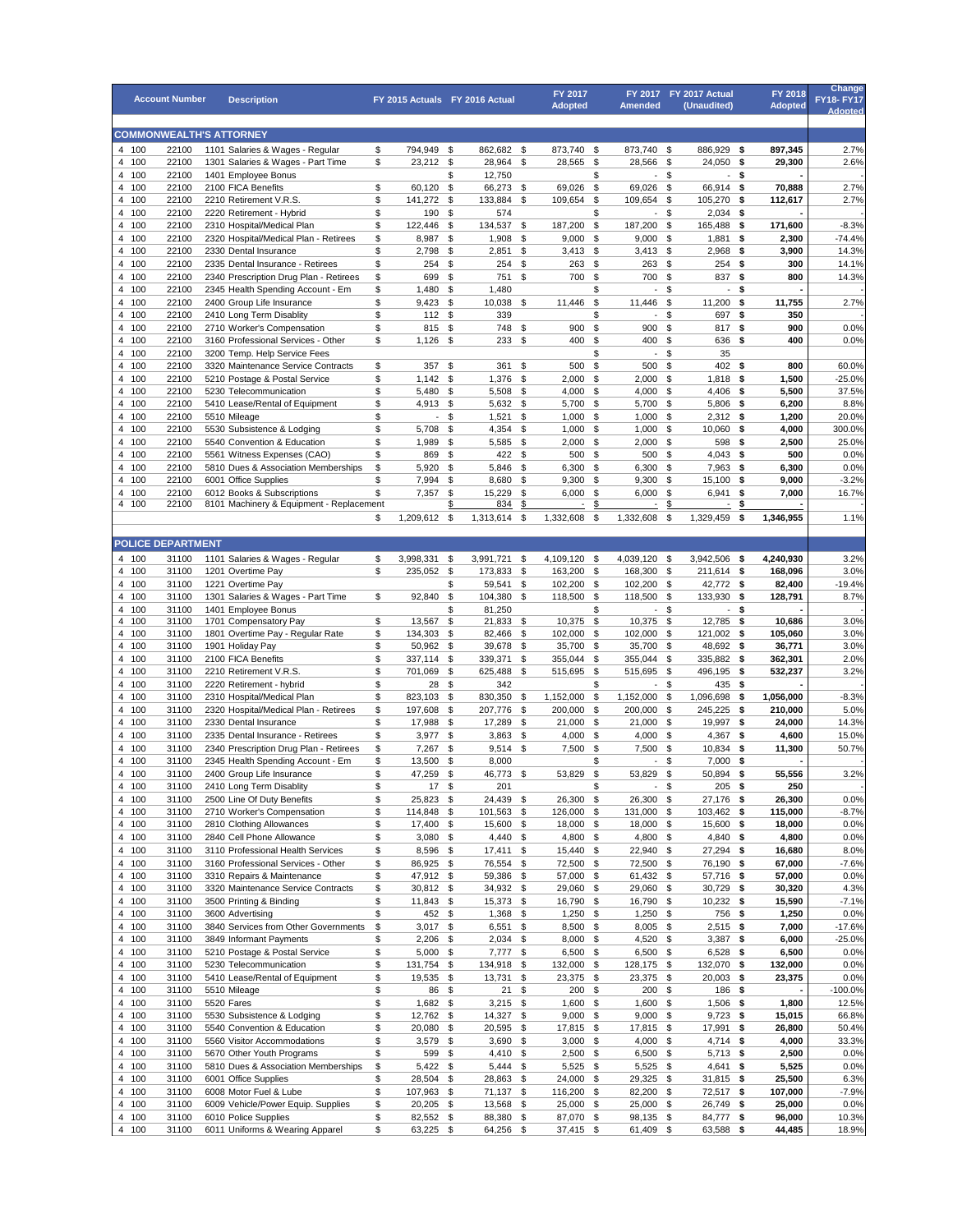| Account Number | | | Description | FY 2015 Actuals | FY 2016 Actual | FY 2017 Adopted | FY 2017 Amended | FY 2017 Actual (Unaudited) | FY 2018 Adopted | Change FY18- FY17 Adopted |
|---|---|---|---|---|---|---|---|---|---|---|
| **COMMONWEALTH'S ATTORNEY** | | | | | | | | | | |
| 4 | 100 | 22100 | 1101 Salaries & Wages - Regular | $ 794,949 | $ 862,682 | $ 873,740 | $ 873,740 | $ 886,929 | **$ 897,345** | 2.7% |
| 4 | 100 | 22100 | 1301 Salaries & Wages - Part Time | $ 23,212 | $ 28,964 | $ 28,565 | $ 28,566 | $ 24,050 | **$ 29,300** | 2.6% |
| 4 | 100 | 22100 | 1401 Employee Bonus | | $ 12,750 | | $ - | $ - | **$ -** | - |
| 4 | 100 | 22100 | 2100 FICA Benefits | $ 60,120 | $ 66,273 | $ 69,026 | $ 69,026 | $ 66,914 | **$ 70,888** | 2.7% |
| 4 | 100 | 22100 | 2210 Retirement V.R.S. | $ 141,272 | $ 133,884 | $ 109,654 | $ 109,654 | $ 105,270 | **$ 112,617** | 2.7% |
| 4 | 100 | 22100 | 2220 Retirement - Hybrid | $ 190 | $ 574 | | $ - | $ 2,034 | **$ -** | - |
| 4 | 100 | 22100 | 2310 Hospital/Medical Plan | $ 122,446 | $ 134,537 | $ 187,200 | $ 187,200 | $ 165,488 | **$ 171,600** | -8.3% |
| 4 | 100 | 22100 | 2320 Hospital/Medical Plan - Retirees | $ 8,987 | $ 1,908 | $ 9,000 | $ 9,000 | $ 1,881 | **$ 2,300** | -74.4% |
| 4 | 100 | 22100 | 2330 Dental Insurance | $ 2,798 | $ 2,851 | $ 3,413 | $ 3,413 | $ 2,968 | **$ 3,900** | 14.3% |
| 4 | 100 | 22100 | 2335 Dental Insurance - Retirees | $ 254 | $ 254 | $ 263 | $ 263 | $ 254 | **$ 300** | 14.1% |
| 4 | 100 | 22100 | 2340 Prescription Drug Plan - Retirees | $ 699 | $ 751 | $ 700 | $ 700 | $ 837 | **$ 800** | 14.3% |
| 4 | 100 | 22100 | 2345 Health Spending Account - Em | $ 1,480 | $ 1,480 | | $ - | $ - | **$ -** | - |
| 4 | 100 | 22100 | 2400 Group Life Insurance | $ 9,423 | $ 10,038 | $ 11,446 | $ 11,446 | $ 11,200 | **$ 11,755** | 2.7% |
| 4 | 100 | 22100 | 2410 Long Term Disablity | $ 112 | $ 339 | | $ - | $ 697 | **$ 350** | - |
| 4 | 100 | 22100 | 2710 Worker's Compensation | $ 815 | $ 748 | $ 900 | $ 900 | $ 817 | **$ 900** | 0.0% |
| 4 | 100 | 22100 | 3160 Professional Services - Other | $ 1,126 | $ 233 | $ 400 | $ 400 | $ 636 | **$ 400** | 0.0% |
| 4 | 100 | 22100 | 3200 Temp. Help Service Fees | | | | $ - | $ 35 | | |
| 4 | 100 | 22100 | 3320 Maintenance Service Contracts | $ 357 | $ 361 | $ 500 | $ 500 | $ 402 | **$ 800** | 60.0% |
| 4 | 100 | 22100 | 5210 Postage & Postal Service | $ 1,142 | $ 1,376 | $ 2,000 | $ 2,000 | $ 1,818 | **$ 1,500** | -25.0% |
| 4 | 100 | 22100 | 5230 Telecommunication | $ 5,480 | $ 5,508 | $ 4,000 | $ 4,000 | $ 4,406 | **$ 5,500** | 37.5% |
| 4 | 100 | 22100 | 5410 Lease/Rental of Equipment | $ 4,913 | $ 5,632 | $ 5,700 | $ 5,700 | $ 5,806 | **$ 6,200** | 8.8% |
| 4 | 100 | 22100 | 5510 Mileage | $ - | $ 1,521 | $ 1,000 | $ 1,000 | $ 2,312 | **$ 1,200** | 20.0% |
| 4 | 100 | 22100 | 5530 Subsistence & Lodging | $ 5,708 | $ 4,354 | $ 1,000 | $ 1,000 | $ 10,060 | **$ 4,000** | 300.0% |
| 4 | 100 | 22100 | 5540 Convention & Education | $ 1,989 | $ 5,585 | $ 2,000 | $ 2,000 | $ 598 | **$ 2,500** | 25.0% |
| 4 | 100 | 22100 | 5561 Witness Expenses (CAO) | $ 869 | $ 422 | $ 500 | $ 500 | $ 4,043 | **$ 500** | 0.0% |
| 4 | 100 | 22100 | 5810 Dues & Association Memberships | $ 5,920 | $ 5,846 | $ 6,300 | $ 6,300 | $ 7,963 | **$ 6,300** | 0.0% |
| 4 | 100 | 22100 | 6001 Office Supplies | $ 7,994 | $ 8,680 | $ 9,300 | $ 9,300 | $ 15,100 | **$ 9,000** | -3.2% |
| 4 | 100 | 22100 | 6012 Books & Subscriptions | $ 7,357 | $ 15,229 | $ 6,000 | $ 6,000 | $ 6,941 | **$ 7,000** | 16.7% |
| 4 | 100 | 22100 | 8101 Machinery & Equipment - Replacement | | $ 834 | $ - | $ - | $ - | **$ -** | - |
| | | | | $ 1,209,612 | $ 1,313,614 | $ 1,332,608 | $ 1,332,608 | $ 1,329,459 | **$ 1,346,955** | 1.1% |
| **POLICE DEPARTMENT** | | | | | | | | | | |
| 4 | 100 | 31100 | 1101 Salaries & Wages - Regular | $ 3,998,331 | $ 3,991,721 | $ 4,109,120 | $ 4,039,120 | $ 3,942,506 | **$ 4,240,930** | 3.2% |
| 4 | 100 | 31100 | 1201 Overtime Pay | $ 235,052 | $ 173,833 | $ 163,200 | $ 168,300 | $ 211,614 | **$ 168,096** | 3.0% |
| 4 | 100 | 31100 | 1221 Overtime Pay | | $ 59,541 | $ 102,200 | $ 102,200 | $ 42,772 | **$ 82,400** | -19.4% |
| 4 | 100 | 31100 | 1301 Salaries & Wages - Part Time | $ 92,840 | $ 104,380 | $ 118,500 | $ 118,500 | $ 133,930 | **$ 128,791** | 8.7% |
| 4 | 100 | 31100 | 1401 Employee Bonus | | $ 81,250 | | $ - | $ - | **$ -** | - |
| 4 | 100 | 31100 | 1701 Compensatory Pay | $ 13,567 | $ 21,833 | $ 10,375 | $ 10,375 | $ 12,785 | **$ 10,686** | 3.0% |
| 4 | 100 | 31100 | 1801 Overtime Pay - Regular Rate | $ 134,303 | $ 82,466 | $ 102,000 | $ 102,000 | $ 121,002 | **$ 105,060** | 3.0% |
| 4 | 100 | 31100 | 1901 Holiday Pay | $ 50,962 | $ 39,678 | $ 35,700 | $ 35,700 | $ 48,692 | **$ 36,771** | 3.0% |
| 4 | 100 | 31100 | 2100 FICA Benefits | $ 337,114 | $ 339,371 | $ 355,044 | $ 355,044 | $ 335,882 | **$ 362,301** | 2.0% |
| 4 | 100 | 31100 | 2210 Retirement V.R.S. | $ 701,069 | $ 625,488 | $ 515,695 | $ 515,695 | $ 496,195 | **$ 532,237** | 3.2% |
| 4 | 100 | 31100 | 2220 Retirement - hybrid | $ 28 | $ 342 | | $ - | $ 435 | **$ -** | - |
| 4 | 100 | 31100 | 2310 Hospital/Medical Plan | $ 823,103 | $ 830,350 | $ 1,152,000 | $ 1,152,000 | $ 1,096,698 | **$ 1,056,000** | -8.3% |
| 4 | 100 | 31100 | 2320 Hospital/Medical Plan - Retirees | $ 197,608 | $ 207,776 | $ 200,000 | $ 200,000 | $ 245,225 | **$ 210,000** | 5.0% |
| 4 | 100 | 31100 | 2330 Dental Insurance | $ 17,988 | $ 17,289 | $ 21,000 | $ 21,000 | $ 19,997 | **$ 24,000** | 14.3% |
| 4 | 100 | 31100 | 2335 Dental Insurance - Retirees | $ 3,977 | $ 3,863 | $ 4,000 | $ 4,000 | $ 4,367 | **$ 4,600** | 15.0% |
| 4 | 100 | 31100 | 2340 Prescription Drug Plan - Retirees | $ 7,267 | $ 9,514 | $ 7,500 | $ 7,500 | $ 10,834 | **$ 11,300** | 50.7% |
| 4 | 100 | 31100 | 2345 Health Spending Account - Em | $ 13,500 | $ 8,000 | | $ - | $ 7,000 | **$ -** | - |
| 4 | 100 | 31100 | 2400 Group Life Insurance | $ 47,259 | $ 46,773 | $ 53,829 | $ 53,829 | $ 50,894 | **$ 55,556** | 3.2% |
| 4 | 100 | 31100 | 2410 Long Term Disablity | $ 17 | $ 201 | | $ - | $ 205 | **$ 250** | - |
| 4 | 100 | 31100 | 2500 Line Of Duty Benefits | $ 25,823 | $ 24,439 | $ 26,300 | $ 26,300 | $ 27,176 | **$ 26,300** | 0.0% |
| 4 | 100 | 31100 | 2710 Worker's Compensation | $ 114,848 | $ 101,563 | $ 126,000 | $ 131,000 | $ 103,462 | **$ 115,000** | -8.7% |
| 4 | 100 | 31100 | 2810 Clothing Allowances | $ 17,400 | $ 15,600 | $ 18,000 | $ 18,000 | $ 15,600 | **$ 18,000** | 0.0% |
| 4 | 100 | 31100 | 2840 Cell Phone Allowance | $ 3,080 | $ 4,440 | $ 4,800 | $ 4,800 | $ 4,840 | **$ 4,800** | 0.0% |
| 4 | 100 | 31100 | 3110 Professional Health Services | $ 8,596 | $ 17,411 | $ 15,440 | $ 22,940 | $ 27,294 | **$ 16,680** | 8.0% |
| 4 | 100 | 31100 | 3160 Professional Services - Other | $ 86,925 | $ 76,554 | $ 72,500 | $ 72,500 | $ 76,190 | **$ 67,000** | -7.6% |
| 4 | 100 | 31100 | 3310 Repairs & Maintenance | $ 47,912 | $ 59,386 | $ 57,000 | $ 61,432 | $ 57,716 | **$ 57,000** | 0.0% |
| 4 | 100 | 31100 | 3320 Maintenance Service Contracts | $ 30,812 | $ 34,932 | $ 29,060 | $ 29,060 | $ 30,729 | **$ 30,320** | 4.3% |
| 4 | 100 | 31100 | 3500 Printing & Binding | $ 11,843 | $ 15,373 | $ 16,790 | $ 16,790 | $ 10,232 | **$ 15,590** | -7.1% |
| 4 | 100 | 31100 | 3600 Advertising | $ 452 | $ 1,368 | $ 1,250 | $ 1,250 | $ 756 | **$ 1,250** | 0.0% |
| 4 | 100 | 31100 | 3840 Services from Other Governments | $ 3,017 | $ 6,551 | $ 8,500 | $ 8,005 | $ 2,515 | **$ 7,000** | -17.6% |
| 4 | 100 | 31100 | 3849 Informant Payments | $ 2,206 | $ 2,034 | $ 8,000 | $ 4,520 | $ 3,387 | **$ 6,000** | -25.0% |
| 4 | 100 | 31100 | 5210 Postage & Postal Service | $ 5,000 | $ 7,777 | $ 6,500 | $ 6,500 | $ 6,528 | **$ 6,500** | 0.0% |
| 4 | 100 | 31100 | 5230 Telecommunication | $ 131,754 | $ 134,918 | $ 132,000 | $ 128,175 | $ 132,070 | **$ 132,000** | 0.0% |
| 4 | 100 | 31100 | 5410 Lease/Rental of Equipment | $ 19,535 | $ 13,731 | $ 23,375 | $ 23,375 | $ 20,003 | **$ 23,375** | 0.0% |
| 4 | 100 | 31100 | 5510 Mileage | $ 86 | $ 21 | $ 200 | $ 200 | $ 186 | **$ -** | -100.0% |
| 4 | 100 | 31100 | 5520 Fares | $ 1,682 | $ 3,215 | $ 1,600 | $ 1,600 | $ 1,506 | **$ 1,800** | 12.5% |
| 4 | 100 | 31100 | 5530 Subsistence & Lodging | $ 12,762 | $ 14,327 | $ 9,000 | $ 9,000 | $ 9,723 | **$ 15,015** | 66.8% |
| 4 | 100 | 31100 | 5540 Convention & Education | $ 20,080 | $ 20,595 | $ 17,815 | $ 17,815 | $ 17,991 | **$ 26,800** | 50.4% |
| 4 | 100 | 31100 | 5560 Visitor Accommodations | $ 3,579 | $ 3,690 | $ 3,000 | $ 4,000 | $ 4,714 | **$ 4,000** | 33.3% |
| 4 | 100 | 31100 | 5670 Other Youth Programs | $ 599 | $ 4,410 | $ 2,500 | $ 6,500 | $ 5,713 | **$ 2,500** | 0.0% |
| 4 | 100 | 31100 | 5810 Dues & Association Memberships | $ 5,422 | $ 5,444 | $ 5,525 | $ 5,525 | $ 4,641 | **$ 5,525** | 0.0% |
| 4 | 100 | 31100 | 6001 Office Supplies | $ 28,504 | $ 28,863 | $ 24,000 | $ 29,325 | $ 31,815 | **$ 25,500** | 6.3% |
| 4 | 100 | 31100 | 6008 Motor Fuel & Lube | $ 107,963 | $ 71,137 | $ 116,200 | $ 82,200 | $ 72,517 | **$ 107,000** | -7.9% |
| 4 | 100 | 31100 | 6009 Vehicle/Power Equip. Supplies | $ 20,205 | $ 13,568 | $ 25,000 | $ 25,000 | $ 26,749 | **$ 25,000** | 0.0% |
| 4 | 100 | 31100 | 6010 Police Supplies | $ 82,552 | $ 88,380 | $ 87,070 | $ 98,135 | $ 84,777 | **$ 96,000** | 10.3% |
| 4 | 100 | 31100 | 6011 Uniforms & Wearing Apparel | $ 63,225 | $ 64,256 | $ 37,415 | $ 61,409 | $ 63,588 | **$ 44,485** | 18.9% |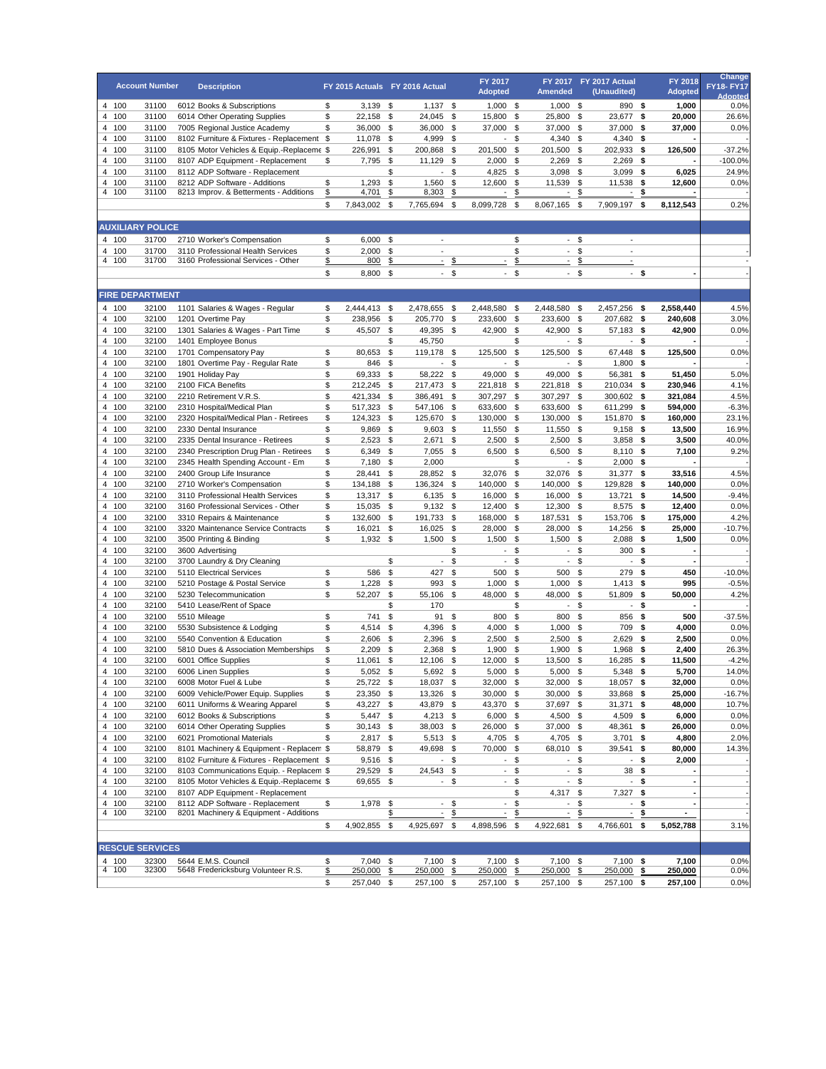| Account Number | | Description | FY 2015 Actuals | FY 2016 Actual | FY 2017 Adopted | FY 2017 Amended | FY 2017 Actual (Unaudited) | FY 2018 Adopted | Change FY18- FY17 Adopted |
|---|---|---|---|---|---|---|---|---|---|
| 4 100 | 31100 | 6012 Books & Subscriptions | $ 3,139 | $ 1,137 | $ 1,000 | $ 1,000 | $ 890 | **$ 1,000** | 0.0% |
| 4 100 | 31100 | 6014 Other Operating Supplies | $ 22,158 | $ 24,045 | $ 15,800 | $ 25,800 | $ 23,677 | **$ 20,000** | 26.6% |
| 4 100 | 31100 | 7005 Regional Justice Academy | $ 36,000 | $ 36,000 | $ 37,000 | $ 37,000 | $ 37,000 | **$ 37,000** | 0.0% |
| 4 100 | 31100 | 8102 Furniture & Fixtures - Replacement | $ 11,078 | $ 4,999 | $ - | $ 4,340 | $ 4,340 | **$ -** | - |
| 4 100 | 31100 | 8105 Motor Vehicles & Equip.-Replaceme | $ 226,991 | $ 200,868 | $ 201,500 | $ 201,500 | $ 202,933 | **$ 126,500** | -37.2% |
| 4 100 | 31100 | 8107 ADP Equipment - Replacement | $ 7,795 | $ 11,129 | $ 2,000 | $ 2,269 | $ 2,269 | **$ -** | -100.0% |
| 4 100 | 31100 | 8112 ADP Software - Replacement | | $ - | $ 4,825 | $ 3,098 | $ 3,099 | **$ 6,025** | 24.9% |
| 4 100 | 31100 | 8212 ADP Software - Additions | $ 1,293 | $ 1,560 | $ 12,600 | $ 11,539 | $ 11,538 | **$ 12,600** | 0.0% |
| 4 100 | 31100 | 8213 Improv. & Betterments - Additions | $ 4,701 | $ 8,303 | $ - | $ - | $ - | **$ -** | - |
| | | | $ 7,843,002 | $ 7,765,694 | $ 8,099,728 | $ 8,067,165 | $ 7,909,197 | **$ 8,112,543** | 0.2% |
| **AUXILIARY POLICE** | | | | | | | | | |
| 4 100 | 31700 | 2710 Worker's Compensation | $ 6,000 | $ - | | $ - | $ - | | |
| 4 100 | 31700 | 3110 Professional Health Services | $ 2,000 | $ - | | $ - | $ - | | - |
| 4 100 | 31700 | 3160 Professional Services - Other | $ 800 | $ - | $ - | $ - | $ - | | - |
| | | | $ 8,800 | $ - | $ - | $ - | $ - | **$ -** | - |
| **FIRE DEPARTMENT** | | | | | | | | | |
| 4 100 | 32100 | 1101 Salaries & Wages - Regular | $ 2,444,413 | $ 2,478,655 | $ 2,448,580 | $ 2,448,580 | $ 2,457,256 | **$ 2,558,440** | 4.5% |
| 4 100 | 32100 | 1201 Overtime Pay | $ 238,956 | $ 205,770 | $ 233,600 | $ 233,600 | $ 207,682 | **$ 240,608** | 3.0% |
| 4 100 | 32100 | 1301 Salaries & Wages - Part Time | $ 45,507 | $ 49,395 | $ 42,900 | $ 42,900 | $ 57,183 | **$ 42,900** | 0.0% |
| 4 100 | 32100 | 1401 Employee Bonus | | $ 45,750 | | $ - | $ - | **$ -** | - |
| 4 100 | 32100 | 1701 Compensatory Pay | $ 80,653 | $ 119,178 | $ 125,500 | $ 125,500 | $ 67,448 | **$ 125,500** | 0.0% |
| 4 100 | 32100 | 1801 Overtime Pay - Regular Rate | $ 846 | $ - | $ - | $ - | $ 1,800 | **$ -** | - |
| 4 100 | 32100 | 1901 Holiday Pay | $ 69,333 | $ 58,222 | $ 49,000 | $ 49,000 | $ 56,381 | **$ 51,450** | 5.0% |
| 4 100 | 32100 | 2100 FICA Benefits | $ 212,245 | $ 217,473 | $ 221,818 | $ 221,818 | $ 210,034 | **$ 230,946** | 4.1% |
| 4 100 | 32100 | 2210 Retirement V.R.S. | $ 421,334 | $ 386,491 | $ 307,297 | $ 307,297 | $ 300,602 | **$ 321,084** | 4.5% |
| 4 100 | 32100 | 2310 Hospital/Medical Plan | $ 517,323 | $ 547,106 | $ 633,600 | $ 633,600 | $ 611,299 | **$ 594,000** | -6.3% |
| 4 100 | 32100 | 2320 Hospital/Medical Plan - Retirees | $ 124,323 | $ 125,670 | $ 130,000 | $ 130,000 | $ 151,870 | **$ 160,000** | 23.1% |
| 4 100 | 32100 | 2330 Dental Insurance | $ 9,869 | $ 9,603 | $ 11,550 | $ 11,550 | $ 9,158 | **$ 13,500** | 16.9% |
| 4 100 | 32100 | 2335 Dental Insurance - Retirees | $ 2,523 | $ 2,671 | $ 2,500 | $ 2,500 | $ 3,858 | **$ 3,500** | 40.0% |
| 4 100 | 32100 | 2340 Prescription Drug Plan - Retirees | $ 6,349 | $ 7,055 | $ 6,500 | $ 6,500 | $ 8,110 | **$ 7,100** | 9.2% |
| 4 100 | 32100 | 2345 Health Spending Account - Em | $ 7,180 | $ 2,000 | | $ - | $ 2,000 | **$ -** | - |
| 4 100 | 32100 | 2400 Group Life Insurance | $ 28,441 | $ 28,852 | $ 32,076 | $ 32,076 | $ 31,377 | **$ 33,516** | 4.5% |
| 4 100 | 32100 | 2710 Worker's Compensation | $ 134,188 | $ 136,324 | $ 140,000 | $ 140,000 | $ 129,828 | **$ 140,000** | 0.0% |
| 4 100 | 32100 | 3110 Professional Health Services | $ 13,317 | $ 6,135 | $ 16,000 | $ 16,000 | $ 13,721 | **$ 14,500** | -9.4% |
| 4 100 | 32100 | 3160 Professional Services - Other | $ 15,035 | $ 9,132 | $ 12,400 | $ 12,300 | $ 8,575 | **$ 12,400** | 0.0% |
| 4 100 | 32100 | 3310 Repairs & Maintenance | $ 132,600 | $ 191,733 | $ 168,000 | $ 187,531 | $ 153,706 | **$ 175,000** | 4.2% |
| 4 100 | 32100 | 3320 Maintenance Service Contracts | $ 16,021 | $ 16,025 | $ 28,000 | $ 28,000 | $ 14,256 | **$ 25,000** | -10.7% |
| 4 100 | 32100 | 3500 Printing & Binding | $ 1,932 | $ 1,500 | $ 1,500 | $ 1,500 | $ 2,088 | **$ 1,500** | 0.0% |
| 4 100 | 32100 | 3600 Advertising | | | $ - | $ - | $ 300 | **$ -** | - |
| 4 100 | 32100 | 3700 Laundry & Dry Cleaning | | $ - | $ - | $ - | $ - | **$ -** | - |
| 4 100 | 32100 | 5110 Electrical Services | $ 586 | $ 427 | $ 500 | $ 500 | $ 279 | **$ 450** | -10.0% |
| 4 100 | 32100 | 5210 Postage & Postal Service | $ 1,228 | $ 993 | $ 1,000 | $ 1,000 | $ 1,413 | **$ 995** | -0.5% |
| 4 100 | 32100 | 5230 Telecommunication | $ 52,207 | $ 55,106 | $ 48,000 | $ 48,000 | $ 51,809 | **$ 50,000** | 4.2% |
| 4 100 | 32100 | 5410 Lease/Rent of Space | | $ 170 | | $ - | $ - | **$ -** | - |
| 4 100 | 32100 | 5510 Mileage | $ 741 | $ 91 | $ 800 | $ 800 | $ 856 | **$ 500** | -37.5% |
| 4 100 | 32100 | 5530 Subsistence & Lodging | $ 4,514 | $ 4,396 | $ 4,000 | $ 1,000 | $ 709 | **$ 4,000** | 0.0% |
| 4 100 | 32100 | 5540 Convention & Education | $ 2,606 | $ 2,396 | $ 2,500 | $ 2,500 | $ 2,629 | **$ 2,500** | 0.0% |
| 4 100 | 32100 | 5810 Dues & Association Memberships | $ 2,209 | $ 2,368 | $ 1,900 | $ 1,900 | $ 1,968 | **$ 2,400** | 26.3% |
| 4 100 | 32100 | 6001 Office Supplies | $ 11,061 | $ 12,106 | $ 12,000 | $ 13,500 | $ 16,285 | **$ 11,500** | -4.2% |
| 4 100 | 32100 | 6006 Linen Supplies | $ 5,052 | $ 5,692 | $ 5,000 | $ 5,000 | $ 5,348 | **$ 5,700** | 14.0% |
| 4 100 | 32100 | 6008 Motor Fuel & Lube | $ 25,722 | $ 18,037 | $ 32,000 | $ 32,000 | $ 18,057 | **$ 32,000** | 0.0% |
| 4 100 | 32100 | 6009 Vehicle/Power Equip. Supplies | $ 23,350 | $ 13,326 | $ 30,000 | $ 30,000 | $ 33,868 | **$ 25,000** | -16.7% |
| 4 100 | 32100 | 6011 Uniforms & Wearing Apparel | $ 43,227 | $ 43,879 | $ 43,370 | $ 37,697 | $ 31,371 | **$ 48,000** | 10.7% |
| 4 100 | 32100 | 6012 Books & Subscriptions | $ 5,447 | $ 4,213 | $ 6,000 | $ 4,500 | $ 4,509 | **$ 6,000** | 0.0% |
| 4 100 | 32100 | 6014 Other Operating Supplies | $ 30,143 | $ 38,003 | $ 26,000 | $ 37,000 | $ 48,361 | **$ 26,000** | 0.0% |
| 4 100 | 32100 | 6021 Promotional Materials | $ 2,817 | $ 5,513 | $ 4,705 | $ 4,705 | $ 3,701 | **$ 4,800** | 2.0% |
| 4 100 | 32100 | 8101 Machinery & Equipment - Replacem | $ 58,879 | $ 49,698 | $ 70,000 | $ 68,010 | $ 39,541 | **$ 80,000** | 14.3% |
| 4 100 | 32100 | 8102 Furniture & Fixtures - Replacement | $ 9,516 | $ - | $ - | $ - | $ - | **$ 2,000** | - |
| 4 100 | 32100 | 8103 Communications Equip. - Replacem | $ 29,529 | $ 24,543 | $ - | $ - | $ 38 | **$ -** | - |
| 4 100 | 32100 | 8105 Motor Vehicles & Equip.-Replaceme | $ 69,655 | $ - | $ - | $ - | $ - | **$ -** | - |
| 4 100 | 32100 | 8107 ADP Equipment - Replacement | | | | $ 4,317 | $ 7,327 | **$ -** | - |
| 4 100 | 32100 | 8112 ADP Software - Replacement | $ 1,978 | $ - | $ - | $ - | $ - | **$ -** | - |
| 4 100 | 32100 | 8201 Machinery & Equipment - Additions | | $ - | $ - | $ - | $ - | **$ -** | - |
| | | | $ 4,902,855 | $ 4,925,697 | $ 4,898,596 | $ 4,922,681 | $ 4,766,601 | **$ 5,052,788** | 3.1% |
| **RESCUE SERVICES** | | | | | | | | | |
| 4 100 | 32300 | 5644 E.M.S. Council | $ 7,040 | $ 7,100 | $ 7,100 | $ 7,100 | $ 7,100 | **$ 7,100** | 0.0% |
| 4 100 | 32300 | 5648 Fredericksburg Volunteer R.S. | $ 250,000 | $ 250,000 | $ 250,000 | $ 250,000 | $ 250,000 | **$ 250,000** | 0.0% |
| | | | $ 257,040 | $ 257,100 | $ 257,100 | $ 257,100 | $ 257,100 | **$ 257,100** | 0.0% |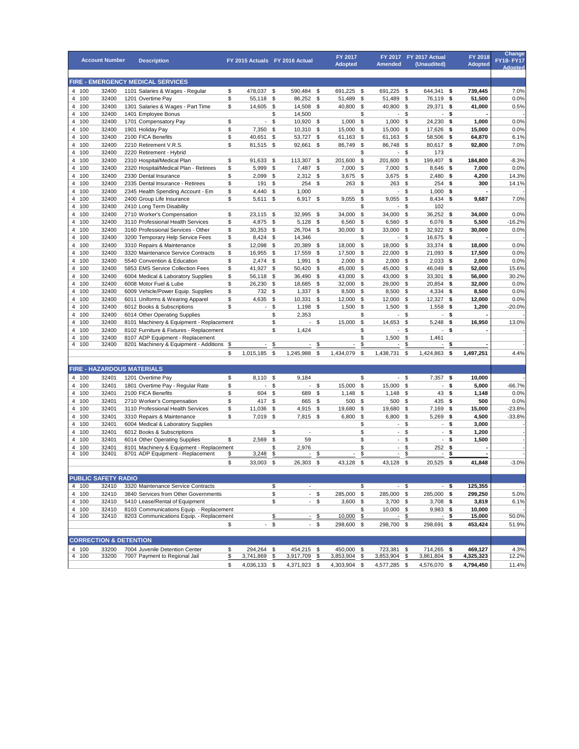| Account Number | | | Description | FY 2015 Actuals | FY 2016 Actual | FY 2017 Adopted | FY 2017 Amended | FY 2017 Actual (Unaudited) | FY 2018 Adopted | Change FY18- FY17 Adopted |
|---|---|---|---|---|---|---|---|---|---|---|
| **FIRE - EMERGENCY MEDICAL SERVICES** | | | | | | | | | | |
| 4 | 100 | 32400 | 1101 Salaries & Wages - Regular | $ 478,037 | $ 590,484 | $ 691,225 | $ 691,225 | $ 644,341 | **$ 739,445** | 7.0% |
| 4 | 100 | 32400 | 1201 Overtime Pay | $ 55,118 | $ 86,252 | $ 51,489 | $ 51,489 | $ 76,119 | **$ 51,500** | 0.0% |
| 4 | 100 | 32400 | 1301 Salaries & Wages - Part Time | $ 14,605 | $ 14,508 | $ 40,800 | $ 40,800 | $ 29,371 | **$ 41,000** | 0.5% |
| 4 | 100 | 32400 | 1401 Employee Bonus | | $ 14,500 | | $ - | $ - | **$ -** | - |
| 4 | 100 | 32400 | 1701 Compensatory Pay | $ - | $ 10,920 | $ 1,000 | $ 1,000 | $ 24,230 | **$ 1,000** | 0.0% |
| 4 | 100 | 32400 | 1901 Holiday Pay | $ 7,350 | $ 10,310 | $ 15,000 | $ 15,000 | $ 17,626 | **$ 15,000** | 0.0% |
| 4 | 100 | 32400 | 2100 FICA Benefits | $ 40,651 | $ 53,727 | $ 61,163 | $ 61,163 | $ 58,506 | **$ 64,870** | 6.1% |
| 4 | 100 | 32400 | 2210 Retirement V.R.S. | $ 81,515 | $ 92,661 | $ 86,749 | $ 86,748 | $ 80,617 | **$ 92,800** | 7.0% |
| 4 | 100 | 32400 | 2220 Retirement - Hybrid | | | | $ - | $ 173 | | |
| 4 | 100 | 32400 | 2310 Hospital/Medical Plan | $ 91,633 | $ 113,307 | $ 201,600 | $ 201,600 | $ 199,407 | **$ 184,800** | -8.3% |
| 4 | 100 | 32400 | 2320 Hospital/Medical Plan - Retirees | $ 5,999 | $ 7,487 | $ 7,000 | $ 7,000 | $ 8,646 | **$ 7,000** | 0.0% |
| 4 | 100 | 32400 | 2330 Dental Insurance | $ 2,099 | $ 2,312 | $ 3,675 | $ 3,675 | $ 2,480 | **$ 4,200** | 14.3% |
| 4 | 100 | 32400 | 2335 Dental Insurance - Retirees | $ 191 | $ 254 | $ 263 | $ 263 | $ 254 | **$ 300** | 14.1% |
| 4 | 100 | 32400 | 2345 Health Spending Account - Em | $ 4,440 | $ 1,000 | | $ - | $ 1,000 | **$ -** | - |
| 4 | 100 | 32400 | 2400 Group Life Insurance | $ 5,611 | $ 6,917 | $ 9,055 | $ 9,055 | $ 8,434 | **$ 9,687** | 7.0% |
| 4 | 100 | 32400 | 2410 Long Term Disability | | | | $ - | $ 102 | | |
| 4 | 100 | 32400 | 2710 Worker's Compensation | $ 23,115 | $ 32,995 | $ 34,000 | $ 34,000 | $ 36,252 | **$ 34,000** | 0.0% |
| 4 | 100 | 32400 | 3110 Professional Health Services | $ 4,875 | $ 5,128 | $ 6,560 | $ 6,560 | $ 6,076 | **$ 5,500** | -16.2% |
| 4 | 100 | 32400 | 3160 Professional Services - Other | $ 30,353 | $ 26,704 | $ 30,000 | $ 33,000 | $ 32,922 | **$ 30,000** | 0.0% |
| 4 | 100 | 32400 | 3200 Temporary Help Service Fees | $ 8,424 | $ 14,346 | | $ - | $ 16,675 | **$ -** | - |
| 4 | 100 | 32400 | 3310 Repairs & Maintenance | $ 12,098 | $ 20,389 | $ 18,000 | $ 18,000 | $ 33,374 | **$ 18,000** | 0.0% |
| 4 | 100 | 32400 | 3320 Maintenance Service Contracts | $ 16,955 | $ 17,559 | $ 17,500 | $ 22,000 | $ 21,093 | **$ 17,500** | 0.0% |
| 4 | 100 | 32400 | 5540 Convention & Education | $ 2,474 | $ 1,991 | $ 2,000 | $ 2,000 | $ 2,033 | **$ 2,000** | 0.0% |
| 4 | 100 | 32400 | 5853 EMS Service Collection Fees | $ 41,927 | $ 50,420 | $ 45,000 | $ 45,000 | $ 46,049 | **$ 52,000** | 15.6% |
| 4 | 100 | 32400 | 6004 Medical & Laboratory Supplies | $ 56,118 | $ 36,490 | $ 43,000 | $ 43,000 | $ 33,301 | **$ 56,000** | 30.2% |
| 4 | 100 | 32400 | 6008 Motor Fuel & Lube | $ 26,230 | $ 18,685 | $ 32,000 | $ 28,000 | $ 20,854 | **$ 32,000** | 0.0% |
| 4 | 100 | 32400 | 6009 Vehicle/Power Equip. Supplies | $ 732 | $ 1,337 | $ 8,500 | $ 8,500 | $ 4,334 | **$ 8,500** | 0.0% |
| 4 | 100 | 32400 | 6011 Uniforms & Wearing Apparel | $ 4,635 | $ 10,331 | $ 12,000 | $ 12,000 | $ 12,327 | **$ 12,000** | 0.0% |
| 4 | 100 | 32400 | 6012 Books & Subscriptions | $ - | $ 1,198 | $ 1,500 | $ 1,500 | $ 1,558 | **$ 1,200** | -20.0% |
| 4 | 100 | 32400 | 6014 Other Operating Supplies | | $ 2,353 | | $ - | $ - | **$ -** | - |
| 4 | 100 | 32400 | 8101 Machinery & Equipment - Replacement | | $ - | $ 15,000 | $ 14,653 | $ 5,248 | **$ 16,950** | 13.0% |
| 4 | 100 | 32400 | 8102 Furniture & Fixtures - Replacement | | $ 1,424 | | $ - | $ - | **$ -** | - |
| 4 | 100 | 32400 | 8107 ADP Equipment - Replacement | | | | $ 1,500 | $ 1,461 | | |
| 4 | 100 | 32400 | 8201 Machinery & Equipment - Additions | $ - | $ - | $ - | $ - | $ - | **$ -** | - |
| | | | | $ 1,015,185 | $ 1,245,988 | $ 1,434,079 | $ 1,438,731 | $ 1,424,863 | **$ 1,497,251** | 4.4% |
| **FIRE - HAZARDOUS MATERIALS** | | | | | | | | | | |
| 4 | 100 | 32401 | 1201 Overtime Pay | $ 8,110 | $ 9,184 | | $ - | $ 7,357 | **$ 10,000** | - |
| 4 | 100 | 32401 | 1801 Overtime Pay - Regular Rate | $ - | $ - | $ 15,000 | $ 15,000 | $ - | **$ 5,000** | -66.7% |
| 4 | 100 | 32401 | 2100 FICA Benefits | $ 604 | $ 689 | $ 1,148 | $ 1,148 | $ 43 | **$ 1,148** | 0.0% |
| 4 | 100 | 32401 | 2710 Worker's Compensation | $ 417 | $ 665 | $ 500 | $ 500 | $ 435 | **$ 500** | 0.0% |
| 4 | 100 | 32401 | 3110 Professional Health Services | $ 11,036 | $ 4,915 | $ 19,680 | $ 19,680 | $ 7,169 | **$ 15,000** | -23.8% |
| 4 | 100 | 32401 | 3310 Repairs & Maintenance | $ 7,019 | $ 7,815 | $ 6,800 | $ 6,800 | $ 5,269 | **$ 4,500** | -33.8% |
| 4 | 100 | 32401 | 6004 Medical & Laboratory Supplies | | | | $ - | $ - | **$ 3,000** | - |
| 4 | 100 | 32401 | 6012 Books & Subscriptions | | $ - | | $ - | $ - | **$ 1,200** | - |
| 4 | 100 | 32401 | 6014 Other Operating Supplies | $ 2,569 | $ 59 | | $ - | $ - | **$ 1,500** | - |
| 4 | 100 | 32401 | 8101 Machinery & Equipment - Replacement | | $ 2,976 | | $ - | $ 252 | **$ -** | - |
| 4 | 100 | 32401 | 8701 ADP Equipment - Replacement | $ 3,248 | $ - | $ - | $ - | $ - | **$ -** | - |
| | | | | $ 33,003 | $ 26,303 | $ 43,128 | $ 43,128 | $ 20,525 | **$ 41,848** | -3.0% |
| **PUBLIC SAFETY RADIO** | | | | | | | | | | |
| 4 | 100 | 32410 | 3320 Maintenance Service Contracts | | $ - | | $ - | $ - | **$ 125,355** | - |
| 4 | 100 | 32410 | 3840 Services from Other Governments | | $ - | $ 285,000 | $ 285,000 | $ 285,000 | **$ 299,250** | 5.0% |
| 4 | 100 | 32410 | 5410 Lease/Rental of Equipment | | $ - | $ 3,600 | $ 3,700 | $ 3,708 | **$ 3,819** | 6.1% |
| 4 | 100 | 32410 | 8103 Communications Equip. - Replacement | | | | $ 10,000 | $ 9,983 | **$ 10,000** | - |
| 4 | 100 | 32410 | 8203 Communications Equip. - Replacement | | $ - | $ 10,000 | $ - | $ - | **$ 15,000** | 50.0% |
| | | | | $ - | $ - | $ 298,600 | $ 298,700 | $ 298,691 | **$ 453,424** | 51.9% |
| **CORRECTION & DETENTION** | | | | | | | | | | |
| 4 | 100 | 33200 | 7004 Juvenile Detention Center | $ 294,264 | $ 454,215 | $ 450,000 | $ 723,381 | $ 714,265 | **$ 469,127** | 4.3% |
| 4 | 100 | 33200 | 7007 Payment to Regional Jail | $ 3,741,869 | $ 3,917,709 | $ 3,853,904 | $ 3,853,904 | $ 3,861,804 | **$ 4,325,323** | 12.2% |
| | | | | $ 4,036,133 | $ 4,371,923 | $ 4,303,904 | $ 4,577,285 | $ 4,576,070 | **$ 4,794,450** | 11.4% |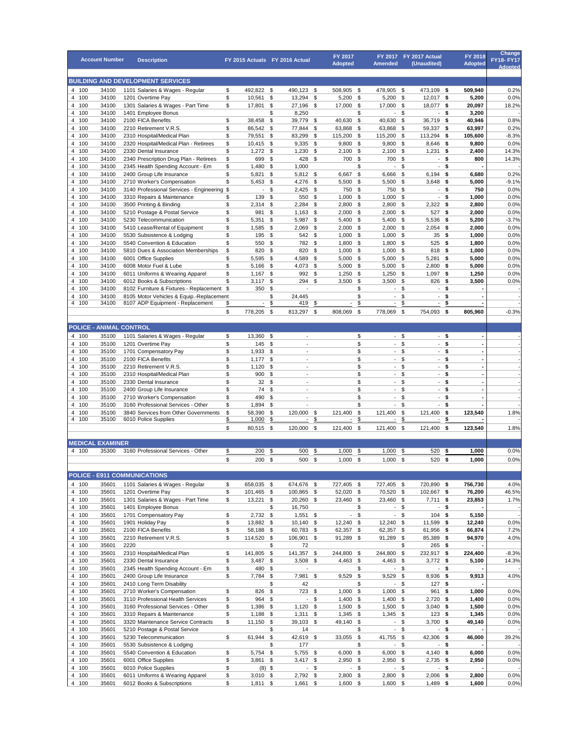| Account Number | | | Description | FY 2015 Actuals | FY 2016 Actual | FY 2017 Adopted | FY 2017 Amended | FY 2017 Actual (Unaudited) | FY 2018 Adopted | Change FY18- FY17 Adopted |
|---|---|---|---|---|---|---|---|---|---|---|
| **BUILDING AND DEVELOPMENT SERVICES** | | | | | | | | | | |
| 4 | 100 | 34100 | 1101 Salaries & Wages - Regular | $ 492,822 | $ 490,123 | $ 508,905 | $ 478,905 | $ 473,109 | **$ 509,940** | 0.2% |
| 4 | 100 | 34100 | 1201 Overtime Pay | $ 10,561 | $ 13,294 | $ 5,200 | $ 5,200 | $ 12,017 | **$ 5,200** | 0.0% |
| 4 | 100 | 34100 | 1301 Salaries & Wages - Part Time | $ 17,801 | $ 27,196 | $ 17,000 | $ 17,000 | $ 18,077 | **$ 20,097** | 18.2% |
| 4 | 100 | 34100 | 1401 Employee Bonus | | $ 8,250 | | $ - | $ - | **$ 3,200** | - |
| 4 | 100 | 34100 | 2100 FICA Benefits | $ 38,458 | $ 39,779 | $ 40,630 | $ 40,630 | $ 36,719 | **$ 40,946** | 0.8% |
| 4 | 100 | 34100 | 2210 Retirement V.R.S. | $ 86,542 | $ 77,844 | $ 63,868 | $ 63,868 | $ 59,337 | **$ 63,997** | 0.2% |
| 4 | 100 | 34100 | 2310 Hospital/Medical Plan | $ 79,551 | $ 83,299 | $ 115,200 | $ 115,200 | $ 113,294 | **$ 105,600** | -8.3% |
| 4 | 100 | 34100 | 2320 Hospital/Medical Plan - Retirees | $ 10,415 | $ 9,335 | $ 9,800 | $ 9,800 | $ 8,646 | **$ 9,800** | 0.0% |
| 4 | 100 | 34100 | 2330 Dental Insurance | $ 1,272 | $ 1,230 | $ 2,100 | $ 2,100 | $ 1,231 | **$ 2,400** | 14.3% |
| 4 | 100 | 34100 | 2340 Prescription Drug Plan - Retirees | $ 699 | $ 428 | $ 700 | $ 700 | $ - | **$ 800** | 14.3% |
| 4 | 100 | 34100 | 2345 Health Spending Account - Em | $ 1,480 | $ 1,000 | | $ - | $ - | **$ -** | - |
| 4 | 100 | 34100 | 2400 Group Life Insurance | $ 5,821 | $ 5,812 | $ 6,667 | $ 6,666 | $ 6,194 | **$ 6,680** | 0.2% |
| 4 | 100 | 34100 | 2710 Worker's Compensation | $ 5,453 | $ 4,276 | $ 5,500 | $ 5,500 | $ 3,648 | **$ 5,000** | -9.1% |
| 4 | 100 | 34100 | 3140 Professional Services - Engineering | $ - | $ 2,425 | $ 750 | $ 750 | $ - | **$ 750** | 0.0% |
| 4 | 100 | 34100 | 3310 Repairs & Maintenance | $ 139 | $ 550 | $ 1,000 | $ 1,000 | $ - | **$ 1,000** | 0.0% |
| 4 | 100 | 34100 | 3500 Printing & Binding | $ 2,314 | $ 2,284 | $ 2,800 | $ 2,800 | $ 2,322 | **$ 2,800** | 0.0% |
| 4 | 100 | 34100 | 5210 Postage & Postal Service | $ 981 | $ 1,163 | $ 2,000 | $ 2,000 | $ 527 | **$ 2,000** | 0.0% |
| 4 | 100 | 34100 | 5230 Telecommunication | $ 5,351 | $ 5,987 | $ 5,400 | $ 5,400 | $ 5,536 | **$ 5,200** | -3.7% |
| 4 | 100 | 34100 | 5410 Lease/Rental of Equipment | $ 1,585 | $ 2,069 | $ 2,000 | $ 2,000 | $ 2,054 | **$ 2,000** | 0.0% |
| 4 | 100 | 34100 | 5530 Subsistence & Lodging | $ 195 | $ 542 | $ 1,000 | $ 1,000 | $ 35 | **$ 1,000** | 0.0% |
| 4 | 100 | 34100 | 5540 Convention & Education | $ 550 | $ 782 | $ 1,800 | $ 1,800 | $ 525 | **$ 1,800** | 0.0% |
| 4 | 100 | 34100 | 5810 Dues & Association Memberships | $ 820 | $ 820 | $ 1,000 | $ 1,000 | $ 818 | **$ 1,000** | 0.0% |
| 4 | 100 | 34100 | 6001 Office Supplies | $ 5,595 | $ 4,589 | $ 5,000 | $ 5,000 | $ 5,281 | **$ 5,000** | 0.0% |
| 4 | 100 | 34100 | 6008 Motor Fuel & Lube | $ 5,166 | $ 4,073 | $ 5,000 | $ 5,000 | $ 2,800 | **$ 5,000** | 0.0% |
| 4 | 100 | 34100 | 6011 Uniforms & Wearing Apparel | $ 1,167 | $ 992 | $ 1,250 | $ 1,250 | $ 1,097 | **$ 1,250** | 0.0% |
| 4 | 100 | 34100 | 6012 Books & Subscriptions | $ 3,117 | $ 294 | $ 3,500 | $ 3,500 | $ 826 | **$ 3,500** | 0.0% |
| 4 | 100 | 34100 | 8102 Furniture & Fixtures - Replacement | $ 350 | $ - | | $ - | $ - | **$ -** | - |
| 4 | 100 | 34100 | 8105 Motor Vehicles & Equip.-Replacement | | $ 24,445 | | $ - | $ - | **$ -** | - |
| 4 | 100 | 34100 | 8107 ADP Equipment - Replacement | $ - | $ 419 | $ - | $ - | $ - | **$ -** | - |
| | | | | $ 778,205 | $ 813,297 | $ 808,069 | $ 778,069 | $ 754,093 | **$ 805,960** | -0.3% |
| **POLICE - ANIMAL CONTROL** | | | | | | | | | | |
| 4 | 100 | 35100 | 1101 Salaries & Wages - Regular | $ 13,360 | $ - | | $ - | $ - | **$ -** | - |
| 4 | 100 | 35100 | 1201 Overtime Pay | $ 145 | $ - | | $ - | $ - | **$ -** | - |
| 4 | 100 | 35100 | 1701 Compensatory Pay | $ 1,933 | $ - | | $ - | $ - | **$ -** | - |
| 4 | 100 | 35100 | 2100 FICA Benefits | $ 1,177 | $ - | | $ - | $ - | **$ -** | - |
| 4 | 100 | 35100 | 2210 Retirement V.R.S. | $ 1,120 | $ - | | $ - | $ - | **$ -** | - |
| 4 | 100 | 35100 | 2310 Hospital/Medical Plan | $ 900 | $ - | | $ - | $ - | **$ -** | - |
| 4 | 100 | 35100 | 2330 Dental Insurance | $ 32 | $ - | | $ - | $ - | **$ -** | - |
| 4 | 100 | 35100 | 2400 Group Life Insurance | $ 74 | $ - | | $ - | $ - | **$ -** | - |
| 4 | 100 | 35100 | 2710 Worker's Compensation | $ 490 | $ - | | $ - | $ - | **$ -** | - |
| 4 | 100 | 35100 | 3160 Professional Services - Other | $ 1,894 | $ - | | $ - | $ - | **$ -** | - |
| 4 | 100 | 35100 | 3840 Services from Other Governments | $ 58,390 | $ 120,000 | $ 121,400 | $ 121,400 | $ 121,400 | **$ 123,540** | 1.8% |
| 4 | 100 | 35100 | 6010 Police Supplies | $ 1,000 | $ - | $ - | $ - | $ - | **$ -** | - |
| | | | | $ 80,515 | $ 120,000 | $ 121,400 | $ 121,400 | $ 121,400 | **$ 123,540** | 1.8% |
| **MEDICAL EXAMINER** | | | | | | | | | | |
| 4 | 100 | 35300 | 3160 Professional Services - Other | $ 200 | $ 500 | $ 1,000 | $ 1,000 | $ 520 | **$ 1,000** | 0.0% |
| | | | | $ 200 | $ 500 | $ 1,000 | $ 1,000 | $ 520 | **$ 1,000** | 0.0% |
| **POLICE - E911 COMMUNICATIONS** | | | | | | | | | | |
| 4 | 100 | 35601 | 1101 Salaries & Wages - Regular | $ 658,035 | $ 674,676 | $ 727,405 | $ 727,405 | $ 720,890 | **$ 756,730** | 4.0% |
| 4 | 100 | 35601 | 1201 Overtime Pay | $ 101,465 | $ 100,865 | $ 52,020 | $ 70,520 | $ 102,667 | **$ 76,200** | 46.5% |
| 4 | 100 | 35601 | 1301 Salaries & Wages - Part Time | $ 13,221 | $ 20,260 | $ 23,460 | $ 23,460 | $ 7,711 | **$ 23,853** | 1.7% |
| 4 | 100 | 35601 | 1401 Employee Bonus | | $ 16,750 | | $ - | $ - | **$ -** | - |
| 4 | 100 | 35601 | 1701 Compensatory Pay | $ 2,732 | $ 1,551 | $ - | $ - | $ 104 | **$ 5,150** | - |
| 4 | 100 | 35601 | 1901 Holiday Pay | $ 13,882 | $ 10,140 | $ 12,240 | $ 12,240 | $ 11,599 | **$ 12,240** | 0.0% |
| 4 | 100 | 35601 | 2100 FICA Benefits | $ 58,188 | $ 60,783 | $ 62,357 | $ 62,357 | $ 61,956 | **$ 66,874** | 7.2% |
| 4 | 100 | 35601 | 2210 Retirement V.R.S. | $ 114,520 | $ 106,901 | $ 91,289 | $ 91,289 | $ 85,389 | **$ 94,970** | 4.0% |
| 4 | 100 | 35601 | 2220 | | $ 72 | | $ | 265 | **$ -** | |
| 4 | 100 | 35601 | 2310 Hospital/Medical Plan | $ 141,805 | $ 141,357 | $ 244,800 | $ 244,800 | $ 232,917 | **$ 224,400** | -8.3% |
| 4 | 100 | 35601 | 2330 Dental Insurance | $ 3,487 | $ 3,508 | $ 4,463 | $ 4,463 | $ 3,772 | **$ 5,100** | 14.3% |
| 4 | 100 | 35601 | 2345 Health Spending Account - Em | $ 480 | $ - | | $ - | $ - | **$ -** | - |
| 4 | 100 | 35601 | 2400 Group Life Insurance | $ 7,784 | $ 7,981 | $ 9,529 | $ 9,529 | $ 8,936 | **$ 9,913** | 4.0% |
| 4 | 100 | 35601 | 2410 Long Term Disability | | $ 42 | | $ - | $ 127 | **$ -** | - |
| 4 | 100 | 35601 | 2710 Worker's Compensation | $ 826 | $ 723 | $ 1,000 | $ 1,000 | $ 961 | **$ 1,000** | 0.0% |
| 4 | 100 | 35601 | 3110 Professional Health Services | $ 964 | $ - | $ 1,400 | $ 1,400 | $ 2,720 | **$ 1,400** | 0.0% |
| 4 | 100 | 35601 | 3160 Professional Services - Other | $ 1,386 | $ 1,120 | $ 1,500 | $ 1,500 | $ 3,040 | **$ 1,500** | 0.0% |
| 4 | 100 | 35601 | 3310 Repairs & Maintenance | $ 1,188 | $ 1,311 | $ 1,345 | $ 1,345 | $ 123 | **$ 1,345** | 0.0% |
| 4 | 100 | 35601 | 3320 Maintenance Service Contracts | $ 11,150 | $ 39,103 | $ 49,140 | $ - | $ 3,700 | **$ 49,140** | 0.0% |
| 4 | 100 | 35601 | 5210 Postage & Postal Service | | $ 14 | | $ - | $ - | **$ -** | - |
| 4 | 100 | 35601 | 5230 Telecommunication | $ 61,944 | $ 42,619 | $ 33,055 | $ 41,755 | $ 42,306 | **$ 46,000** | 39.2% |
| 4 | 100 | 35601 | 5530 Subsistence & Lodging | | $ 177 | | $ - | $ - | **$ -** | - |
| 4 | 100 | 35601 | 5540 Convention & Education | $ 5,754 | $ 5,755 | $ 6,000 | $ 6,000 | $ 4,140 | **$ 6,000** | 0.0% |
| 4 | 100 | 35601 | 6001 Office Supplies | $ 3,861 | $ 3,417 | $ 2,950 | $ 2,950 | $ 2,735 | **$ 2,950** | 0.0% |
| 4 | 100 | 35601 | 6010 Police Supplies | $ (8) | $ - | $ - | $ - | $ - | **$ -** | - |
| 4 | 100 | 35601 | 6011 Uniforms & Wearing Apparel | $ 3,010 | $ 2,792 | $ 2,800 | $ 2,800 | $ 2,006 | **$ 2,800** | 0.0% |
| 4 | 100 | 35601 | 6012 Books & Subscriptions | $ 1,811 | $ 1,661 | $ 1,600 | $ 1,600 | $ 1,489 | **$ 1,600** | 0.0% |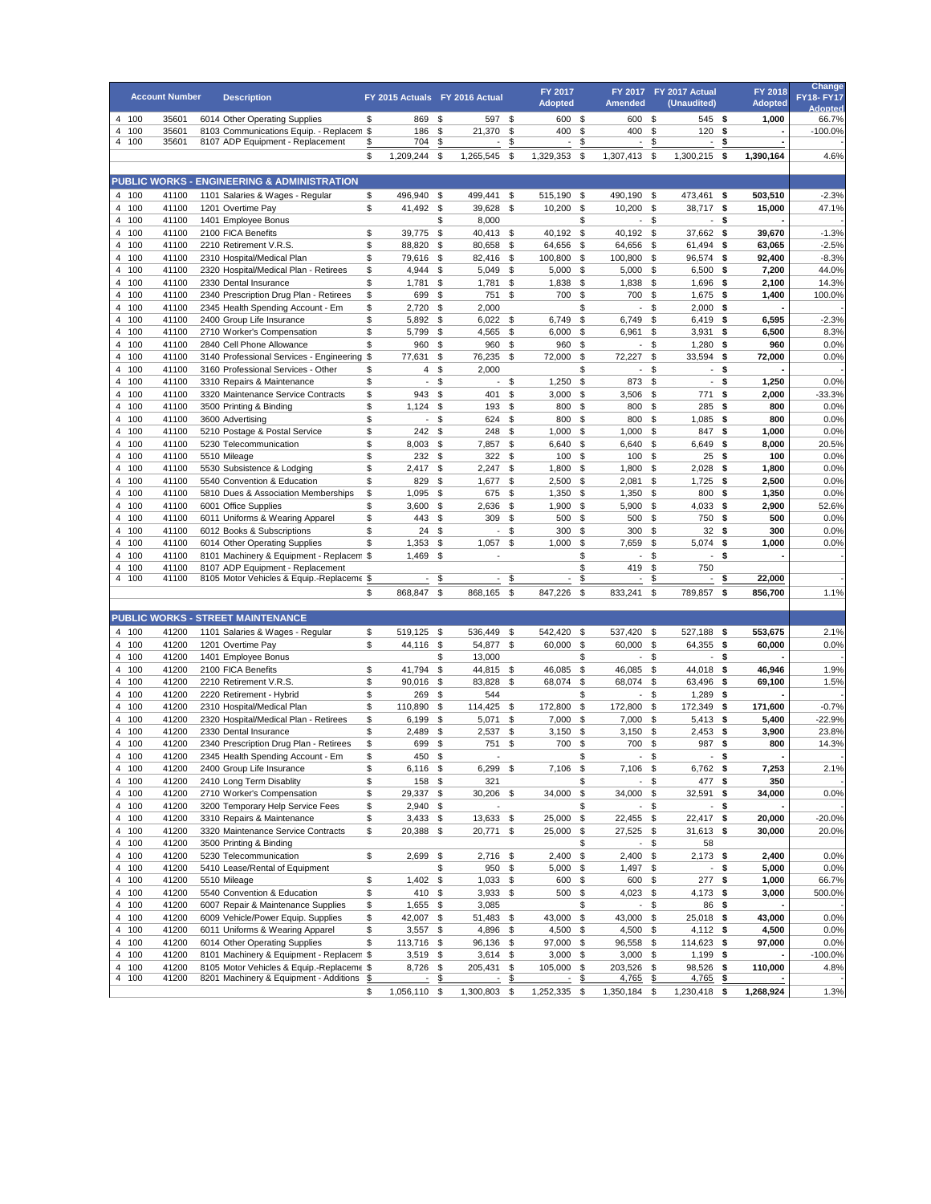| | Account Number | | Description | FY 2015 Actuals | FY 2016 Actual | FY 2017 Adopted | FY 2017 Amended | FY 2017 Actual (Unaudited) | FY 2018 Adopted | Change FY18- FY17 Adopted |
|---|---|---|---|---|---|---|---|---|---|---|
| 4 | 100 | 35601 | 6014 Other Operating Supplies | $ 869 | $ 597 | $ 600 | $ 600 | $ 545 | **$ 1,000** | 66.7% |
| 4 | 100 | 35601 | 8103 Communications Equip. - Replacem | $ 186 | $ 21,370 | $ 400 | $ 400 | $ 120 | **$ -** | -100.0% |
| 4 | 100 | 35601 | 8107 ADP Equipment - Replacement | $ 704 | $ - | $ - | $ - | $ - | **$ -** | |
| | | | | $ 1,209,244 | $ 1,265,545 | $ 1,329,353 | $ 1,307,413 | $ 1,300,215 | **$ 1,390,164** | 4.6% |
| | | | **PUBLIC WORKS - ENGINEERING & ADMINISTRATION** | | | | | | | |
| 4 | 100 | 41100 | 1101 Salaries & Wages - Regular | $ 496,940 | $ 499,441 | $ 515,190 | $ 490,190 | $ 473,461 | **$ 503,510** | -2.3% |
| 4 | 100 | 41100 | 1201 Overtime Pay | $ 41,492 | $ 39,628 | $ 10,200 | $ 10,200 | $ 38,717 | **$ 15,000** | 47.1% |
| 4 | 100 | 41100 | 1401 Employee Bonus | | $ 8,000 | | $ - | $ - | **$ -** | |
| 4 | 100 | 41100 | 2100 FICA Benefits | $ 39,775 | $ 40,413 | $ 40,192 | $ 40,192 | $ 37,662 | **$ 39,670** | -1.3% |
| 4 | 100 | 41100 | 2210 Retirement V.R.S. | $ 88,820 | $ 80,658 | $ 64,656 | $ 64,656 | $ 61,494 | **$ 63,065** | -2.5% |
| 4 | 100 | 41100 | 2310 Hospital/Medical Plan | $ 79,616 | $ 82,416 | $ 100,800 | $ 100,800 | $ 96,574 | **$ 92,400** | -8.3% |
| 4 | 100 | 41100 | 2320 Hospital/Medical Plan - Retirees | $ 4,944 | $ 5,049 | $ 5,000 | $ 5,000 | $ 6,500 | **$ 7,200** | 44.0% |
| 4 | 100 | 41100 | 2330 Dental Insurance | $ 1,781 | $ 1,781 | $ 1,838 | $ 1,838 | $ 1,696 | **$ 2,100** | 14.3% |
| 4 | 100 | 41100 | 2340 Prescription Drug Plan - Retirees | $ 699 | $ 751 | $ 700 | $ 700 | $ 1,675 | **$ 1,400** | 100.0% |
| 4 | 100 | 41100 | 2345 Health Spending Account - Em | $ 2,720 | $ 2,000 | | $ - | $ 2,000 | **$ -** | |
| 4 | 100 | 41100 | 2400 Group Life Insurance | $ 5,892 | $ 6,022 | $ 6,749 | $ 6,749 | $ 6,419 | **$ 6,595** | -2.3% |
| 4 | 100 | 41100 | 2710 Worker's Compensation | $ 5,799 | $ 4,565 | $ 6,000 | $ 6,961 | $ 3,931 | **$ 6,500** | 8.3% |
| 4 | 100 | 41100 | 2840 Cell Phone Allowance | $ 960 | $ 960 | $ 960 | $ - | $ 1,280 | **$ 960** | 0.0% |
| 4 | 100 | 41100 | 3140 Professional Services - Engineering | $ 77,631 | $ 76,235 | $ 72,000 | $ 72,227 | $ 33,594 | **$ 72,000** | 0.0% |
| 4 | 100 | 41100 | 3160 Professional Services - Other | $ 4 | $ 2,000 | | $ - | $ - | **$ -** | |
| 4 | 100 | 41100 | 3310 Repairs & Maintenance | $ - | $ - | $ 1,250 | $ 873 | $ - | **$ 1,250** | 0.0% |
| 4 | 100 | 41100 | 3320 Maintenance Service Contracts | $ 943 | $ 401 | $ 3,000 | $ 3,506 | $ 771 | **$ 2,000** | -33.3% |
| 4 | 100 | 41100 | 3500 Printing & Binding | $ 1,124 | $ 193 | $ 800 | $ 800 | $ 285 | **$ 800** | 0.0% |
| 4 | 100 | 41100 | 3600 Advertising | $ - | $ 624 | $ 800 | $ 800 | $ 1,085 | **$ 800** | 0.0% |
| 4 | 100 | 41100 | 5210 Postage & Postal Service | $ 242 | $ 248 | $ 1,000 | $ 1,000 | $ 847 | **$ 1,000** | 0.0% |
| 4 | 100 | 41100 | 5230 Telecommunication | $ 8,003 | $ 7,857 | $ 6,640 | $ 6,640 | $ 6,649 | **$ 8,000** | 20.5% |
| 4 | 100 | 41100 | 5510 Mileage | $ 232 | $ 322 | $ 100 | $ 100 | $ 25 | **$ 100** | 0.0% |
| 4 | 100 | 41100 | 5530 Subsistence & Lodging | $ 2,417 | $ 2,247 | $ 1,800 | $ 1,800 | $ 2,028 | **$ 1,800** | 0.0% |
| 4 | 100 | 41100 | 5540 Convention & Education | $ 829 | $ 1,677 | $ 2,500 | $ 2,081 | $ 1,725 | **$ 2,500** | 0.0% |
| 4 | 100 | 41100 | 5810 Dues & Association Memberships | $ 1,095 | $ 675 | $ 1,350 | $ 1,350 | $ 800 | **$ 1,350** | 0.0% |
| 4 | 100 | 41100 | 6001 Office Supplies | $ 3,600 | $ 2,636 | $ 1,900 | $ 5,900 | $ 4,033 | **$ 2,900** | 52.6% |
| 4 | 100 | 41100 | 6011 Uniforms & Wearing Apparel | $ 443 | $ 309 | $ 500 | $ 500 | $ 750 | **$ 500** | 0.0% |
| 4 | 100 | 41100 | 6012 Books & Subscriptions | $ 24 | $ - | $ 300 | $ 300 | $ 32 | **$ 300** | 0.0% |
| 4 | 100 | 41100 | 6014 Other Operating Supplies | $ 1,353 | $ 1,057 | $ 1,000 | $ 7,659 | $ 5,074 | **$ 1,000** | 0.0% |
| 4 | 100 | 41100 | 8101 Machinery & Equipment - Replacem | $ 1,469 | $ - | | $ - | $ - | **$ -** | |
| 4 | 100 | 41100 | 8107 ADP Equipment - Replacement | | | | $ 419 | $ 750 | | |
| 4 | 100 | 41100 | 8105 Motor Vehicles & Equip.-Replaceme | $ - | $ - | $ - | $ - | $ - | **$ 22,000** | |
| | | | | $ 868,847 | $ 868,165 | $ 847,226 | $ 833,241 | $ 789,857 | **$ 856,700** | 1.1% |
| | | | **PUBLIC WORKS - STREET MAINTENANCE** | | | | | | | |
| 4 | 100 | 41200 | 1101 Salaries & Wages - Regular | $ 519,125 | $ 536,449 | $ 542,420 | $ 537,420 | $ 527,188 | **$ 553,675** | 2.1% |
| 4 | 100 | 41200 | 1201 Overtime Pay | $ 44,116 | $ 54,877 | $ 60,000 | $ 60,000 | $ 64,355 | **$ 60,000** | 0.0% |
| 4 | 100 | 41200 | 1401 Employee Bonus | | $ 13,000 | | $ - | $ - | **$ -** | |
| 4 | 100 | 41200 | 2100 FICA Benefits | $ 41,794 | $ 44,815 | $ 46,085 | $ 46,085 | $ 44,018 | **$ 46,946** | 1.9% |
| 4 | 100 | 41200 | 2210 Retirement V.R.S. | $ 90,016 | $ 83,828 | $ 68,074 | $ 68,074 | $ 63,496 | **$ 69,100** | 1.5% |
| 4 | 100 | 41200 | 2220 Retirement - Hybrid | $ 269 | $ 544 | | $ - | $ 1,289 | **$ -** | |
| 4 | 100 | 41200 | 2310 Hospital/Medical Plan | $ 110,890 | $ 114,425 | $ 172,800 | $ 172,800 | $ 172,349 | **$ 171,600** | -0.7% |
| 4 | 100 | 41200 | 2320 Hospital/Medical Plan - Retirees | $ 6,199 | $ 5,071 | $ 7,000 | $ 7,000 | $ 5,413 | **$ 5,400** | -22.9% |
| 4 | 100 | 41200 | 2330 Dental Insurance | $ 2,489 | $ 2,537 | $ 3,150 | $ 3,150 | $ 2,453 | **$ 3,900** | 23.8% |
| 4 | 100 | 41200 | 2340 Prescription Drug Plan - Retirees | $ 699 | $ 751 | $ 700 | $ 700 | $ 987 | **$ 800** | 14.3% |
| 4 | 100 | 41200 | 2345 Health Spending Account - Em | $ 450 | $ - | | $ - | $ - | **$ -** | |
| 4 | 100 | 41200 | 2400 Group Life Insurance | $ 6,116 | $ 6,299 | $ 7,106 | $ 7,106 | $ 6,762 | **$ 7,253** | 2.1% |
| 4 | 100 | 41200 | 2410 Long Term Disablity | $ 158 | $ 321 | | $ - | $ 477 | **$ 350** | |
| 4 | 100 | 41200 | 2710 Worker's Compensation | $ 29,337 | $ 30,206 | $ 34,000 | $ 34,000 | $ 32,591 | **$ 34,000** | 0.0% |
| 4 | 100 | 41200 | 3200 Temporary Help Service Fees | $ 2,940 | $ - | | $ - | $ - | **$ -** | |
| 4 | 100 | 41200 | 3310 Repairs & Maintenance | $ 3,433 | $ 13,633 | $ 25,000 | $ 22,455 | $ 22,417 | **$ 20,000** | -20.0% |
| 4 | 100 | 41200 | 3320 Maintenance Service Contracts | $ 20,388 | $ 20,771 | $ 25,000 | $ 27,525 | $ 31,613 | **$ 30,000** | 20.0% |
| 4 | 100 | 41200 | 3500 Printing & Binding | | | | $ - | $ 58 | | |
| 4 | 100 | 41200 | 5230 Telecommunication | $ 2,699 | $ 2,716 | $ 2,400 | $ 2,400 | $ 2,173 | **$ 2,400** | 0.0% |
| 4 | 100 | 41200 | 5410 Lease/Rental of Equipment | | $ 950 | $ 5,000 | $ 1,497 | $ - | **$ 5,000** | 0.0% |
| 4 | 100 | 41200 | 5510 Mileage | $ 1,402 | $ 1,033 | $ 600 | $ 600 | $ 277 | **$ 1,000** | 66.7% |
| 4 | 100 | 41200 | 5540 Convention & Education | $ 410 | $ 3,933 | $ 500 | $ 4,023 | $ 4,173 | **$ 3,000** | 500.0% |
| 4 | 100 | 41200 | 6007 Repair & Maintenance Supplies | $ 1,655 | $ 3,085 | | $ - | $ 86 | **$ -** | |
| 4 | 100 | 41200 | 6009 Vehicle/Power Equip. Supplies | $ 42,007 | $ 51,483 | $ 43,000 | $ 43,000 | $ 25,018 | **$ 43,000** | 0.0% |
| 4 | 100 | 41200 | 6011 Uniforms & Wearing Apparel | $ 3,557 | $ 4,896 | $ 4,500 | $ 4,500 | $ 4,112 | **$ 4,500** | 0.0% |
| 4 | 100 | 41200 | 6014 Other Operating Supplies | $ 113,716 | $ 96,136 | $ 97,000 | $ 96,558 | $ 114,623 | **$ 97,000** | 0.0% |
| 4 | 100 | 41200 | 8101 Machinery & Equipment - Replacem | $ 3,519 | $ 3,614 | $ 3,000 | $ 3,000 | $ 1,199 | **$ -** | -100.0% |
| 4 | 100 | 41200 | 8105 Motor Vehicles & Equip.-Replaceme | $ 8,726 | $ 205,431 | $ 105,000 | $ 203,526 | $ 98,526 | **$ 110,000** | 4.8% |
| 4 | 100 | 41200 | 8201 Machinery & Equipment - Additions | $ - | $ - | $ - | $ 4,765 | $ 4,765 | **$ -** | |
| | | | | $ 1,056,110 | $ 1,300,803 | $ 1,252,335 | $ 1,350,184 | $ 1,230,418 | **$ 1,268,924** | 1.3% |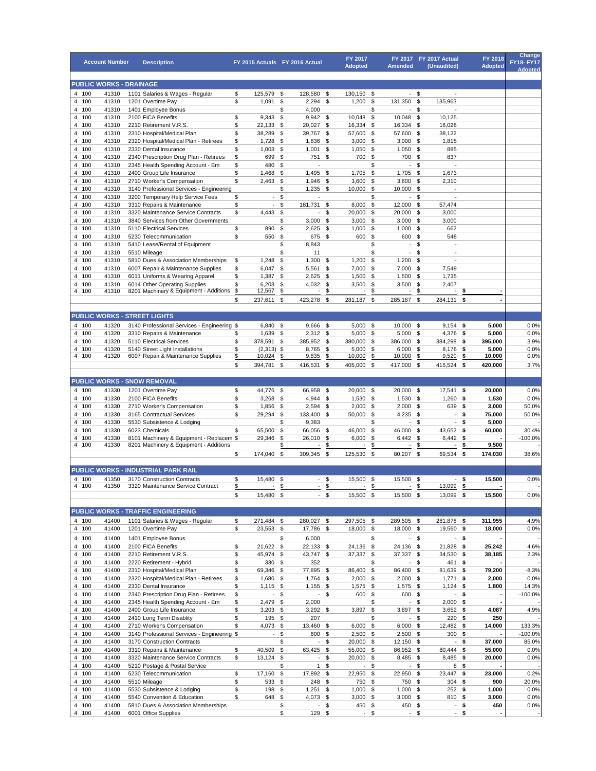| Account Number | | | Description | FY 2015 Actuals | FY 2016 Actual | FY 2017 Adopted | FY 2017 Amended | FY 2017 Actual (Unaudited) | FY 2018 Adopted | Change FY18- FY17 Adopted |
|---|---|---|---|---|---|---|---|---|---|---|
| **PUBLIC WORKS - DRAINAGE** | | | | | | | | | | |
| 4 | 100 | 41310 | 1101 Salaries & Wages - Regular | $ 125,579 | $ 128,580 | $ 130,150 | $ - | $ - | | |
| 4 | 100 | 41310 | 1201 Overtime Pay | $ 1,091 | $ 2,294 | $ 1,200 | $ 131,350 | $ 135,963 | | |
| 4 | 100 | 41310 | 1401 Employee Bonus | | $ 4,000 | | $ - | $ - | | |
| 4 | 100 | 41310 | 2100 FICA Benefits | $ 9,343 | $ 9,942 | $ 10,048 | $ 10,048 | $ 10,125 | | |
| 4 | 100 | 41310 | 2210 Retirement V.R.S. | $ 22,133 | $ 20,027 | $ 16,334 | $ 16,334 | $ 16,026 | | |
| 4 | 100 | 41310 | 2310 Hospital/Medical Plan | $ 38,289 | $ 39,767 | $ 57,600 | $ 57,600 | $ 38,122 | | |
| 4 | 100 | 41310 | 2320 Hospital/Medical Plan - Retirees | $ 1,728 | $ 1,836 | $ 3,000 | $ 3,000 | $ 1,815 | | |
| 4 | 100 | 41310 | 2330 Dental Insurance | $ 1,003 | $ 1,001 | $ 1,050 | $ 1,050 | $ 885 | | |
| 4 | 100 | 41310 | 2340 Prescription Drug Plan - Retirees | $ 699 | $ 751 | $ 700 | $ 700 | $ 837 | | |
| 4 | 100 | 41310 | 2345 Health Spending Account - Em | $ 480 | $ - | | $ - | $ - | | |
| 4 | 100 | 41310 | 2400 Group Life Insurance | $ 1,468 | $ 1,495 | $ 1,705 | $ 1,705 | $ 1,673 | | |
| 4 | 100 | 41310 | 2710 Worker's Compensation | $ 2,463 | $ 1,946 | $ 3,600 | $ 3,600 | $ 2,310 | | |
| 4 | 100 | 41310 | 3140 Professional Services - Engineering | | $ 1,235 | $ 10,000 | $ 10,000 | $ - | | |
| 4 | 100 | 41310 | 3200 Temporary Help Service Fees | $ - | $ - | | $ - | $ - | | |
| 4 | 100 | 41310 | 3310 Repairs & Maintenance | $ - | $ 181,731 | $ 8,000 | $ 12,000 | $ 57,474 | | |
| 4 | 100 | 41310 | 3320 Maintenance Service Contracts | $ 4,443 | $ - | $ 20,000 | $ 20,000 | $ 3,000 | | |
| 4 | 100 | 41310 | 3840 Services from Other Governments | | $ 3,000 | $ 3,000 | $ 3,000 | $ 3,000 | | |
| 4 | 100 | 41310 | 5110 Electrical Services | $ 890 | $ 2,625 | $ 1,000 | $ 1,000 | $ 662 | | |
| 4 | 100 | 41310 | 5230 Telecommunication | $ 550 | $ 675 | $ 600 | $ 600 | $ 548 | | |
| 4 | 100 | 41310 | 5410 Lease/Rental of Equipment | | $ 8,843 | | $ - | $ - | | |
| 4 | 100 | 41310 | 5510 Mileage | | $ 11 | | $ - | $ - | | |
| 4 | 100 | 41310 | 5810 Dues & Association Memberships | $ 1,248 | $ 1,300 | $ 1,200 | $ 1,200 | $ - | | |
| 4 | 100 | 41310 | 6007 Repair & Maintenance Supplies | $ 6,047 | $ 5,561 | $ 7,000 | $ 7,000 | $ 7,549 | | |
| 4 | 100 | 41310 | 6011 Uniforms & Wearing Apparel | $ 1,387 | $ 2,625 | $ 1,500 | $ 1,500 | $ 1,735 | | |
| 4 | 100 | 41310 | 6014 Other Operating Supplies | $ 6,203 | $ 4,032 | $ 3,500 | $ 3,500 | $ 2,407 | | |
| 4 | 100 | 41310 | 8201 Machinery & Equipment - Additions | $ 12,567 | $ - | $ - | $ - | $ - | **$ -** | |
| | | | | $ 237,611 | $ 423,278 | $ 281,187 | $ 285,187 | $ 284,131 | **$ -** | |
| **PUBLIC WORKS - STREET LIGHTS** | | | | | | | | | | |
| 4 | 100 | 41320 | 3140 Professional Services - Engineering | $ 6,840 | $ 9,666 | $ 5,000 | $ 10,000 | $ 9,154 | **$ 5,000** | 0.0% |
| 4 | 100 | 41320 | 3310 Repairs & Maintenance | $ 1,639 | $ 2,312 | $ 5,000 | $ 5,000 | $ 4,376 | **$ 5,000** | 0.0% |
| 4 | 100 | 41320 | 5110 Electrical Services | $ 378,591 | $ 385,952 | $ 380,000 | $ 386,000 | $ 384,298 | **$ 395,000** | 3.9% |
| 4 | 100 | 41320 | 5140 Street Light Installations | $ (2,313) | $ 8,765 | $ 5,000 | $ 6,000 | $ 8,176 | **$ 5,000** | 0.0% |
| 4 | 100 | 41320 | 6007 Repair & Maintenance Supplies | $ 10,024 | $ 9,835 | $ 10,000 | $ 10,000 | $ 9,520 | **$ 10,000** | 0.0% |
| | | | | $ 394,781 | $ 416,531 | $ 405,000 | $ 417,000 | $ 415,524 | **$ 420,000** | 3.7% |
| **PUBLIC WORKS - SNOW REMOVAL** | | | | | | | | | | |
| 4 | 100 | 41330 | 1201 Overtime Pay | $ 44,776 | $ 66,958 | $ 20,000 | $ 20,000 | $ 17,541 | **$ 20,000** | 0.0% |
| 4 | 100 | 41330 | 2100 FICA Benefits | $ 3,268 | $ 4,944 | $ 1,530 | $ 1,530 | $ 1,260 | **$ 1,530** | 0.0% |
| 4 | 100 | 41330 | 2710 Worker's Compensation | $ 1,856 | $ 2,594 | $ 2,000 | $ 2,000 | $ 639 | **$ 3,000** | 50.0% |
| 4 | 100 | 41330 | 3165 Contractual Services | $ 29,294 | $ 133,400 | $ 50,000 | $ 4,235 | $ - | **$ 75,000** | 50.0% |
| 4 | 100 | 41330 | 5530 Subsistence & Lodging | | $ 9,383 | | $ - | $ - | **$ 5,000** | - |
| 4 | 100 | 41330 | 6023 Chemicals | $ 65,500 | $ 66,056 | $ 46,000 | $ 46,000 | $ 43,652 | **$ 60,000** | 30.4% |
| 4 | 100 | 41330 | 8101 Machinery & Equipment - Replacem | $ 29,346 | $ 26,010 | $ 6,000 | $ 6,442 | $ 6,442 | **$ -** | -100.0% |
| 4 | 100 | 41330 | 8201 Machinery & Equipment - Additions | | $ - | $ - | $ - | $ - | **$ 9,500** | - |
| | | | | $ 174,040 | $ 309,345 | $ 125,530 | $ 80,207 | $ 69,534 | **$ 174,030** | 38.6% |
| **PUBLIC WORKS - INDUSTRIAL PARK RAIL** | | | | | | | | | | |
| 4 | 100 | 41350 | 3170 Construction Contracts | $ 15,480 | $ - | $ 15,500 | $ 15,500 | $ - | **$ 15,500** | 0.0% |
| 4 | 100 | 41350 | 3320 Maintenance Service Contract | $ - | $ - | $ - | $ - | $ 13,099 | **$ -** | - |
| | | | | $ 15,480 | $ - | $ 15,500 | $ 15,500 | $ 13,099 | **$ 15,500** | 0.0% |
| **PUBLIC WORKS - TRAFFIC ENGINEERING** | | | | | | | | | | |
| 4 | 100 | 41400 | 1101 Salaries & Wages - Regular | $ 271,484 | $ 280,027 | $ 297,505 | $ 289,505 | $ 281,878 | **$ 311,955** | 4.9% |
| 4 | 100 | 41400 | 1201 Overtime Pay | $ 23,553 | $ 17,786 | $ 18,000 | $ 18,000 | $ 19,560 | **$ 18,000** | 0.0% |
| 4 | 100 | 41400 | 1401 Employee Bonus | | $ 6,000 | | $ - | $ - | **$ -** | - |
| 4 | 100 | 41400 | 2100 FICA Benefits | $ 21,622 | $ 22,133 | $ 24,136 | $ 24,136 | $ 21,828 | **$ 25,242** | 4.6% |
| 4 | 100 | 41400 | 2210 Retirement V.R.S. | $ 45,974 | $ 43,747 | $ 37,337 | $ 37,337 | $ 34,530 | **$ 38,185** | 2.3% |
| 4 | 100 | 41400 | 2220 Retirement - Hybrid | $ 330 | $ 352 | | $ - | $ 461 | **$ -** | - |
| 4 | 100 | 41400 | 2310 Hospital/Medical Plan | $ 69,346 | $ 77,895 | $ 86,400 | $ 86,400 | $ 81,639 | **$ 79,200** | -8.3% |
| 4 | 100 | 41400 | 2320 Hospital/Medical Plan - Retirees | $ 1,680 | $ 1,764 | $ 2,000 | $ 2,000 | $ 1,771 | **$ 2,000** | 0.0% |
| 4 | 100 | 41400 | 2330 Dental Insurance | $ 1,115 | $ 1,155 | $ 1,575 | $ 1,575 | $ 1,124 | **$ 1,800** | 14.3% |
| 4 | 100 | 41400 | 2340 Prescription Drug Plan - Retirees | $ - | $ - | $ 600 | $ 600 | $ - | **$ -** | -100.0% |
| 4 | 100 | 41400 | 2345 Health Spending Account - Em | $ 2,479 | $ 2,000 | | $ - | $ 2,000 | **$ -** | - |
| 4 | 100 | 41400 | 2400 Group Life Insurance | $ 3,203 | $ 3,292 | $ 3,897 | $ 3,897 | $ 3,652 | **$ 4,087** | 4.9% |
| 4 | 100 | 41400 | 2410 Long Term Disablity | $ 195 | $ 207 | | $ - | $ 220 | **$ 250** | - |
| 4 | 100 | 41400 | 2710 Worker's Compensation | $ 4,073 | $ 13,460 | $ 6,000 | $ 6,000 | $ 12,482 | **$ 14,000** | 133.3% |
| 4 | 100 | 41400 | 3140 Professional Services - Engineering | $ - | $ 600 | $ 2,500 | $ 2,500 | $ 300 | **$ -** | -100.0% |
| 4 | 100 | 41400 | 3170 Construction Contracts | | $ - | $ 20,000 | $ 12,150 | $ - | **$ 37,000** | 85.0% |
| 4 | 100 | 41400 | 3310 Repairs & Maintenance | $ 40,509 | $ 63,425 | $ 55,000 | $ 86,952 | $ 80,444 | **$ 55,000** | 0.0% |
| 4 | 100 | 41400 | 3320 Maintenance Service Contracts | $ 13,124 | $ - | $ 20,000 | $ 8,485 | $ 8,485 | **$ 20,000** | 0.0% |
| 4 | 100 | 41400 | 5210 Postage & Postal Service | | $ 1 | $ - | $ - | $ 8 | **$ -** | - |
| 4 | 100 | 41400 | 5230 Telecommunication | $ 17,160 | $ 17,892 | $ 22,950 | $ 22,950 | $ 23,447 | **$ 23,000** | 0.2% |
| 4 | 100 | 41400 | 5510 Mileage | $ 533 | $ 248 | $ 750 | $ 750 | $ 304 | **$ 900** | 20.0% |
| 4 | 100 | 41400 | 5530 Subsistence & Lodging | $ 198 | $ 1,251 | $ 1,000 | $ 1,000 | $ 252 | **$ 1,000** | 0.0% |
| 4 | 100 | 41400 | 5540 Convention & Education | $ 648 | $ 4,073 | $ 3,000 | $ 3,000 | $ 810 | **$ 3,000** | 0.0% |
| 4 | 100 | 41400 | 5810 Dues & Association Memberships | | $ - | $ 450 | $ 450 | $ - | **$ 450** | 0.0% |
| 4 | 100 | 41400 | 6001 Office Supplies | | $ 129 | $ - | $ - | $ - | **$ -** | - |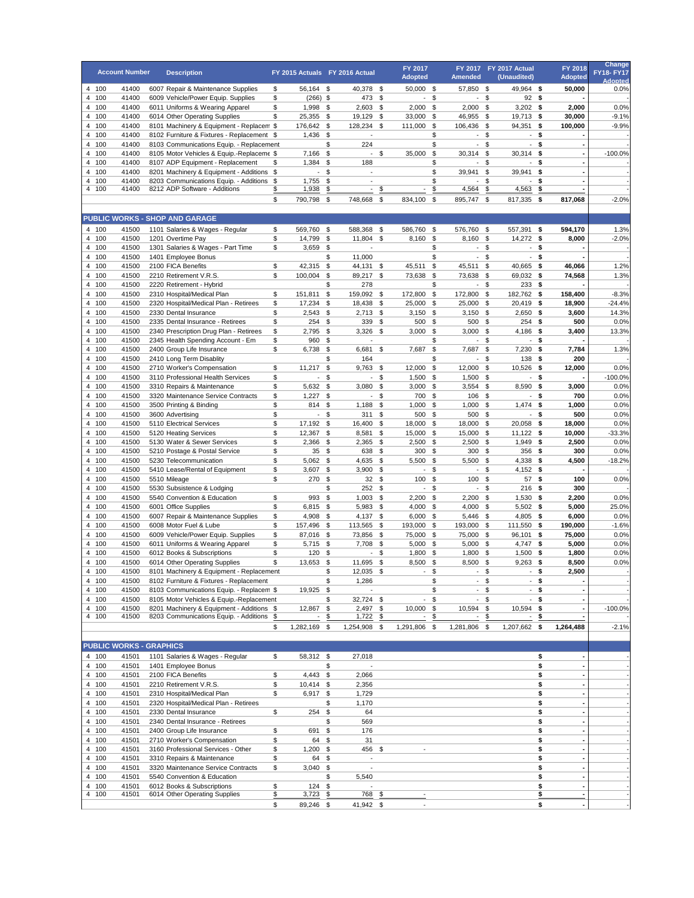| | | Account Number | Description | FY 2015 Actuals | FY 2016 Actual | FY 2017 Adopted | FY 2017 Amended | FY 2017 Actual (Unaudited) | FY 2018 Adopted | Change FY18- FY17 Adopted |
|---|---|---|---|---|---|---|---|---|---|---|
| 4 | 100 | 41400 | 6007 Repair & Maintenance Supplies | $ 56,164 | $ 40,378 | $ 50,000 | $ 57,850 | $ 49,964 | $ 50,000 | 0.0% |
| 4 | 100 | 41400 | 6009 Vehicle/Power Equip. Supplies | $ (266) | $ 473 | $ - | $ - | $ 92 | $ - | - |
| 4 | 100 | 41400 | 6011 Uniforms & Wearing Apparel | $ 1,998 | $ 2,603 | $ 2,000 | $ 2,000 | $ 3,202 | $ 2,000 | 0.0% |
| 4 | 100 | 41400 | 6014 Other Operating Supplies | $ 25,355 | $ 19,129 | $ 33,000 | $ 46,955 | $ 19,713 | $ 30,000 | -9.1% |
| 4 | 100 | 41400 | 8101 Machinery & Equipment - Replacem | $ 176,642 | $ 128,234 | $ 111,000 | $ 106,436 | $ 94,351 | $ 100,000 | -9.9% |
| 4 | 100 | 41400 | 8102 Furniture & Fixtures - Replacement | $ 1,436 | $ - | | $ - | $ - | $ - | - |
| 4 | 100 | 41400 | 8103 Communications Equip. - Replacement | | $ 224 | | $ - | $ - | $ - | - |
| 4 | 100 | 41400 | 8105 Motor Vehicles & Equip.-Replaceme | $ 7,166 | $ - | $ 35,000 | $ 30,314 | $ 30,314 | $ - | -100.0% |
| 4 | 100 | 41400 | 8107 ADP Equipment - Replacement | $ 1,384 | $ 188 | | $ - | $ - | $ - | - |
| 4 | 100 | 41400 | 8201 Machinery & Equipment - Additions | $ - | $ - | | $ 39,941 | $ 39,941 | $ - | - |
| 4 | 100 | 41400 | 8203 Communications Equip. - Additions | $ 1,755 | $ - | | $ - | $ - | $ - | - |
| 4 | 100 | 41400 | 8212 ADP Software - Additions | $ 1,938 | $ - | $ - | $ 4,564 | $ 4,563 | $ - | - |
| | | | | $ 790,798 | $ 748,668 | $ 834,100 | $ 895,747 | $ 817,335 | $ 817,068 | -2.0% |
| **PUBLIC WORKS - SHOP AND GARAGE** | | | | | | | | | | |
| 4 | 100 | 41500 | 1101 Salaries & Wages - Regular | $ 569,760 | $ 588,368 | $ 586,760 | $ 576,760 | $ 557,391 | $ 594,170 | 1.3% |
| 4 | 100 | 41500 | 1201 Overtime Pay | $ 14,799 | $ 11,804 | $ 8,160 | $ 8,160 | $ 14,272 | $ 8,000 | -2.0% |
| 4 | 100 | 41500 | 1301 Salaries & Wages - Part Time | $ 3,659 | $ - | | $ - | $ - | $ - | - |
| 4 | 100 | 41500 | 1401 Employee Bonus | | $ 11,000 | | $ - | $ - | $ - | - |
| 4 | 100 | 41500 | 2100 FICA Benefits | $ 42,315 | $ 44,131 | $ 45,511 | $ 45,511 | $ 40,665 | $ 46,066 | 1.2% |
| 4 | 100 | 41500 | 2210 Retirement V.R.S. | $ 100,004 | $ 89,217 | $ 73,638 | $ 73,638 | $ 69,032 | $ 74,568 | 1.3% |
| 4 | 100 | 41500 | 2220 Retirement - Hybrid | | $ 278 | | $ - | $ 233 | $ - | - |
| 4 | 100 | 41500 | 2310 Hospital/Medical Plan | $ 151,811 | $ 159,092 | $ 172,800 | $ 172,800 | $ 182,762 | $ 158,400 | -8.3% |
| 4 | 100 | 41500 | 2320 Hospital/Medical Plan - Retirees | $ 17,234 | $ 18,438 | $ 25,000 | $ 25,000 | $ 20,419 | $ 18,900 | -24.4% |
| 4 | 100 | 41500 | 2330 Dental Insurance | $ 2,543 | $ 2,713 | $ 3,150 | $ 3,150 | $ 2,650 | $ 3,600 | 14.3% |
| 4 | 100 | 41500 | 2335 Dental Insurance - Retirees | $ 254 | $ 339 | $ 500 | $ 500 | $ 254 | $ 500 | 0.0% |
| 4 | 100 | 41500 | 2340 Prescription Drug Plan - Retirees | $ 2,795 | $ 3,326 | $ 3,000 | $ 3,000 | $ 4,186 | $ 3,400 | 13.3% |
| 4 | 100 | 41500 | 2345 Health Spending Account - Em | $ 960 | $ - | | $ - | $ - | $ - | - |
| 4 | 100 | 41500 | 2400 Group Life Insurance | $ 6,738 | $ 6,681 | $ 7,687 | $ 7,687 | $ 7,230 | $ 7,784 | 1.3% |
| 4 | 100 | 41500 | 2410 Long Term Disablity | | $ 164 | | $ - | $ 138 | $ 200 | - |
| 4 | 100 | 41500 | 2710 Worker's Compensation | $ 11,217 | $ 9,763 | $ 12,000 | $ 12,000 | $ 10,526 | $ 12,000 | 0.0% |
| 4 | 100 | 41500 | 3110 Professional Health Services | $ - | $ - | $ 1,500 | $ 1,500 | $ - | $ - | -100.0% |
| 4 | 100 | 41500 | 3310 Repairs & Maintenance | $ 5,632 | $ 3,080 | $ 3,000 | $ 3,554 | $ 8,590 | $ 3,000 | 0.0% |
| 4 | 100 | 41500 | 3320 Maintenance Service Contracts | $ 1,227 | $ - | $ 700 | $ 106 | $ - | $ 700 | 0.0% |
| 4 | 100 | 41500 | 3500 Printing & Binding | $ 814 | $ 1,188 | $ 1,000 | $ 1,000 | $ 1,474 | $ 1,000 | 0.0% |
| 4 | 100 | 41500 | 3600 Advertising | $ - | $ 311 | $ 500 | $ 500 | $ - | $ 500 | 0.0% |
| 4 | 100 | 41500 | 5110 Electrical Services | $ 17,192 | $ 16,400 | $ 18,000 | $ 18,000 | $ 20,058 | $ 18,000 | 0.0% |
| 4 | 100 | 41500 | 5120 Heating Services | $ 12,367 | $ 8,581 | $ 15,000 | $ 15,000 | $ 11,122 | $ 10,000 | -33.3% |
| 4 | 100 | 41500 | 5130 Water & Sewer Services | $ 2,366 | $ 2,365 | $ 2,500 | $ 2,500 | $ 1,949 | $ 2,500 | 0.0% |
| 4 | 100 | 41500 | 5210 Postage & Postal Service | $ 35 | $ 638 | $ 300 | $ 300 | $ 356 | $ 300 | 0.0% |
| 4 | 100 | 41500 | 5230 Telecommunication | $ 5,062 | $ 4,635 | $ 5,500 | $ 5,500 | $ 4,338 | $ 4,500 | -18.2% |
| 4 | 100 | 41500 | 5410 Lease/Rental of Equipment | $ 3,607 | $ 3,900 | $ - | $ - | $ 4,152 | $ - | - |
| 4 | 100 | 41500 | 5510 Mileage | $ 270 | $ 32 | $ 100 | $ 100 | $ 57 | $ 100 | 0.0% |
| 4 | 100 | 41500 | 5530 Subsistence & Lodging | | $ 252 | $ - | $ - | $ 216 | $ 300 | - |
| 4 | 100 | 41500 | 5540 Convention & Education | $ 993 | $ 1,003 | $ 2,200 | $ 2,200 | $ 1,530 | $ 2,200 | 0.0% |
| 4 | 100 | 41500 | 6001 Office Supplies | $ 6,815 | $ 5,983 | $ 4,000 | $ 4,000 | $ 5,502 | $ 5,000 | 25.0% |
| 4 | 100 | 41500 | 6007 Repair & Maintenance Supplies | $ 4,908 | $ 4,137 | $ 6,000 | $ 5,446 | $ 4,805 | $ 6,000 | 0.0% |
| 4 | 100 | 41500 | 6008 Motor Fuel & Lube | $ 157,496 | $ 113,565 | $ 193,000 | $ 193,000 | $ 111,550 | $ 190,000 | -1.6% |
| 4 | 100 | 41500 | 6009 Vehicle/Power Equip. Supplies | $ 87,016 | $ 73,856 | $ 75,000 | $ 75,000 | $ 96,101 | $ 75,000 | 0.0% |
| 4 | 100 | 41500 | 6011 Uniforms & Wearing Apparel | $ 5,715 | $ 7,708 | $ 5,000 | $ 5,000 | $ 4,747 | $ 5,000 | 0.0% |
| 4 | 100 | 41500 | 6012 Books & Subscriptions | $ 120 | $ - | $ 1,800 | $ 1,800 | $ 1,500 | $ 1,800 | 0.0% |
| 4 | 100 | 41500 | 6014 Other Operating Supplies | $ 13,653 | $ 11,695 | $ 8,500 | $ 8,500 | $ 9,263 | $ 8,500 | 0.0% |
| 4 | 100 | 41500 | 8101 Machinery & Equipment - Replacement | | $ 12,035 | $ - | $ - | $ - | $ 2,500 | - |
| 4 | 100 | 41500 | 8102 Furniture & Fixtures - Replacement | | $ 1,286 | | $ - | $ - | $ - | - |
| 4 | 100 | 41500 | 8103 Communications Equip. - Replacem | $ 19,925 | $ - | | $ - | $ - | $ - | - |
| 4 | 100 | 41500 | 8105 Motor Vehicles & Equip.-Replacement | | $ 32,724 | $ - | $ - | $ - | $ - | - |
| 4 | 100 | 41500 | 8201 Machinery & Equipment - Additions | $ 12,867 | $ 2,497 | $ 10,000 | $ 10,594 | $ 10,594 | $ - | -100.0% |
| 4 | 100 | 41500 | 8203 Communications Equip. - Additions | $ - | $ 1,722 | $ - | $ - | $ - | $ - | - |
| | | | | $ 1,282,169 | $ 1,254,908 | $ 1,291,806 | $ 1,281,806 | $ 1,207,662 | $ 1,264,488 | -2.1% |
| **PUBLIC WORKS - GRAPHICS** | | | | | | | | | | |
| 4 | 100 | 41501 | 1101 Salaries & Wages - Regular | $ 58,312 | $ 27,018 | | | | $ - | - |
| 4 | 100 | 41501 | 1401 Employee Bonus | | $ - | | | | $ - | - |
| 4 | 100 | 41501 | 2100 FICA Benefits | $ 4,443 | $ 2,066 | | | | $ - | - |
| 4 | 100 | 41501 | 2210 Retirement V.R.S. | $ 10,414 | $ 2,356 | | | | $ - | - |
| 4 | 100 | 41501 | 2310 Hospital/Medical Plan | $ 6,917 | $ 1,729 | | | | $ - | - |
| 4 | 100 | 41501 | 2320 Hospital/Medical Plan - Retirees | | $ 1,170 | | | | $ - | - |
| 4 | 100 | 41501 | 2330 Dental Insurance | $ 254 | $ 64 | | | | $ - | - |
| 4 | 100 | 41501 | 2340 Dental Insurance - Retirees | | $ 569 | | | | $ - | - |
| 4 | 100 | 41501 | 2400 Group Life Insurance | $ 691 | $ 176 | | | | $ - | - |
| 4 | 100 | 41501 | 2710 Worker's Compensation | $ 64 | $ 31 | | | | $ - | - |
| 4 | 100 | 41501 | 3160 Professional Services - Other | $ 1,200 | $ 456 | $ - | | | $ - | - |
| 4 | 100 | 41501 | 3310 Repairs & Maintenance | $ 64 | $ - | | | | $ - | - |
| 4 | 100 | 41501 | 3320 Maintenance Service Contracts | $ 3,040 | $ - | | | | $ - | - |
| 4 | 100 | 41501 | 5540 Convention & Education | | $ 5,540 | | | | $ - | - |
| 4 | 100 | 41501 | 6012 Books & Subscriptions | $ 124 | $ - | | | | $ - | - |
| 4 | 100 | 41501 | 6014 Other Operating Supplies | $ 3,723 | $ 768 | $ - | | | $ - | - |
| | | | | $ 89,246 | $ 41,942 | $ - | | | $ - | - |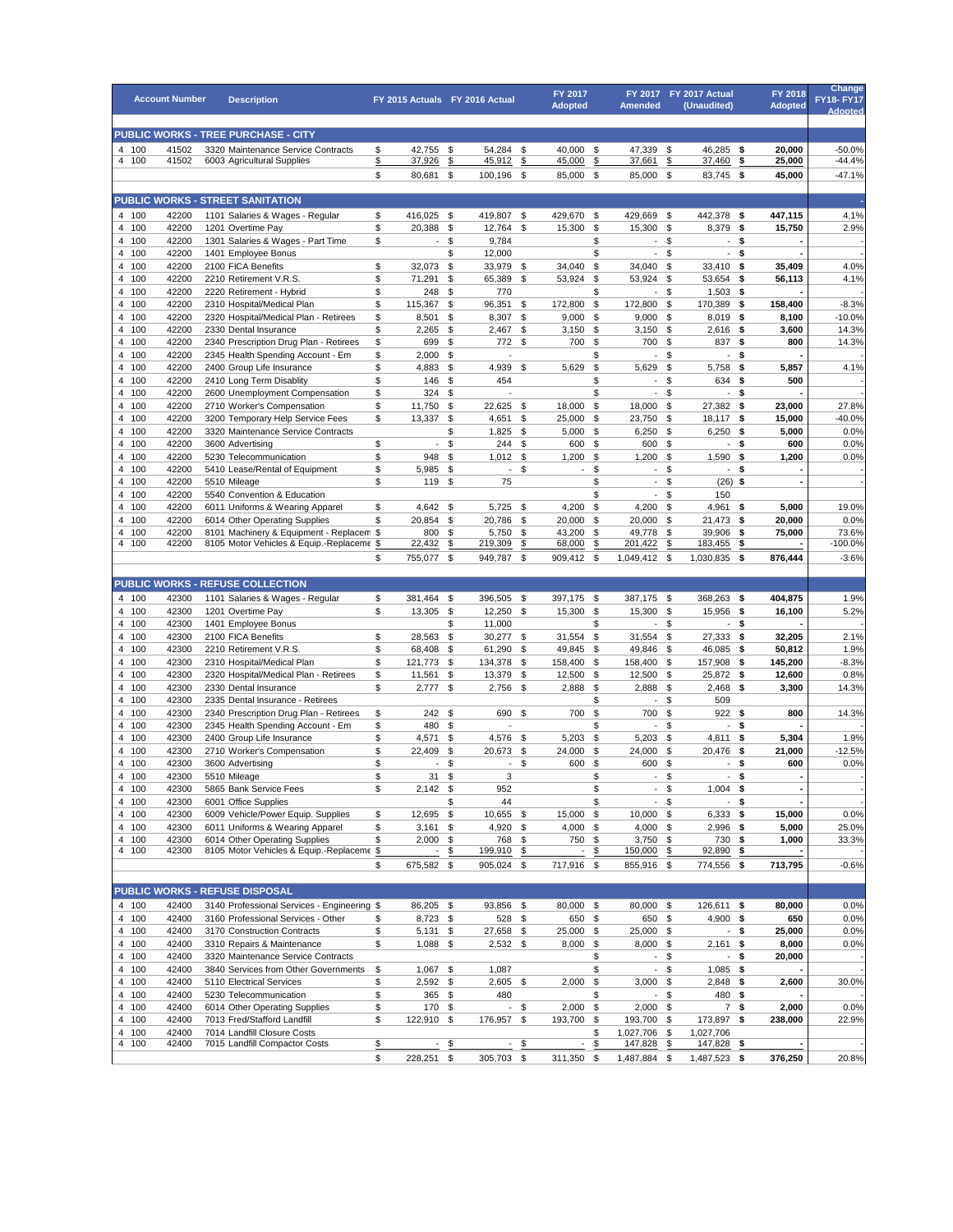| Account Number | | | Description | FY 2015 Actuals | FY 2016 Actual | FY 2017 Adopted | FY 2017 Amended | FY 2017 Actual (Unaudited) | FY 2018 Adopted | Change FY18- FY17 Adopted |
|---|---|---|---|---|---|---|---|---|---|---|
| **PUBLIC WORKS - TREE PURCHASE - CITY** | | | | | | | | | | |
| 4 | 100 | 41502 | 3320 Maintenance Service Contracts | $ 42,755 | $ 54,284 | $ 40,000 | $ 47,339 | $ 46,285 | **$ 20,000** | -50.0% |
| 4 | 100 | 41502 | 6003 Agricultural Supplies | $ 37,926 | $ 45,912 | $ 45,000 | $ 37,661 | $ 37,460 | **$ 25,000** | -44.4% |
| | | | | $ 80,681 | $ 100,196 | $ 85,000 | $ 85,000 | $ 83,745 | **$ 45,000** | -47.1% |
| **PUBLIC WORKS - STREET SANITATION** | | | | | | | | | | - |
| 4 | 100 | 42200 | 1101 Salaries & Wages - Regular | $ 416,025 | $ 419,807 | $ 429,670 | $ 429,669 | $ 442,378 | **$ 447,115** | 4.1% |
| 4 | 100 | 42200 | 1201 Overtime Pay | $ 20,388 | $ 12,764 | $ 15,300 | $ 15,300 | $ 8,379 | **$ 15,750** | 2.9% |
| 4 | 100 | 42200 | 1301 Salaries & Wages - Part Time | $ - | $ 9,784 | | $ - | $ - | **$ -** | - |
| 4 | 100 | 42200 | 1401 Employee Bonus | | $ 12,000 | | $ - | $ - | **$ -** | - |
| 4 | 100 | 42200 | 2100 FICA Benefits | $ 32,073 | $ 33,979 | $ 34,040 | $ 34,040 | $ 33,410 | **$ 35,409** | 4.0% |
| 4 | 100 | 42200 | 2210 Retirement V.R.S. | $ 71,291 | $ 65,389 | $ 53,924 | $ 53,924 | $ 53,654 | **$ 56,113** | 4.1% |
| 4 | 100 | 42200 | 2220 Retirement - Hybrid | $ 248 | $ 770 | | $ - | $ 1,503 | **$ -** | - |
| 4 | 100 | 42200 | 2310 Hospital/Medical Plan | $ 115,367 | $ 96,351 | $ 172,800 | $ 172,800 | $ 170,389 | **$ 158,400** | -8.3% |
| 4 | 100 | 42200 | 2320 Hospital/Medical Plan - Retirees | $ 8,501 | $ 8,307 | $ 9,000 | $ 9,000 | $ 8,019 | **$ 8,100** | -10.0% |
| 4 | 100 | 42200 | 2330 Dental Insurance | $ 2,265 | $ 2,467 | $ 3,150 | $ 3,150 | $ 2,616 | **$ 3,600** | 14.3% |
| 4 | 100 | 42200 | 2340 Prescription Drug Plan - Retirees | $ 699 | $ 772 | $ 700 | $ 700 | $ 837 | **$ 800** | 14.3% |
| 4 | 100 | 42200 | 2345 Health Spending Account - Em | $ 2,000 | $ - | | $ - | $ - | **$ -** | - |
| 4 | 100 | 42200 | 2400 Group Life Insurance | $ 4,883 | $ 4,939 | $ 5,629 | $ 5,629 | $ 5,758 | **$ 5,857** | 4.1% |
| 4 | 100 | 42200 | 2410 Long Term Disablity | $ 146 | $ 454 | | $ - | $ 634 | **$ 500** | - |
| 4 | 100 | 42200 | 2600 Unemployment Compensation | $ 324 | $ - | | $ - | $ - | **$ -** | - |
| 4 | 100 | 42200 | 2710 Worker's Compensation | $ 11,750 | $ 22,625 | $ 18,000 | $ 18,000 | $ 27,382 | **$ 23,000** | 27.8% |
| 4 | 100 | 42200 | 3200 Temporary Help Service Fees | $ 13,337 | $ 4,651 | $ 25,000 | $ 23,750 | $ 18,117 | **$ 15,000** | -40.0% |
| 4 | 100 | 42200 | 3320 Maintenance Service Contracts | | $ 1,825 | $ 5,000 | $ 6,250 | $ 6,250 | **$ 5,000** | 0.0% |
| 4 | 100 | 42200 | 3600 Advertising | $ - | $ 244 | $ 600 | $ 600 | $ - | **$ 600** | 0.0% |
| 4 | 100 | 42200 | 5230 Telecommunication | $ 948 | $ 1,012 | $ 1,200 | $ 1,200 | $ 1,590 | **$ 1,200** | 0.0% |
| 4 | 100 | 42200 | 5410 Lease/Rental of Equipment | $ 5,985 | $ - | $ - | $ - | $ - | **$ -** | - |
| 4 | 100 | 42200 | 5510 Mileage | $ 119 | $ 75 | | $ - | $ (26) | **$ -** | - |
| 4 | 100 | 42200 | 5540 Convention & Education | | | | $ - | $ 150 | | |
| 4 | 100 | 42200 | 6011 Uniforms & Wearing Apparel | $ 4,642 | $ 5,725 | $ 4,200 | $ 4,200 | $ 4,961 | **$ 5,000** | 19.0% |
| 4 | 100 | 42200 | 6014 Other Operating Supplies | $ 20,854 | $ 20,786 | $ 20,000 | $ 20,000 | $ 21,473 | **$ 20,000** | 0.0% |
| 4 | 100 | 42200 | 8101 Machinery & Equipment - Replacem | $ 800 | $ 5,750 | $ 43,200 | $ 49,778 | $ 39,906 | **$ 75,000** | 73.6% |
| 4 | 100 | 42200 | 8105 Motor Vehicles & Equip.-Replaceme | $ 22,432 | $ 219,309 | $ 68,000 | $ 201,422 | $ 183,455 | **$ -** | -100.0% |
| | | | | $ 755,077 | $ 949,787 | $ 909,412 | $ 1,049,412 | $ 1,030,835 | **$ 876,444** | -3.6% |
| **PUBLIC WORKS - REFUSE COLLECTION** | | | | | | | | | | |
| 4 | 100 | 42300 | 1101 Salaries & Wages - Regular | $ 381,464 | $ 396,505 | $ 397,175 | $ 387,175 | $ 368,263 | **$ 404,875** | 1.9% |
| 4 | 100 | 42300 | 1201 Overtime Pay | $ 13,305 | $ 12,250 | $ 15,300 | $ 15,300 | $ 15,956 | **$ 16,100** | 5.2% |
| 4 | 100 | 42300 | 1401 Employee Bonus | | $ 11,000 | | $ - | $ - | **$ -** | - |
| 4 | 100 | 42300 | 2100 FICA Benefits | $ 28,563 | $ 30,277 | $ 31,554 | $ 31,554 | $ 27,333 | **$ 32,205** | 2.1% |
| 4 | 100 | 42300 | 2210 Retirement V.R.S. | $ 68,408 | $ 61,290 | $ 49,845 | $ 49,846 | $ 46,085 | **$ 50,812** | 1.9% |
| 4 | 100 | 42300 | 2310 Hospital/Medical Plan | $ 121,773 | $ 134,378 | $ 158,400 | $ 158,400 | $ 157,908 | **$ 145,200** | -8.3% |
| 4 | 100 | 42300 | 2320 Hospital/Medical Plan - Retirees | $ 11,561 | $ 13,379 | $ 12,500 | $ 12,500 | $ 25,872 | **$ 12,600** | 0.8% |
| 4 | 100 | 42300 | 2330 Dental Insurance | $ 2,777 | $ 2,756 | $ 2,888 | $ 2,888 | $ 2,468 | **$ 3,300** | 14.3% |
| 4 | 100 | 42300 | 2335 Dental Insurance - Retirees | | | | $ - | $ 509 | | |
| 4 | 100 | 42300 | 2340 Prescription Drug Plan - Retirees | $ 242 | $ 690 | $ 700 | $ 700 | $ 922 | **$ 800** | 14.3% |
| 4 | 100 | 42300 | 2345 Health Spending Account - Em | $ 480 | $ - | | $ - | $ - | **$ -** | - |
| 4 | 100 | 42300 | 2400 Group Life Insurance | $ 4,571 | $ 4,576 | $ 5,203 | $ 5,203 | $ 4,811 | **$ 5,304** | 1.9% |
| 4 | 100 | 42300 | 2710 Worker's Compensation | $ 22,409 | $ 20,673 | $ 24,000 | $ 24,000 | $ 20,476 | **$ 21,000** | -12.5% |
| 4 | 100 | 42300 | 3600 Advertising | $ - | $ - | $ 600 | $ 600 | $ - | **$ 600** | 0.0% |
| 4 | 100 | 42300 | 5510 Mileage | $ 31 | $ 3 | | $ - | $ - | **$ -** | - |
| 4 | 100 | 42300 | 5865 Bank Service Fees | $ 2,142 | $ 952 | | $ - | $ 1,004 | **$ -** | - |
| 4 | 100 | 42300 | 6001 Office Supplies | | $ 44 | | $ - | $ - | **$ -** | - |
| 4 | 100 | 42300 | 6009 Vehicle/Power Equip. Supplies | $ 12,695 | $ 10,655 | $ 15,000 | $ 10,000 | $ 6,333 | **$ 15,000** | 0.0% |
| 4 | 100 | 42300 | 6011 Uniforms & Wearing Apparel | $ 3,161 | $ 4,920 | $ 4,000 | $ 4,000 | $ 2,996 | **$ 5,000** | 25.0% |
| 4 | 100 | 42300 | 6014 Other Operating Supplies | $ 2,000 | $ 768 | $ 750 | $ 3,750 | $ 730 | **$ 1,000** | 33.3% |
| 4 | 100 | 42300 | 8105 Motor Vehicles & Equip.-Replaceme | $ - | $ 199,910 | $ - | $ 150,000 | $ 92,890 | **$ -** | - |
| | | | | $ 675,582 | $ 905,024 | $ 717,916 | $ 855,916 | $ 774,556 | **$ 713,795** | -0.6% |
| **PUBLIC WORKS - REFUSE DISPOSAL** | | | | | | | | | | |
| 4 | 100 | 42400 | 3140 Professional Services - Engineering | $ 86,205 | $ 93,856 | $ 80,000 | $ 80,000 | $ 126,611 | **$ 80,000** | 0.0% |
| 4 | 100 | 42400 | 3160 Professional Services - Other | $ 8,723 | $ 528 | $ 650 | $ 650 | $ 4,900 | **$ 650** | 0.0% |
| 4 | 100 | 42400 | 3170 Construction Contracts | $ 5,131 | $ 27,658 | $ 25,000 | $ 25,000 | $ - | **$ 25,000** | 0.0% |
| 4 | 100 | 42400 | 3310 Repairs & Maintenance | $ 1,088 | $ 2,532 | $ 8,000 | $ 8,000 | $ 2,161 | **$ 8,000** | 0.0% |
| 4 | 100 | 42400 | 3320 Maintenance Service Contracts | | | | $ - | $ - | **$ 20,000** | - |
| 4 | 100 | 42400 | 3840 Services from Other Governments | $ 1,067 | $ 1,087 | | $ - | $ 1,085 | **$ -** | - |
| 4 | 100 | 42400 | 5110 Electrical Services | $ 2,592 | $ 2,605 | $ 2,000 | $ 3,000 | $ 2,848 | **$ 2,600** | 30.0% |
| 4 | 100 | 42400 | 5230 Telecommunication | $ 365 | $ 480 | | $ - | $ 480 | **$ -** | - |
| 4 | 100 | 42400 | 6014 Other Operating Supplies | $ 170 | $ - | $ 2,000 | $ 2,000 | $ 7 | **$ 2,000** | 0.0% |
| 4 | 100 | 42400 | 7013 Fred/Stafford Landfill | $ 122,910 | $ 176,957 | $ 193,700 | $ 193,700 | $ 173,897 | **$ 238,000** | 22.9% |
| 4 | 100 | 42400 | 7014 Landfill Closure Costs | | | | $ 1,027,706 | $ 1,027,706 | | |
| 4 | 100 | 42400 | 7015 Landfill Compactor Costs | $ - | $ - | $ - | $ 147,828 | $ 147,828 | **$ -** | - |
| | | | | $ 228,251 | $ 305,703 | $ 311,350 | $ 1,487,884 | $ 1,487,523 | **$ 376,250** | 20.8% |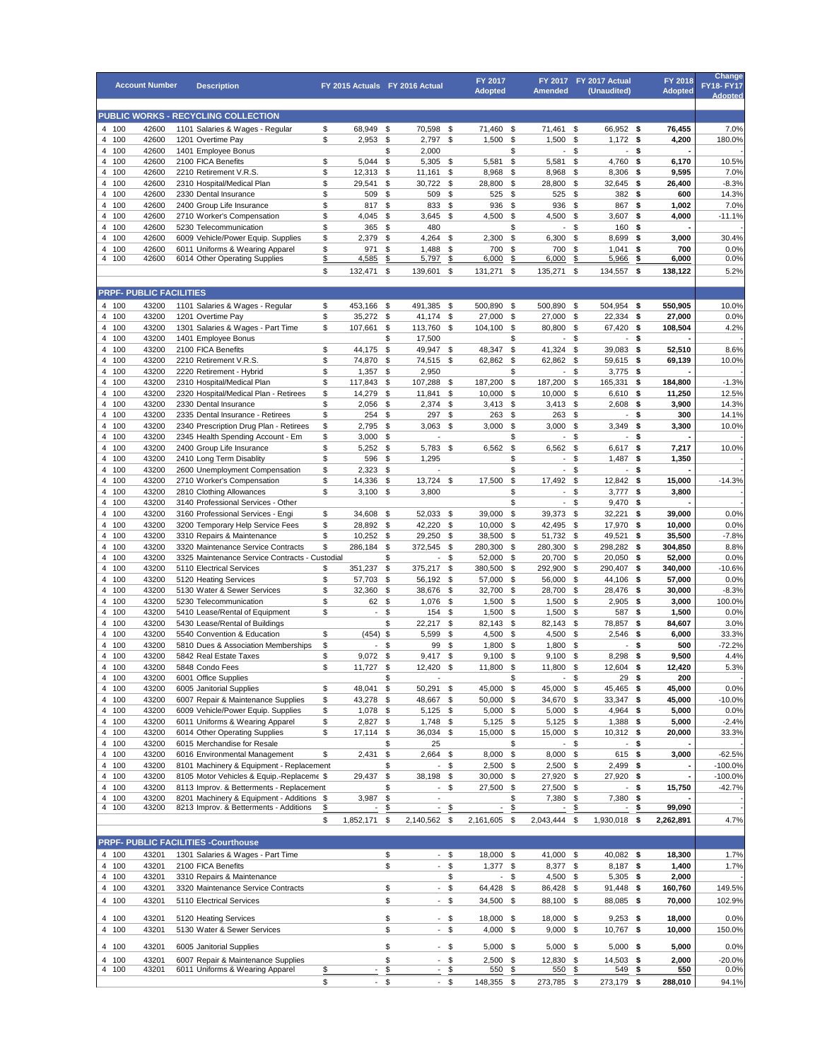| Account Number | | | Description | FY 2015 Actuals | FY 2016 Actual | FY 2017 Adopted | FY 2017 Amended | FY 2017 Actual (Unaudited) | FY 2018 Adopted | Change FY18- FY17 Adopted |
|---|---|---|---|---|---|---|---|---|---|---|
| **PUBLIC WORKS - RECYCLING COLLECTION** | | | | | | | | | | |
| 4 | 100 | 42600 | 1101 Salaries & Wages - Regular | $ 68,949 | $ 70,598 | $ 71,460 | $ 71,461 | $ 66,952 | **$ 76,455** | 7.0% |
| 4 | 100 | 42600 | 1201 Overtime Pay | $ 2,953 | $ 2,797 | $ 1,500 | $ 1,500 | $ 1,172 | **$ 4,200** | 180.0% |
| 4 | 100 | 42600 | 1401 Employee Bonus | | $ 2,000 | | $ - | $ - | **$ -** | - |
| 4 | 100 | 42600 | 2100 FICA Benefits | $ 5,044 | $ 5,305 | $ 5,581 | $ 5,581 | $ 4,760 | **$ 6,170** | 10.5% |
| 4 | 100 | 42600 | 2210 Retirement V.R.S. | $ 12,313 | $ 11,161 | $ 8,968 | $ 8,968 | $ 8,306 | **$ 9,595** | 7.0% |
| 4 | 100 | 42600 | 2310 Hospital/Medical Plan | $ 29,541 | $ 30,722 | $ 28,800 | $ 28,800 | $ 32,645 | **$ 26,400** | -8.3% |
| 4 | 100 | 42600 | 2330 Dental Insurance | $ 509 | $ 509 | $ 525 | $ 525 | $ 382 | **$ 600** | 14.3% |
| 4 | 100 | 42600 | 2400 Group Life Insurance | $ 817 | $ 833 | $ 936 | $ 936 | $ 867 | **$ 1,002** | 7.0% |
| 4 | 100 | 42600 | 2710 Worker's Compensation | $ 4,045 | $ 3,645 | $ 4,500 | $ 4,500 | $ 3,607 | **$ 4,000** | -11.1% |
| 4 | 100 | 42600 | 5230 Telecommunication | $ 365 | $ 480 | | $ - | $ 160 | **$ -** | - |
| 4 | 100 | 42600 | 6009 Vehicle/Power Equip. Supplies | $ 2,379 | $ 4,264 | $ 2,300 | $ 6,300 | $ 8,699 | **$ 3,000** | 30.4% |
| 4 | 100 | 42600 | 6011 Uniforms & Wearing Apparel | $ 971 | $ 1,488 | $ 700 | $ 700 | $ 1,041 | **$ 700** | 0.0% |
| 4 | 100 | 42600 | 6014 Other Operating Supplies | $ 4,585 | $ 5,797 | $ 6,000 | $ 6,000 | $ 5,966 | **$ 6,000** | 0.0% |
| | | | | $ 132,471 | $ 139,601 | $ 131,271 | $ 135,271 | $ 134,557 | **$ 138,122** | 5.2% |
| **PRPF- PUBLIC FACILITIES** | | | | | | | | | | |
| 4 | 100 | 43200 | 1101 Salaries & Wages - Regular | $ 453,166 | $ 491,385 | $ 500,890 | $ 500,890 | $ 504,954 | **$ 550,905** | 10.0% |
| 4 | 100 | 43200 | 1201 Overtime Pay | $ 35,272 | $ 41,174 | $ 27,000 | $ 27,000 | $ 22,334 | **$ 27,000** | 0.0% |
| 4 | 100 | 43200 | 1301 Salaries & Wages - Part Time | $ 107,661 | $ 113,760 | $ 104,100 | $ 80,800 | $ 67,420 | **$ 108,504** | 4.2% |
| 4 | 100 | 43200 | 1401 Employee Bonus | | $ 17,500 | | $ - | $ - | **$ -** | - |
| 4 | 100 | 43200 | 2100 FICA Benefits | $ 44,175 | $ 49,947 | $ 48,347 | $ 41,324 | $ 39,083 | **$ 52,510** | 8.6% |
| 4 | 100 | 43200 | 2210 Retirement V.R.S. | $ 74,870 | $ 74,515 | $ 62,862 | $ 62,862 | $ 59,615 | **$ 69,139** | 10.0% |
| 4 | 100 | 43200 | 2220 Retirement - Hybrid | $ 1,357 | $ 2,950 | | $ - | $ 3,775 | **$ -** | - |
| 4 | 100 | 43200 | 2310 Hospital/Medical Plan | $ 117,843 | $ 107,288 | $ 187,200 | $ 187,200 | $ 165,331 | **$ 184,800** | -1.3% |
| 4 | 100 | 43200 | 2320 Hospital/Medical Plan - Retirees | $ 14,279 | $ 11,841 | $ 10,000 | $ 10,000 | $ 6,610 | **$ 11,250** | 12.5% |
| 4 | 100 | 43200 | 2330 Dental Insurance | $ 2,056 | $ 2,374 | $ 3,413 | $ 3,413 | $ 2,608 | **$ 3,900** | 14.3% |
| 4 | 100 | 43200 | 2335 Dental Insurance - Retirees | $ 254 | $ 297 | $ 263 | $ 263 | $ - | **$ 300** | 14.1% |
| 4 | 100 | 43200 | 2340 Prescription Drug Plan - Retirees | $ 2,795 | $ 3,063 | $ 3,000 | $ 3,000 | $ 3,349 | **$ 3,300** | 10.0% |
| 4 | 100 | 43200 | 2345 Health Spending Account - Em | $ 3,000 | $ - | | $ - | $ - | **$ -** | - |
| 4 | 100 | 43200 | 2400 Group Life Insurance | $ 5,252 | $ 5,783 | $ 6,562 | $ 6,562 | $ 6,617 | **$ 7,217** | 10.0% |
| 4 | 100 | 43200 | 2410 Long Term Disablity | $ 596 | $ 1,295 | | $ - | $ 1,487 | **$ 1,350** | - |
| 4 | 100 | 43200 | 2600 Unemployment Compensation | $ 2,323 | $ - | | $ - | $ - | **$ -** | - |
| 4 | 100 | 43200 | 2710 Worker's Compensation | $ 14,336 | $ 13,724 | $ 17,500 | $ 17,492 | $ 12,842 | **$ 15,000** | -14.3% |
| 4 | 100 | 43200 | 2810 Clothing Allowances | $ 3,100 | $ 3,800 | | $ - | $ 3,777 | **$ 3,800** | - |
| 4 | 100 | 43200 | 3140 Professional Services - Other | | | | $ - | $ 9,470 | **$ -** | - |
| 4 | 100 | 43200 | 3160 Professional Services - Engi | $ 34,608 | $ 52,033 | $ 39,000 | $ 39,373 | $ 32,221 | **$ 39,000** | 0.0% |
| 4 | 100 | 43200 | 3200 Temporary Help Service Fees | $ 28,892 | $ 42,220 | $ 10,000 | $ 42,495 | $ 17,970 | **$ 10,000** | 0.0% |
| 4 | 100 | 43200 | 3310 Repairs & Maintenance | $ 10,252 | $ 29,250 | $ 38,500 | $ 51,732 | $ 49,521 | **$ 35,500** | -7.8% |
| 4 | 100 | 43200 | 3320 Maintenance Service Contracts | $ 286,184 | $ 372,545 | $ 280,300 | $ 280,300 | $ 298,282 | **$ 304,850** | 8.8% |
| 4 | 100 | 43200 | 3325 Maintenance Service Contracts - Custodial | | $ - | $ 52,000 | $ 20,700 | $ 20,050 | **$ 52,000** | 0.0% |
| 4 | 100 | 43200 | 5110 Electrical Services | $ 351,237 | $ 375,217 | $ 380,500 | $ 292,900 | $ 290,407 | **$ 340,000** | -10.6% |
| 4 | 100 | 43200 | 5120 Heating Services | $ 57,703 | $ 56,192 | $ 57,000 | $ 56,000 | $ 44,106 | **$ 57,000** | 0.0% |
| 4 | 100 | 43200 | 5130 Water & Sewer Services | $ 32,360 | $ 38,676 | $ 32,700 | $ 28,700 | $ 28,476 | **$ 30,000** | -8.3% |
| 4 | 100 | 43200 | 5230 Telecommunication | $ 62 | $ 1,076 | $ 1,500 | $ 1,500 | $ 2,905 | **$ 3,000** | 100.0% |
| 4 | 100 | 43200 | 5410 Lease/Rental of Equipment | $ - | $ 154 | $ 1,500 | $ 1,500 | $ 587 | **$ 1,500** | 0.0% |
| 4 | 100 | 43200 | 5430 Lease/Rental of Buildings | | $ 22,217 | $ 82,143 | $ 82,143 | $ 78,857 | **$ 84,607** | 3.0% |
| 4 | 100 | 43200 | 5540 Convention & Education | $ (454) | $ 5,599 | $ 4,500 | $ 4,500 | $ 2,546 | **$ 6,000** | 33.3% |
| 4 | 100 | 43200 | 5810 Dues & Association Memberships | $ - | $ 99 | $ 1,800 | $ 1,800 | $ - | **$ 500** | -72.2% |
| 4 | 100 | 43200 | 5842 Real Estate Taxes | $ 9,072 | $ 9,417 | $ 9,100 | $ 9,100 | $ 8,298 | **$ 9,500** | 4.4% |
| 4 | 100 | 43200 | 5848 Condo Fees | $ 11,727 | $ 12,420 | $ 11,800 | $ 11,800 | $ 12,604 | **$ 12,420** | 5.3% |
| 4 | 100 | 43200 | 6001 Office Supplies | | $ - | | $ - | $ 29 | **$ 200** | - |
| 4 | 100 | 43200 | 6005 Janitorial Supplies | $ 48,041 | $ 50,291 | $ 45,000 | $ 45,000 | $ 45,465 | **$ 45,000** | 0.0% |
| 4 | 100 | 43200 | 6007 Repair & Maintenance Supplies | $ 43,278 | $ 48,667 | $ 50,000 | $ 34,670 | $ 33,347 | **$ 45,000** | -10.0% |
| 4 | 100 | 43200 | 6009 Vehicle/Power Equip. Supplies | $ 1,078 | $ 5,125 | $ 5,000 | $ 5,000 | $ 4,964 | **$ 5,000** | 0.0% |
| 4 | 100 | 43200 | 6011 Uniforms & Wearing Apparel | $ 2,827 | $ 1,748 | $ 5,125 | $ 5,125 | $ 1,388 | **$ 5,000** | -2.4% |
| 4 | 100 | 43200 | 6014 Other Operating Supplies | $ 17,114 | $ 36,034 | $ 15,000 | $ 15,000 | $ 10,312 | **$ 20,000** | 33.3% |
| 4 | 100 | 43200 | 6015 Merchandise for Resale | | $ 25 | | $ - | $ - | **$ -** | - |
| 4 | 100 | 43200 | 6016 Environmental Management | $ 2,431 | $ 2,664 | $ 8,000 | $ 8,000 | $ 615 | **$ 3,000** | -62.5% |
| 4 | 100 | 43200 | 8101 Machinery & Equipment - Replacement | | $ - | $ 2,500 | $ 2,500 | $ 2,499 | **$ -** | -100.0% |
| 4 | 100 | 43200 | 8105 Motor Vehicles & Equip.-Replaceme | $ 29,437 | $ 38,198 | $ 30,000 | $ 27,920 | $ 27,920 | **$ -** | -100.0% |
| 4 | 100 | 43200 | 8113 Improv. & Betterments - Replacement | | $ - | $ 27,500 | $ 27,500 | $ - | **$ 15,750** | -42.7% |
| 4 | 100 | 43200 | 8201 Machinery & Equipment - Additions | $ 3,987 | $ - | | $ 7,380 | $ 7,380 | **$ -** | - |
| 4 | 100 | 43200 | 8213 Improv. & Betterments - Additions | $ - | $ - | $ - | $ - | $ - | **$ 99,090** | - |
| | | | | $ 1,852,171 | $ 2,140,562 | $ 2,161,605 | $ 2,043,444 | $ 1,930,018 | **$ 2,262,891** | 4.7% |
| **PRPF- PUBLIC FACILITIES -Courthouse** | | | | | | | | | | |
| 4 | 100 | 43201 | 1301 Salaries & Wages - Part Time | | $ - | $ 18,000 | $ 41,000 | $ 40,082 | **$ 18,300** | 1.7% |
| 4 | 100 | 43201 | 2100 FICA Benefits | | $ - | $ 1,377 | $ 8,377 | $ 8,187 | **$ 1,400** | 1.7% |
| 4 | 100 | 43201 | 3310 Repairs & Maintenance | | | $ - | $ 4,500 | $ 5,305 | **$ 2,000** | - |
| 4 | 100 | 43201 | 3320 Maintenance Service Contracts | | $ - | $ 64,428 | $ 86,428 | $ 91,448 | **$ 160,760** | 149.5% |
| 4 | 100 | 43201 | 5110 Electrical Services | | $ - | $ 34,500 | $ 88,100 | $ 88,085 | **$ 70,000** | 102.9% |
| 4 | 100 | 43201 | 5120 Heating Services | | $ - | $ 18,000 | $ 18,000 | $ 9,253 | **$ 18,000** | 0.0% |
| 4 | 100 | 43201 | 5130 Water & Sewer Services | | $ - | $ 4,000 | $ 9,000 | $ 10,767 | **$ 10,000** | 150.0% |
| 4 | 100 | 43201 | 6005 Janitorial Supplies | | $ - | $ 5,000 | $ 5,000 | $ 5,000 | **$ 5,000** | 0.0% |
| 4 | 100 | 43201 | 6007 Repair & Maintenance Supplies | | $ - | $ 2,500 | $ 12,830 | $ 14,503 | **$ 2,000** | -20.0% |
| 4 | 100 | 43201 | 6011 Uniforms & Wearing Apparel | $ - | $ - | $ 550 | $ 550 | $ 549 | **$ 550** | 0.0% |
| | | | | $ - | $ - | $ 148,355 | $ 273,785 | $ 273,179 | **$ 288,010** | 94.1% |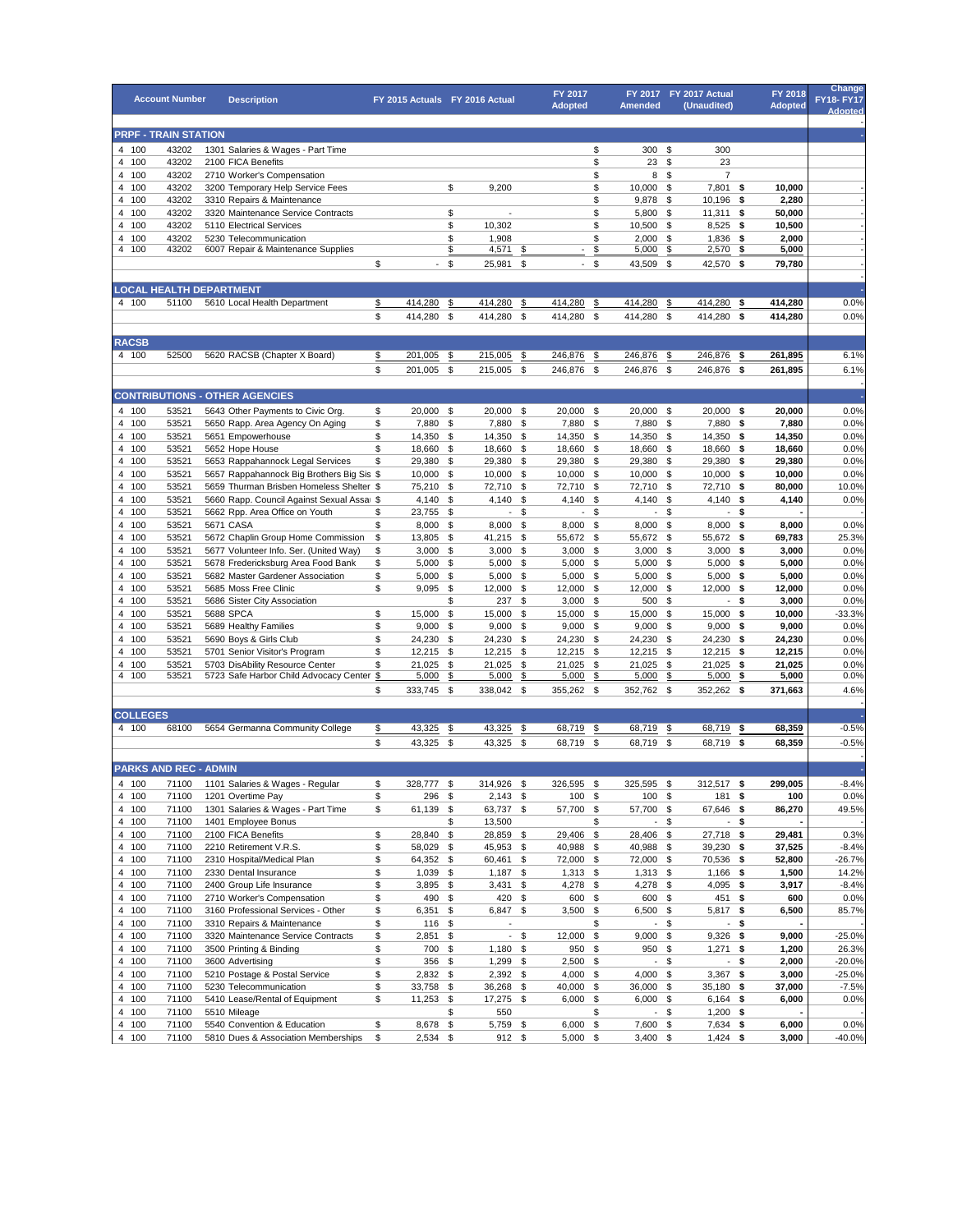| Account Number | | | Description | FY 2015 Actuals | FY 2016 Actual | FY 2017 Adopted | FY 2017 Amended | FY 2017 Actual (Unaudited) | FY 2018 Adopted | Change FY18- FY17 Adopted |
|---|---|---|---|---|---|---|---|---|---|---|
| **PRPF - TRAIN STATION** | | | | | | | | | | - |
| 4 | 100 | 43202 | 1301 Salaries & Wages - Part Time | | | | $ 300 | $ 300 | | |
| 4 | 100 | 43202 | 2100 FICA Benefits | | | | $ 23 | $ 23 | | |
| 4 | 100 | 43202 | 2710 Worker's Compensation | | | | $ 8 | $ 7 | | |
| 4 | 100 | 43202 | 3200 Temporary Help Service Fees | | $ 9,200 | | $ 10,000 | $ 7,801 | **$ 10,000** | - |
| 4 | 100 | 43202 | 3310 Repairs & Maintenance | | | | $ 9,878 | $ 10,196 | **$ 2,280** | - |
| 4 | 100 | 43202 | 3320 Maintenance Service Contracts | | $ - | | $ 5,800 | $ 11,311 | **$ 50,000** | - |
| 4 | 100 | 43202 | 5110 Electrical Services | | $ 10,302 | | $ 10,500 | $ 8,525 | **$ 10,500** | - |
| 4 | 100 | 43202 | 5230 Telecommunication | | $ 1,908 | | $ 2,000 | $ 1,836 | **$ 2,000** | - |
| 4 | 100 | 43202 | 6007 Repair & Maintenance Supplies | | $ 4,571 | $ - | $ 5,000 | $ 2,570 | **$ 5,000** | - |
| | | | | $ - | $ 25,981 | $ - | $ 43,509 | $ 42,570 | **$ 79,780** | - |
| **LOCAL HEALTH DEPARTMENT** | | | | | | | | | | - |
| 4 | 100 | 51100 | 5610 Local Health Department | $ 414,280 | $ 414,280 | $ 414,280 | $ 414,280 | $ 414,280 | **$ 414,280** | 0.0% |
| | | | | $ 414,280 | $ 414,280 | $ 414,280 | $ 414,280 | $ 414,280 | **$ 414,280** | 0.0% |
| **RACSB** | | | | | | | | | | |
| 4 | 100 | 52500 | 5620 RACSB (Chapter X Board) | $ 201,005 | $ 215,005 | $ 246,876 | $ 246,876 | $ 246,876 | **$ 261,895** | 6.1% |
| | | | | $ 201,005 | $ 215,005 | $ 246,876 | $ 246,876 | $ 246,876 | **$ 261,895** | 6.1% |
| **CONTRIBUTIONS - OTHER AGENCIES** | | | | | | | | | | - |
| 4 | 100 | 53521 | 5643 Other Payments to Civic Org. | $ 20,000 | $ 20,000 | $ 20,000 | $ 20,000 | $ 20,000 | **$ 20,000** | 0.0% |
| 4 | 100 | 53521 | 5650 Rapp. Area Agency On Aging | $ 7,880 | $ 7,880 | $ 7,880 | $ 7,880 | $ 7,880 | **$ 7,880** | 0.0% |
| 4 | 100 | 53521 | 5651 Empowerhouse | $ 14,350 | $ 14,350 | $ 14,350 | $ 14,350 | $ 14,350 | **$ 14,350** | 0.0% |
| 4 | 100 | 53521 | 5652 Hope House | $ 18,660 | $ 18,660 | $ 18,660 | $ 18,660 | $ 18,660 | **$ 18,660** | 0.0% |
| 4 | 100 | 53521 | 5653 Rappahannock Legal Services | $ 29,380 | $ 29,380 | $ 29,380 | $ 29,380 | $ 29,380 | **$ 29,380** | 0.0% |
| 4 | 100 | 53521 | 5657 Rappahannock Big Brothers Big Sis | $ 10,000 | $ 10,000 | $ 10,000 | $ 10,000 | $ 10,000 | **$ 10,000** | 0.0% |
| 4 | 100 | 53521 | 5659 Thurman Brisben Homeless Shelter | $ 75,210 | $ 72,710 | $ 72,710 | $ 72,710 | $ 72,710 | **$ 80,000** | 10.0% |
| 4 | 100 | 53521 | 5660 Rapp. Council Against Sexual Assa | $ 4,140 | $ 4,140 | $ 4,140 | $ 4,140 | $ 4,140 | **$ 4,140** | 0.0% |
| 4 | 100 | 53521 | 5662 Rpp. Area Office on Youth | $ 23,755 | $ - | $ - | $ - | $ - | **$ -** | - |
| 4 | 100 | 53521 | 5671 CASA | $ 8,000 | $ 8,000 | $ 8,000 | $ 8,000 | $ 8,000 | **$ 8,000** | 0.0% |
| 4 | 100 | 53521 | 5672 Chaplin Group Home Commission | $ 13,805 | $ 41,215 | $ 55,672 | $ 55,672 | $ 55,672 | **$ 69,783** | 25.3% |
| 4 | 100 | 53521 | 5677 Volunteer Info. Ser. (United Way) | $ 3,000 | $ 3,000 | $ 3,000 | $ 3,000 | $ 3,000 | **$ 3,000** | 0.0% |
| 4 | 100 | 53521 | 5678 Fredericksburg Area Food Bank | $ 5,000 | $ 5,000 | $ 5,000 | $ 5,000 | $ 5,000 | **$ 5,000** | 0.0% |
| 4 | 100 | 53521 | 5682 Master Gardener Association | $ 5,000 | $ 5,000 | $ 5,000 | $ 5,000 | $ 5,000 | **$ 5,000** | 0.0% |
| 4 | 100 | 53521 | 5685 Moss Free Clinic | $ 9,095 | $ 12,000 | $ 12,000 | $ 12,000 | $ 12,000 | **$ 12,000** | 0.0% |
| 4 | 100 | 53521 | 5686 Sister City Association | | $ 237 | $ 3,000 | $ 500 | $ - | **$ 3,000** | 0.0% |
| 4 | 100 | 53521 | 5688 SPCA | $ 15,000 | $ 15,000 | $ 15,000 | $ 15,000 | $ 15,000 | **$ 10,000** | -33.3% |
| 4 | 100 | 53521 | 5689 Healthy Families | $ 9,000 | $ 9,000 | $ 9,000 | $ 9,000 | $ 9,000 | **$ 9,000** | 0.0% |
| 4 | 100 | 53521 | 5690 Boys & Girls Club | $ 24,230 | $ 24,230 | $ 24,230 | $ 24,230 | $ 24,230 | **$ 24,230** | 0.0% |
| 4 | 100 | 53521 | 5701 Senior Visitor's Program | $ 12,215 | $ 12,215 | $ 12,215 | $ 12,215 | $ 12,215 | **$ 12,215** | 0.0% |
| 4 | 100 | 53521 | 5703 DisAbility Resource Center | $ 21,025 | $ 21,025 | $ 21,025 | $ 21,025 | $ 21,025 | **$ 21,025** | 0.0% |
| 4 | 100 | 53521 | 5723 Safe Harbor Child Advocacy Center | $ 5,000 | $ 5,000 | $ 5,000 | $ 5,000 | $ 5,000 | **$ 5,000** | 0.0% |
| | | | | $ 333,745 | $ 338,042 | $ 355,262 | $ 352,762 | $ 352,262 | **$ 371,663** | 4.6% |
| **COLLEGES** | | | | | | | | | | - |
| 4 | 100 | 68100 | 5654 Germanna Community College | $ 43,325 | $ 43,325 | $ 68,719 | $ 68,719 | $ 68,719 | **$ 68,359** | -0.5% |
| | | | | $ 43,325 | $ 43,325 | $ 68,719 | $ 68,719 | $ 68,719 | **$ 68,359** | -0.5% |
| **PARKS AND REC - ADMIN** | | | | | | | | | | - |
| 4 | 100 | 71100 | 1101 Salaries & Wages - Regular | $ 328,777 | $ 314,926 | $ 326,595 | $ 325,595 | $ 312,517 | **$ 299,005** | -8.4% |
| 4 | 100 | 71100 | 1201 Overtime Pay | $ 296 | $ 2,143 | $ 100 | $ 100 | $ 181 | **$ 100** | 0.0% |
| 4 | 100 | 71100 | 1301 Salaries & Wages - Part Time | $ 61,139 | $ 63,737 | $ 57,700 | $ 57,700 | $ 67,646 | **$ 86,270** | 49.5% |
| 4 | 100 | 71100 | 1401 Employee Bonus | | $ 13,500 | | $ - | $ - | **$ -** | - |
| 4 | 100 | 71100 | 2100 FICA Benefits | $ 28,840 | $ 28,859 | $ 29,406 | $ 28,406 | $ 27,718 | **$ 29,481** | 0.3% |
| 4 | 100 | 71100 | 2210 Retirement V.R.S. | $ 58,029 | $ 45,953 | $ 40,988 | $ 40,988 | $ 39,230 | **$ 37,525** | -8.4% |
| 4 | 100 | 71100 | 2310 Hospital/Medical Plan | $ 64,352 | $ 60,461 | $ 72,000 | $ 72,000 | $ 70,536 | **$ 52,800** | -26.7% |
| 4 | 100 | 71100 | 2330 Dental Insurance | $ 1,039 | $ 1,187 | $ 1,313 | $ 1,313 | $ 1,166 | **$ 1,500** | 14.2% |
| 4 | 100 | 71100 | 2400 Group Life Insurance | $ 3,895 | $ 3,431 | $ 4,278 | $ 4,278 | $ 4,095 | **$ 3,917** | -8.4% |
| 4 | 100 | 71100 | 2710 Worker's Compensation | $ 490 | $ 420 | $ 600 | $ 600 | $ 451 | **$ 600** | 0.0% |
| 4 | 100 | 71100 | 3160 Professional Services - Other | $ 6,351 | $ 6,847 | $ 3,500 | $ 6,500 | $ 5,817 | **$ 6,500** | 85.7% |
| 4 | 100 | 71100 | 3310 Repairs & Maintenance | $ 116 | $ - | | $ - | $ - | **$ -** | - |
| 4 | 100 | 71100 | 3320 Maintenance Service Contracts | $ 2,851 | $ - | $ 12,000 | $ 9,000 | $ 9,326 | **$ 9,000** | -25.0% |
| 4 | 100 | 71100 | 3500 Printing & Binding | $ 700 | $ 1,180 | $ 950 | $ 950 | $ 1,271 | **$ 1,200** | 26.3% |
| 4 | 100 | 71100 | 3600 Advertising | $ 356 | $ 1,299 | $ 2,500 | $ - | $ - | **$ 2,000** | -20.0% |
| 4 | 100 | 71100 | 5210 Postage & Postal Service | $ 2,832 | $ 2,392 | $ 4,000 | $ 4,000 | $ 3,367 | **$ 3,000** | -25.0% |
| 4 | 100 | 71100 | 5230 Telecommunication | $ 33,758 | $ 36,268 | $ 40,000 | $ 36,000 | $ 35,180 | **$ 37,000** | -7.5% |
| 4 | 100 | 71100 | 5410 Lease/Rental of Equipment | $ 11,253 | $ 17,275 | $ 6,000 | $ 6,000 | $ 6,164 | **$ 6,000** | 0.0% |
| 4 | 100 | 71100 | 5510 Mileage | | $ 550 | | $ - | $ 1,200 | **$ -** | - |
| 4 | 100 | 71100 | 5540 Convention & Education | $ 8,678 | $ 5,759 | $ 6,000 | $ 7,600 | $ 7,634 | **$ 6,000** | 0.0% |
| 4 | 100 | 71100 | 5810 Dues & Association Memberships | $ 2,534 | $ 912 | $ 5,000 | $ 3,400 | $ 1,424 | **$ 3,000** | -40.0% |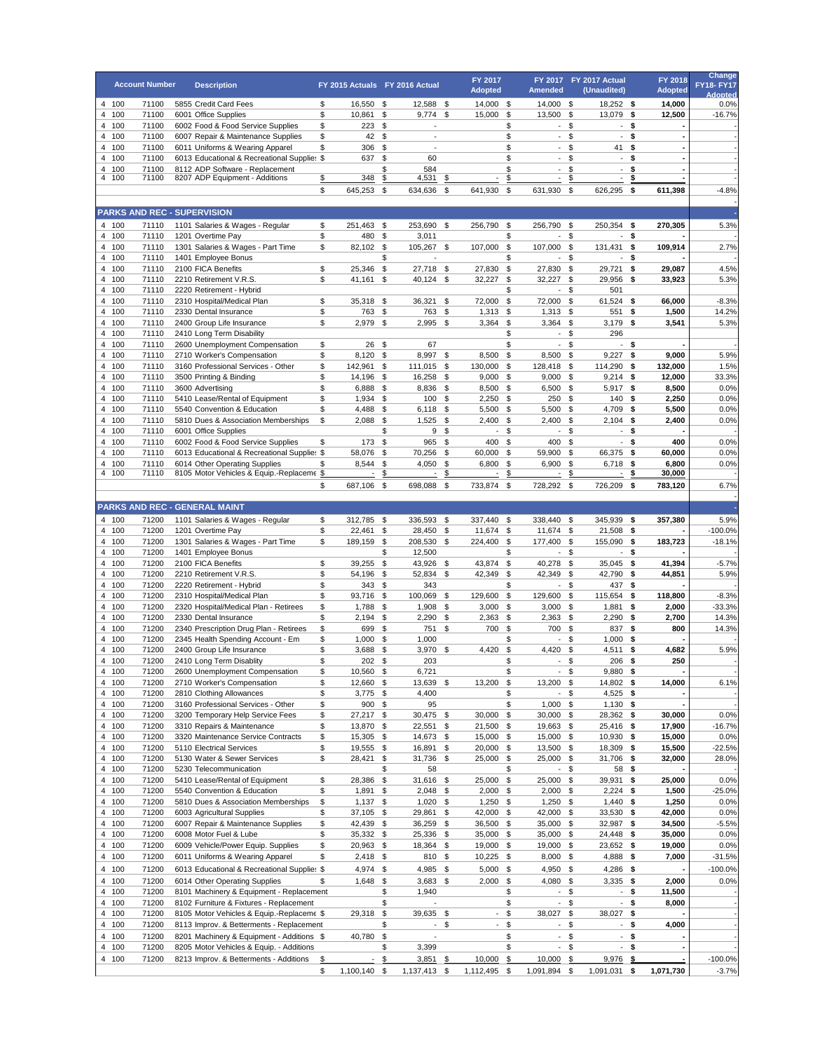| Account Number | | | Description | FY 2015 Actuals | FY 2016 Actual | FY 2017 Adopted | FY 2017 Amended | FY 2017 Actual (Unaudited) | FY 2018 Adopted | Change FY18- FY17 Adopted |
|---|---|---|---|---|---|---|---|---|---|---|
| 4 | 100 | 71100 | 5855 Credit Card Fees | $ 16,550 | $ 12,588 | $ 14,000 | $ 14,000 | $ 18,252 | **$ 14,000** | 0.0% |
| 4 | 100 | 71100 | 6001 Office Supplies | $ 10,861 | $ 9,774 | $ 15,000 | $ 13,500 | $ 13,079 | **$ 12,500** | -16.7% |
| 4 | 100 | 71100 | 6002 Food & Food Service Supplies | $ 223 | $ - | | $ - | $ - | **$ -** | - |
| 4 | 100 | 71100 | 6007 Repair & Maintenance Supplies | $ 42 | $ - | | $ - | $ - | **$ -** | - |
| 4 | 100 | 71100 | 6011 Uniforms & Wearing Apparel | $ 306 | $ - | | $ - | $ 41 | **$ -** | - |
| 4 | 100 | 71100 | 6013 Educational & Recreational Supplies | $ 637 | $ 60 | | $ - | $ - | **$ -** | - |
| 4 | 100 | 71100 | 8112 ADP Software - Replacement | | $ 584 | | $ - | $ - | **$ -** | - |
| 4 | 100 | 71100 | 8207 ADP Equipment - Additions | $ 348 | $ 4,531 | $ - | $ - | $ - | **$ -** | - |
| | | | | $ 645,253 | $ 634,636 | $ 641,930 | $ 631,930 | $ 626,295 | **$ 611,398** | -4.8% |
| **PARKS AND REC - SUPERVISION** | | | | | | | | | | |
| 4 | 100 | 71110 | 1101 Salaries & Wages - Regular | $ 251,463 | $ 253,690 | $ 256,790 | $ 256,790 | $ 250,354 | **$ 270,305** | 5.3% |
| 4 | 100 | 71110 | 1201 Overtime Pay | $ 480 | $ 3,011 | | $ - | $ - | **$ -** | - |
| 4 | 100 | 71110 | 1301 Salaries & Wages - Part Time | $ 82,102 | $ 105,267 | $ 107,000 | $ 107,000 | $ 131,431 | **$ 109,914** | 2.7% |
| 4 | 100 | 71110 | 1401 Employee Bonus | | $ - | | $ - | $ - | **$ -** | - |
| 4 | 100 | 71110 | 2100 FICA Benefits | $ 25,346 | $ 27,718 | $ 27,830 | $ 27,830 | $ 29,721 | **$ 29,087** | 4.5% |
| 4 | 100 | 71110 | 2210 Retirement V.R.S. | $ 41,161 | $ 40,124 | $ 32,227 | $ 32,227 | $ 29,956 | **$ 33,923** | 5.3% |
| 4 | 100 | 71110 | 2220 Retirement - Hybrid | | | | $ - | $ 501 | | |
| 4 | 100 | 71110 | 2310 Hospital/Medical Plan | $ 35,318 | $ 36,321 | $ 72,000 | $ 72,000 | $ 61,524 | **$ 66,000** | -8.3% |
| 4 | 100 | 71110 | 2330 Dental Insurance | $ 763 | $ 763 | $ 1,313 | $ 1,313 | $ 551 | **$ 1,500** | 14.2% |
| 4 | 100 | 71110 | 2400 Group Life Insurance | $ 2,979 | $ 2,995 | $ 3,364 | $ 3,364 | $ 3,179 | **$ 3,541** | 5.3% |
| 4 | 100 | 71110 | 2410 Long Term Disability | | | | $ - | $ 296 | | |
| 4 | 100 | 71110 | 2600 Unemployment Compensation | $ 26 | $ 67 | | $ - | $ - | **$ -** | - |
| 4 | 100 | 71110 | 2710 Worker's Compensation | $ 8,120 | $ 8,997 | $ 8,500 | $ 8,500 | $ 9,227 | **$ 9,000** | 5.9% |
| 4 | 100 | 71110 | 3160 Professional Services - Other | $ 142,961 | $ 111,015 | $ 130,000 | $ 128,418 | $ 114,290 | **$ 132,000** | 1.5% |
| 4 | 100 | 71110 | 3500 Printing & Binding | $ 14,196 | $ 16,258 | $ 9,000 | $ 9,000 | $ 9,214 | **$ 12,000** | 33.3% |
| 4 | 100 | 71110 | 3600 Advertising | $ 6,888 | $ 8,836 | $ 8,500 | $ 6,500 | $ 5,917 | **$ 8,500** | 0.0% |
| 4 | 100 | 71110 | 5410 Lease/Rental of Equipment | $ 1,934 | $ 100 | $ 2,250 | $ 250 | $ 140 | **$ 2,250** | 0.0% |
| 4 | 100 | 71110 | 5540 Convention & Education | $ 4,488 | $ 6,118 | $ 5,500 | $ 5,500 | $ 4,709 | **$ 5,500** | 0.0% |
| 4 | 100 | 71110 | 5810 Dues & Association Memberships | $ 2,088 | $ 1,525 | $ 2,400 | $ 2,400 | $ 2,104 | **$ 2,400** | 0.0% |
| 4 | 100 | 71110 | 6001 Office Supplies | | $ 9 | $ - | $ - | $ - | **$ -** | - |
| 4 | 100 | 71110 | 6002 Food & Food Service Supplies | $ 173 | $ 965 | $ 400 | $ 400 | $ - | **$ 400** | 0.0% |
| 4 | 100 | 71110 | 6013 Educational & Recreational Supplies | $ 58,076 | $ 70,256 | $ 60,000 | $ 59,900 | $ 66,375 | **$ 60,000** | 0.0% |
| 4 | 100 | 71110 | 6014 Other Operating Supplies | $ 8,544 | $ 4,050 | $ 6,800 | $ 6,900 | $ 6,718 | **$ 6,800** | 0.0% |
| 4 | 100 | 71110 | 8105 Motor Vehicles & Equip.-Replacement | $ - | $ - | $ - | $ - | $ - | **$ 30,000** | - |
| | | | | $ 687,106 | $ 698,088 | $ 733,874 | $ 728,292 | $ 726,209 | **$ 783,120** | 6.7% |
| **PARKS AND REC - GENERAL MAINT** | | | | | | | | | | |
| 4 | 100 | 71200 | 1101 Salaries & Wages - Regular | $ 312,785 | $ 336,593 | $ 337,440 | $ 338,440 | $ 345,939 | **$ 357,380** | 5.9% |
| 4 | 100 | 71200 | 1201 Overtime Pay | $ 22,461 | $ 28,450 | $ 11,674 | $ 11,674 | $ 21,508 | **$ -** | -100.0% |
| 4 | 100 | 71200 | 1301 Salaries & Wages - Part Time | $ 189,159 | $ 208,530 | $ 224,400 | $ 177,400 | $ 155,090 | **$ 183,723** | -18.1% |
| 4 | 100 | 71200 | 1401 Employee Bonus | | $ 12,500 | | $ - | $ - | **$ -** | - |
| 4 | 100 | 71200 | 2100 FICA Benefits | $ 39,255 | $ 43,926 | $ 43,874 | $ 40,278 | $ 35,045 | **$ 41,394** | -5.7% |
| 4 | 100 | 71200 | 2210 Retirement V.R.S. | $ 54,196 | $ 52,834 | $ 42,349 | $ 42,349 | $ 42,790 | **$ 44,851** | 5.9% |
| 4 | 100 | 71200 | 2220 Retirement - Hybrid | $ 343 | $ 343 | | $ - | $ 437 | **$ -** | - |
| 4 | 100 | 71200 | 2310 Hospital/Medical Plan | $ 93,716 | $ 100,069 | $ 129,600 | $ 129,600 | $ 115,654 | **$ 118,800** | -8.3% |
| 4 | 100 | 71200 | 2320 Hospital/Medical Plan - Retirees | $ 1,788 | $ 1,908 | $ 3,000 | $ 3,000 | $ 1,881 | **$ 2,000** | -33.3% |
| 4 | 100 | 71200 | 2330 Dental Insurance | $ 2,194 | $ 2,290 | $ 2,363 | $ 2,363 | $ 2,290 | **$ 2,700** | 14.3% |
| 4 | 100 | 71200 | 2340 Prescription Drug Plan - Retirees | $ 699 | $ 751 | $ 700 | $ 700 | $ 837 | **$ 800** | 14.3% |
| 4 | 100 | 71200 | 2345 Health Spending Account - Em | $ 1,000 | $ 1,000 | | $ - | $ 1,000 | **$ -** | - |
| 4 | 100 | 71200 | 2400 Group Life Insurance | $ 3,688 | $ 3,970 | $ 4,420 | $ 4,420 | $ 4,511 | **$ 4,682** | 5.9% |
| 4 | 100 | 71200 | 2410 Long Term Disablity | $ 202 | $ 203 | | $ - | $ 206 | **$ 250** | - |
| 4 | 100 | 71200 | 2600 Unemployment Compensation | $ 10,560 | $ 6,721 | | $ - | $ 9,880 | **$ -** | - |
| 4 | 100 | 71200 | 2710 Worker's Compensation | $ 12,660 | $ 13,639 | $ 13,200 | $ 13,200 | $ 14,802 | **$ 14,000** | 6.1% |
| 4 | 100 | 71200 | 2810 Clothing Allowances | $ 3,775 | $ 4,400 | | $ - | $ 4,525 | **$ -** | - |
| 4 | 100 | 71200 | 3160 Professional Services - Other | $ 900 | $ 95 | | $ 1,000 | $ 1,130 | **$ -** | - |
| 4 | 100 | 71200 | 3200 Temporary Help Service Fees | $ 27,217 | $ 30,475 | $ 30,000 | $ 30,000 | $ 28,362 | **$ 30,000** | 0.0% |
| 4 | 100 | 71200 | 3310 Repairs & Maintenance | $ 13,870 | $ 22,551 | $ 21,500 | $ 19,663 | $ 25,416 | **$ 17,900** | -16.7% |
| 4 | 100 | 71200 | 3320 Maintenance Service Contracts | $ 15,305 | $ 14,673 | $ 15,000 | $ 15,000 | $ 10,930 | **$ 15,000** | 0.0% |
| 4 | 100 | 71200 | 5110 Electrical Services | $ 19,555 | $ 16,891 | $ 20,000 | $ 13,500 | $ 18,309 | **$ 15,500** | -22.5% |
| 4 | 100 | 71200 | 5130 Water & Sewer Services | $ 28,421 | $ 31,736 | $ 25,000 | $ 25,000 | $ 31,706 | **$ 32,000** | 28.0% |
| 4 | 100 | 71200 | 5230 Telecommunication | | $ 58 | | $ - | $ 58 | **$ -** | - |
| 4 | 100 | 71200 | 5410 Lease/Rental of Equipment | $ 28,386 | $ 31,616 | $ 25,000 | $ 25,000 | $ 39,931 | **$ 25,000** | 0.0% |
| 4 | 100 | 71200 | 5540 Convention & Education | $ 1,891 | $ 2,048 | $ 2,000 | $ 2,000 | $ 2,224 | **$ 1,500** | -25.0% |
| 4 | 100 | 71200 | 5810 Dues & Association Memberships | $ 1,137 | $ 1,020 | $ 1,250 | $ 1,250 | $ 1,440 | **$ 1,250** | 0.0% |
| 4 | 100 | 71200 | 6003 Agricultural Supplies | $ 37,105 | $ 29,861 | $ 42,000 | $ 42,000 | $ 33,530 | **$ 42,000** | 0.0% |
| 4 | 100 | 71200 | 6007 Repair & Maintenance Supplies | $ 42,439 | $ 36,259 | $ 36,500 | $ 35,000 | $ 32,987 | **$ 34,500** | -5.5% |
| 4 | 100 | 71200 | 6008 Motor Fuel & Lube | $ 35,332 | $ 25,336 | $ 35,000 | $ 35,000 | $ 24,448 | **$ 35,000** | 0.0% |
| 4 | 100 | 71200 | 6009 Vehicle/Power Equip. Supplies | $ 20,963 | $ 18,364 | $ 19,000 | $ 19,000 | $ 23,652 | **$ 19,000** | 0.0% |
| 4 | 100 | 71200 | 6011 Uniforms & Wearing Apparel | $ 2,418 | $ 810 | $ 10,225 | $ 8,000 | $ 4,888 | **$ 7,000** | -31.5% |
| 4 | 100 | 71200 | 6013 Educational & Recreational Supplies | $ 4,974 | $ 4,985 | $ 5,000 | $ 4,950 | $ 4,286 | **$ -** | -100.0% |
| 4 | 100 | 71200 | 6014 Other Operating Supplies | $ 1,648 | $ 3,683 | $ 2,000 | $ 4,080 | $ 3,335 | **$ 2,000** | 0.0% |
| 4 | 100 | 71200 | 8101 Machinery & Equipment - Replacement | | $ 1,940 | | $ - | $ - | **$ 11,500** | - |
| 4 | 100 | 71200 | 8102 Furniture & Fixtures - Replacement | | $ - | | $ - | $ - | **$ 8,000** | - |
| 4 | 100 | 71200 | 8105 Motor Vehicles & Equip.-Replacement | $ 29,318 | $ 39,635 | $ - | $ 38,027 | $ 38,027 | **$ -** | - |
| 4 | 100 | 71200 | 8113 Improv. & Betterments - Replacement | | $ - | $ - | $ - | $ - | **$ 4,000** | - |
| 4 | 100 | 71200 | 8201 Machinery & Equipment - Additions | $ 40,780 | $ - | | $ - | $ - | **$ -** | - |
| 4 | 100 | 71200 | 8205 Motor Vehicles & Equip. - Additions | | $ 3,399 | | $ - | $ - | **$ -** | - |
| 4 | 100 | 71200 | 8213 Improv. & Betterments - Additions | $ - | $ 3,851 | $ 10,000 | $ 10,000 | $ 9,976 | **$ -** | -100.0% |
| | | | | $ 1,100,140 | $ 1,137,413 | $ 1,112,495 | $ 1,091,894 | $ 1,091,031 | **$ 1,071,730** | -3.7% |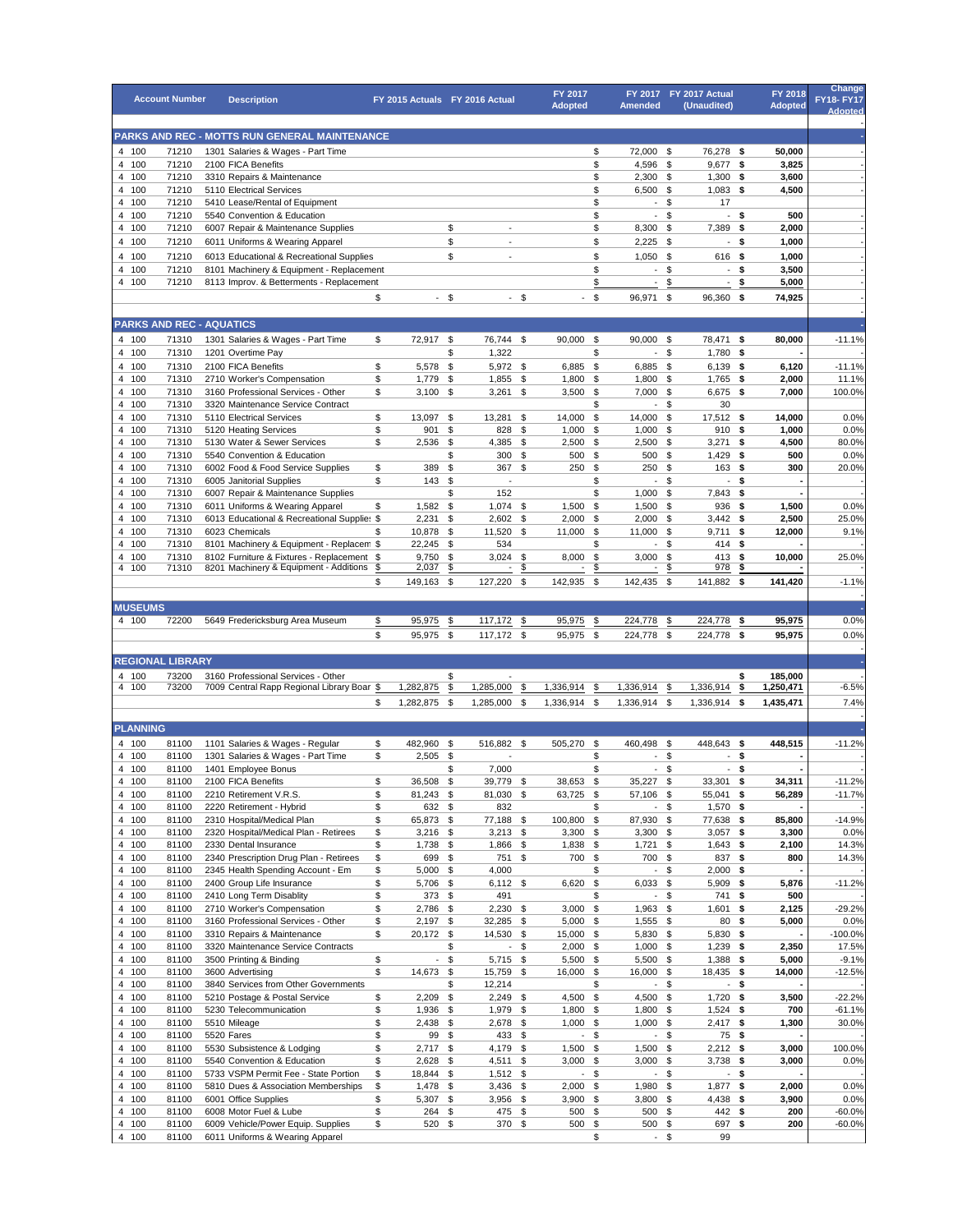| Account Number | | | Description | FY 2015 Actuals | FY 2016 Actual | FY 2017 Adopted | FY 2017 Amended | FY 2017 Actual (Unaudited) | FY 2018 Adopted | Change FY18- FY17 Adopted |
|---|---|---|---|---|---|---|---|---|---|---|
| **PARKS AND REC - MOTTS RUN GENERAL MAINTENANCE** | | | | | | | | | | - |
| 4 | 100 | 71210 | 1301 Salaries & Wages - Part Time | | | | $ 72,000 | $ 76,278 | $ 50,000 | - |
| 4 | 100 | 71210 | 2100 FICA Benefits | | | | $ 4,596 | $ 9,677 | $ 3,825 | - |
| 4 | 100 | 71210 | 3310 Repairs & Maintenance | | | | $ 2,300 | $ 1,300 | $ 3,600 | - |
| 4 | 100 | 71210 | 5110 Electrical Services | | | | $ 6,500 | $ 1,083 | $ 4,500 | - |
| 4 | 100 | 71210 | 5410 Lease/Rental of Equipment | | | | $ - | $ 17 | | |
| 4 | 100 | 71210 | 5540 Convention & Education | | | | $ - | $ - | $ 500 | - |
| 4 | 100 | 71210 | 6007 Repair & Maintenance Supplies | | $ - | | $ 8,300 | $ 7,389 | $ 2,000 | - |
| 4 | 100 | 71210 | 6011 Uniforms & Wearing Apparel | | $ - | | $ 2,225 | $ - | $ 1,000 | - |
| 4 | 100 | 71210 | 6013 Educational & Recreational Supplies | | $ - | | $ 1,050 | $ 616 | $ 1,000 | - |
| 4 | 100 | 71210 | 8101 Machinery & Equipment - Replacement | | | | $ - | $ - | $ 3,500 | - |
| 4 | 100 | 71210 | 8113 Improv. & Betterments - Replacement | | | | $ - | $ - | $ 5,000 | - |
| | | | | $ - | $ - | $ - | $ 96,971 | $ 96,360 | $ 74,925 | - |
| **PARKS AND REC - AQUATICS** | | | | | | | | | | - |
| 4 | 100 | 71310 | 1301 Salaries & Wages - Part Time | $ 72,917 | $ 76,744 | $ 90,000 | $ 90,000 | $ 78,471 | $ 80,000 | -11.1% |
| 4 | 100 | 71310 | 1201 Overtime Pay | | $ 1,322 | | $ - | $ 1,780 | $ - | |
| 4 | 100 | 71310 | 2100 FICA Benefits | $ 5,578 | $ 5,972 | $ 6,885 | $ 6,885 | $ 6,139 | $ 6,120 | -11.1% |
| 4 | 100 | 71310 | 2710 Worker's Compensation | $ 1,779 | $ 1,855 | $ 1,800 | $ 1,800 | $ 1,765 | $ 2,000 | 11.1% |
| 4 | 100 | 71310 | 3160 Professional Services - Other | $ 3,100 | $ 3,261 | $ 3,500 | $ 7,000 | $ 6,675 | $ 7,000 | 100.0% |
| 4 | 100 | 71310 | 3320 Maintenance Service Contract | | | | $ - | $ 30 | | |
| 4 | 100 | 71310 | 5110 Electrical Services | $ 13,097 | $ 13,281 | $ 14,000 | $ 14,000 | $ 17,512 | $ 14,000 | 0.0% |
| 4 | 100 | 71310 | 5120 Heating Services | $ 901 | $ 828 | $ 1,000 | $ 1,000 | $ 910 | $ 1,000 | 0.0% |
| 4 | 100 | 71310 | 5130 Water & Sewer Services | $ 2,536 | $ 4,385 | $ 2,500 | $ 2,500 | $ 3,271 | $ 4,500 | 80.0% |
| 4 | 100 | 71310 | 5540 Convention & Education | | $ 300 | $ 500 | $ 500 | $ 1,429 | $ 500 | 0.0% |
| 4 | 100 | 71310 | 6002 Food & Food Service Supplies | $ 389 | $ 367 | $ 250 | $ 250 | $ 163 | $ 300 | 20.0% |
| 4 | 100 | 71310 | 6005 Janitorial Supplies | $ 143 | $ - | | $ - | $ - | $ - | - |
| 4 | 100 | 71310 | 6007 Repair & Maintenance Supplies | | $ 152 | | $ 1,000 | $ 7,843 | $ - | - |
| 4 | 100 | 71310 | 6011 Uniforms & Wearing Apparel | $ 1,582 | $ 1,074 | $ 1,500 | $ 1,500 | $ 936 | $ 1,500 | 0.0% |
| 4 | 100 | 71310 | 6013 Educational & Recreational Supplies | $ 2,231 | $ 2,602 | $ 2,000 | $ 2,000 | $ 3,442 | $ 2,500 | 25.0% |
| 4 | 100 | 71310 | 6023 Chemicals | $ 10,878 | $ 11,520 | $ 11,000 | $ 11,000 | $ 9,711 | $ 12,000 | 9.1% |
| 4 | 100 | 71310 | 8101 Machinery & Equipment - Replacement | $ 22,245 | $ 534 | | $ - | $ 414 | $ - | - |
| 4 | 100 | 71310 | 8102 Furniture & Fixtures - Replacement | $ 9,750 | $ 3,024 | $ 8,000 | $ 3,000 | $ 413 | $ 10,000 | 25.0% |
| 4 | 100 | 71310 | 8201 Machinery & Equipment - Additions | $ 2,037 | $ - | $ - | $ - | $ 978 | $ - | - |
| | | | | $ 149,163 | $ 127,220 | $ 142,935 | $ 142,435 | $ 141,882 | $ 141,420 | -1.1% |
| **MUSEUMS** | | | | | | | | | | - |
| 4 | 100 | 72200 | 5649 Fredericksburg Area Museum | $ 95,975 | $ 117,172 | $ 95,975 | $ 224,778 | $ 224,778 | $ 95,975 | 0.0% |
| | | | | $ 95,975 | $ 117,172 | $ 95,975 | $ 224,778 | $ 224,778 | $ 95,975 | 0.0% |
| **REGIONAL LIBRARY** | | | | | | | | | | - |
| 4 | 100 | 73200 | 3160 Professional Services - Other | | $ - | | | | $ 185,000 | - |
| 4 | 100 | 73200 | 7009 Central Rapp Regional Library Board | $ 1,282,875 | $ 1,285,000 | $ 1,336,914 | $ 1,336,914 | $ 1,336,914 | $ 1,250,471 | -6.5% |
| | | | | $ 1,282,875 | $ 1,285,000 | $ 1,336,914 | $ 1,336,914 | $ 1,336,914 | $ 1,435,471 | 7.4% |
| **PLANNING** | | | | | | | | | | - |
| 4 | 100 | 81100 | 1101 Salaries & Wages - Regular | $ 482,960 | $ 516,882 | $ 505,270 | $ 460,498 | $ 448,643 | $ 448,515 | -11.2% |
| 4 | 100 | 81100 | 1301 Salaries & Wages - Part Time | $ 2,505 | $ - | | $ - | $ - | $ - | - |
| 4 | 100 | 81100 | 1401 Employee Bonus | | $ 7,000 | | $ - | $ - | $ - | - |
| 4 | 100 | 81100 | 2100 FICA Benefits | $ 36,508 | $ 39,779 | $ 38,653 | $ 35,227 | $ 33,301 | $ 34,311 | -11.2% |
| 4 | 100 | 81100 | 2210 Retirement V.R.S. | $ 81,243 | $ 81,030 | $ 63,725 | $ 57,106 | $ 55,041 | $ 56,289 | -11.7% |
| 4 | 100 | 81100 | 2220 Retirement - Hybrid | $ 632 | $ 832 | | $ - | $ 1,570 | $ - | - |
| 4 | 100 | 81100 | 2310 Hospital/Medical Plan | $ 65,873 | $ 77,188 | $ 100,800 | $ 87,930 | $ 77,638 | $ 85,800 | -14.9% |
| 4 | 100 | 81100 | 2320 Hospital/Medical Plan - Retirees | $ 3,216 | $ 3,213 | $ 3,300 | $ 3,300 | $ 3,057 | $ 3,300 | 0.0% |
| 4 | 100 | 81100 | 2330 Dental Insurance | $ 1,738 | $ 1,866 | $ 1,838 | $ 1,721 | $ 1,643 | $ 2,100 | 14.3% |
| 4 | 100 | 81100 | 2340 Prescription Drug Plan - Retirees | $ 699 | $ 751 | $ 700 | $ 700 | $ 837 | $ 800 | 14.3% |
| 4 | 100 | 81100 | 2345 Health Spending Account - Em | $ 5,000 | $ 4,000 | | $ - | $ 2,000 | $ - | - |
| 4 | 100 | 81100 | 2400 Group Life Insurance | $ 5,706 | $ 6,112 | $ 6,620 | $ 6,033 | $ 5,909 | $ 5,876 | -11.2% |
| 4 | 100 | 81100 | 2410 Long Term Disablity | $ 373 | $ 491 | | $ - | $ 741 | $ 500 | - |
| 4 | 100 | 81100 | 2710 Worker's Compensation | $ 2,786 | $ 2,230 | $ 3,000 | $ 1,963 | $ 1,601 | $ 2,125 | -29.2% |
| 4 | 100 | 81100 | 3160 Professional Services - Other | $ 2,197 | $ 32,285 | $ 5,000 | $ 1,555 | $ 80 | $ 5,000 | 0.0% |
| 4 | 100 | 81100 | 3310 Repairs & Maintenance | $ 20,172 | $ 14,530 | $ 15,000 | $ 5,830 | $ 5,830 | $ - | -100.0% |
| 4 | 100 | 81100 | 3320 Maintenance Service Contracts | | $ - | $ 2,000 | $ 1,000 | $ 1,239 | $ 2,350 | 17.5% |
| 4 | 100 | 81100 | 3500 Printing & Binding | $ - | $ 5,715 | $ 5,500 | $ 5,500 | $ 1,388 | $ 5,000 | -9.1% |
| 4 | 100 | 81100 | 3600 Advertising | $ 14,673 | $ 15,759 | $ 16,000 | $ 16,000 | $ 18,435 | $ 14,000 | -12.5% |
| 4 | 100 | 81100 | 3840 Services from Other Governments | | $ 12,214 | | $ - | $ - | $ - | - |
| 4 | 100 | 81100 | 5210 Postage & Postal Service | $ 2,209 | $ 2,249 | $ 4,500 | $ 4,500 | $ 1,720 | $ 3,500 | -22.2% |
| 4 | 100 | 81100 | 5230 Telecommunication | $ 1,936 | $ 1,979 | $ 1,800 | $ 1,800 | $ 1,524 | $ 700 | -61.1% |
| 4 | 100 | 81100 | 5510 Mileage | $ 2,438 | $ 2,678 | $ 1,000 | $ 1,000 | $ 2,417 | $ 1,300 | 30.0% |
| 4 | 100 | 81100 | 5520 Fares | $ 99 | $ 433 | $ - | $ - | $ 75 | $ - | - |
| 4 | 100 | 81100 | 5530 Subsistence & Lodging | $ 2,717 | $ 4,179 | $ 1,500 | $ 1,500 | $ 2,212 | $ 3,000 | 100.0% |
| 4 | 100 | 81100 | 5540 Convention & Education | $ 2,628 | $ 4,511 | $ 3,000 | $ 3,000 | $ 3,738 | $ 3,000 | 0.0% |
| 4 | 100 | 81100 | 5733 VSPM Permit Fee - State Portion | $ 18,844 | $ 1,512 | $ - | $ - | $ - | $ - | - |
| 4 | 100 | 81100 | 5810 Dues & Association Memberships | $ 1,478 | $ 3,436 | $ 2,000 | $ 1,980 | $ 1,877 | $ 2,000 | 0.0% |
| 4 | 100 | 81100 | 6001 Office Supplies | $ 5,307 | $ 3,956 | $ 3,900 | $ 3,800 | $ 4,438 | $ 3,900 | 0.0% |
| 4 | 100 | 81100 | 6008 Motor Fuel & Lube | $ 264 | $ 475 | $ 500 | $ 500 | $ 442 | $ 200 | -60.0% |
| 4 | 100 | 81100 | 6009 Vehicle/Power Equip. Supplies | $ 520 | $ 370 | $ 500 | $ 500 | $ 697 | $ 200 | -60.0% |
| 4 | 100 | 81100 | 6011 Uniforms & Wearing Apparel | | | | $ - | $ 99 | | |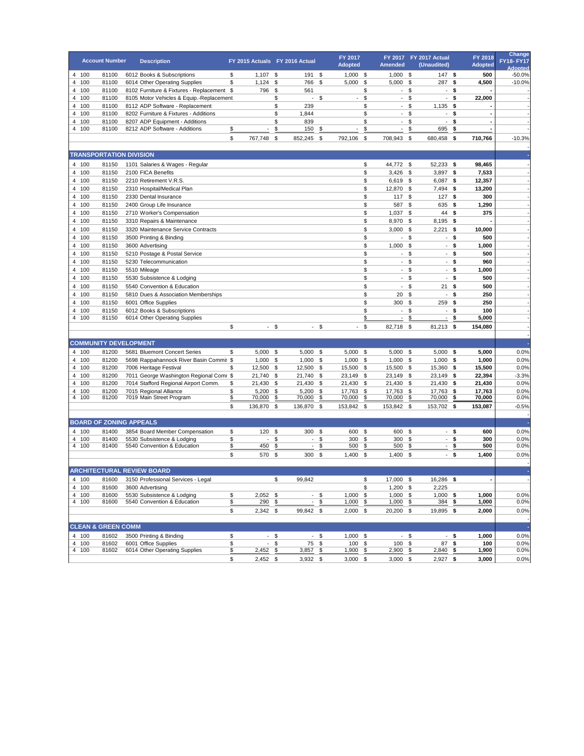| | Account Number | | Description | FY 2015 Actuals | FY 2016 Actual | FY 2017 Adopted | FY 2017 Amended | FY 2017 Actual (Unaudited) | FY 2018 Adopted | Change FY18- FY17 Adopted |
|---|---|---|---|---|---|---|---|---|---|---|
| 4 | 100 | 81100 | 6012 Books & Subscriptions | $ 1,107 | $ 191 | $ 1,000 | $ 1,000 | $ 147 | $ 500 | -50.0% |
| 4 | 100 | 81100 | 6014 Other Operating Supplies | $ 1,124 | $ 766 | $ 5,000 | $ 5,000 | $ 287 | $ 4,500 | -10.0% |
| 4 | 100 | 81100 | 8102 Furniture & Fixtures - Replacement | $ 796 | $ 561 | | $ - | $ - | $ - | - |
| 4 | 100 | 81100 | 8105 Motor Vehicles & Equip.-Replacement | | $ - | $ - | $ - | $ - | $ 22,000 | - |
| 4 | 100 | 81100 | 8112 ADP Software - Replacement | | $ 239 | | $ - | $ 1,135 | $ - | - |
| 4 | 100 | 81100 | 8202 Furniture & Fixtures - Additions | | $ 1,844 | | $ - | $ - | $ - | - |
| 4 | 100 | 81100 | 8207 ADP Equipment - Additions | | $ 839 | | $ - | $ - | $ - | - |
| 4 | 100 | 81100 | 8212 ADP Software - Additions | $ - | $ 150 | $ - | $ - | $ 695 | $ - | - |
| | | | | $ 767,748 | $ 852,245 | $ 792,106 | $ 708,943 | $ 680,458 | $ 710,766 | -10.3% |
| **TRANSPORTATION DIVISION** | | | | | | | | | | |
| 4 | 100 | 81150 | 1101 Salaries & Wages - Regular | | | | $ 44,772 | $ 52,233 | $ 98,465 | - |
| 4 | 100 | 81150 | 2100 FICA Benefits | | | | $ 3,426 | $ 3,897 | $ 7,533 | - |
| 4 | 100 | 81150 | 2210 Retirement V.R.S. | | | | $ 6,619 | $ 6,087 | $ 12,357 | - |
| 4 | 100 | 81150 | 2310 Hospital/Medical Plan | | | | $ 12,870 | $ 7,494 | $ 13,200 | - |
| 4 | 100 | 81150 | 2330 Dental Insurance | | | | $ 117 | $ 127 | $ 300 | - |
| 4 | 100 | 81150 | 2400 Group Life Insurance | | | | $ 587 | $ 635 | $ 1,290 | - |
| 4 | 100 | 81150 | 2710 Worker's Compensation | | | | $ 1,037 | $ 44 | $ 375 | - |
| 4 | 100 | 81150 | 3310 Repairs & Maintenance | | | | $ 8,970 | $ 8,195 | $ - | - |
| 4 | 100 | 81150 | 3320 Maintenance Service Contracts | | | | $ 3,000 | $ 2,221 | $ 10,000 | - |
| 4 | 100 | 81150 | 3500 Printing & Binding | | | | $ - | $ - | $ 500 | - |
| 4 | 100 | 81150 | 3600 Advertising | | | | $ 1,000 | $ - | $ 1,000 | - |
| 4 | 100 | 81150 | 5210 Postage & Postal Service | | | | $ - | $ - | $ 500 | - |
| 4 | 100 | 81150 | 5230 Telecommunication | | | | $ - | $ - | $ 960 | - |
| 4 | 100 | 81150 | 5510 Mileage | | | | $ - | $ - | $ 1,000 | - |
| 4 | 100 | 81150 | 5530 Subsistence & Lodging | | | | $ - | $ - | $ 500 | - |
| 4 | 100 | 81150 | 5540 Convention & Education | | | | $ - | $ 21 | $ 500 | - |
| 4 | 100 | 81150 | 5810 Dues & Association Memberships | | | | $ 20 | $ - | $ 250 | - |
| 4 | 100 | 81150 | 6001 Office Supplies | | | | $ 300 | $ 259 | $ 250 | - |
| 4 | 100 | 81150 | 6012 Books & Subscriptions | | | | $ - | $ - | $ 100 | - |
| 4 | 100 | 81150 | 6014 Other Operating Supplies | | | | $ - | $ - | $ 5,000 | - |
| | | | | $ - | $ - | $ - | $ 82,718 | $ 81,213 | $ 154,080 | - |
| **COMMUNITY DEVELOPMENT** | | | | | | | | | | |
| 4 | 100 | 81200 | 5681 Bluemont Concert Series | $ 5,000 | $ 5,000 | $ 5,000 | $ 5,000 | $ 5,000 | $ 5,000 | 0.0% |
| 4 | 100 | 81200 | 5698 Rappahannock River Basin Commis | $ 1,000 | $ 1,000 | $ 1,000 | $ 1,000 | $ 1,000 | $ 1,000 | 0.0% |
| 4 | 100 | 81200 | 7006 Heritage Festival | $ 12,500 | $ 12,500 | $ 15,500 | $ 15,500 | $ 15,360 | $ 15,500 | 0.0% |
| 4 | 100 | 81200 | 7011 George Washington Regional Comr | $ 21,740 | $ 21,740 | $ 23,149 | $ 23,149 | $ 23,149 | $ 22,394 | -3.3% |
| 4 | 100 | 81200 | 7014 Stafford Regional Airport Comm. | $ 21,430 | $ 21,430 | $ 21,430 | $ 21,430 | $ 21,430 | $ 21,430 | 0.0% |
| 4 | 100 | 81200 | 7015 Regional Alliance | $ 5,200 | $ 5,200 | $ 17,763 | $ 17,763 | $ 17,763 | $ 17,763 | 0.0% |
| 4 | 100 | 81200 | 7019 Main Street Program | $ 70,000 | $ 70,000 | $ 70,000 | $ 70,000 | $ 70,000 | $ 70,000 | 0.0% |
| | | | | $ 136,870 | $ 136,870 | $ 153,842 | $ 153,842 | $ 153,702 | $ 153,087 | -0.5% |
| **BOARD OF ZONING APPEALS** | | | | | | | | | | |
| 4 | 100 | 81400 | 3854 Board Member Compensation | $ 120 | $ 300 | $ 600 | $ 600 | $ - | $ 600 | 0.0% |
| 4 | 100 | 81400 | 5530 Subsistence & Lodging | $ - | $ - | $ 300 | $ 300 | $ - | $ 300 | 0.0% |
| 4 | 100 | 81400 | 5540 Convention & Education | $ 450 | $ - | $ 500 | $ 500 | $ - | $ 500 | 0.0% |
| | | | | $ 570 | $ 300 | $ 1,400 | $ 1,400 | $ - | $ 1,400 | 0.0% |
| **ARCHITECTURAL REVIEW BOARD** | | | | | | | | | | |
| 4 | 100 | 81600 | 3150 Professional Services - Legal | | $ 99,842 | | $ 17,000 | $ 16,286 | $ - | - |
| 4 | 100 | 81600 | 3600 Advertising | | | | $ 1,200 | $ 2,225 | | |
| 4 | 100 | 81600 | 5530 Subsistence & Lodging | $ 2,052 | $ - | $ 1,000 | $ 1,000 | $ 1,000 | $ 1,000 | 0.0% |
| 4 | 100 | 81600 | 5540 Convention & Education | $ 290 | $ - | $ 1,000 | $ 1,000 | $ 384 | $ 1,000 | 0.0% |
| | | | | $ 2,342 | $ 99,842 | $ 2,000 | $ 20,200 | $ 19,895 | $ 2,000 | 0.0% |
| **CLEAN & GREEN COMM** | | | | | | | | | | |
| 4 | 100 | 81602 | 3500 Printing & Binding | $ - | $ - | $ 1,000 | $ - | $ - | $ 1,000 | 0.0% |
| 4 | 100 | 81602 | 6001 Office Supplies | $ - | $ 75 | $ 100 | $ 100 | $ 87 | $ 100 | 0.0% |
| 4 | 100 | 81602 | 6014 Other Operating Supplies | $ 2,452 | $ 3,857 | $ 1,900 | $ 2,900 | $ 2,840 | $ 1,900 | 0.0% |
| | | | | $ 2,452 | $ 3,932 | $ 3,000 | $ 3,000 | $ 2,927 | $ 3,000 | 0.0% |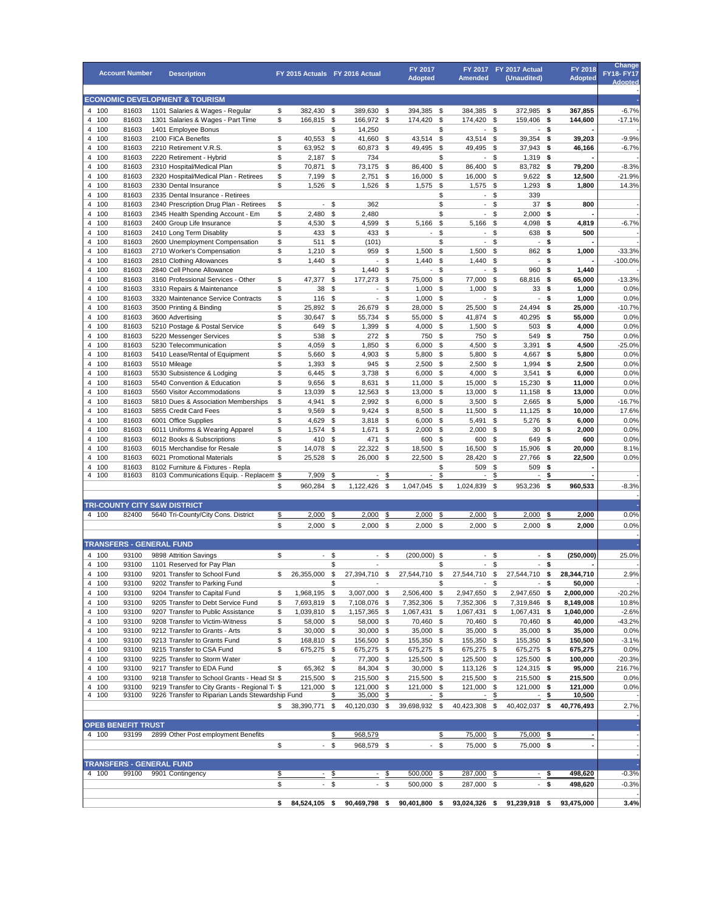| | Account Number | Description | FY 2015 Actuals | FY 2016 Actual | FY 2017 Adopted | FY 2017 Amended | FY 2017 Actual (Unaudited) | FY 2018 Adopted | Change FY18- FY17 Adopted |
|---|---|---|---|---|---|---|---|---|---|
| **ECONOMIC DEVELOPMENT & TOURISM** | | | | | | | | | |
| 4 100 | 81603 | 1101 Salaries & Wages - Regular | $ 382,430 | $ 389,630 | $ 394,385 | $ 384,385 | $ 372,985 | **$ 367,855** | -6.7% |
| 4 100 | 81603 | 1301 Salaries & Wages - Part Time | $ 166,815 | $ 166,972 | $ 174,420 | $ 174,420 | $ 159,406 | **$ 144,600** | -17.1% |
| 4 100 | 81603 | 1401 Employee Bonus | | $ 14,250 | | $ - | $ - | **$ -** | - |
| 4 100 | 81603 | 2100 FICA Benefits | $ 40,553 | $ 41,660 | $ 43,514 | $ 43,514 | $ 39,354 | **$ 39,203** | -9.9% |
| 4 100 | 81603 | 2210 Retirement V.R.S. | $ 63,952 | $ 60,873 | $ 49,495 | $ 49,495 | $ 37,943 | **$ 46,166** | -6.7% |
| 4 100 | 81603 | 2220 Retirement - Hybrid | $ 2,187 | $ 734 | | $ - | $ 1,319 | **$ -** | - |
| 4 100 | 81603 | 2310 Hospital/Medical Plan | $ 70,871 | $ 73,175 | $ 86,400 | $ 86,400 | $ 83,782 | **$ 79,200** | -8.3% |
| 4 100 | 81603 | 2320 Hospital/Medical Plan - Retirees | $ 7,199 | $ 2,751 | $ 16,000 | $ 16,000 | $ 9,622 | **$ 12,500** | -21.9% |
| 4 100 | 81603 | 2330 Dental Insurance | $ 1,526 | $ 1,526 | $ 1,575 | $ 1,575 | $ 1,293 | **$ 1,800** | 14.3% |
| 4 100 | 81603 | 2335 Dental Insurance - Retirees | | | | $ - | $ 339 | | |
| 4 100 | 81603 | 2340 Prescription Drug Plan - Retirees | $ - | $ 362 | | $ - | $ 37 | **$ 800** | - |
| 4 100 | 81603 | 2345 Health Spending Account - Em | $ 2,480 | $ 2,480 | | $ - | $ 2,000 | **$ -** | - |
| 4 100 | 81603 | 2400 Group Life Insurance | $ 4,530 | $ 4,599 | $ 5,166 | $ 5,166 | $ 4,098 | **$ 4,819** | -6.7% |
| 4 100 | 81603 | 2410 Long Term Disablity | $ 433 | $ 433 | $ - | $ - | $ 638 | **$ 500** | - |
| 4 100 | 81603 | 2600 Unemployment Compensation | $ 511 | $ (101) | | $ - | $ - | **$ -** | - |
| 4 100 | 81603 | 2710 Worker's Compensation | $ 1,210 | $ 959 | $ 1,500 | $ 1,500 | $ 862 | **$ 1,000** | -33.3% |
| 4 100 | 81603 | 2810 Clothing Allowances | $ 1,440 | $ - | $ 1,440 | $ 1,440 | $ - | **$ -** | -100.0% |
| 4 100 | 81603 | 2840 Cell Phone Allowance | | $ 1,440 | $ - | $ - | $ 960 | **$ 1,440** | - |
| 4 100 | 81603 | 3160 Professional Services - Other | $ 47,377 | $ 177,273 | $ 75,000 | $ 77,000 | $ 68,816 | **$ 65,000** | -13.3% |
| 4 100 | 81603 | 3310 Repairs & Maintenance | $ 38 | $ - | $ 1,000 | $ 1,000 | $ 33 | **$ 1,000** | 0.0% |
| 4 100 | 81603 | 3320 Maintenance Service Contracts | $ 116 | $ - | $ 1,000 | $ - | $ - | **$ 1,000** | 0.0% |
| 4 100 | 81603 | 3500 Printing & Binding | $ 25,892 | $ 26,679 | $ 28,000 | $ 25,500 | $ 24,494 | **$ 25,000** | -10.7% |
| 4 100 | 81603 | 3600 Advertising | $ 30,647 | $ 55,734 | $ 55,000 | $ 41,874 | $ 40,295 | **$ 55,000** | 0.0% |
| 4 100 | 81603 | 5210 Postage & Postal Service | $ 649 | $ 1,399 | $ 4,000 | $ 1,500 | $ 503 | **$ 4,000** | 0.0% |
| 4 100 | 81603 | 5220 Messenger Services | $ 538 | $ 272 | $ 750 | $ 750 | $ 549 | **$ 750** | 0.0% |
| 4 100 | 81603 | 5230 Telecommunication | $ 4,059 | $ 1,850 | $ 6,000 | $ 4,500 | $ 3,391 | **$ 4,500** | -25.0% |
| 4 100 | 81603 | 5410 Lease/Rental of Equipment | $ 5,660 | $ 4,903 | $ 5,800 | $ 5,800 | $ 4,667 | **$ 5,800** | 0.0% |
| 4 100 | 81603 | 5510 Mileage | $ 1,393 | $ 945 | $ 2,500 | $ 2,500 | $ 1,994 | **$ 2,500** | 0.0% |
| 4 100 | 81603 | 5530 Subsistence & Lodging | $ 6,445 | $ 3,738 | $ 6,000 | $ 4,000 | $ 3,541 | **$ 6,000** | 0.0% |
| 4 100 | 81603 | 5540 Convention & Education | $ 9,656 | $ 8,631 | $ 11,000 | $ 15,000 | $ 15,230 | **$ 11,000** | 0.0% |
| 4 100 | 81603 | 5560 Visitor Accommodations | $ 13,039 | $ 12,563 | $ 13,000 | $ 13,000 | $ 11,158 | **$ 13,000** | 0.0% |
| 4 100 | 81603 | 5810 Dues & Association Memberships | $ 4,941 | $ 2,992 | $ 6,000 | $ 3,500 | $ 2,665 | **$ 5,000** | -16.7% |
| 4 100 | 81603 | 5855 Credit Card Fees | $ 9,569 | $ 9,424 | $ 8,500 | $ 11,500 | $ 11,125 | **$ 10,000** | 17.6% |
| 4 100 | 81603 | 6001 Office Supplies | $ 4,629 | $ 3,818 | $ 6,000 | $ 5,491 | $ 5,276 | **$ 6,000** | 0.0% |
| 4 100 | 81603 | 6011 Uniforms & Wearing Apparel | $ 1,574 | $ 1,671 | $ 2,000 | $ 2,000 | $ 30 | **$ 2,000** | 0.0% |
| 4 100 | 81603 | 6012 Books & Subscriptions | $ 410 | $ 471 | $ 600 | $ 600 | $ 649 | **$ 600** | 0.0% |
| 4 100 | 81603 | 6015 Merchandise for Resale | $ 14,078 | $ 22,322 | $ 18,500 | $ 16,500 | $ 15,906 | **$ 20,000** | 8.1% |
| 4 100 | 81603 | 6021 Promotional Materials | $ 25,528 | $ 26,000 | $ 22,500 | $ 28,420 | $ 27,766 | **$ 22,500** | 0.0% |
| 4 100 | 81603 | 8102 Furniture & Fixtures - Repla | | | | $ 509 | $ 509 | **$ -** | |
| 4 100 | 81603 | 8103 Communications Equip. - Replacem | $ 7,909 | $ - | $ - | $ - | $ - | **$ -** | - |
| | | | $ 960,284 | $ 1,122,426 | $ 1,047,045 | $ 1,024,839 | $ 953,236 | **$ 960,533** | -8.3% |
| **TRI-COUNTY CITY S&W DISTRICT** | | | | | | | | | |
| 4 100 | 82400 | 5640 Tri-County/City Cons. District | $ 2,000 | $ 2,000 | $ 2,000 | $ 2,000 | $ 2,000 | **$ 2,000** | 0.0% |
| | | | $ 2,000 | $ 2,000 | $ 2,000 | $ 2,000 | $ 2,000 | **$ 2,000** | 0.0% |
| **TRANSFERS - GENERAL FUND** | | | | | | | | | |
| 4 100 | 93100 | 9898 Attrition Savings | $ - | $ - | $ (200,000) | $ - | $ - | **$ (250,000)** | 25.0% |
| 4 100 | 93100 | 1101 Reserved for Pay Plan | | $ - | | $ - | $ - | **$ -** | |
| 4 100 | 93100 | 9201 Transfer to School Fund | $ 26,355,000 | $ 27,394,710 | $ 27,544,710 | $ 27,544,710 | $ 27,544,710 | **$ 28,344,710** | 2.9% |
| 4 100 | 93100 | 9202 Transfer to Parking Fund | | $ - | | $ - | $ - | **$ 50,000** | - |
| 4 100 | 93100 | 9204 Transfer to Capital Fund | $ 1,968,195 | $ 3,007,000 | $ 2,506,400 | $ 2,947,650 | $ 2,947,650 | **$ 2,000,000** | -20.2% |
| 4 100 | 93100 | 9205 Transfer to Debt Service Fund | $ 7,693,819 | $ 7,108,076 | $ 7,352,306 | $ 7,352,306 | $ 7,319,846 | **$ 8,149,008** | 10.8% |
| 4 100 | 93100 | 9207 Transfer to Public Assistance | $ 1,039,810 | $ 1,157,365 | $ 1,067,431 | $ 1,067,431 | $ 1,067,431 | **$ 1,040,000** | -2.6% |
| 4 100 | 93100 | 9208 Transfer to Victim-Witness | $ 58,000 | $ 58,000 | $ 70,460 | $ 70,460 | $ 70,460 | **$ 40,000** | -43.2% |
| 4 100 | 93100 | 9212 Transfer to Grants - Arts | $ 30,000 | $ 30,000 | $ 35,000 | $ 35,000 | $ 35,000 | **$ 35,000** | 0.0% |
| 4 100 | 93100 | 9213 Transfer to Grants Fund | $ 168,810 | $ 156,500 | $ 155,350 | $ 155,350 | $ 155,350 | **$ 150,500** | -3.1% |
| 4 100 | 93100 | 9215 Transfer to CSA Fund | $ 675,275 | $ 675,275 | $ 675,275 | $ 675,275 | $ 675,275 | **$ 675,275** | 0.0% |
| 4 100 | 93100 | 9225 Transfer to Storm Water | | $ 77,300 | $ 125,500 | $ 125,500 | $ 125,500 | **$ 100,000** | -20.3% |
| 4 100 | 93100 | 9217 Transfer to EDA Fund | $ 65,362 | $ 84,304 | $ 30,000 | $ 113,126 | $ 124,315 | **$ 95,000** | 216.7% |
| 4 100 | 93100 | 9218 Transfer to School Grants - Head St | $ 215,500 | $ 215,500 | $ 215,500 | $ 215,500 | $ 215,500 | **$ 215,500** | 0.0% |
| 4 100 | 93100 | 9219 Transfer to City Grants - Regional T | $ 121,000 | $ 121,000 | $ 121,000 | $ 121,000 | $ 121,000 | **$ 121,000** | 0.0% |
| 4 100 | 93100 | 9226 Transfer to Riparian Lands Stewardship Fund | | $ 35,000 | $ - | $ - | $ - | **$ 10,500** | - |
| | | | $ 38,390,771 | $ 40,120,030 | $ 39,698,932 | $ 40,423,308 | $ 40,402,037 | **$ 40,776,493** | 2.7% |
| **OPEB BENEFIT TRUST** | | | | | | | | | |
| 4 100 | 93199 | 2899 Other Post employment Benefits | | $ 968,579 | | $ 75,000 | $ 75,000 | **$ -** | - |
| | | | $ - | $ 968,579 | $ - | $ 75,000 | $ 75,000 | **$ -** | - |
| **TRANSFERS - GENERAL FUND** | | | | | | | | | |
| 4 100 | 99100 | 9901 Contingency | $ - | $ - | $ 500,000 | $ 287,000 | $ - | **$ 498,620** | -0.3% |
| | | | $ - | $ - | $ 500,000 | $ 287,000 | $ - | **$ 498,620** | -0.3% |
| | | | **$ 84,524,105** | **$ 90,469,798** | **$ 90,401,800** | **$ 93,024,326** | **$ 91,239,918** | **$ 93,475,000** | **3.4%** |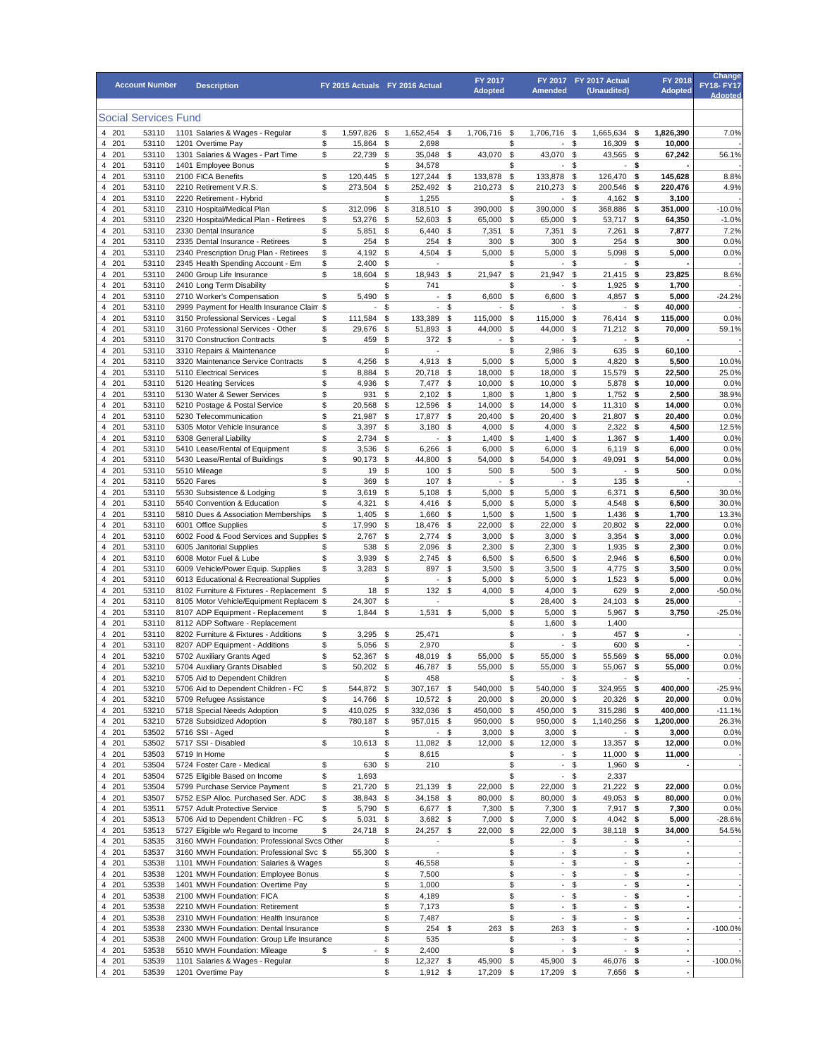| Account Number | | | Description | FY 2015 Actuals | FY 2016 Actual | FY 2017 Adopted | FY 2017 Amended | FY 2017 Actual (Unaudited) | FY 2018 Adopted | Change FY18- FY17 Adopted |
|---|---|---|---|---|---|---|---|---|---|---|

## Social Services Fund

| Account Number | | | Description | FY 2015 Actuals | FY 2016 Actual | FY 2017 Adopted | FY 2017 Amended | FY 2017 Actual (Unaudited) | FY 2018 Adopted | Change FY18- FY17 Adopted |
|---|---|---|---|---|---|---|---|---|---|---|
| 4 | 201 | 53110 | 1101 Salaries & Wages - Regular | $ 1,597,826 | $ 1,652,454 | $ 1,706,716 | $ 1,706,716 | $ 1,665,634 | $ 1,826,390 | 7.0% |
| 4 | 201 | 53110 | 1201 Overtime Pay | $ 15,864 | $ 2,698 | | $ - | $ 16,309 | $ 10,000 | - |
| 4 | 201 | 53110 | 1301 Salaries & Wages - Part Time | $ 22,739 | $ 35,048 | $ 43,070 | $ 43,070 | $ 43,565 | $ 67,242 | 56.1% |
| 4 | 201 | 53110 | 1401 Employee Bonus | | $ 34,578 | | $ - | $ - | $ - | - |
| 4 | 201 | 53110 | 2100 FICA Benefits | $ 120,445 | $ 127,244 | $ 133,878 | $ 133,878 | $ 126,470 | $ 145,628 | 8.8% |
| 4 | 201 | 53110 | 2210 Retirement V.R.S. | $ 273,504 | $ 252,492 | $ 210,273 | $ 210,273 | $ 200,546 | $ 220,476 | 4.9% |
| 4 | 201 | 53110 | 2220 Retirement - Hybrid | | $ 1,255 | | $ - | $ 4,162 | $ 3,100 | - |
| 4 | 201 | 53110 | 2310 Hospital/Medical Plan | $ 312,096 | $ 318,510 | $ 390,000 | $ 390,000 | $ 368,886 | $ 351,000 | -10.0% |
| 4 | 201 | 53110 | 2320 Hospital/Medical Plan - Retirees | $ 53,276 | $ 52,603 | $ 65,000 | $ 65,000 | $ 53,717 | $ 64,350 | -1.0% |
| 4 | 201 | 53110 | 2330 Dental Insurance | $ 5,851 | $ 6,440 | $ 7,351 | $ 7,351 | $ 7,261 | $ 7,877 | 7.2% |
| 4 | 201 | 53110 | 2335 Dental Insurance - Retirees | $ 254 | $ 254 | $ 300 | $ 300 | $ 254 | $ 300 | 0.0% |
| 4 | 201 | 53110 | 2340 Prescription Drug Plan - Retirees | $ 4,192 | $ 4,504 | $ 5,000 | $ 5,000 | $ 5,098 | $ 5,000 | 0.0% |
| 4 | 201 | 53110 | 2345 Health Spending Account - Em | $ 2,400 | $ - | | $ - | $ - | $ - | - |
| 4 | 201 | 53110 | 2400 Group Life Insurance | $ 18,604 | $ 18,943 | $ 21,947 | $ 21,947 | $ 21,415 | $ 23,825 | 8.6% |
| 4 | 201 | 53110 | 2410 Long Term Disability | | $ 741 | | $ - | $ 1,925 | $ 1,700 | - |
| 4 | 201 | 53110 | 2710 Worker's Compensation | $ 5,490 | $ - | $ 6,600 | $ 6,600 | $ 4,857 | $ 5,000 | -24.2% |
| 4 | 201 | 53110 | 2999 Payment for Health Insurance Clain | $ - | $ - | $ - | $ - | $ - | $ 40,000 | - |
| 4 | 201 | 53110 | 3150 Professional Services - Legal | $ 111,584 | $ 133,389 | $ 115,000 | $ 115,000 | $ 76,414 | $ 115,000 | 0.0% |
| 4 | 201 | 53110 | 3160 Professional Services - Other | $ 29,676 | $ 51,893 | $ 44,000 | $ 44,000 | $ 71,212 | $ 70,000 | 59.1% |
| 4 | 201 | 53110 | 3170 Construction Contracts | $ 459 | $ 372 | $ - | $ - | $ - | $ - | - |
| 4 | 201 | 53110 | 3310 Repairs & Maintenance | | $ - | | $ 2,986 | $ 635 | $ 60,100 | - |
| 4 | 201 | 53110 | 3320 Maintenance Service Contracts | $ 4,256 | $ 4,913 | $ 5,000 | $ 5,000 | $ 4,820 | $ 5,500 | 10.0% |
| 4 | 201 | 53110 | 5110 Electrical Services | $ 8,884 | $ 20,718 | $ 18,000 | $ 18,000 | $ 15,579 | $ 22,500 | 25.0% |
| 4 | 201 | 53110 | 5120 Heating Services | $ 4,936 | $ 7,477 | $ 10,000 | $ 10,000 | $ 5,878 | $ 10,000 | 0.0% |
| 4 | 201 | 53110 | 5130 Water & Sewer Services | $ 931 | $ 2,102 | $ 1,800 | $ 1,800 | $ 1,752 | $ 2,500 | 38.9% |
| 4 | 201 | 53110 | 5210 Postage & Postal Service | $ 20,568 | $ 12,596 | $ 14,000 | $ 14,000 | $ 11,310 | $ 14,000 | 0.0% |
| 4 | 201 | 53110 | 5230 Telecommunication | $ 21,987 | $ 17,877 | $ 20,400 | $ 20,400 | $ 21,807 | $ 20,400 | 0.0% |
| 4 | 201 | 53110 | 5305 Motor Vehicle Insurance | $ 3,397 | $ 3,180 | $ 4,000 | $ 4,000 | $ 2,322 | $ 4,500 | 12.5% |
| 4 | 201 | 53110 | 5308 General Liability | $ 2,734 | $ - | $ 1,400 | $ 1,400 | $ 1,367 | $ 1,400 | 0.0% |
| 4 | 201 | 53110 | 5410 Lease/Rental of Equipment | $ 3,536 | $ 6,266 | $ 6,000 | $ 6,000 | $ 6,119 | $ 6,000 | 0.0% |
| 4 | 201 | 53110 | 5430 Lease/Rental of Buildings | $ 90,173 | $ 44,800 | $ 54,000 | $ 54,000 | $ 49,091 | $ 54,000 | 0.0% |
| 4 | 201 | 53110 | 5510 Mileage | $ 19 | $ 100 | $ 500 | $ 500 | $ - | $ 500 | 0.0% |
| 4 | 201 | 53110 | 5520 Fares | $ 369 | $ 107 | $ - | $ - | $ 135 | $ - | - |
| 4 | 201 | 53110 | 5530 Subsistence & Lodging | $ 3,619 | $ 5,108 | $ 5,000 | $ 5,000 | $ 6,371 | $ 6,500 | 30.0% |
| 4 | 201 | 53110 | 5540 Convention & Education | $ 4,321 | $ 4,416 | $ 5,000 | $ 5,000 | $ 4,548 | $ 6,500 | 30.0% |
| 4 | 201 | 53110 | 5810 Dues & Association Memberships | $ 1,405 | $ 1,660 | $ 1,500 | $ 1,500 | $ 1,436 | $ 1,700 | 13.3% |
| 4 | 201 | 53110 | 6001 Office Supplies | $ 17,990 | $ 18,476 | $ 22,000 | $ 22,000 | $ 20,802 | $ 22,000 | 0.0% |
| 4 | 201 | 53110 | 6002 Food & Food Services and Supplies | $ 2,767 | $ 2,774 | $ 3,000 | $ 3,000 | $ 3,354 | $ 3,000 | 0.0% |
| 4 | 201 | 53110 | 6005 Janitorial Supplies | $ 538 | $ 2,096 | $ 2,300 | $ 2,300 | $ 1,935 | $ 2,300 | 0.0% |
| 4 | 201 | 53110 | 6008 Motor Fuel & Lube | $ 3,939 | $ 2,745 | $ 6,500 | $ 6,500 | $ 2,946 | $ 6,500 | 0.0% |
| 4 | 201 | 53110 | 6009 Vehicle/Power Equip. Supplies | $ 3,283 | $ 897 | $ 3,500 | $ 3,500 | $ 4,775 | $ 3,500 | 0.0% |
| 4 | 201 | 53110 | 6013 Educational & Recreational Supplies | | $ - | $ 5,000 | $ 5,000 | $ 1,523 | $ 5,000 | 0.0% |
| 4 | 201 | 53110 | 8102 Furniture & Fixtures - Replacement | $ 18 | $ 132 | $ 4,000 | $ 4,000 | $ 629 | $ 2,000 | -50.0% |
| 4 | 201 | 53110 | 8105 Motor Vehicle/Equipment Replacem | $ 24,307 | $ - | | $ 28,400 | $ 24,103 | $ 25,000 | - |
| 4 | 201 | 53110 | 8107 ADP Equipment - Replacement | $ 1,844 | $ 1,531 | $ 5,000 | $ 5,000 | $ 5,967 | $ 3,750 | -25.0% |
| 4 | 201 | 53110 | 8112 ADP Software - Replacement | | | | $ 1,600 | $ 1,400 | | |
| 4 | 201 | 53110 | 8202 Furniture & Fixtures - Additions | $ 3,295 | $ 25,471 | | $ - | $ 457 | $ - | - |
| 4 | 201 | 53110 | 8207 ADP Equipment - Additions | $ 5,056 | $ 2,970 | | $ - | $ 600 | $ - | - |
| 4 | 201 | 53210 | 5702 Auxiliary Grants Aged | $ 52,367 | $ 48,019 | $ 55,000 | $ 55,000 | $ 55,569 | $ 55,000 | 0.0% |
| 4 | 201 | 53210 | 5704 Auxiliary Grants Disabled | $ 50,202 | $ 46,787 | $ 55,000 | $ 55,000 | $ 55,067 | $ 55,000 | 0.0% |
| 4 | 201 | 53210 | 5705 Aid to Dependent Children | | $ 458 | | $ - | $ - | $ - | - |
| 4 | 201 | 53210 | 5706 Aid to Dependent Children - FC | $ 544,872 | $ 307,167 | $ 540,000 | $ 540,000 | $ 324,955 | $ 400,000 | -25.9% |
| 4 | 201 | 53210 | 5709 Refugee Assistance | $ 14,766 | $ 10,572 | $ 20,000 | $ 20,000 | $ 20,326 | $ 20,000 | 0.0% |
| 4 | 201 | 53210 | 5718 Special Needs Adoption | $ 410,025 | $ 332,036 | $ 450,000 | $ 450,000 | $ 315,286 | $ 400,000 | -11.1% |
| 4 | 201 | 53210 | 5728 Subsidized Adoption | $ 780,187 | $ 957,015 | $ 950,000 | $ 950,000 | $ 1,140,256 | $ 1,200,000 | 26.3% |
| 4 | 201 | 53502 | 5716 SSI - Aged | | $ - | $ 3,000 | $ 3,000 | $ - | $ 3,000 | 0.0% |
| 4 | 201 | 53502 | 5717 SSI - Disabled | $ 10,613 | $ 11,082 | $ 12,000 | $ 12,000 | $ 13,357 | $ 12,000 | 0.0% |
| 4 | 201 | 53503 | 5719 In Home | | $ 8,615 | | $ - | $ 11,000 | $ 11,000 | - |
| 4 | 201 | 53504 | 5724 Foster Care - Medical | $ 630 | $ 210 | | $ - | $ 1,960 | $ - | - |
| 4 | 201 | 53504 | 5725 Eligible Based on Income | $ 1,693 | | | $ - | $ 2,337 | | |
| 4 | 201 | 53504 | 5799 Purchase Service Payment | $ 21,720 | $ 21,139 | $ 22,000 | $ 22,000 | $ 21,222 | $ 22,000 | 0.0% |
| 4 | 201 | 53507 | 5752 ESP Alloc. Purchased Ser. ADC | $ 38,843 | $ 34,158 | $ 80,000 | $ 80,000 | $ 49,053 | $ 80,000 | 0.0% |
| 4 | 201 | 53511 | 5757 Adult Protective Service | $ 5,790 | $ 6,677 | $ 7,300 | $ 7,300 | $ 7,917 | $ 7,300 | 0.0% |
| 4 | 201 | 53513 | 5706 Aid to Dependent Children - FC | $ 5,031 | $ 3,682 | $ 7,000 | $ 7,000 | $ 4,042 | $ 5,000 | -28.6% |
| 4 | 201 | 53513 | 5727 Eligible w/o Regard to Income | $ 24,718 | $ 24,257 | $ 22,000 | $ 22,000 | $ 38,118 | $ 34,000 | 54.5% |
| 4 | 201 | 53535 | 3160 MWH Foundation: Professional Svcs Other | | $ - | | $ - | $ - | $ - | - |
| 4 | 201 | 53537 | 3160 MWH Foundation: Professional Svc | $ 55,300 | $ - | | $ - | $ - | $ - | - |
| 4 | 201 | 53538 | 1101 MWH Foundation: Salaries & Wages | | $ 46,558 | | $ - | $ - | $ - | - |
| 4 | 201 | 53538 | 1201 MWH Foundation: Employee Bonus | | $ 7,500 | | $ - | $ - | $ - | - |
| 4 | 201 | 53538 | 1401 MWH Foundation: Overtime Pay | | $ 1,000 | | $ - | $ - | $ - | - |
| 4 | 201 | 53538 | 2100 MWH Foundation: FICA | | $ 4,189 | | $ - | $ - | $ - | - |
| 4 | 201 | 53538 | 2210 MWH Foundation: Retirement | | $ 7,173 | | $ - | $ - | $ - | - |
| 4 | 201 | 53538 | 2310 MWH Foundation: Health Insurance | | $ 7,487 | | $ - | $ - | $ - | - |
| 4 | 201 | 53538 | 2330 MWH Foundation: Dental Insurance | | $ 254 | $ 263 | $ 263 | $ - | $ - | -100.0% |
| 4 | 201 | 53538 | 2400 MWH Foundation: Group Life Insurance | | $ 535 | | $ - | $ - | $ - | - |
| 4 | 201 | 53538 | 5510 MWH Foundation: Mileage | $ - | $ 2,400 | | $ - | $ - | $ - | - |
| 4 | 201 | 53539 | 1101 Salaries & Wages - Regular | | $ 12,327 | $ 45,900 | $ 45,900 | $ 46,076 | $ - | -100.0% |
| 4 | 201 | 53539 | 1201 Overtime Pay | | $ 1,912 | $ 17,209 | $ 17,209 | $ 7,656 | $ - | |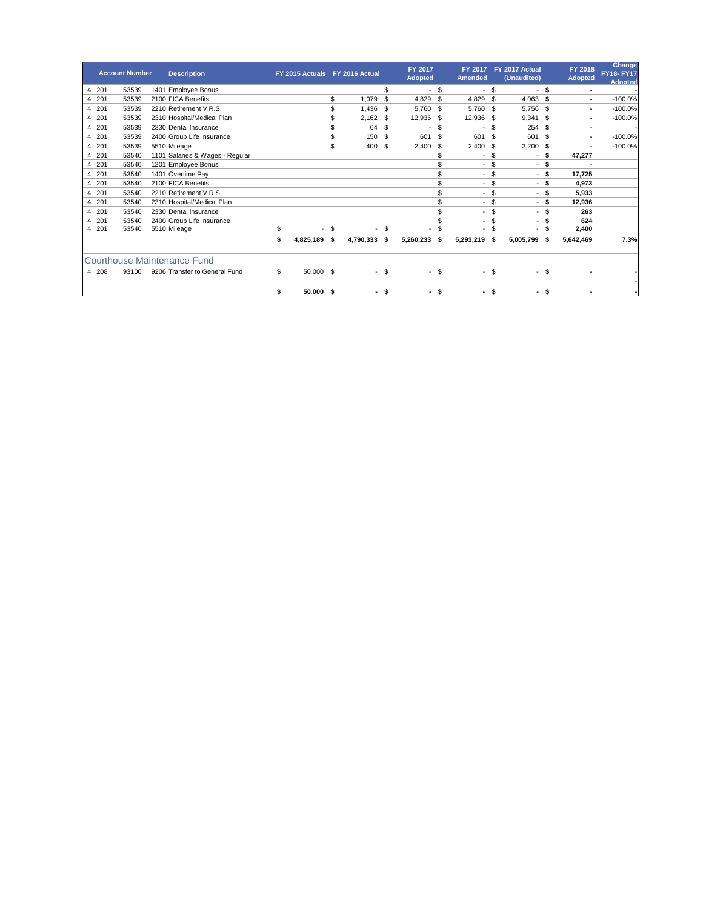| Account Number | | | Description | FY 2015 Actuals | FY 2016 Actual | FY 2017 Adopted | FY 2017 Amended | FY 2017 Actual (Unaudited) | FY 2018 Adopted | Change FY18- FY17 Adopted |
|---|---|---|---|---|---|---|---|---|---|---|
| 4 | 201 | 53539 | 1401 Employee Bonus | | | $ - | $ - | $ - | $ - | - |
| 4 | 201 | 53539 | 2100 FICA Benefits | | $ 1,079 | $ 4,829 | $ 4,829 | $ 4,063 | $ - | -100.0% |
| 4 | 201 | 53539 | 2210 Retirement V.R.S. | | $ 1,436 | $ 5,760 | $ 5,760 | $ 5,756 | $ - | -100.0% |
| 4 | 201 | 53539 | 2310 Hospital/Medical Plan | | $ 2,162 | $ 12,936 | $ 12,936 | $ 9,341 | $ - | -100.0% |
| 4 | 201 | 53539 | 2330 Dental Insurance | | $ 64 | $ - | $ - | $ 254 | $ - | - |
| 4 | 201 | 53539 | 2400 Group Life Insurance | | $ 150 | $ 601 | $ 601 | $ 601 | $ - | -100.0% |
| 4 | 201 | 53539 | 5510 Mileage | | $ 400 | $ 2,400 | $ 2,400 | $ 2,200 | $ - | -100.0% |
| 4 | 201 | 53540 | 1101 Salaries & Wages - Regular | | | | $ - | $ - | $ 47,277 | |
| 4 | 201 | 53540 | 1201 Employee Bonus | | | | $ - | $ - | $ - | |
| 4 | 201 | 53540 | 1401 Overtime Pay | | | | $ - | $ - | $ 17,725 | |
| 4 | 201 | 53540 | 2100 FICA Benefits | | | | $ - | $ - | $ 4,973 | |
| 4 | 201 | 53540 | 2210 Retirement V.R.S. | | | | $ - | $ - | $ 5,933 | |
| 4 | 201 | 53540 | 2310 Hospital/Medical Plan | | | | $ - | $ - | $ 12,936 | |
| 4 | 201 | 53540 | 2330 Dental Insurance | | | | $ - | $ - | $ 263 | |
| 4 | 201 | 53540 | 2400 Group Life Insurance | | | | $ - | $ - | $ 624 | |
| 4 | 201 | 53540 | 5510 Mileage | $ - | $ - | $ - | $ - | $ - | $ 2,400 | |
| | | | | **$ 4,825,189** | **$ 4,790,333** | **$ 5,260,233** | **$ 5,293,219** | **$ 5,005,799** | **$ 5,642,469** | **7.3%** |

## Courthouse Maintenance Fund

| Account Number | | | Description | FY 2015 Actuals | FY 2016 Actual | FY 2017 Adopted | FY 2017 Amended | FY 2017 Actual (Unaudited) | FY 2018 Adopted | Change FY18- FY17 Adopted |
|---|---|---|---|---|---|---|---|---|---|---|
| 4 | 208 | 93100 | 9206 Transfer to General Fund | $ 50,000 | $ - | $ - | $ - | $ - | $ - | - |
| | | | | | | | | | | - |
| | | | | **$ 50,000** | **$ -** | **$ -** | **$ -** | **$ -** | **$ -** | **-** |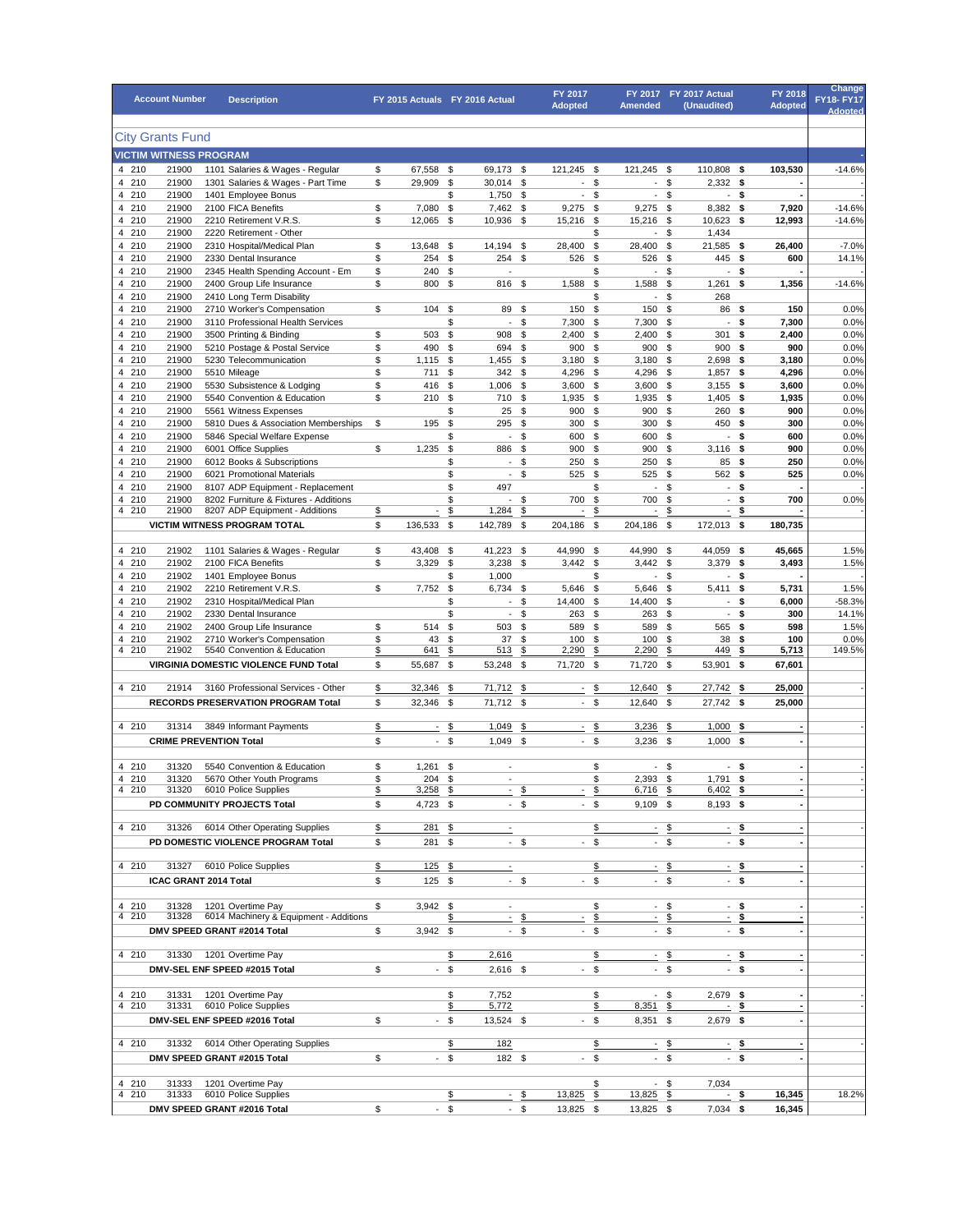| Account Number | | | Description | FY 2015 Actuals | FY 2016 Actual | FY 2017 Adopted | FY 2017 Amended | FY 2017 Actual (Unaudited) | FY 2018 Adopted | Change FY18- FY17 Adopted |
|---|---|---|---|---|---|---|---|---|---|---|

## City Grants Fund

| Account Number | | | Description | FY 2015 Actuals | FY 2016 Actual | FY 2017 Adopted | FY 2017 Amended | FY 2017 Actual (Unaudited) | FY 2018 Adopted | Change FY18- FY17 Adopted |
|---|---|---|---|---|---|---|---|---|---|---|
| **VICTIM WITNESS PROGRAM** | | | | | | | | | | - |
| 4 | 210 | 21900 | 1101 Salaries & Wages - Regular | $ 67,558 | $ 69,173 | $ 121,245 | $ 121,245 | $ 110,808 | **$ 103,530** | -14.6% |
| 4 | 210 | 21900 | 1301 Salaries & Wages - Part Time | $ 29,909 | $ 30,014 | $ - | $ - | $ 2,332 | **$ -** | - |
| 4 | 210 | 21900 | 1401 Employee Bonus | | $ 1,750 | $ - | $ - | $ - | **$ -** | - |
| 4 | 210 | 21900 | 2100 FICA Benefits | $ 7,080 | $ 7,462 | $ 9,275 | $ 9,275 | $ 8,382 | **$ 7,920** | -14.6% |
| 4 | 210 | 21900 | 2210 Retirement V.R.S. | $ 12,065 | $ 10,936 | $ 15,216 | $ 15,216 | $ 10,623 | **$ 12,993** | -14.6% |
| 4 | 210 | 21900 | 2220 Retirement - Other | | | | $ - | $ 1,434 | | |
| 4 | 210 | 21900 | 2310 Hospital/Medical Plan | $ 13,648 | $ 14,194 | $ 28,400 | $ 28,400 | $ 21,585 | **$ 26,400** | -7.0% |
| 4 | 210 | 21900 | 2330 Dental Insurance | $ 254 | $ 254 | $ 526 | $ 526 | $ 445 | **$ 600** | 14.1% |
| 4 | 210 | 21900 | 2345 Health Spending Account - Em | $ 240 | $ - | | $ - | $ - | **$ -** | - |
| 4 | 210 | 21900 | 2400 Group Life Insurance | $ 800 | $ 816 | $ 1,588 | $ 1,588 | $ 1,261 | **$ 1,356** | -14.6% |
| 4 | 210 | 21900 | 2410 Long Term Disability | | | | $ - | $ 268 | | |
| 4 | 210 | 21900 | 2710 Worker's Compensation | $ 104 | $ 89 | $ 150 | $ 150 | $ 86 | **$ 150** | 0.0% |
| 4 | 210 | 21900 | 3110 Professional Health Services | | $ - | $ 7,300 | $ 7,300 | $ - | **$ 7,300** | 0.0% |
| 4 | 210 | 21900 | 3500 Printing & Binding | $ 503 | $ 908 | $ 2,400 | $ 2,400 | $ 301 | **$ 2,400** | 0.0% |
| 4 | 210 | 21900 | 5210 Postage & Postal Service | $ 490 | $ 694 | $ 900 | $ 900 | $ 900 | **$ 900** | 0.0% |
| 4 | 210 | 21900 | 5230 Telecommunication | $ 1,115 | $ 1,455 | $ 3,180 | $ 3,180 | $ 2,698 | **$ 3,180** | 0.0% |
| 4 | 210 | 21900 | 5510 Mileage | $ 711 | $ 342 | $ 4,296 | $ 4,296 | $ 1,857 | **$ 4,296** | 0.0% |
| 4 | 210 | 21900 | 5530 Subsistence & Lodging | $ 416 | $ 1,006 | $ 3,600 | $ 3,600 | $ 3,155 | **$ 3,600** | 0.0% |
| 4 | 210 | 21900 | 5540 Convention & Education | $ 210 | $ 710 | $ 1,935 | $ 1,935 | $ 1,405 | **$ 1,935** | 0.0% |
| 4 | 210 | 21900 | 5561 Witness Expenses | | $ 25 | $ 900 | $ 900 | $ 260 | **$ 900** | 0.0% |
| 4 | 210 | 21900 | 5810 Dues & Association Memberships | $ 195 | $ 295 | $ 300 | $ 300 | $ 450 | **$ 300** | 0.0% |
| 4 | 210 | 21900 | 5846 Special Welfare Expense | | $ - | $ 600 | $ 600 | $ - | **$ 600** | 0.0% |
| 4 | 210 | 21900 | 6001 Office Supplies | $ 1,235 | $ 886 | $ 900 | $ 900 | $ 3,116 | **$ 900** | 0.0% |
| 4 | 210 | 21900 | 6012 Books & Subscriptions | | $ - | $ 250 | $ 250 | $ 85 | **$ 250** | 0.0% |
| 4 | 210 | 21900 | 6021 Promotional Materials | | $ - | $ 525 | $ 525 | $ 562 | **$ 525** | 0.0% |
| 4 | 210 | 21900 | 8107 ADP Equipment - Replacement | | $ 497 | | $ - | $ - | **$ -** | - |
| 4 | 210 | 21900 | 8202 Furniture & Fixtures - Additions | | $ - | $ 700 | $ 700 | $ - | **$ 700** | 0.0% |
| 4 | 210 | 21900 | 8207 ADP Equipment - Additions | $ - | $ 1,284 | $ - | $ - | $ - | **$ -** | - |
| | | | **VICTIM WITNESS PROGRAM TOTAL** | $ 136,533 | $ 142,789 | $ 204,186 | $ 204,186 | $ 172,013 | **$ 180,735** | |
| 4 | 210 | 21902 | 1101 Salaries & Wages - Regular | $ 43,408 | $ 41,223 | $ 44,990 | $ 44,990 | $ 44,059 | **$ 45,665** | 1.5% |
| 4 | 210 | 21902 | 2100 FICA Benefits | $ 3,329 | $ 3,238 | $ 3,442 | $ 3,442 | $ 3,379 | **$ 3,493** | 1.5% |
| 4 | 210 | 21902 | 1401 Employee Bonus | | $ 1,000 | | $ - | $ - | **$ -** | - |
| 4 | 210 | 21902 | 2210 Retirement V.R.S. | $ 7,752 | $ 6,734 | $ 5,646 | $ 5,646 | $ 5,411 | **$ 5,731** | 1.5% |
| 4 | 210 | 21902 | 2310 Hospital/Medical Plan | | $ - | $ 14,400 | $ 14,400 | $ - | **$ 6,000** | -58.3% |
| 4 | 210 | 21902 | 2330 Dental Insurance | | $ - | $ 263 | $ 263 | $ - | **$ 300** | 14.1% |
| 4 | 210 | 21902 | 2400 Group Life Insurance | $ 514 | $ 503 | $ 589 | $ 589 | $ 565 | **$ 598** | 1.5% |
| 4 | 210 | 21902 | 2710 Worker's Compensation | $ 43 | $ 37 | $ 100 | $ 100 | $ 38 | **$ 100** | 0.0% |
| 4 | 210 | 21902 | 5540 Convention & Education | $ 641 | $ 513 | $ 2,290 | $ 2,290 | $ 449 | **$ 5,713** | 149.5% |
| | | | **VIRGINIA DOMESTIC VIOLENCE FUND Total** | $ 55,687 | $ 53,248 | $ 71,720 | $ 71,720 | $ 53,901 | **$ 67,601** | |
| 4 | 210 | 21914 | 3160 Professional Services - Other | $ 32,346 | $ 71,712 | $ - | $ 12,640 | $ 27,742 | **$ 25,000** | - |
| | | | **RECORDS PRESERVATION PROGRAM Total** | $ 32,346 | $ 71,712 | $ - | $ 12,640 | $ 27,742 | **$ 25,000** | |
| 4 | 210 | 31314 | 3849 Informant Payments | $ - | $ 1,049 | $ - | $ 3,236 | $ 1,000 | **$ -** | - |
| | | | **CRIME PREVENTION Total** | $ - | $ 1,049 | $ - | $ 3,236 | $ 1,000 | **$ -** | |
| 4 | 210 | 31320 | 5540 Convention & Education | $ 1,261 | $ - | | $ - | $ - | **$ -** | - |
| 4 | 210 | 31320 | 5670 Other Youth Programs | $ 204 | $ - | | $ 2,393 | $ 1,791 | **$ -** | - |
| 4 | 210 | 31320 | 6010 Police Supplies | $ 3,258 | $ - | $ - | $ 6,716 | $ 6,402 | **$ -** | - |
| | | | **PD COMMUNITY PROJECTS Total** | $ 4,723 | $ - | $ - | $ 9,109 | $ 8,193 | **$ -** | |
| 4 | 210 | 31326 | 6014 Other Operating Supplies | $ 281 | $ - | | $ - | $ - | **$ -** | - |
| | | | **PD DOMESTIC VIOLENCE PROGRAM Total** | $ 281 | $ - | $ - | $ - | $ - | **$ -** | |
| 4 | 210 | 31327 | 6010 Police Supplies | $ 125 | $ - | | $ - | $ - | **$ -** | - |
| | | | **ICAC GRANT 2014 Total** | $ 125 | $ - | $ - | $ - | $ - | **$ -** | |
| 4 | 210 | 31328 | 1201 Overtime Pay | $ 3,942 | $ - | | $ - | $ - | **$ -** | - |
| 4 | 210 | 31328 | 6014 Machinery & Equipment - Additions | | $ - | $ - | $ - | $ - | **$ -** | - |
| | | | **DMV SPEED GRANT #2014 Total** | $ 3,942 | $ - | $ - | $ - | $ - | **$ -** | |
| 4 | 210 | 31330 | 1201 Overtime Pay | | $ 2,616 | | $ - | $ - | **$ -** | - |
| | | | **DMV-SEL ENF SPEED #2015 Total** | $ - | $ 2,616 | $ - | $ - | $ - | **$ -** | |
| 4 | 210 | 31331 | 1201 Overtime Pay | | $ 7,752 | | $ - | $ 2,679 | **$ -** | - |
| 4 | 210 | 31331 | 6010 Police Supplies | | $ 5,772 | | $ 8,351 | $ - | **$ -** | - |
| | | | **DMV-SEL ENF SPEED #2016 Total** | $ - | $ 13,524 | $ - | $ 8,351 | $ 2,679 | **$ -** | |
| 4 | 210 | 31332 | 6014 Other Operating Supplies | | $ 182 | | $ - | $ - | **$ -** | - |
| | | | **DMV SPEED GRANT #2015 Total** | $ - | $ 182 | $ - | $ - | $ - | **$ -** | |
| 4 | 210 | 31333 | 1201 Overtime Pay | | | | $ - | $ 7,034 | | |
| 4 | 210 | 31333 | 6010 Police Supplies | | $ - | $ 13,825 | $ 13,825 | $ - | **$ 16,345** | 18.2% |
| | | | **DMV SPEED GRANT #2016 Total** | $ - | $ - | $ 13,825 | $ 13,825 | $ 7,034 | **$ 16,345** | |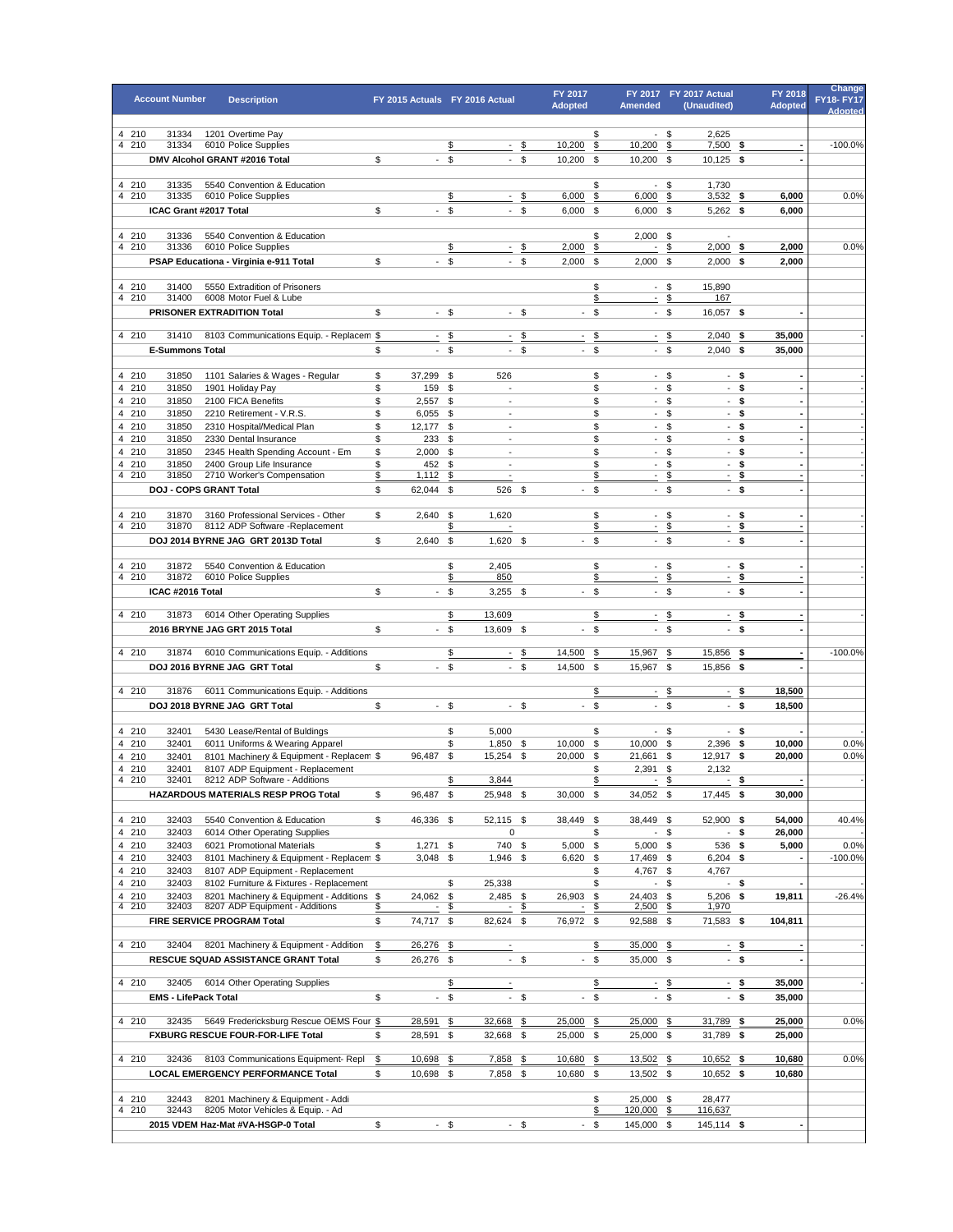| Account Number | | | Description | FY 2015 Actuals | FY 2016 Actual | FY 2017 Adopted | FY 2017 Amended | FY 2017 Actual (Unaudited) | FY 2018 Adopted | Change FY18- FY17 Adopted |
|---|---|---|---|---|---|---|---|---|---|---|
| 4 | 210 | 31334 | 1201 Overtime Pay | | | | $ - | $ 2,625 | | |
| 4 | 210 | 31334 | 6010 Police Supplies | | $ - | $ 10,200 | $ 10,200 | $ 7,500 | $ - | -100.0% |
| | | | **DMV Alcohol GRANT #2016 Total** | $ - | $ - | $ 10,200 | $ 10,200 | $ 10,125 | $ - | |
| 4 | 210 | 31335 | 5540 Convention & Education | | | | $ - | $ 1,730 | | |
| 4 | 210 | 31335 | 6010 Police Supplies | | $ - | $ 6,000 | $ 6,000 | $ 3,532 | $ 6,000 | 0.0% |
| | | | **ICAC Grant #2017 Total** | $ - | $ - | $ 6,000 | $ 6,000 | $ 5,262 | $ 6,000 | |
| 4 | 210 | 31336 | 5540 Convention & Education | | | | $ 2,000 | $ - | | |
| 4 | 210 | 31336 | 6010 Police Supplies | | $ - | $ 2,000 | $ - | $ 2,000 | $ 2,000 | 0.0% |
| | | | **PSAP Educationa - Virginia e-911 Total** | $ - | $ - | $ 2,000 | $ 2,000 | $ 2,000 | $ 2,000 | |
| 4 | 210 | 31400 | 5550 Extradition of Prisoners | | | | $ - | $ 15,890 | | |
| 4 | 210 | 31400 | 6008 Motor Fuel & Lube | | | | $ - | $ 167 | | |
| | | | **PRISONER EXTRADITION Total** | $ - | $ - | $ - | $ - | $ 16,057 | $ - | |
| 4 | 210 | 31410 | 8103 Communications Equip. - Replacem | $ - | $ - | $ - | $ - | $ 2,040 | $ 35,000 | - |
| | | | **E-Summons Total** | $ - | $ - | $ - | $ - | $ 2,040 | $ 35,000 | |
| 4 | 210 | 31850 | 1101 Salaries & Wages - Regular | $ 37,299 | $ 526 | | $ - | $ - | $ - | - |
| 4 | 210 | 31850 | 1901 Holiday Pay | $ 159 | $ - | | $ - | $ - | $ - | - |
| 4 | 210 | 31850 | 2100 FICA Benefits | $ 2,557 | $ - | | $ - | $ - | $ - | - |
| 4 | 210 | 31850 | 2210 Retirement - V.R.S. | $ 6,055 | $ - | | $ - | $ - | $ - | - |
| 4 | 210 | 31850 | 2310 Hospital/Medical Plan | $ 12,177 | $ - | | $ - | $ - | $ - | - |
| 4 | 210 | 31850 | 2330 Dental Insurance | $ 233 | $ - | | $ - | $ - | $ - | - |
| 4 | 210 | 31850 | 2345 Health Spending Account - Em | $ 2,000 | $ - | | $ - | $ - | $ - | - |
| 4 | 210 | 31850 | 2400 Group Life Insurance | $ 452 | $ - | | $ - | $ - | $ - | - |
| 4 | 210 | 31850 | 2710 Worker's Compensation | $ 1,112 | $ - | | $ - | $ - | $ - | - |
| | | | **DOJ - COPS GRANT Total** | $ 62,044 | $ 526 | $ - | $ - | $ - | $ - | |
| 4 | 210 | 31870 | 3160 Professional Services - Other | $ 2,640 | $ 1,620 | | $ - | $ - | $ - | - |
| 4 | 210 | 31870 | 8112 ADP Software -Replacement | | $ - | | $ - | $ - | $ - | - |
| | | | **DOJ 2014 BYRNE JAG GRT 2013D Total** | $ 2,640 | $ 1,620 | $ - | $ - | $ - | $ - | |
| 4 | 210 | 31872 | 5540 Convention & Education | | $ 2,405 | | $ - | $ - | $ - | - |
| 4 | 210 | 31872 | 6010 Police Supplies | | $ 850 | | $ - | $ - | $ - | - |
| | | | **ICAC #2016 Total** | $ - | $ 3,255 | $ - | $ - | $ - | $ - | |
| 4 | 210 | 31873 | 6014 Other Operating Supplies | | $ 13,609 | | $ - | $ - | $ - | - |
| | | | **2016 BRYNE JAG GRT 2015 Total** | $ - | $ 13,609 | $ - | $ - | $ - | $ - | |
| 4 | 210 | 31874 | 6010 Communications Equip. - Additions | | $ - | $ 14,500 | $ 15,967 | $ 15,856 | $ - | -100.0% |
| | | | **DOJ 2016 BYRNE JAG GRT Total** | $ - | $ - | $ 14,500 | $ 15,967 | $ 15,856 | $ - | |
| 4 | 210 | 31876 | 6011 Communications Equip. - Additions | | | | $ - | $ - | $ 18,500 | - |
| | | | **DOJ 2018 BYRNE JAG GRT Total** | $ - | $ - | $ - | $ - | $ - | $ 18,500 | |
| 4 | 210 | 32401 | 5430 Lease/Rental of Buldings | | $ 5,000 | | $ - | $ - | $ - | - |
| 4 | 210 | 32401 | 6011 Uniforms & Wearing Apparel | | $ 1,850 | $ 10,000 | $ 10,000 | $ 2,396 | $ 10,000 | 0.0% |
| 4 | 210 | 32401 | 8101 Machinery & Equipment - Replacem | $ 96,487 | $ 15,254 | $ 20,000 | $ 21,661 | $ 12,917 | $ 20,000 | 0.0% |
| 4 | 210 | 32401 | 8107 ADP Equipment - Replacement | | | | $ 2,391 | $ 2,132 | | |
| 4 | 210 | 32401 | 8212 ADP Software - Additions | | $ 3,844 | | $ - | $ - | $ - | - |
| | | | **HAZARDOUS MATERIALS RESP PROG Total** | $ 96,487 | $ 25,948 | $ 30,000 | $ 34,052 | $ 17,445 | $ 30,000 | |
| 4 | 210 | 32403 | 5540 Convention & Education | $ 46,336 | $ 52,115 | $ 38,449 | $ 38,449 | $ 52,900 | $ 54,000 | 40.4% |
| 4 | 210 | 32403 | 6014 Other Operating Supplies | | 0 | | $ - | $ - | $ 26,000 | - |
| 4 | 210 | 32403 | 6021 Promotional Materials | $ 1,271 | $ 740 | $ 5,000 | $ 5,000 | $ 536 | $ 5,000 | 0.0% |
| 4 | 210 | 32403 | 8101 Machinery & Equipment - Replacem | $ 3,048 | $ 1,946 | $ 6,620 | $ 17,469 | $ 6,204 | $ - | -100.0% |
| 4 | 210 | 32403 | 8107 ADP Equipment - Replacement | | | | $ 4,767 | $ 4,767 | | |
| 4 | 210 | 32403 | 8102 Furniture & Fixtures - Replacement | | $ 25,338 | | $ - | $ - | $ - | - |
| 4 | 210 | 32403 | 8201 Machinery & Equipment - Additions | $ 24,062 | $ 2,485 | $ 26,903 | $ 24,403 | $ 5,206 | $ 19,811 | -26.4% |
| 4 | 210 | 32403 | 8207 ADP Equipment - Additions | $ - | $ - | $ - | $ 2,500 | $ 1,970 | | |
| | | | **FIRE SERVICE PROGRAM Total** | $ 74,717 | $ 82,624 | $ 76,972 | $ 92,588 | $ 71,583 | $ 104,811 | |
| 4 | 210 | 32404 | 8201 Machinery & Equipment - Addition | $ 26,276 | $ - | | $ 35,000 | $ - | $ - | - |
| | | | **RESCUE SQUAD ASSISTANCE GRANT Total** | $ 26,276 | $ - | $ - | $ 35,000 | $ - | $ - | |
| 4 | 210 | 32405 | 6014 Other Operating Supplies | | $ - | | $ - | $ - | $ 35,000 | - |
| | | | **EMS - LifePack Total** | $ - | $ - | $ - | $ - | $ - | $ 35,000 | |
| 4 | 210 | 32435 | 5649 Fredericksburg Rescue OEMS Four | $ 28,591 | $ 32,668 | $ 25,000 | $ 25,000 | $ 31,789 | $ 25,000 | 0.0% |
| | | | **FXBURG RESCUE FOUR-FOR-LIFE Total** | $ 28,591 | $ 32,668 | $ 25,000 | $ 25,000 | $ 31,789 | $ 25,000 | |
| 4 | 210 | 32436 | 8103 Communications Equipment- Repl | $ 10,698 | $ 7,858 | $ 10,680 | $ 13,502 | $ 10,652 | $ 10,680 | 0.0% |
| | | | **LOCAL EMERGENCY PERFORMANCE Total** | $ 10,698 | $ 7,858 | $ 10,680 | $ 13,502 | $ 10,652 | $ 10,680 | |
| 4 | 210 | 32443 | 8201 Machinery & Equipment - Addi | | | | $ 25,000 | $ 28,477 | | |
| 4 | 210 | 32443 | 8205 Motor Vehicles & Equip. - Ad | | | | $ 120,000 | $ 116,637 | | |
| | | | **2015 VDEM Haz-Mat #VA-HSGP-0 Total** | $ - | $ - | $ - | $ 145,000 | $ 145,114 | $ - | |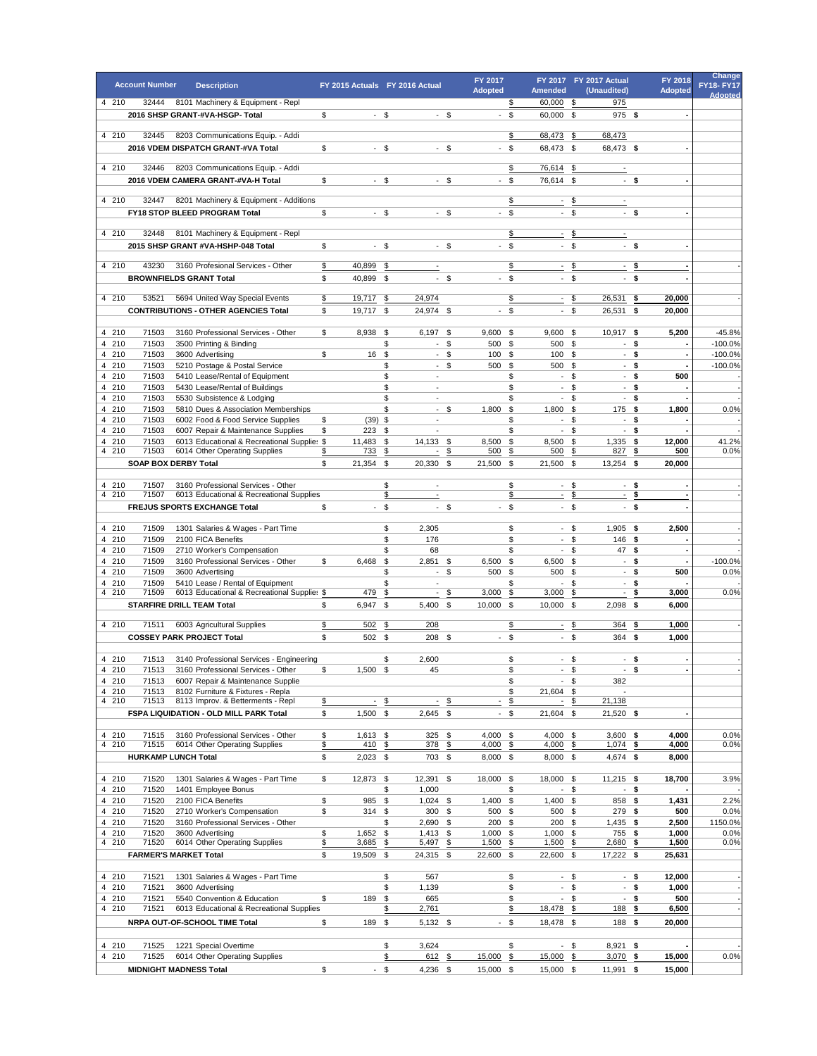| Account Number | | Description | FY 2015 Actuals | FY 2016 Actual | FY 2017 Adopted | FY 2017 Amended | FY 2017 Actual (Unaudited) | FY 2018 Adopted | Change FY18- FY17 Adopted |
|---|---|---|---|---|---|---|---|---|---|
| 4 210 | 32444 | 8101 Machinery & Equipment - Repl | | | | $ 60,000 | $ 975 | | |
| | | **2016 SHSP GRANT-#VA-HSGP- Total** | $ - | $ - | $ - | $ 60,000 | $ 975 | $ - | |
| 4 210 | 32445 | 8203 Communications Equip. - Addi | | | | $ 68,473 | $ 68,473 | | |
| | | **2016 VDEM DISPATCH GRANT-#VA Total** | $ - | $ - | $ - | $ 68,473 | $ 68,473 | $ - | |
| 4 210 | 32446 | 8203 Communications Equip. - Addi | | | | $ 76,614 | $ - | | |
| | | **2016 VDEM CAMERA GRANT-#VA-H Total** | $ - | $ - | $ - | $ 76,614 | $ - | $ - | |
| 4 210 | 32447 | 8201 Machinery & Equipment - Additions | | | | $ - | $ - | | |
| | | **FY18 STOP BLEED PROGRAM Total** | $ - | $ - | $ - | $ - | $ - | $ - | |
| 4 210 | 32448 | 8101 Machinery & Equipment - Repl | | | | $ - | $ - | | |
| | | **2015 SHSP GRANT #VA-HSHP-048 Total** | $ - | $ - | $ - | $ - | $ - | $ - | |
| 4 210 | 43230 | 3160 Profesional Services - Other | $ 40,899 | $ - | | $ - | $ - | $ - | - |
| | | **BROWNFIELDS GRANT Total** | $ 40,899 | $ - | $ - | $ - | $ - | $ - | |
| 4 210 | 53521 | 5694 United Way Special Events | $ 19,717 | $ 24,974 | | $ - | $ 26,531 | $ 20,000 | - |
| | | **CONTRIBUTIONS - OTHER AGENCIES Total** | $ 19,717 | $ 24,974 | $ - | $ - | $ 26,531 | $ 20,000 | |
| 4 210 | 71503 | 3160 Professional Services - Other | $ 8,938 | $ 6,197 | $ 9,600 | $ 9,600 | $ 10,917 | $ 5,200 | -45.8% |
| 4 210 | 71503 | 3500 Printing & Binding | | $ - | $ 500 | $ 500 | $ - | $ - | -100.0% |
| 4 210 | 71503 | 3600 Advertising | $ 16 | $ - | $ 100 | $ 100 | $ - | $ - | -100.0% |
| 4 210 | 71503 | 5210 Postage & Postal Service | | $ - | $ 500 | $ 500 | $ - | $ - | -100.0% |
| 4 210 | 71503 | 5410 Lease/Rental of Equipment | | $ - | | $ - | $ - | $ 500 | - |
| 4 210 | 71503 | 5430 Lease/Rental of Buildings | | $ - | | $ - | $ - | $ - | - |
| 4 210 | 71503 | 5530 Subsistence & Lodging | | $ - | | $ - | $ - | $ - | - |
| 4 210 | 71503 | 5810 Dues & Association Memberships | | $ - | $ 1,800 | $ 1,800 | $ 175 | $ 1,800 | 0.0% |
| 4 210 | 71503 | 6002 Food & Food Service Supplies | $ (39) | $ - | | $ - | $ - | $ - | - |
| 4 210 | 71503 | 6007 Repair & Maintenance Supplies | $ 223 | $ - | | $ - | $ - | $ - | - |
| 4 210 | 71503 | 6013 Educational & Recreational Supplies | $ 11,483 | $ 14,133 | $ 8,500 | $ 8,500 | $ 1,335 | $ 12,000 | 41.2% |
| 4 210 | 71503 | 6014 Other Operating Supplies | $ 733 | $ - | $ 500 | $ 500 | $ 827 | $ 500 | 0.0% |
| | | **SOAP BOX DERBY Total** | $ 21,354 | $ 20,330 | $ 21,500 | $ 21,500 | $ 13,254 | $ 20,000 | |
| 4 210 | 71507 | 3160 Professional Services - Other | | $ - | | $ - | $ - | $ - | - |
| 4 210 | 71507 | 6013 Educational & Recreational Supplies | | $ - | | $ - | $ - | $ - | - |
| | | **FREJUS SPORTS EXCHANGE Total** | $ - | $ - | $ - | $ - | $ - | $ - | |
| 4 210 | 71509 | 1301 Salaries & Wages - Part Time | | $ 2,305 | | $ - | $ 1,905 | $ 2,500 | - |
| 4 210 | 71509 | 2100 FICA Benefits | | $ 176 | | $ - | $ 146 | $ - | - |
| 4 210 | 71509 | 2710 Worker's Compensation | | $ 68 | | $ - | $ 47 | $ - | - |
| 4 210 | 71509 | 3160 Professional Services - Other | $ 6,468 | $ 2,851 | $ 6,500 | $ 6,500 | $ - | $ - | -100.0% |
| 4 210 | 71509 | 3600 Advertising | | $ - | $ 500 | $ 500 | $ - | $ 500 | 0.0% |
| 4 210 | 71509 | 5410 Lease / Rental of Equipment | | $ - | | $ - | $ - | $ - | - |
| 4 210 | 71509 | 6013 Educational & Recreational Supplies | $ 479 | $ - | $ 3,000 | $ 3,000 | $ - | $ 3,000 | 0.0% |
| | | **STARFIRE DRILL TEAM Total** | $ 6,947 | $ 5,400 | $ 10,000 | $ 10,000 | $ 2,098 | $ 6,000 | |
| 4 210 | 71511 | 6003 Agricultural Supplies | $ 502 | $ 208 | | $ - | $ 364 | $ 1,000 | - |
| | | **COSSEY PARK PROJECT Total** | $ 502 | $ 208 | $ - | $ - | $ 364 | $ 1,000 | |
| 4 210 | 71513 | 3140 Professional Services - Engineering | | $ 2,600 | | $ - | $ - | $ - | - |
| 4 210 | 71513 | 3160 Professional Services - Other | $ 1,500 | $ 45 | | $ - | $ - | $ - | - |
| 4 210 | 71513 | 6007 Repair & Maintenance Supplie | | | | $ - | $ 382 | | |
| 4 210 | 71513 | 8102 Furniture & Fixtures - Repla | | | | $ 21,604 | $ - | | |
| 4 210 | 71513 | 8113 Improv. & Betterments - Repl | $ - | $ - | $ - | $ - | $ 21,138 | | |
| | | **FSPA LIQUIDATION - OLD MILL PARK Total** | $ 1,500 | $ 2,645 | $ - | $ 21,604 | $ 21,520 | $ - | |
| 4 210 | 71515 | 3160 Professional Services - Other | $ 1,613 | $ 325 | $ 4,000 | $ 4,000 | $ 3,600 | $ 4,000 | 0.0% |
| 4 210 | 71515 | 6014 Other Operating Supplies | $ 410 | $ 378 | $ 4,000 | $ 4,000 | $ 1,074 | $ 4,000 | 0.0% |
| | | **HURKAMP LUNCH Total** | $ 2,023 | $ 703 | $ 8,000 | $ 8,000 | $ 4,674 | $ 8,000 | |
| 4 210 | 71520 | 1301 Salaries & Wages - Part Time | $ 12,873 | $ 12,391 | $ 18,000 | $ 18,000 | $ 11,215 | $ 18,700 | 3.9% |
| 4 210 | 71520 | 1401 Employee Bonus | | $ 1,000 | | $ - | $ - | $ - | - |
| 4 210 | 71520 | 2100 FICA Benefits | $ 985 | $ 1,024 | $ 1,400 | $ 1,400 | $ 858 | $ 1,431 | 2.2% |
| 4 210 | 71520 | 2710 Worker's Compensation | $ 314 | $ 300 | $ 500 | $ 500 | $ 279 | $ 500 | 0.0% |
| 4 210 | 71520 | 3160 Professional Services - Other | | $ 2,690 | $ 200 | $ 200 | $ 1,435 | $ 2,500 | 1150.0% |
| 4 210 | 71520 | 3600 Advertising | $ 1,652 | $ 1,413 | $ 1,000 | $ 1,000 | $ 755 | $ 1,000 | 0.0% |
| 4 210 | 71520 | 6014 Other Operating Supplies | $ 3,685 | $ 5,497 | $ 1,500 | $ 1,500 | $ 2,680 | $ 1,500 | 0.0% |
| | | **FARMER'S MARKET Total** | $ 19,509 | $ 24,315 | $ 22,600 | $ 22,600 | $ 17,222 | $ 25,631 | |
| 4 210 | 71521 | 1301 Salaries & Wages - Part Time | | $ 567 | | $ - | $ - | $ 12,000 | - |
| 4 210 | 71521 | 3600 Advertising | | $ 1,139 | | $ - | $ - | $ 1,000 | - |
| 4 210 | 71521 | 5540 Convention & Education | $ 189 | $ 665 | | $ - | $ - | $ 500 | - |
| 4 210 | 71521 | 6013 Educational & Recreational Supplies | | $ 2,761 | | $ 18,478 | $ 188 | $ 6,500 | - |
| | | **NRPA OUT-OF-SCHOOL TIME Total** | $ 189 | $ 5,132 | $ - | $ 18,478 | $ 188 | $ 20,000 | |
| 4 210 | 71525 | 1221 Special Overtime | | $ 3,624 | | $ - | $ 8,921 | $ - | - |
| 4 210 | 71525 | 6014 Other Operating Supplies | | $ 612 | $ 15,000 | $ 15,000 | $ 3,070 | $ 15,000 | 0.0% |
| | | **MIDNIGHT MADNESS Total** | $ - | $ 4,236 | $ 15,000 | $ 15,000 | $ 11,991 | $ 15,000 | |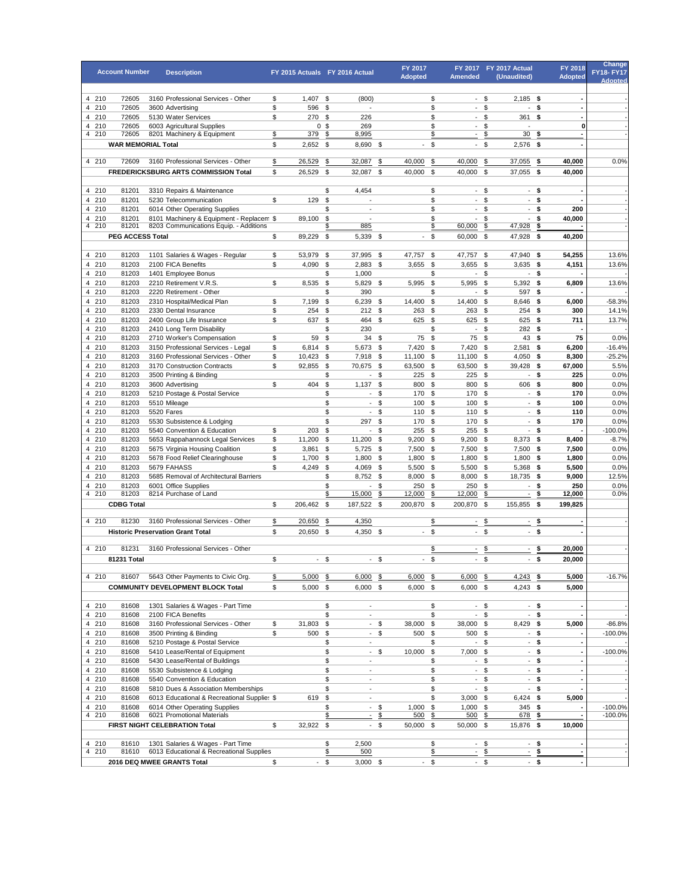| Account Number | | | Description | FY 2015 Actuals | FY 2016 Actual | FY 2017 Adopted | FY 2017 Amended | FY 2017 Actual (Unaudited) | FY 2018 Adopted | Change FY18- FY17 Adopted |
|---|---|---|---|---|---|---|---|---|---|---|
| 4 | 210 | 72605 | 3160 Professional Services - Other | $ 1,407 | $ (800) | | $ - | $ 2,185 | $ - | - |
| 4 | 210 | 72605 | 3600 Advertising | $ 596 | $ - | | $ - | $ - | $ - | - |
| 4 | 210 | 72605 | 5130 Water Services | $ 270 | $ 226 | | $ - | $ 361 | $ - | - |
| 4 | 210 | 72605 | 6003 Agricultural Supplies | 0 | $ 269 | | $ - | $ - | 0 | - |
| 4 | 210 | 72605 | 8201 Machinery & Equipment | $ 379 | $ 8,995 | | $ - | $ 30 | $ - | - |
| **WAR MEMORIAL Total** | | | | $ 2,652 | $ 8,690 | $ - | $ - | $ 2,576 | $ - | |
| 4 | 210 | 72609 | 3160 Professional Services - Other | $ 26,529 | $ 32,087 | $ 40,000 | $ 40,000 | $ 37,055 | $ 40,000 | 0.0% |
| **FREDERICKSBURG ARTS COMMISSION Total** | | | | $ 26,529 | $ 32,087 | $ 40,000 | $ 40,000 | $ 37,055 | $ 40,000 | |
| 4 | 210 | 81201 | 3310 Repairs & Maintenance | | $ 4,454 | | $ - | $ - | $ - | - |
| 4 | 210 | 81201 | 5230 Telecommunication | $ 129 | $ - | | $ - | $ - | $ - | - |
| 4 | 210 | 81201 | 6014 Other Operating Supplies | | $ - | | $ - | $ - | $ 200 | - |
| 4 | 210 | 81201 | 8101 Machinery & Equipment - Replacem | $ 89,100 | $ - | | $ - | $ - | $ 40,000 | - |
| 4 | 210 | 81201 | 8203 Communications Equip. - Additions | | $ 885 | | $ 60,000 | $ 47,928 | $ - | - |
| **PEG ACCESS Total** | | | | $ 89,229 | $ 5,339 | $ - | $ 60,000 | $ 47,928 | $ 40,200 | |
| 4 | 210 | 81203 | 1101 Salaries & Wages - Regular | $ 53,979 | $ 37,995 | $ 47,757 | $ 47,757 | $ 47,940 | $ 54,255 | 13.6% |
| 4 | 210 | 81203 | 2100 FICA Benefits | $ 4,090 | $ 2,883 | $ 3,655 | $ 3,655 | $ 3,635 | $ 4,151 | 13.6% |
| 4 | 210 | 81203 | 1401 Employee Bonus | | $ 1,000 | | $ - | $ - | $ - | |
| 4 | 210 | 81203 | 2210 Retirement V.R.S. | $ 8,535 | $ 5,829 | $ 5,995 | $ 5,995 | $ 5,392 | $ 6,809 | 13.6% |
| 4 | 210 | 81203 | 2220 Retirement - Other | | $ 390 | | $ - | $ 597 | $ - | - |
| 4 | 210 | 81203 | 2310 Hospital/Medical Plan | $ 7,199 | $ 6,239 | $ 14,400 | $ 14,400 | $ 8,646 | $ 6,000 | -58.3% |
| 4 | 210 | 81203 | 2330 Dental Insurance | $ 254 | $ 212 | $ 263 | $ 263 | $ 254 | $ 300 | 14.1% |
| 4 | 210 | 81203 | 2400 Group Life Insurance | $ 637 | $ 464 | $ 625 | $ 625 | $ 625 | $ 711 | 13.7% |
| 4 | 210 | 81203 | 2410 Long Term Disability | | $ 230 | | $ - | $ 282 | $ - | - |
| 4 | 210 | 81203 | 2710 Worker's Compensation | $ 59 | $ 34 | $ 75 | $ 75 | $ 43 | $ 75 | 0.0% |
| 4 | 210 | 81203 | 3150 Professional Services - Legal | $ 6,814 | $ 5,673 | $ 7,420 | $ 7,420 | $ 2,581 | $ 6,200 | -16.4% |
| 4 | 210 | 81203 | 3160 Professional Services - Other | $ 10,423 | $ 7,918 | $ 11,100 | $ 11,100 | $ 4,050 | $ 8,300 | -25.2% |
| 4 | 210 | 81203 | 3170 Construction Contracts | $ 92,855 | $ 70,675 | $ 63,500 | $ 63,500 | $ 39,428 | $ 67,000 | 5.5% |
| 4 | 210 | 81203 | 3500 Printing & Binding | | $ - | $ 225 | $ 225 | $ - | $ 225 | 0.0% |
| 4 | 210 | 81203 | 3600 Advertising | $ 404 | $ 1,137 | $ 800 | $ 800 | $ 606 | $ 800 | 0.0% |
| 4 | 210 | 81203 | 5210 Postage & Postal Service | | $ - | $ 170 | $ 170 | $ - | $ 170 | 0.0% |
| 4 | 210 | 81203 | 5510 Mileage | | $ - | $ 100 | $ 100 | $ - | $ 100 | 0.0% |
| 4 | 210 | 81203 | 5520 Fares | | $ - | $ 110 | $ 110 | $ - | $ 110 | 0.0% |
| 4 | 210 | 81203 | 5530 Subsistence & Lodging | | $ 297 | $ 170 | $ 170 | $ - | $ 170 | 0.0% |
| 4 | 210 | 81203 | 5540 Convention & Education | $ 203 | $ - | $ 255 | $ 255 | $ - | $ - | -100.0% |
| 4 | 210 | 81203 | 5653 Rappahannock Legal Services | $ 11,200 | $ 11,200 | $ 9,200 | $ 9,200 | $ 8,373 | $ 8,400 | -8.7% |
| 4 | 210 | 81203 | 5675 Virginia Housing Coalition | $ 3,861 | $ 5,725 | $ 7,500 | $ 7,500 | $ 7,500 | $ 7,500 | 0.0% |
| 4 | 210 | 81203 | 5678 Food Relief Clearinghouse | $ 1,700 | $ 1,800 | $ 1,800 | $ 1,800 | $ 1,800 | $ 1,800 | 0.0% |
| 4 | 210 | 81203 | 5679 FAHASS | $ 4,249 | $ 4,069 | $ 5,500 | $ 5,500 | $ 5,368 | $ 5,500 | 0.0% |
| 4 | 210 | 81203 | 5685 Removal of Architectural Barriers | | $ 8,752 | $ 8,000 | $ 8,000 | $ 18,735 | $ 9,000 | 12.5% |
| 4 | 210 | 81203 | 6001 Office Supplies | | $ - | $ 250 | $ 250 | $ - | $ 250 | 0.0% |
| 4 | 210 | 81203 | 8214 Purchase of Land | | $ 15,000 | $ 12,000 | $ 12,000 | $ - | $ 12,000 | 0.0% |
| **CDBG Total** | | | | $ 206,462 | $ 187,522 | $ 200,870 | $ 200,870 | $ 155,855 | $ 199,825 | |
| 4 | 210 | 81230 | 3160 Professional Services - Other | $ 20,650 | $ 4,350 | | $ - | $ - | $ - | - |
| **Historic Preservation Grant Total** | | | | $ 20,650 | $ 4,350 | $ - | $ - | $ - | $ - | |
| 4 | 210 | 81231 | 3160 Professional Services - Other | | | | $ - | $ - | $ 20,000 | - |
| **81231 Total** | | | | $ - | $ - | $ - | $ - | $ - | $ 20,000 | |
| 4 | 210 | 81607 | 5643 Other Payments to Civic Org. | $ 5,000 | $ 6,000 | $ 6,000 | $ 6,000 | $ 4,243 | $ 5,000 | -16.7% |
| **COMMUNITY DEVELOPMENT BLOCK Total** | | | | $ 5,000 | $ 6,000 | $ 6,000 | $ 6,000 | $ 4,243 | $ 5,000 | |
| 4 | 210 | 81608 | 1301 Salaries & Wages - Part Time | | $ - | | $ - | $ - | $ - | - |
| 4 | 210 | 81608 | 2100 FICA Benefits | | $ - | | $ - | $ - | $ - | - |
| 4 | 210 | 81608 | 3160 Professional Services - Other | $ 31,803 | $ - | $ 38,000 | $ 38,000 | $ 8,429 | $ 5,000 | -86.8% |
| 4 | 210 | 81608 | 3500 Printing & Binding | $ 500 | $ - | $ 500 | $ 500 | $ - | $ - | -100.0% |
| 4 | 210 | 81608 | 5210 Postage & Postal Service | | $ - | | $ - | $ - | $ - | - |
| 4 | 210 | 81608 | 5410 Lease/Rental of Equipment | | $ - | $ 10,000 | $ 7,000 | $ - | $ - | -100.0% |
| 4 | 210 | 81608 | 5430 Lease/Rental of Buildings | | $ - | | $ - | $ - | $ - | - |
| 4 | 210 | 81608 | 5530 Subsistence & Lodging | | $ - | | $ - | $ - | $ - | - |
| 4 | 210 | 81608 | 5540 Convention & Education | | $ - | | $ - | $ - | $ - | - |
| 4 | 210 | 81608 | 5810 Dues & Association Memberships | | $ - | | $ - | $ - | $ - | - |
| 4 | 210 | 81608 | 6013 Educational & Recreational Supplies | $ 619 | $ - | | $ 3,000 | $ 6,424 | $ 5,000 | - |
| 4 | 210 | 81608 | 6014 Other Operating Supplies | | $ - | $ 1,000 | $ 1,000 | $ 345 | $ - | -100.0% |
| 4 | 210 | 81608 | 6021 Promotional Materials | | $ - | $ 500 | $ 500 | $ 678 | $ - | -100.0% |
| **FIRST NIGHT CELEBRATION Total** | | | | $ 32,922 | $ - | $ 50,000 | $ 50,000 | $ 15,876 | $ 10,000 | |
| 4 | 210 | 81610 | 1301 Salaries & Wages - Part Time | | $ 2,500 | | $ - | $ - | $ - | - |
| 4 | 210 | 81610 | 6013 Educational & Recreational Supplies | | $ 500 | | $ - | $ - | $ - | - |
| **2016 DEQ MWEE GRANTS Total** | | | | $ - | $ 3,000 | $ - | $ - | $ - | $ - | |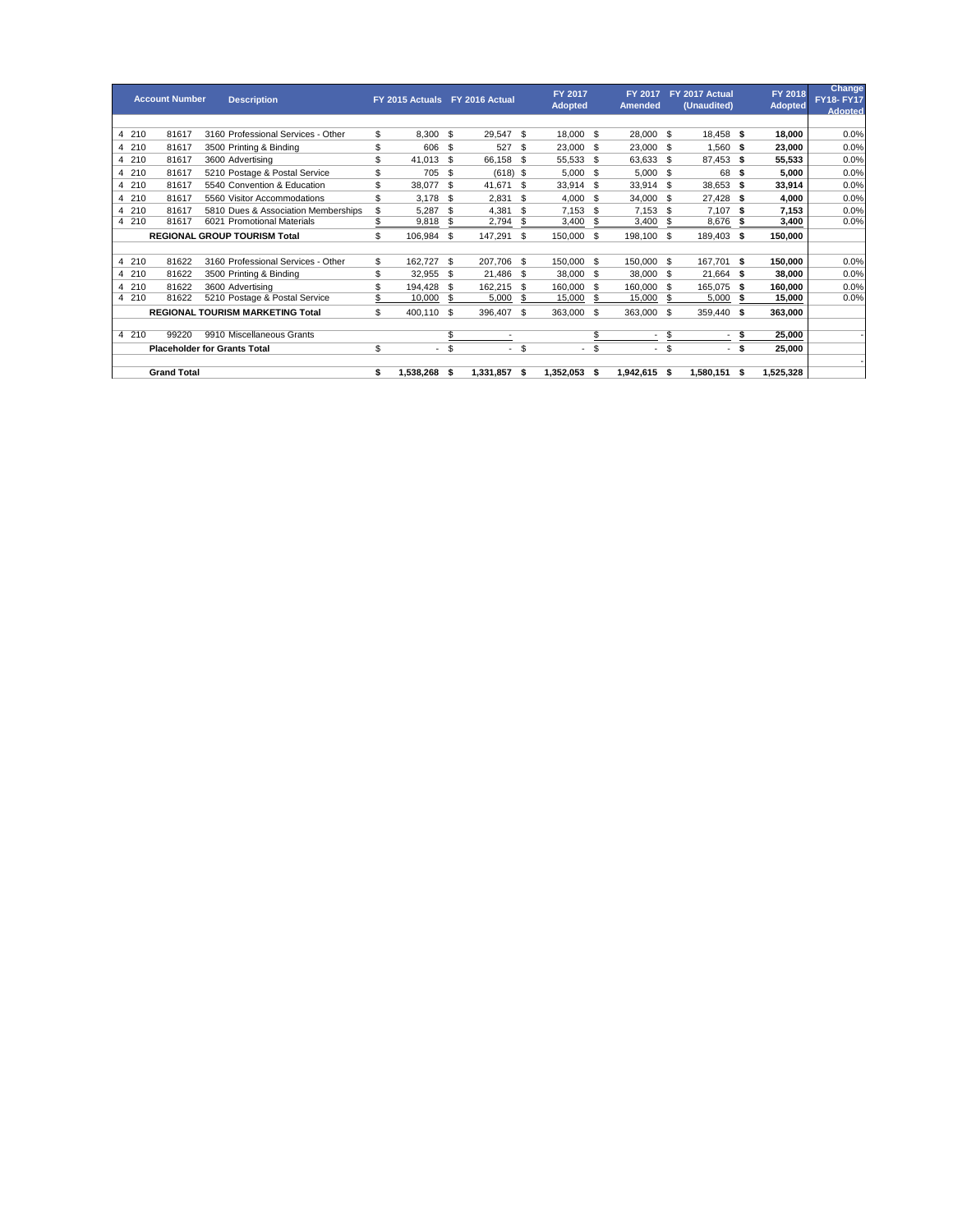| Account Number | | | Description | FY 2015 Actuals | FY 2016 Actual | FY 2017 Adopted | FY 2017 Amended | FY 2017 Actual (Unaudited) | FY 2018 Adopted | Change FY18- FY17 Adopted |
|---|---|---|---|---|---|---|---|---|---|---|
| 4 | 210 | 81617 | 3160 Professional Services - Other | $ 8,300 | $ 29,547 | $ 18,000 | $ 28,000 | $ 18,458 | **$ 18,000** | 0.0% |
| 4 | 210 | 81617 | 3500 Printing & Binding | $ 606 | $ 527 | $ 23,000 | $ 23,000 | $ 1,560 | **$ 23,000** | 0.0% |
| 4 | 210 | 81617 | 3600 Advertising | $ 41,013 | $ 66,158 | $ 55,533 | $ 63,633 | $ 87,453 | **$ 55,533** | 0.0% |
| 4 | 210 | 81617 | 5210 Postage & Postal Service | $ 705 | $ (618) | $ 5,000 | $ 5,000 | $ 68 | **$ 5,000** | 0.0% |
| 4 | 210 | 81617 | 5540 Convention & Education | $ 38,077 | $ 41,671 | $ 33,914 | $ 33,914 | $ 38,653 | **$ 33,914** | 0.0% |
| 4 | 210 | 81617 | 5560 Visitor Accommodations | $ 3,178 | $ 2,831 | $ 4,000 | $ 34,000 | $ 27,428 | **$ 4,000** | 0.0% |
| 4 | 210 | 81617 | 5810 Dues & Association Memberships | $ 5,287 | $ 4,381 | $ 7,153 | $ 7,153 | $ 7,107 | **$ 7,153** | 0.0% |
| 4 | 210 | 81617 | 6021 Promotional Materials | $ 9,818 | $ 2,794 | $ 3,400 | $ 3,400 | $ 8,676 | **$ 3,400** | 0.0% |
| | | **REGIONAL GROUP TOURISM Total** | | $ 106,984 | $ 147,291 | $ 150,000 | $ 198,100 | $ 189,403 | **$ 150,000** | |
| | | | | | | | | | | |
| 4 | 210 | 81622 | 3160 Professional Services - Other | $ 162,727 | $ 207,706 | $ 150,000 | $ 150,000 | $ 167,701 | **$ 150,000** | 0.0% |
| 4 | 210 | 81622 | 3500 Printing & Binding | $ 32,955 | $ 21,486 | $ 38,000 | $ 38,000 | $ 21,664 | **$ 38,000** | 0.0% |
| 4 | 210 | 81622 | 3600 Advertising | $ 194,428 | $ 162,215 | $ 160,000 | $ 160,000 | $ 165,075 | **$ 160,000** | 0.0% |
| 4 | 210 | 81622 | 5210 Postage & Postal Service | $ 10,000 | $ 5,000 | $ 15,000 | $ 15,000 | $ 5,000 | **$ 15,000** | 0.0% |
| | | **REGIONAL TOURISM MARKETING Total** | | $ 400,110 | $ 396,407 | $ 363,000 | $ 363,000 | $ 359,440 | **$ 363,000** | |
| | | | | | | | | | | |
| 4 | 210 | 99220 | 9910 Miscellaneous Grants | | $ - | | $ - | $ - | **$ 25,000** | - |
| | | **Placeholder for Grants Total** | | $ - | $ - | $ - | $ - | $ - | **$ 25,000** | |
| | | | | | | | | | | - |
| | | **Grand Total** | | **$ 1,538,268** | **$ 1,331,857** | **$ 1,352,053** | **$ 1,942,615** | **$ 1,580,151** | **$ 1,525,328** | |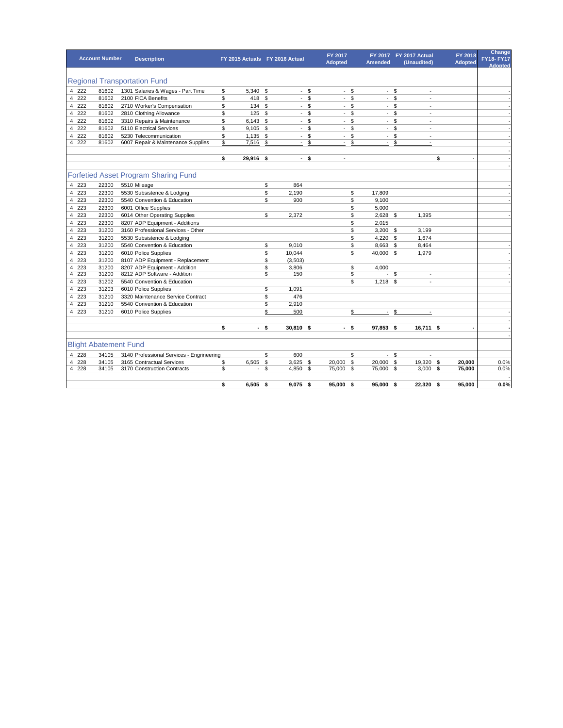| Account Number | | | Description | FY 2015 Actuals | FY 2016 Actual | FY 2017 Adopted | FY 2017 Amended | FY 2017 Actual (Unaudited) | FY 2018 Adopted | Change FY18- FY17 Adopted |
|---|---|---|---|---|---|---|---|---|---|---|
| **Regional Transportation Fund** | | | | | | | | | | |
| 4 | 222 | 81602 | 1301 Salaries & Wages - Part Time | $ 5,340 | $ - | $ - | $ - | $ - | | - |
| 4 | 222 | 81602 | 2100 FICA Benefits | $ 418 | $ - | $ - | $ - | $ - | | - |
| 4 | 222 | 81602 | 2710 Worker's Compensation | $ 134 | $ - | $ - | $ - | $ - | | - |
| 4 | 222 | 81602 | 2810 Clothing Allowance | $ 125 | $ - | $ - | $ - | $ - | | - |
| 4 | 222 | 81602 | 3310 Repairs & Maintenance | $ 6,143 | $ - | $ - | $ - | $ - | | - |
| 4 | 222 | 81602 | 5110 Electrical Services | $ 9,105 | $ - | $ - | $ - | $ - | | - |
| 4 | 222 | 81602 | 5230 Telecommunication | $ 1,135 | $ - | $ - | $ - | $ - | | - |
| 4 | 222 | 81602 | 6007 Repair & Maintenance Supplies | $ 7,516 | $ - | $ - | $ - | $ - | | - |
| | | | | **$ 29,916** | **$ -** | **$ -** | | | **$ -** | **-** |
| **Forfetied Asset Program Sharing Fund** | | | | | | | | | | |
| 4 | 223 | 22300 | 5510 Mileage | | $ 864 | | | | | - |
| 4 | 223 | 22300 | 5530 Subsistence & Lodging | | $ 2,190 | | $ 17,809 | | | - |
| 4 | 223 | 22300 | 5540 Convention & Education | | $ 900 | | $ 9,100 | | | - |
| 4 | 223 | 22300 | 6001 Office Supplies | | | | $ 5,000 | | | |
| 4 | 223 | 22300 | 6014 Other Operating Supplies | | $ 2,372 | | $ 2,628 | $ 1,395 | | - |
| 4 | 223 | 22300 | 8207 ADP Equipment - Additions | | | | $ 2,015 | | | |
| 4 | 223 | 31200 | 3160 Professional Services - Other | | | | $ 3,200 | $ 3,199 | | |
| 4 | 223 | 31200 | 5530 Subsistence & Lodging | | | | $ 4,220 | $ 1,674 | | |
| 4 | 223 | 31200 | 5540 Convention & Education | | $ 9,010 | | $ 8,663 | $ 8,464 | | - |
| 4 | 223 | 31200 | 6010 Police Supplies | | $ 10,044 | | $ 40,000 | $ 1,979 | | - |
| 4 | 223 | 31200 | 8107 ADP Equipment - Replacement | | $ (3,503) | | | | | - |
| 4 | 223 | 31200 | 8207 ADP Equipment - Addition | | $ 3,806 | | $ 4,000 | | | - |
| 4 | 223 | 31200 | 8212 ADP Software - Addition | | $ 150 | | $ - | $ - | | - |
| 4 | 223 | 31202 | 5540 Convention & Education | | | | $ 1,218 | $ - | | - |
| 4 | 223 | 31203 | 6010 Police Supplies | | $ 1,091 | | | | | |
| 4 | 223 | 31210 | 3320 Maintenance Service Contract | | $ 476 | | | | | |
| 4 | 223 | 31210 | 5540 Convention & Education | | $ 2,910 | | | | | |
| 4 | 223 | 31210 | 6010 Police Supplies | | $ 500 | | $ - | $ - | | - |
| | | | | **$ -** | **$ 30,810** | **$ -** | **$ 97,853** | **$ 16,711** | **$ -** | **-** |
| **Blight Abatement Fund** | | | | | | | | | | |
| 4 | 228 | 34105 | 3140 Professional Services - Engineering | | $ 600 | | $ - | $ - | | |
| 4 | 228 | 34105 | 3165 Contractual Services | $ 6,505 | $ 3,625 | $ 20,000 | $ 20,000 | $ 19,320 | **$ 20,000** | 0.0% |
| 4 | 228 | 34105 | 3170 Construction Contracts | $ - | $ 4,850 | $ 75,000 | $ 75,000 | $ 3,000 | **$ 75,000** | 0.0% |
| | | | | **$ 6,505** | **$ 9,075** | **$ 95,000** | **$ 95,000** | **$ 22,320** | **$ 95,000** | **0.0%** |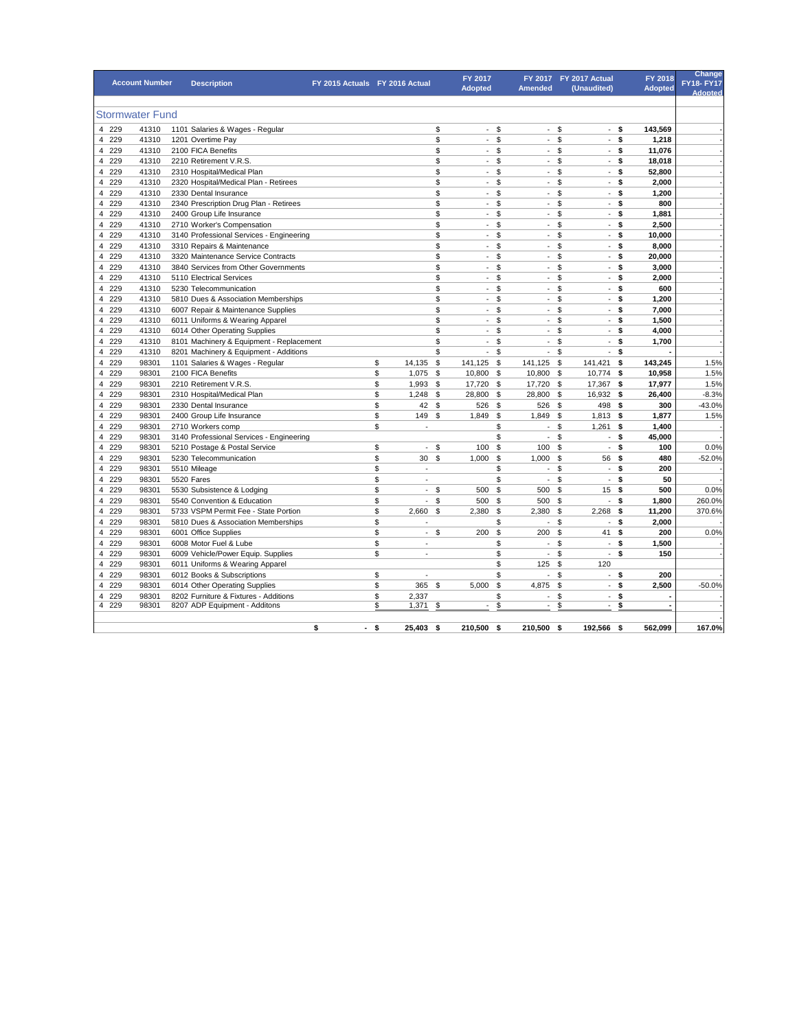| Account Number | | | Description | FY 2015 Actuals | FY 2016 Actual | FY 2017 Adopted | FY 2017 Amended | FY 2017 Actual (Unaudited) | FY 2018 Adopted | Change FY18- FY17 Adopted |
|---|---|---|---|---|---|---|---|---|---|---|
| **Stormwater Fund** | | | | | | | | | | |
| 4 | 229 | 41310 | 1101 Salaries & Wages - Regular | | | $ - | $ - | $ - | **$ 143,569** | - |
| 4 | 229 | 41310 | 1201 Overtime Pay | | | $ - | $ - | $ - | **$ 1,218** | - |
| 4 | 229 | 41310 | 2100 FICA Benefits | | | $ - | $ - | $ - | **$ 11,076** | - |
| 4 | 229 | 41310 | 2210 Retirement V.R.S. | | | $ - | $ - | $ - | **$ 18,018** | - |
| 4 | 229 | 41310 | 2310 Hospital/Medical Plan | | | $ - | $ - | $ - | **$ 52,800** | - |
| 4 | 229 | 41310 | 2320 Hospital/Medical Plan - Retirees | | | $ - | $ - | $ - | **$ 2,000** | - |
| 4 | 229 | 41310 | 2330 Dental Insurance | | | $ - | $ - | $ - | **$ 1,200** | - |
| 4 | 229 | 41310 | 2340 Prescription Drug Plan - Retirees | | | $ - | $ - | $ - | **$ 800** | - |
| 4 | 229 | 41310 | 2400 Group Life Insurance | | | $ - | $ - | $ - | **$ 1,881** | - |
| 4 | 229 | 41310 | 2710 Worker's Compensation | | | $ - | $ - | $ - | **$ 2,500** | - |
| 4 | 229 | 41310 | 3140 Professional Services - Engineering | | | $ - | $ - | $ - | **$ 10,000** | - |
| 4 | 229 | 41310 | 3310 Repairs & Maintenance | | | $ - | $ - | $ - | **$ 8,000** | - |
| 4 | 229 | 41310 | 3320 Maintenance Service Contracts | | | $ - | $ - | $ - | **$ 20,000** | - |
| 4 | 229 | 41310 | 3840 Services from Other Governments | | | $ - | $ - | $ - | **$ 3,000** | - |
| 4 | 229 | 41310 | 5110 Electrical Services | | | $ - | $ - | $ - | **$ 2,000** | - |
| 4 | 229 | 41310 | 5230 Telecommunication | | | $ - | $ - | $ - | **$ 600** | - |
| 4 | 229 | 41310 | 5810 Dues & Association Memberships | | | $ - | $ - | $ - | **$ 1,200** | - |
| 4 | 229 | 41310 | 6007 Repair & Maintenance Supplies | | | $ - | $ - | $ - | **$ 7,000** | - |
| 4 | 229 | 41310 | 6011 Uniforms & Wearing Apparel | | | $ - | $ - | $ - | **$ 1,500** | - |
| 4 | 229 | 41310 | 6014 Other Operating Supplies | | | $ - | $ - | $ - | **$ 4,000** | - |
| 4 | 229 | 41310 | 8101 Machinery & Equipment - Replacement | | | $ - | $ - | $ - | **$ 1,700** | - |
| 4 | 229 | 41310 | 8201 Machinery & Equipment - Additions | | | $ - | $ - | $ - | **$ -** | - |
| 4 | 229 | 98301 | 1101 Salaries & Wages - Regular | | $ 14,135 | $ 141,125 | $ 141,125 | $ 141,421 | **$ 143,245** | 1.5% |
| 4 | 229 | 98301 | 2100 FICA Benefits | | $ 1,075 | $ 10,800 | $ 10,800 | $ 10,774 | **$ 10,958** | 1.5% |
| 4 | 229 | 98301 | 2210 Retirement V.R.S. | | $ 1,993 | $ 17,720 | $ 17,720 | $ 17,367 | **$ 17,977** | 1.5% |
| 4 | 229 | 98301 | 2310 Hospital/Medical Plan | | $ 1,248 | $ 28,800 | $ 28,800 | $ 16,932 | **$ 26,400** | -8.3% |
| 4 | 229 | 98301 | 2330 Dental Insurance | | $ 42 | $ 526 | $ 526 | $ 498 | **$ 300** | -43.0% |
| 4 | 229 | 98301 | 2400 Group Life Insurance | | $ 149 | $ 1,849 | $ 1,849 | $ 1,813 | **$ 1,877** | 1.5% |
| 4 | 229 | 98301 | 2710 Workers comp | | $ - | | $ - | $ 1,261 | **$ 1,400** | - |
| 4 | 229 | 98301 | 3140 Professional Services - Engineering | | | | $ - | $ - | **$ 45,000** | - |
| 4 | 229 | 98301 | 5210 Postage & Postal Service | | $ - | $ 100 | $ 100 | $ - | **$ 100** | 0.0% |
| 4 | 229 | 98301 | 5230 Telecommunication | | $ 30 | $ 1,000 | $ 1,000 | $ 56 | **$ 480** | -52.0% |
| 4 | 229 | 98301 | 5510 Mileage | | $ - | | $ - | $ - | **$ 200** | - |
| 4 | 229 | 98301 | 5520 Fares | | $ - | | $ - | $ - | **$ 50** | - |
| 4 | 229 | 98301 | 5530 Subsistence & Lodging | | $ - | $ 500 | $ 500 | $ 15 | **$ 500** | 0.0% |
| 4 | 229 | 98301 | 5540 Convention & Education | | $ - | $ 500 | $ 500 | $ - | **$ 1,800** | 260.0% |
| 4 | 229 | 98301 | 5733 VSPM Permit Fee - State Portion | | $ 2,660 | $ 2,380 | $ 2,380 | $ 2,268 | **$ 11,200** | 370.6% |
| 4 | 229 | 98301 | 5810 Dues & Association Memberships | | $ - | | $ - | $ - | **$ 2,000** | - |
| 4 | 229 | 98301 | 6001 Office Supplies | | $ - | $ 200 | $ 200 | $ 41 | **$ 200** | 0.0% |
| 4 | 229 | 98301 | 6008 Motor Fuel & Lube | | $ - | | $ - | $ - | **$ 1,500** | - |
| 4 | 229 | 98301 | 6009 Vehicle/Power Equip. Supplies | | $ - | | $ - | $ - | **$ 150** | - |
| 4 | 229 | 98301 | 6011 Uniforms & Wearing Apparel | | | | $ 125 | $ 120 | | |
| 4 | 229 | 98301 | 6012 Books & Subscriptions | | $ - | | $ - | $ - | **$ 200** | - |
| 4 | 229 | 98301 | 6014 Other Operating Supplies | | $ 365 | $ 5,000 | $ 4,875 | $ - | **$ 2,500** | -50.0% |
| 4 | 229 | 98301 | 8202 Furniture & Fixtures - Additions | | $ 2,337 | | $ - | $ - | **$ -** | - |
| 4 | 229 | 98301 | 8207 ADP Equipment - Additons | | $ 1,371 | $ - | $ - | $ - | **$ -** | - |
| | | | | **$ -** | **$ 25,403** | **$ 210,500** | **$ 210,500** | **$ 192,566** | **$ 562,099** | **167.0%** |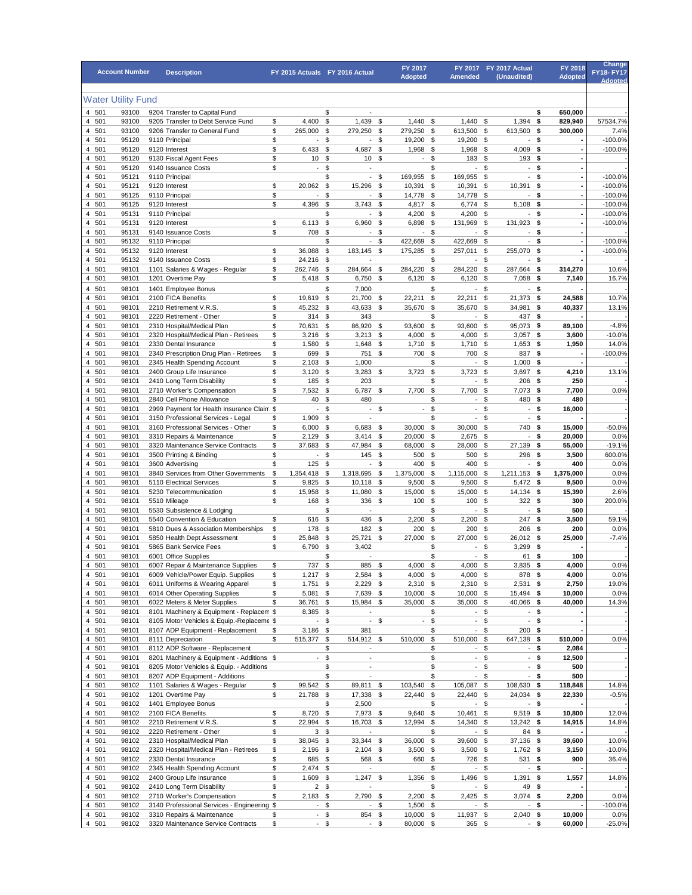| Account Number | | Description | FY 2015 Actuals | FY 2016 Actual | FY 2017 Adopted | FY 2017 Amended | FY 2017 Actual (Unaudited) | FY 2018 Adopted | Change FY18- FY17 Adopted |
|---|---|---|---|---|---|---|---|---|---|
| **Water Utility Fund** | | | | | | | | | |
| 4 501 | 93100 | 9204 Transfer to Capital Fund | | $ - | | | | $ 650,000 | - |
| 4 501 | 93100 | 9205 Transfer to Debt Service Fund | $ 4,400 | $ 1,439 | $ 1,440 | $ 1,440 | $ 1,394 | $ 829,940 | 57534.7% |
| 4 501 | 93100 | 9206 Transfer to General Fund | $ 265,000 | $ 279,250 | $ 279,250 | $ 613,500 | $ 613,500 | $ 300,000 | 7.4% |
| 4 501 | 95120 | 9110 Principal | $ - | $ - | $ 19,200 | $ 19,200 | $ - | $ - | -100.0% |
| 4 501 | 95120 | 9120 Interest | $ 6,433 | $ 4,687 | $ 1,968 | $ 1,968 | $ 4,009 | $ - | -100.0% |
| 4 501 | 95120 | 9130 Fiscal Agent Fees | $ 10 | $ 10 | $ - | $ 183 | $ 193 | $ - | - |
| 4 501 | 95120 | 9140 Issuance Costs | $ - | $ - | | $ - | $ - | $ - | - |
| 4 501 | 95121 | 9110 Principal | | $ - | $ 169,955 | $ 169,955 | $ - | $ - | -100.0% |
| 4 501 | 95121 | 9120 Interest | $ 20,062 | $ 15,296 | $ 10,391 | $ 10,391 | $ 10,391 | $ - | -100.0% |
| 4 501 | 95125 | 9110 Principal | $ - | $ - | $ 14,778 | $ 14,778 | $ - | $ - | -100.0% |
| 4 501 | 95125 | 9120 Interest | $ 4,396 | $ 3,743 | $ 4,817 | $ 6,774 | $ 5,108 | $ - | -100.0% |
| 4 501 | 95131 | 9110 Principal | | $ - | $ 4,200 | $ 4,200 | $ - | $ - | -100.0% |
| 4 501 | 95131 | 9120 Interest | $ 6,113 | $ 6,960 | $ 6,898 | $ 131,969 | $ 131,923 | $ - | -100.0% |
| 4 501 | 95131 | 9140 Issuance Costs | $ 708 | $ - | $ - | $ - | $ - | $ - | - |
| 4 501 | 95132 | 9110 Principal | | $ - | $ 422,669 | $ 422,669 | $ - | $ - | -100.0% |
| 4 501 | 95132 | 9120 Interest | $ 36,088 | $ 183,145 | $ 175,285 | $ 257,011 | $ 255,070 | $ - | -100.0% |
| 4 501 | 95132 | 9140 Issuance Costs | $ 24,216 | $ - | | $ - | $ - | $ - | - |
| 4 501 | 98101 | 1101 Salaries & Wages - Regular | $ 262,746 | $ 284,664 | $ 284,220 | $ 284,220 | $ 287,664 | $ 314,270 | 10.6% |
| 4 501 | 98101 | 1201 Overtime Pay | $ 5,418 | $ 6,750 | $ 6,120 | $ 6,120 | $ 7,058 | $ 7,140 | 16.7% |
| 4 501 | 98101 | 1401 Employee Bonus | | $ 7,000 | | $ - | $ - | $ - | - |
| 4 501 | 98101 | 2100 FICA Benefits | $ 19,619 | $ 21,700 | $ 22,211 | $ 22,211 | $ 21,373 | $ 24,588 | 10.7% |
| 4 501 | 98101 | 2210 Retirement V.R.S. | $ 45,232 | $ 43,633 | $ 35,670 | $ 35,670 | $ 34,981 | $ 40,337 | 13.1% |
| 4 501 | 98101 | 2220 Retirement - Other | $ 314 | $ 343 | | $ - | $ 437 | $ - | - |
| 4 501 | 98101 | 2310 Hospital/Medical Plan | $ 70,631 | $ 86,920 | $ 93,600 | $ 93,600 | $ 95,073 | $ 89,100 | -4.8% |
| 4 501 | 98101 | 2320 Hospital/Medical Plan - Retirees | $ 3,216 | $ 3,213 | $ 4,000 | $ 4,000 | $ 3,057 | $ 3,600 | -10.0% |
| 4 501 | 98101 | 2330 Dental Insurance | $ 1,580 | $ 1,648 | $ 1,710 | $ 1,710 | $ 1,653 | $ 1,950 | 14.0% |
| 4 501 | 98101 | 2340 Prescription Drug Plan - Retirees | $ 699 | $ 751 | $ 700 | $ 700 | $ 837 | $ - | -100.0% |
| 4 501 | 98101 | 2345 Health Spending Account | $ 2,103 | $ 1,000 | | $ - | $ 1,000 | $ - | - |
| 4 501 | 98101 | 2400 Group Life Insurance | $ 3,120 | $ 3,283 | $ 3,723 | $ 3,723 | $ 3,697 | $ 4,210 | 13.1% |
| 4 501 | 98101 | 2410 Long Term Disability | $ 185 | $ 203 | | $ - | $ 206 | $ 250 | - |
| 4 501 | 98101 | 2710 Worker's Compensation | $ 7,532 | $ 6,787 | $ 7,700 | $ 7,700 | $ 7,073 | $ 7,700 | 0.0% |
| 4 501 | 98101 | 2840 Cell Phone Allowance | $ 40 | $ 480 | | $ - | $ 480 | $ 480 | - |
| 4 501 | 98101 | 2999 Payment for Health Insurance Claim | $ - | $ - | $ - | $ - | $ - | $ 16,000 | - |
| 4 501 | 98101 | 3150 Professional Services - Legal | $ 1,909 | $ - | | $ - | $ - | $ - | - |
| 4 501 | 98101 | 3160 Professional Services - Other | $ 6,000 | $ 6,683 | $ 30,000 | $ 30,000 | $ 740 | $ 15,000 | -50.0% |
| 4 501 | 98101 | 3310 Repairs & Maintenance | $ 2,129 | $ 3,414 | $ 20,000 | $ 2,675 | $ - | $ 20,000 | 0.0% |
| 4 501 | 98101 | 3320 Maintenance Service Contracts | $ 37,683 | $ 47,984 | $ 68,000 | $ 28,000 | $ 27,139 | $ 55,000 | -19.1% |
| 4 501 | 98101 | 3500 Printing & Binding | $ - | $ 145 | $ 500 | $ 500 | $ 296 | $ 3,500 | 600.0% |
| 4 501 | 98101 | 3600 Advertising | $ 125 | $ - | $ 400 | $ 400 | $ - | $ 400 | 0.0% |
| 4 501 | 98101 | 3840 Services from Other Governments | $ 1,354,418 | $ 1,318,695 | $ 1,375,000 | $ 1,115,000 | $ 1,211,153 | $ 1,375,000 | 0.0% |
| 4 501 | 98101 | 5110 Electrical Services | $ 9,825 | $ 10,118 | $ 9,500 | $ 9,500 | $ 5,472 | $ 9,500 | 0.0% |
| 4 501 | 98101 | 5230 Telecommunication | $ 15,958 | $ 11,080 | $ 15,000 | $ 15,000 | $ 14,134 | $ 15,390 | 2.6% |
| 4 501 | 98101 | 5510 Mileage | $ 168 | $ 336 | $ 100 | $ 100 | $ 322 | $ 300 | 200.0% |
| 4 501 | 98101 | 5530 Subsistence & Lodging | | $ - | | $ - | $ - | $ 500 | - |
| 4 501 | 98101 | 5540 Convention & Education | $ 616 | $ 436 | $ 2,200 | $ 2,200 | $ 247 | $ 3,500 | 59.1% |
| 4 501 | 98101 | 5810 Dues & Association Memberships | $ 178 | $ 182 | $ 200 | $ 200 | $ 206 | $ 200 | 0.0% |
| 4 501 | 98101 | 5850 Health Dept Assessment | $ 25,848 | $ 25,721 | $ 27,000 | $ 27,000 | $ 26,012 | $ 25,000 | -7.4% |
| 4 501 | 98101 | 5865 Bank Service Fees | $ 6,790 | $ 3,402 | | $ - | $ 3,299 | $ - | - |
| 4 501 | 98101 | 6001 Office Supplies | | $ - | | $ - | $ 61 | $ 100 | - |
| 4 501 | 98101 | 6007 Repair & Maintenance Supplies | $ 737 | $ 885 | $ 4,000 | $ 4,000 | $ 3,835 | $ 4,000 | 0.0% |
| 4 501 | 98101 | 6009 Vehicle/Power Equip. Supplies | $ 1,217 | $ 2,584 | $ 4,000 | $ 4,000 | $ 878 | $ 4,000 | 0.0% |
| 4 501 | 98101 | 6011 Uniforms & Wearing Apparel | $ 1,751 | $ 2,229 | $ 2,310 | $ 2,310 | $ 2,531 | $ 2,750 | 19.0% |
| 4 501 | 98101 | 6014 Other Operating Supplies | $ 5,081 | $ 7,639 | $ 10,000 | $ 10,000 | $ 15,494 | $ 10,000 | 0.0% |
| 4 501 | 98101 | 6022 Meters & Meter Supplies | $ 36,761 | $ 15,984 | $ 35,000 | $ 35,000 | $ 40,066 | $ 40,000 | 14.3% |
| 4 501 | 98101 | 8101 Machinery & Equipment - Replacem | $ 8,385 | $ - | | $ - | $ - | $ - | - |
| 4 501 | 98101 | 8105 Motor Vehicles & Equip.-Replaceme | $ - | $ - | $ - | $ - | $ - | $ - | - |
| 4 501 | 98101 | 8107 ADP Equipment - Replacement | $ 3,186 | $ 381 | | $ - | $ 200 | $ - | - |
| 4 501 | 98101 | 8111 Depreciation | $ 515,377 | $ 514,912 | $ 510,000 | $ 510,000 | $ 647,138 | $ 510,000 | 0.0% |
| 4 501 | 98101 | 8112 ADP Software - Replacement | | $ - | | $ - | $ - | $ 2,084 | - |
| 4 501 | 98101 | 8201 Machinery & Equipment - Additions | $ - | $ - | | $ - | $ - | $ 12,500 | - |
| 4 501 | 98101 | 8205 Motor Vehicles & Equip. - Additions | | $ - | | $ - | $ - | $ 500 | - |
| 4 501 | 98101 | 8207 ADP Equipment - Additions | | $ - | | $ - | $ - | $ 500 | - |
| 4 501 | 98102 | 1101 Salaries & Wages - Regular | $ 99,542 | $ 89,811 | $ 103,540 | $ 105,087 | $ 108,630 | $ 118,848 | 14.8% |
| 4 501 | 98102 | 1201 Overtime Pay | $ 21,788 | $ 17,338 | $ 22,440 | $ 22,440 | $ 24,034 | $ 22,330 | -0.5% |
| 4 501 | 98102 | 1401 Employee Bonus | | $ 2,500 | | $ - | $ - | $ - | - |
| 4 501 | 98102 | 2100 FICA Benefits | $ 8,720 | $ 7,973 | $ 9,640 | $ 10,461 | $ 9,519 | $ 10,800 | 12.0% |
| 4 501 | 98102 | 2210 Retirement V.R.S. | $ 22,994 | $ 16,703 | $ 12,994 | $ 14,340 | $ 13,242 | $ 14,915 | 14.8% |
| 4 501 | 98102 | 2220 Retirement - Other | $ 3 | $ - | | $ - | $ 84 | $ - | - |
| 4 501 | 98102 | 2310 Hospital/Medical Plan | $ 38,045 | $ 33,344 | $ 36,000 | $ 39,600 | $ 37,136 | $ 39,600 | 10.0% |
| 4 501 | 98102 | 2320 Hospital/Medical Plan - Retirees | $ 2,196 | $ 2,104 | $ 3,500 | $ 3,500 | $ 1,762 | $ 3,150 | -10.0% |
| 4 501 | 98102 | 2330 Dental Insurance | $ 685 | $ 568 | $ 660 | $ 726 | $ 531 | $ 900 | 36.4% |
| 4 501 | 98102 | 2345 Health Spending Account | $ 2,474 | $ - | | $ - | $ - | $ - | - |
| 4 501 | 98102 | 2400 Group Life Insurance | $ 1,609 | $ 1,247 | $ 1,356 | $ 1,496 | $ 1,391 | $ 1,557 | 14.8% |
| 4 501 | 98102 | 2410 Long Term Disability | $ 2 | $ - | | $ - | $ 49 | $ - | - |
| 4 501 | 98102 | 2710 Worker's Compensation | $ 2,183 | $ 2,790 | $ 2,200 | $ 2,425 | $ 3,074 | $ 2,200 | 0.0% |
| 4 501 | 98102 | 3140 Professional Services - Engineering | $ - | $ - | $ 1,500 | $ - | $ - | $ - | -100.0% |
| 4 501 | 98102 | 3310 Repairs & Maintenance | $ - | $ 854 | $ 10,000 | $ 11,937 | $ 2,040 | $ 10,000 | 0.0% |
| 4 501 | 98102 | 3320 Maintenance Service Contracts | $ - | $ - | $ 80,000 | $ 365 | $ - | $ 60,000 | -25.0% |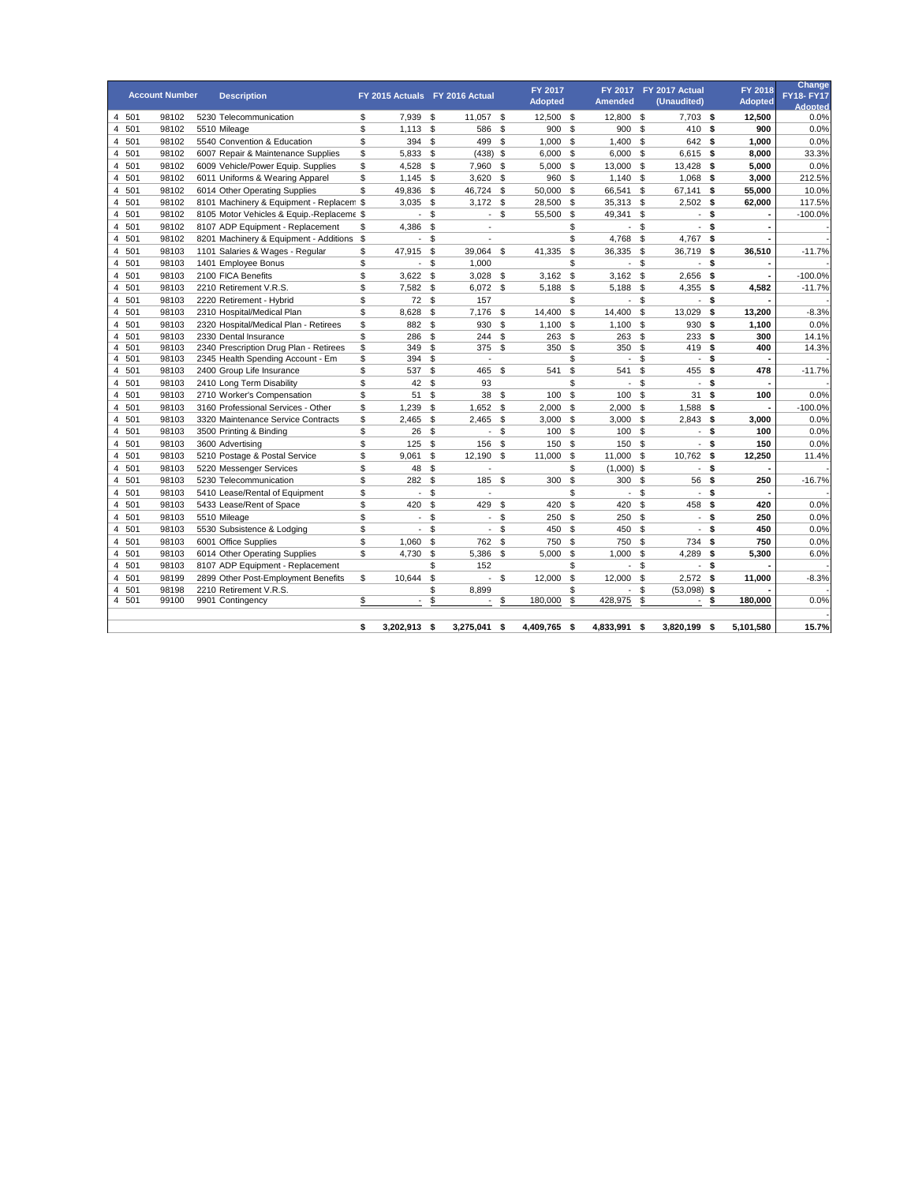| Account Number | | | Description | FY 2015 Actuals | FY 2016 Actual | FY 2017 Adopted | FY 2017 Amended | FY 2017 Actual (Unaudited) | FY 2018 Adopted | Change FY18- FY17 Adopted |
|---|---|---|---|---|---|---|---|---|---|---|
| 4 | 501 | 98102 | 5230 Telecommunication | $ 7,939 | $ 11,057 | $ 12,500 | $ 12,800 | $ 7,703 | **$ 12,500** | 0.0% |
| 4 | 501 | 98102 | 5510 Mileage | $ 1,113 | $ 586 | $ 900 | $ 900 | $ 410 | **$ 900** | 0.0% |
| 4 | 501 | 98102 | 5540 Convention & Education | $ 394 | $ 499 | $ 1,000 | $ 1,400 | $ 642 | **$ 1,000** | 0.0% |
| 4 | 501 | 98102 | 6007 Repair & Maintenance Supplies | $ 5,833 | $ (438) | $ 6,000 | $ 6,000 | $ 6,615 | **$ 8,000** | 33.3% |
| 4 | 501 | 98102 | 6009 Vehicle/Power Equip. Supplies | $ 4,528 | $ 7,960 | $ 5,000 | $ 13,000 | $ 13,428 | **$ 5,000** | 0.0% |
| 4 | 501 | 98102 | 6011 Uniforms & Wearing Apparel | $ 1,145 | $ 3,620 | $ 960 | $ 1,140 | $ 1,068 | **$ 3,000** | 212.5% |
| 4 | 501 | 98102 | 6014 Other Operating Supplies | $ 49,836 | $ 46,724 | $ 50,000 | $ 66,541 | $ 67,141 | **$ 55,000** | 10.0% |
| 4 | 501 | 98102 | 8101 Machinery & Equipment - Replacem | $ 3,035 | $ 3,172 | $ 28,500 | $ 35,313 | $ 2,502 | **$ 62,000** | 117.5% |
| 4 | 501 | 98102 | 8105 Motor Vehicles & Equip.-Replaceme | $ - | $ - | $ 55,500 | $ 49,341 | $ - | **$ -** | -100.0% |
| 4 | 501 | 98102 | 8107 ADP Equipment - Replacement | $ 4,386 | $ - | | $ - | $ - | **$ -** | - |
| 4 | 501 | 98102 | 8201 Machinery & Equipment - Additions | $ - | $ - | | $ 4,768 | $ 4,767 | **$ -** | - |
| 4 | 501 | 98103 | 1101 Salaries & Wages - Regular | $ 47,915 | $ 39,064 | $ 41,335 | $ 36,335 | $ 36,719 | **$ 36,510** | -11.7% |
| 4 | 501 | 98103 | 1401 Employee Bonus | $ - | $ 1,000 | | $ - | $ - | **$ -** | - |
| 4 | 501 | 98103 | 2100 FICA Benefits | $ 3,622 | $ 3,028 | $ 3,162 | $ 3,162 | $ 2,656 | **$ -** | -100.0% |
| 4 | 501 | 98103 | 2210 Retirement V.R.S. | $ 7,582 | $ 6,072 | $ 5,188 | $ 5,188 | $ 4,355 | **$ 4,582** | -11.7% |
| 4 | 501 | 98103 | 2220 Retirement - Hybrid | $ 72 | $ 157 | | $ - | $ - | **$ -** | - |
| 4 | 501 | 98103 | 2310 Hospital/Medical Plan | $ 8,628 | $ 7,176 | $ 14,400 | $ 14,400 | $ 13,029 | **$ 13,200** | -8.3% |
| 4 | 501 | 98103 | 2320 Hospital/Medical Plan - Retirees | $ 882 | $ 930 | $ 1,100 | $ 1,100 | $ 930 | **$ 1,100** | 0.0% |
| 4 | 501 | 98103 | 2330 Dental Insurance | $ 286 | $ 244 | $ 263 | $ 263 | $ 233 | **$ 300** | 14.1% |
| 4 | 501 | 98103 | 2340 Prescription Drug Plan - Retirees | $ 349 | $ 375 | $ 350 | $ 350 | $ 419 | **$ 400** | 14.3% |
| 4 | 501 | 98103 | 2345 Health Spending Account - Em | $ 394 | $ - | | $ - | $ - | **$ -** | |
| 4 | 501 | 98103 | 2400 Group Life Insurance | $ 537 | $ 465 | $ 541 | $ 541 | $ 455 | **$ 478** | -11.7% |
| 4 | 501 | 98103 | 2410 Long Term Disability | $ 42 | $ 93 | | $ - | $ - | **$ -** | - |
| 4 | 501 | 98103 | 2710 Worker's Compensation | $ 51 | $ 38 | $ 100 | $ 100 | $ 31 | **$ 100** | 0.0% |
| 4 | 501 | 98103 | 3160 Professional Services - Other | $ 1,239 | $ 1,652 | $ 2,000 | $ 2,000 | $ 1,588 | **$ -** | -100.0% |
| 4 | 501 | 98103 | 3320 Maintenance Service Contracts | $ 2,465 | $ 2,465 | $ 3,000 | $ 3,000 | $ 2,843 | **$ 3,000** | 0.0% |
| 4 | 501 | 98103 | 3500 Printing & Binding | $ 26 | $ - | $ 100 | $ 100 | $ - | **$ 100** | 0.0% |
| 4 | 501 | 98103 | 3600 Advertising | $ 125 | $ 156 | $ 150 | $ 150 | $ - | **$ 150** | 0.0% |
| 4 | 501 | 98103 | 5210 Postage & Postal Service | $ 9,061 | $ 12,190 | $ 11,000 | $ 11,000 | $ 10,762 | **$ 12,250** | 11.4% |
| 4 | 501 | 98103 | 5220 Messenger Services | $ 48 | $ - | | $ (1,000) | $ - | **$ -** | - |
| 4 | 501 | 98103 | 5230 Telecommunication | $ 282 | $ 185 | $ 300 | $ 300 | $ 56 | **$ 250** | -16.7% |
| 4 | 501 | 98103 | 5410 Lease/Rental of Equipment | $ - | $ - | | $ - | $ - | **$ -** | - |
| 4 | 501 | 98103 | 5433 Lease/Rent of Space | $ 420 | $ 429 | $ 420 | $ 420 | $ 458 | **$ 420** | 0.0% |
| 4 | 501 | 98103 | 5510 Mileage | $ - | $ - | $ 250 | $ 250 | $ - | **$ 250** | 0.0% |
| 4 | 501 | 98103 | 5530 Subsistence & Lodging | $ - | $ - | $ 450 | $ 450 | $ - | **$ 450** | 0.0% |
| 4 | 501 | 98103 | 6001 Office Supplies | $ 1,060 | $ 762 | $ 750 | $ 750 | $ 734 | **$ 750** | 0.0% |
| 4 | 501 | 98103 | 6014 Other Operating Supplies | $ 4,730 | $ 5,386 | $ 5,000 | $ 1,000 | $ 4,289 | **$ 5,300** | 6.0% |
| 4 | 501 | 98103 | 8107 ADP Equipment - Replacement | | $ 152 | | $ - | $ - | **$ -** | - |
| 4 | 501 | 98199 | 2899 Other Post-Employment Benefits | $ 10,644 | $ - | $ 12,000 | $ 12,000 | $ 2,572 | **$ 11,000** | -8.3% |
| 4 | 501 | 98198 | 2210 Retirement V.R.S. | | $ 8,899 | | $ - | $ (53,098) | **$ -** | - |
| 4 | 501 | 99100 | 9901 Contingency | $ - | $ - | $ 180,000 | $ 428,975 | $ - | **$ 180,000** | 0.0% |
| | | | | | | | | | | - |
| | | | | **$ 3,202,913** | **$ 3,275,041** | **$ 4,409,765** | **$ 4,833,991** | **$ 3,820,199** | **$ 5,101,580** | **15.7%** |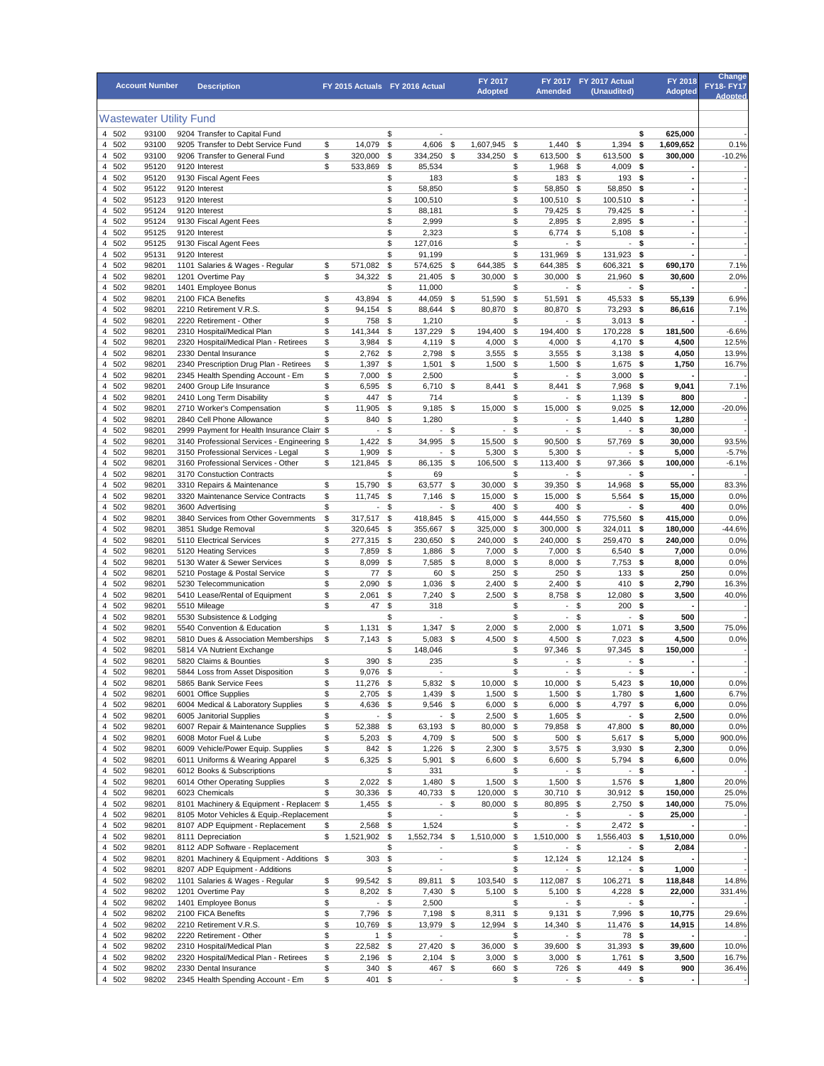| Account Number | | | Description | FY 2015 Actuals | FY 2016 Actual | FY 2017 Adopted | FY 2017 Amended | FY 2017 Actual (Unaudited) | FY 2018 Adopted | Change FY18- FY17 Adopted |
|---|---|---|---|---|---|---|---|---|---|---|

## Wastewater Utility Fund

| Account Number | | | Description | FY 2015 Actuals | FY 2016 Actual | FY 2017 Adopted | FY 2017 Amended | FY 2017 Actual (Unaudited) | FY 2018 Adopted | Change FY18- FY17 Adopted |
|---|---|---|---|---|---|---|---|---|---|---|
| 4 | 502 | 93100 | 9204 Transfer to Capital Fund | | $ - | | | | $ 625,000 | - |
| 4 | 502 | 93100 | 9205 Transfer to Debt Service Fund | $ 14,079 | $ 4,606 | $ 1,607,945 | $ 1,440 | $ 1,394 | $ 1,609,652 | 0.1% |
| 4 | 502 | 93100 | 9206 Transfer to General Fund | $ 320,000 | $ 334,250 | $ 334,250 | $ 613,500 | $ 613,500 | $ 300,000 | -10.2% |
| 4 | 502 | 95120 | 9120 Interest | $ 533,869 | $ 85,534 | | $ 1,968 | $ 4,009 | $ - | - |
| 4 | 502 | 95120 | 9130 Fiscal Agent Fees | | $ 183 | | $ 183 | $ 193 | $ - | - |
| 4 | 502 | 95122 | 9120 Interest | | $ 58,850 | | $ 58,850 | $ 58,850 | $ - | - |
| 4 | 502 | 95123 | 9120 Interest | | $ 100,510 | | $ 100,510 | $ 100,510 | $ - | - |
| 4 | 502 | 95124 | 9120 Interest | | $ 88,181 | | $ 79,425 | $ 79,425 | $ - | - |
| 4 | 502 | 95124 | 9130 Fiscal Agent Fees | | $ 2,999 | | $ 2,895 | $ 2,895 | $ - | - |
| 4 | 502 | 95125 | 9120 Interest | | $ 2,323 | | $ 6,774 | $ 5,108 | $ - | - |
| 4 | 502 | 95125 | 9130 Fiscal Agent Fees | | $ 127,016 | | $ - | $ - | $ - | - |
| 4 | 502 | 95131 | 9120 Interest | | $ 91,199 | | $ 131,969 | $ 131,923 | $ - | - |
| 4 | 502 | 98201 | 1101 Salaries & Wages - Regular | $ 571,082 | $ 574,625 | $ 644,385 | $ 644,385 | $ 606,321 | $ 690,170 | 7.1% |
| 4 | 502 | 98201 | 1201 Overtime Pay | $ 34,322 | $ 21,405 | $ 30,000 | $ 30,000 | $ 21,960 | $ 30,600 | 2.0% |
| 4 | 502 | 98201 | 1401 Employee Bonus | | $ 11,000 | | $ - | $ - | $ - | - |
| 4 | 502 | 98201 | 2100 FICA Benefits | $ 43,894 | $ 44,059 | $ 51,590 | $ 51,591 | $ 45,533 | $ 55,139 | 6.9% |
| 4 | 502 | 98201 | 2210 Retirement V.R.S. | $ 94,154 | $ 88,644 | $ 80,870 | $ 80,870 | $ 73,293 | $ 86,616 | 7.1% |
| 4 | 502 | 98201 | 2220 Retirement - Other | $ 758 | $ 1,210 | | $ - | $ 3,013 | $ - | - |
| 4 | 502 | 98201 | 2310 Hospital/Medical Plan | $ 141,344 | $ 137,229 | $ 194,400 | $ 194,400 | $ 170,228 | $ 181,500 | -6.6% |
| 4 | 502 | 98201 | 2320 Hospital/Medical Plan - Retirees | $ 3,984 | $ 4,119 | $ 4,000 | $ 4,000 | $ 4,170 | $ 4,500 | 12.5% |
| 4 | 502 | 98201 | 2330 Dental Insurance | $ 2,762 | $ 2,798 | $ 3,555 | $ 3,555 | $ 3,138 | $ 4,050 | 13.9% |
| 4 | 502 | 98201 | 2340 Prescription Drug Plan - Retirees | $ 1,397 | $ 1,501 | $ 1,500 | $ 1,500 | $ 1,675 | $ 1,750 | 16.7% |
| 4 | 502 | 98201 | 2345 Health Spending Account - Em | $ 7,000 | $ 2,500 | | $ - | $ 3,000 | $ - | - |
| 4 | 502 | 98201 | 2400 Group Life Insurance | $ 6,595 | $ 6,710 | $ 8,441 | $ 8,441 | $ 7,968 | $ 9,041 | 7.1% |
| 4 | 502 | 98201 | 2410 Long Term Disability | $ 447 | $ 714 | | $ - | $ 1,139 | $ 800 | - |
| 4 | 502 | 98201 | 2710 Worker's Compensation | $ 11,905 | $ 9,185 | $ 15,000 | $ 15,000 | $ 9,025 | $ 12,000 | -20.0% |
| 4 | 502 | 98201 | 2840 Cell Phone Allowance | $ 840 | $ 1,280 | | $ - | $ 1,440 | $ 1,280 | - |
| 4 | 502 | 98201 | 2999 Payment for Health Insurance Claim | $ - | $ - | $ - | $ - | $ - | $ 30,000 | - |
| 4 | 502 | 98201 | 3140 Professional Services - Engineering | $ 1,422 | $ 34,995 | $ 15,500 | $ 90,500 | $ 57,769 | $ 30,000 | 93.5% |
| 4 | 502 | 98201 | 3150 Professional Services - Legal | $ 1,909 | $ - | $ 5,300 | $ 5,300 | $ - | $ 5,000 | -5.7% |
| 4 | 502 | 98201 | 3160 Professional Services - Other | $ 121,845 | $ 86,135 | $ 106,500 | $ 113,400 | $ 97,366 | $ 100,000 | -6.1% |
| 4 | 502 | 98201 | 3170 Constuction Contracts | | $ 69 | | $ - | $ - | $ - | - |
| 4 | 502 | 98201 | 3310 Repairs & Maintenance | $ 15,790 | $ 63,577 | $ 30,000 | $ 39,350 | $ 14,968 | $ 55,000 | 83.3% |
| 4 | 502 | 98201 | 3320 Maintenance Service Contracts | $ 11,745 | $ 7,146 | $ 15,000 | $ 15,000 | $ 5,564 | $ 15,000 | 0.0% |
| 4 | 502 | 98201 | 3600 Advertising | $ - | $ - | $ 400 | $ 400 | $ - | $ 400 | 0.0% |
| 4 | 502 | 98201 | 3840 Services from Other Governments | $ 317,517 | $ 418,845 | $ 415,000 | $ 444,550 | $ 775,560 | $ 415,000 | 0.0% |
| 4 | 502 | 98201 | 3851 Sludge Removal | $ 320,645 | $ 355,667 | $ 325,000 | $ 300,000 | $ 324,011 | $ 180,000 | -44.6% |
| 4 | 502 | 98201 | 5110 Electrical Services | $ 277,315 | $ 230,650 | $ 240,000 | $ 240,000 | $ 259,470 | $ 240,000 | 0.0% |
| 4 | 502 | 98201 | 5120 Heating Services | $ 7,859 | $ 1,886 | $ 7,000 | $ 7,000 | $ 6,540 | $ 7,000 | 0.0% |
| 4 | 502 | 98201 | 5130 Water & Sewer Services | $ 8,099 | $ 7,585 | $ 8,000 | $ 8,000 | $ 7,753 | $ 8,000 | 0.0% |
| 4 | 502 | 98201 | 5210 Postage & Postal Service | $ 77 | $ 60 | $ 250 | $ 250 | $ 133 | $ 250 | 0.0% |
| 4 | 502 | 98201 | 5230 Telecommunication | $ 2,090 | $ 1,036 | $ 2,400 | $ 2,400 | $ 410 | $ 2,790 | 16.3% |
| 4 | 502 | 98201 | 5410 Lease/Rental of Equipment | $ 2,061 | $ 7,240 | $ 2,500 | $ 8,758 | $ 12,080 | $ 3,500 | 40.0% |
| 4 | 502 | 98201 | 5510 Mileage | $ 47 | $ 318 | | $ - | $ 200 | $ - | - |
| 4 | 502 | 98201 | 5530 Subsistence & Lodging | | $ - | | $ - | $ - | $ 500 | - |
| 4 | 502 | 98201 | 5540 Convention & Education | $ 1,131 | $ 1,347 | $ 2,000 | $ 2,000 | $ 1,071 | $ 3,500 | 75.0% |
| 4 | 502 | 98201 | 5810 Dues & Association Memberships | $ 7,143 | $ 5,083 | $ 4,500 | $ 4,500 | $ 7,023 | $ 4,500 | 0.0% |
| 4 | 502 | 98201 | 5814 VA Nutrient Exchange | | $ 148,046 | | $ 97,346 | $ 97,345 | $ 150,000 | - |
| 4 | 502 | 98201 | 5820 Claims & Bounties | $ 390 | $ 235 | | $ - | $ - | $ - | - |
| 4 | 502 | 98201 | 5844 Loss from Asset Disposition | $ 9,076 | $ - | | $ - | $ - | $ - | - |
| 4 | 502 | 98201 | 5865 Bank Service Fees | $ 11,276 | $ 5,832 | $ 10,000 | $ 10,000 | $ 5,423 | $ 10,000 | 0.0% |
| 4 | 502 | 98201 | 6001 Office Supplies | $ 2,705 | $ 1,439 | $ 1,500 | $ 1,500 | $ 1,780 | $ 1,600 | 6.7% |
| 4 | 502 | 98201 | 6004 Medical & Laboratory Supplies | $ 4,636 | $ 9,546 | $ 6,000 | $ 6,000 | $ 4,797 | $ 6,000 | 0.0% |
| 4 | 502 | 98201 | 6005 Janitorial Supplies | $ - | $ - | $ 2,500 | $ 1,605 | $ - | $ 2,500 | 0.0% |
| 4 | 502 | 98201 | 6007 Repair & Maintenance Supplies | $ 52,388 | $ 63,193 | $ 80,000 | $ 79,858 | $ 47,800 | $ 80,000 | 0.0% |
| 4 | 502 | 98201 | 6008 Motor Fuel & Lube | $ 5,203 | $ 4,709 | $ 500 | $ 500 | $ 5,617 | $ 5,000 | 900.0% |
| 4 | 502 | 98201 | 6009 Vehicle/Power Equip. Supplies | $ 842 | $ 1,226 | $ 2,300 | $ 3,575 | $ 3,930 | $ 2,300 | 0.0% |
| 4 | 502 | 98201 | 6011 Uniforms & Wearing Apparel | $ 6,325 | $ 5,901 | $ 6,600 | $ 6,600 | $ 5,794 | $ 6,600 | 0.0% |
| 4 | 502 | 98201 | 6012 Books & Subscriptions | | $ 331 | | $ - | $ - | $ - | - |
| 4 | 502 | 98201 | 6014 Other Operating Supplies | $ 2,022 | $ 1,480 | $ 1,500 | $ 1,500 | $ 1,576 | $ 1,800 | 20.0% |
| 4 | 502 | 98201 | 6023 Chemicals | $ 30,336 | $ 40,733 | $ 120,000 | $ 30,710 | $ 30,912 | $ 150,000 | 25.0% |
| 4 | 502 | 98201 | 8101 Machinery & Equipment - Replacem | $ 1,455 | $ - | $ 80,000 | $ 80,895 | $ 2,750 | $ 140,000 | 75.0% |
| 4 | 502 | 98201 | 8105 Motor Vehicles & Equip.-Replacement | | $ - | | $ - | $ - | $ 25,000 | - |
| 4 | 502 | 98201 | 8107 ADP Equipment - Replacement | $ 2,568 | $ 1,524 | | $ - | $ 2,472 | $ - | - |
| 4 | 502 | 98201 | 8111 Depreciation | $ 1,521,902 | $ 1,552,734 | $ 1,510,000 | $ 1,510,000 | $ 1,556,403 | $ 1,510,000 | 0.0% |
| 4 | 502 | 98201 | 8112 ADP Software - Replacement | | $ - | | $ - | $ - | $ 2,084 | - |
| 4 | 502 | 98201 | 8201 Machinery & Equipment - Additions | $ 303 | $ - | | $ 12,124 | $ 12,124 | $ - | - |
| 4 | 502 | 98201 | 8207 ADP Equipment - Additions | | $ - | | $ - | $ - | $ 1,000 | - |
| 4 | 502 | 98202 | 1101 Salaries & Wages - Regular | $ 99,542 | $ 89,811 | $ 103,540 | $ 112,087 | $ 106,271 | $ 118,848 | 14.8% |
| 4 | 502 | 98202 | 1201 Overtime Pay | $ 8,202 | $ 7,430 | $ 5,100 | $ 5,100 | $ 4,228 | $ 22,000 | 331.4% |
| 4 | 502 | 98202 | 1401 Employee Bonus | $ - | $ 2,500 | | $ - | $ - | $ - | - |
| 4 | 502 | 98202 | 2100 FICA Benefits | $ 7,796 | $ 7,198 | $ 8,311 | $ 9,131 | $ 7,996 | $ 10,775 | 29.6% |
| 4 | 502 | 98202 | 2210 Retirement V.R.S. | $ 10,769 | $ 13,979 | $ 12,994 | $ 14,340 | $ 11,476 | $ 14,915 | 14.8% |
| 4 | 502 | 98202 | 2220 Retirement - Other | $ 1 | $ - | | $ - | $ 78 | $ - | - |
| 4 | 502 | 98202 | 2310 Hospital/Medical Plan | $ 22,582 | $ 27,420 | $ 36,000 | $ 39,600 | $ 31,393 | $ 39,600 | 10.0% |
| 4 | 502 | 98202 | 2320 Hospital/Medical Plan - Retirees | $ 2,196 | $ 2,104 | $ 3,000 | $ 3,000 | $ 1,761 | $ 3,500 | 16.7% |
| 4 | 502 | 98202 | 2330 Dental Insurance | $ 340 | $ 467 | $ 660 | $ 726 | $ 449 | $ 900 | 36.4% |
| 4 | 502 | 98202 | 2345 Health Spending Account - Em | $ 401 | $ - | | $ - | $ - | $ - | - |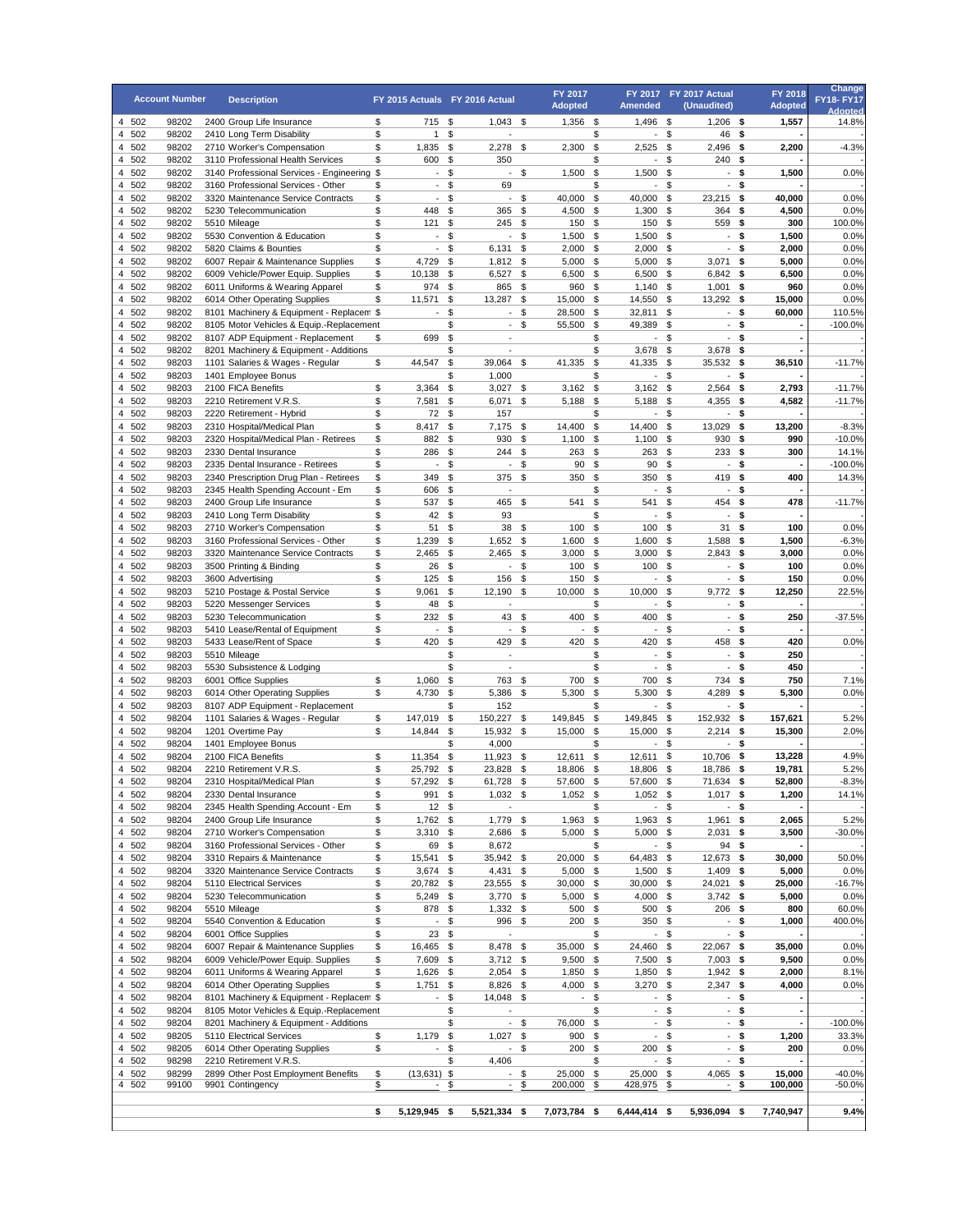| | Account Number | | Description | FY 2015 Actuals | FY 2016 Actual | FY 2017 Adopted | FY 2017 Amended | FY 2017 Actual (Unaudited) | FY 2018 Adopted | Change FY18- FY17 Adopted |
|---|---|---|---|---|---|---|---|---|---|---|
| 4 | 502 | 98202 | 2400 Group Life Insurance | $ 715 | $ 1,043 | $ 1,356 | $ 1,496 | $ 1,206 | $ 1,557 | 14.8% |
| 4 | 502 | 98202 | 2410 Long Term Disability | $ 1 | $ - | | $ - | $ 46 | $ - | - |
| 4 | 502 | 98202 | 2710 Worker's Compensation | $ 1,835 | $ 2,278 | $ 2,300 | $ 2,525 | $ 2,496 | $ 2,200 | -4.3% |
| 4 | 502 | 98202 | 3110 Professional Health Services | $ 600 | $ 350 | | $ - | $ 240 | $ - | - |
| 4 | 502 | 98202 | 3140 Professional Services - Engineering | $ - | $ - | $ 1,500 | $ 1,500 | $ - | $ 1,500 | 0.0% |
| 4 | 502 | 98202 | 3160 Professional Services - Other | $ - | $ 69 | | $ - | $ - | $ - | - |
| 4 | 502 | 98202 | 3320 Maintenance Service Contracts | $ - | $ - | $ 40,000 | $ 40,000 | $ 23,215 | $ 40,000 | 0.0% |
| 4 | 502 | 98202 | 5230 Telecommunication | $ 448 | $ 365 | $ 4,500 | $ 1,300 | $ 364 | $ 4,500 | 0.0% |
| 4 | 502 | 98202 | 5510 Mileage | $ 121 | $ 245 | $ 150 | $ 150 | $ 559 | $ 300 | 100.0% |
| 4 | 502 | 98202 | 5530 Convention & Education | $ - | $ - | $ 1,500 | $ 1,500 | $ - | $ 1,500 | 0.0% |
| 4 | 502 | 98202 | 5820 Claims & Bounties | $ - | $ 6,131 | $ 2,000 | $ 2,000 | $ - | $ 2,000 | 0.0% |
| 4 | 502 | 98202 | 6007 Repair & Maintenance Supplies | $ 4,729 | $ 1,812 | $ 5,000 | $ 5,000 | $ 3,071 | $ 5,000 | 0.0% |
| 4 | 502 | 98202 | 6009 Vehicle/Power Equip. Supplies | $ 10,138 | $ 6,527 | $ 6,500 | $ 6,500 | $ 6,842 | $ 6,500 | 0.0% |
| 4 | 502 | 98202 | 6011 Uniforms & Wearing Apparel | $ 974 | $ 865 | $ 960 | $ 1,140 | $ 1,001 | $ 960 | 0.0% |
| 4 | 502 | 98202 | 6014 Other Operating Supplies | $ 11,571 | $ 13,287 | $ 15,000 | $ 14,550 | $ 13,292 | $ 15,000 | 0.0% |
| 4 | 502 | 98202 | 8101 Machinery & Equipment - Replacem | $ - | $ - | $ 28,500 | $ 32,811 | $ - | $ 60,000 | 110.5% |
| 4 | 502 | 98202 | 8105 Motor Vehicles & Equip.-Replacement | | $ - | $ 55,500 | $ 49,389 | $ - | $ - | -100.0% |
| 4 | 502 | 98202 | 8107 ADP Equipment - Replacement | $ 699 | $ - | | $ - | $ - | $ - | - |
| 4 | 502 | 98202 | 8201 Machinery & Equipment - Additions | | $ - | | $ 3,678 | $ 3,678 | $ - | - |
| 4 | 502 | 98203 | 1101 Salaries & Wages - Regular | $ 44,547 | $ 39,064 | $ 41,335 | $ 41,335 | $ 35,532 | $ 36,510 | -11.7% |
| 4 | 502 | 98203 | 1401 Employee Bonus | | $ 1,000 | | $ - | $ - | $ - | - |
| 4 | 502 | 98203 | 2100 FICA Benefits | $ 3,364 | $ 3,027 | $ 3,162 | $ 3,162 | $ 2,564 | $ 2,793 | -11.7% |
| 4 | 502 | 98203 | 2210 Retirement V.R.S. | $ 7,581 | $ 6,071 | $ 5,188 | $ 5,188 | $ 4,355 | $ 4,582 | -11.7% |
| 4 | 502 | 98203 | 2220 Retirement - Hybrid | $ 72 | $ 157 | | $ - | $ - | $ - | - |
| 4 | 502 | 98203 | 2310 Hospital/Medical Plan | $ 8,417 | $ 7,175 | $ 14,400 | $ 14,400 | $ 13,029 | $ 13,200 | -8.3% |
| 4 | 502 | 98203 | 2320 Hospital/Medical Plan - Retirees | $ 882 | $ 930 | $ 1,100 | $ 1,100 | $ 930 | $ 990 | -10.0% |
| 4 | 502 | 98203 | 2330 Dental Insurance | $ 286 | $ 244 | $ 263 | $ 263 | $ 233 | $ 300 | 14.1% |
| 4 | 502 | 98203 | 2335 Dental Insurance - Retirees | $ - | $ - | $ 90 | $ 90 | $ - | $ - | -100.0% |
| 4 | 502 | 98203 | 2340 Prescription Drug Plan - Retirees | $ 349 | $ 375 | $ 350 | $ 350 | $ 419 | $ 400 | 14.3% |
| 4 | 502 | 98203 | 2345 Health Spending Account - Em | $ 606 | $ - | | $ - | $ - | $ - | - |
| 4 | 502 | 98203 | 2400 Group Life Insurance | $ 537 | $ 465 | $ 541 | $ 541 | $ 454 | $ 478 | -11.7% |
| 4 | 502 | 98203 | 2410 Long Term Disability | $ 42 | $ 93 | | $ - | $ - | $ - | - |
| 4 | 502 | 98203 | 2710 Worker's Compensation | $ 51 | $ 38 | $ 100 | $ 100 | $ 31 | $ 100 | 0.0% |
| 4 | 502 | 98203 | 3160 Professional Services - Other | $ 1,239 | $ 1,652 | $ 1,600 | $ 1,600 | $ 1,588 | $ 1,500 | -6.3% |
| 4 | 502 | 98203 | 3320 Maintenance Service Contracts | $ 2,465 | $ 2,465 | $ 3,000 | $ 3,000 | $ 2,843 | $ 3,000 | 0.0% |
| 4 | 502 | 98203 | 3500 Printing & Binding | $ 26 | $ - | $ 100 | $ 100 | $ - | $ 100 | 0.0% |
| 4 | 502 | 98203 | 3600 Advertising | $ 125 | $ 156 | $ 150 | $ - | $ - | $ 150 | 0.0% |
| 4 | 502 | 98203 | 5210 Postage & Postal Service | $ 9,061 | $ 12,190 | $ 10,000 | $ 10,000 | $ 9,772 | $ 12,250 | 22.5% |
| 4 | 502 | 98203 | 5220 Messenger Services | $ 48 | $ - | | $ - | $ - | $ - | - |
| 4 | 502 | 98203 | 5230 Telecommunication | $ 232 | $ 43 | $ 400 | $ 400 | $ - | $ 250 | -37.5% |
| 4 | 502 | 98203 | 5410 Lease/Rental of Equipment | $ - | $ - | $ - | $ - | $ - | $ - | - |
| 4 | 502 | 98203 | 5433 Lease/Rent of Space | $ 420 | $ 429 | $ 420 | $ 420 | $ 458 | $ 420 | 0.0% |
| 4 | 502 | 98203 | 5510 Mileage | | $ - | | $ - | $ - | $ 250 | - |
| 4 | 502 | 98203 | 5530 Subsistence & Lodging | | $ - | | $ - | $ - | $ 450 | - |
| 4 | 502 | 98203 | 6001 Office Supplies | $ 1,060 | $ 763 | $ 700 | $ 700 | $ 734 | $ 750 | 7.1% |
| 4 | 502 | 98203 | 6014 Other Operating Supplies | $ 4,730 | $ 5,386 | $ 5,300 | $ 5,300 | $ 4,289 | $ 5,300 | 0.0% |
| 4 | 502 | 98203 | 8107 ADP Equipment - Replacement | | $ 152 | | $ - | $ - | $ - | - |
| 4 | 502 | 98204 | 1101 Salaries & Wages - Regular | $ 147,019 | $ 150,227 | $ 149,845 | $ 149,845 | $ 152,932 | $ 157,621 | 5.2% |
| 4 | 502 | 98204 | 1201 Overtime Pay | $ 14,844 | $ 15,932 | $ 15,000 | $ 15,000 | $ 2,214 | $ 15,300 | 2.0% |
| 4 | 502 | 98204 | 1401 Employee Bonus | | $ 4,000 | | $ - | $ - | $ - | - |
| 4 | 502 | 98204 | 2100 FICA Benefits | $ 11,354 | $ 11,923 | $ 12,611 | $ 12,611 | $ 10,706 | $ 13,228 | 4.9% |
| 4 | 502 | 98204 | 2210 Retirement V.R.S. | $ 25,792 | $ 23,828 | $ 18,806 | $ 18,806 | $ 18,786 | $ 19,781 | 5.2% |
| 4 | 502 | 98204 | 2310 Hospital/Medical Plan | $ 57,292 | $ 61,728 | $ 57,600 | $ 57,600 | $ 71,634 | $ 52,800 | -8.3% |
| 4 | 502 | 98204 | 2330 Dental Insurance | $ 991 | $ 1,032 | $ 1,052 | $ 1,052 | $ 1,017 | $ 1,200 | 14.1% |
| 4 | 502 | 98204 | 2345 Health Spending Account - Em | $ 12 | $ - | | $ - | $ - | $ - | - |
| 4 | 502 | 98204 | 2400 Group Life Insurance | $ 1,762 | $ 1,779 | $ 1,963 | $ 1,963 | $ 1,961 | $ 2,065 | 5.2% |
| 4 | 502 | 98204 | 2710 Worker's Compensation | $ 3,310 | $ 2,686 | $ 5,000 | $ 5,000 | $ 2,031 | $ 3,500 | -30.0% |
| 4 | 502 | 98204 | 3160 Professional Services - Other | $ 69 | $ 8,672 | | $ - | $ 94 | $ - | - |
| 4 | 502 | 98204 | 3310 Repairs & Maintenance | $ 15,541 | $ 35,942 | $ 20,000 | $ 64,483 | $ 12,673 | $ 30,000 | 50.0% |
| 4 | 502 | 98204 | 3320 Maintenance Service Contracts | $ 3,674 | $ 4,431 | $ 5,000 | $ 1,500 | $ 1,409 | $ 5,000 | 0.0% |
| 4 | 502 | 98204 | 5110 Electrical Services | $ 20,782 | $ 23,555 | $ 30,000 | $ 30,000 | $ 24,021 | $ 25,000 | -16.7% |
| 4 | 502 | 98204 | 5230 Telecommunication | $ 5,249 | $ 3,770 | $ 5,000 | $ 4,000 | $ 3,742 | $ 5,000 | 0.0% |
| 4 | 502 | 98204 | 5510 Mileage | $ 878 | $ 1,332 | $ 500 | $ 500 | $ 206 | $ 800 | 60.0% |
| 4 | 502 | 98204 | 5540 Convention & Education | $ - | $ 996 | $ 200 | $ 350 | $ - | $ 1,000 | 400.0% |
| 4 | 502 | 98204 | 6001 Office Supplies | $ 23 | $ - | | $ - | $ - | $ - | - |
| 4 | 502 | 98204 | 6007 Repair & Maintenance Supplies | $ 16,465 | $ 8,478 | $ 35,000 | $ 24,460 | $ 22,067 | $ 35,000 | 0.0% |
| 4 | 502 | 98204 | 6009 Vehicle/Power Equip. Supplies | $ 7,609 | $ 3,712 | $ 9,500 | $ 7,500 | $ 7,003 | $ 9,500 | 0.0% |
| 4 | 502 | 98204 | 6011 Uniforms & Wearing Apparel | $ 1,626 | $ 2,054 | $ 1,850 | $ 1,850 | $ 1,942 | $ 2,000 | 8.1% |
| 4 | 502 | 98204 | 6014 Other Operating Supplies | $ 1,751 | $ 8,826 | $ 4,000 | $ 3,270 | $ 2,347 | $ 4,000 | 0.0% |
| 4 | 502 | 98204 | 8101 Machinery & Equipment - Replacem | $ - | $ 14,048 | $ - | $ - | $ - | $ - | - |
| 4 | 502 | 98204 | 8105 Motor Vehicles & Equip.-Replacement | | $ - | | $ - | $ - | $ - | - |
| 4 | 502 | 98204 | 8201 Machinery & Equipment - Additions | | $ - | $ 76,000 | $ - | $ - | $ - | -100.0% |
| 4 | 502 | 98205 | 5110 Electrical Services | $ 1,179 | $ 1,027 | $ 900 | $ - | $ - | $ 1,200 | 33.3% |
| 4 | 502 | 98205 | 6014 Other Operating Supplies | $ - | $ - | $ 200 | $ 200 | $ - | $ 200 | 0.0% |
| 4 | 502 | 98298 | 2210 Retirement V.R.S. | | $ 4,406 | | $ - | $ - | $ - | - |
| 4 | 502 | 98299 | 2899 Other Post Employment Benefits | $ (13,631) | $ - | $ 25,000 | $ 25,000 | $ 4,065 | $ 15,000 | -40.0% |
| 4 | 502 | 99100 | 9901 Contingency | $ - | $ - | $ 200,000 | $ 428,975 | $ - | $ 100,000 | -50.0% |
| | | | | | | | | | | - |
| | | | | $ 5,129,945 | $ 5,521,334 | $ 7,073,784 | $ 6,444,414 | $ 5,936,094 | $ 7,740,947 | 9.4% |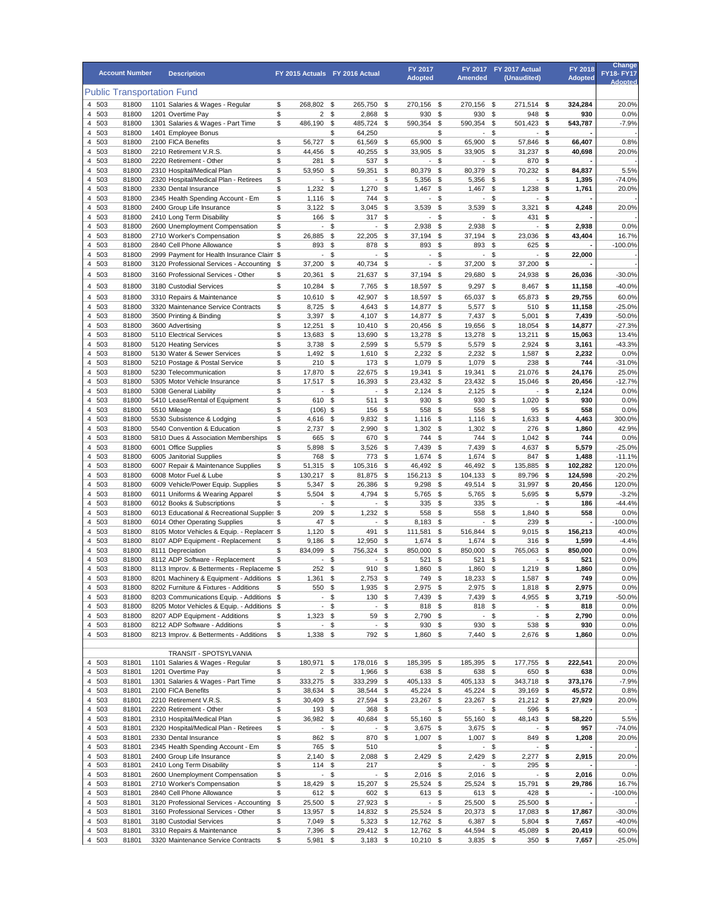| Account Number | | | Description | FY 2015 Actuals | FY 2016 Actual | FY 2017 Adopted | FY 2017 Amended | FY 2017 Actual (Unaudited) | FY 2018 Adopted | Change FY18- FY17 Adopted |
|---|---|---|---|---|---|---|---|---|---|---|
| **Public Transportation Fund** | | | | | | | | | | |
| 4 | 503 | 81800 | 1101 Salaries & Wages - Regular | $ 268,802 | $ 265,750 | $ 270,156 | $ 270,156 | $ 271,514 | **$ 324,284** | 20.0% |
| 4 | 503 | 81800 | 1201 Overtime Pay | $ 2 | $ 2,868 | $ 930 | $ 930 | $ 948 | **$ 930** | 0.0% |
| 4 | 503 | 81800 | 1301 Salaries & Wages - Part Time | $ 486,190 | $ 485,724 | $ 590,354 | $ 590,354 | $ 501,423 | **$ 543,787** | -7.9% |
| 4 | 503 | 81800 | 1401 Employee Bonus | | $ 64,250 | | $ - | $ - | **$ -** | - |
| 4 | 503 | 81800 | 2100 FICA Benefits | $ 56,727 | $ 61,569 | $ 65,900 | $ 65,900 | $ 57,846 | **$ 66,407** | 0.8% |
| 4 | 503 | 81800 | 2210 Retirement V.R.S. | $ 44,456 | $ 40,255 | $ 33,905 | $ 33,905 | $ 31,237 | **$ 40,698** | 20.0% |
| 4 | 503 | 81800 | 2220 Retirement - Other | $ 281 | $ 537 | $ - | $ - | $ 870 | **$ -** | - |
| 4 | 503 | 81800 | 2310 Hospital/Medical Plan | $ 53,950 | $ 59,351 | $ 80,379 | $ 80,379 | $ 70,232 | **$ 84,837** | 5.5% |
| 4 | 503 | 81800 | 2320 Hospital/Medical Plan - Retirees | $ - | $ - | $ 5,356 | $ 5,356 | $ - | **$ 1,395** | -74.0% |
| 4 | 503 | 81800 | 2330 Dental Insurance | $ 1,232 | $ 1,270 | $ 1,467 | $ 1,467 | $ 1,238 | **$ 1,761** | 20.0% |
| 4 | 503 | 81800 | 2345 Health Spending Account - Em | $ 1,116 | $ 744 | $ - | $ - | $ - | **$ -** | - |
| 4 | 503 | 81800 | 2400 Group Life Insurance | $ 3,122 | $ 3,045 | $ 3,539 | $ 3,539 | $ 3,321 | **$ 4,248** | 20.0% |
| 4 | 503 | 81800 | 2410 Long Term Disability | $ 166 | $ 317 | $ - | $ - | $ 431 | **$ -** | - |
| 4 | 503 | 81800 | 2600 Unemployment Compensation | $ - | $ - | $ 2,938 | $ 2,938 | $ - | **$ 2,938** | 0.0% |
| 4 | 503 | 81800 | 2710 Worker's Compensation | $ 26,885 | $ 22,205 | $ 37,194 | $ 37,194 | $ 23,036 | **$ 43,404** | 16.7% |
| 4 | 503 | 81800 | 2840 Cell Phone Allowance | $ 893 | $ 878 | $ 893 | $ 893 | $ 625 | **$ -** | -100.0% |
| 4 | 503 | 81800 | 2999 Payment for Health Insurance Claim | $ - | $ - | $ - | $ - | $ - | **$ 22,000** | - |
| 4 | 503 | 81800 | 3120 Professional Services - Accounting | $ 37,200 | $ 40,734 | $ - | $ 37,200 | $ 37,200 | **$ -** | - |
| 4 | 503 | 81800 | 3160 Professional Services - Other | $ 20,361 | $ 21,637 | $ 37,194 | $ 29,680 | $ 24,938 | **$ 26,036** | -30.0% |
| 4 | 503 | 81800 | 3180 Custodial Services | $ 10,284 | $ 7,765 | $ 18,597 | $ 9,297 | $ 8,467 | **$ 11,158** | -40.0% |
| 4 | 503 | 81800 | 3310 Repairs & Maintenance | $ 10,610 | $ 42,907 | $ 18,597 | $ 65,037 | $ 65,873 | **$ 29,755** | 60.0% |
| 4 | 503 | 81800 | 3320 Maintenance Service Contracts | $ 8,725 | $ 4,643 | $ 14,877 | $ 5,577 | $ 510 | **$ 11,158** | -25.0% |
| 4 | 503 | 81800 | 3500 Printing & Binding | $ 3,397 | $ 4,107 | $ 14,877 | $ 7,437 | $ 5,001 | **$ 7,439** | -50.0% |
| 4 | 503 | 81800 | 3600 Advertising | $ 12,251 | $ 10,410 | $ 20,456 | $ 19,656 | $ 18,054 | **$ 14,877** | -27.3% |
| 4 | 503 | 81800 | 5110 Electrical Services | $ 13,683 | $ 13,690 | $ 13,278 | $ 13,278 | $ 13,211 | **$ 15,063** | 13.4% |
| 4 | 503 | 81800 | 5120 Heating Services | $ 3,738 | $ 2,599 | $ 5,579 | $ 5,579 | $ 2,924 | **$ 3,161** | -43.3% |
| 4 | 503 | 81800 | 5130 Water & Sewer Services | $ 1,492 | $ 1,610 | $ 2,232 | $ 2,232 | $ 1,587 | **$ 2,232** | 0.0% |
| 4 | 503 | 81800 | 5210 Postage & Postal Service | $ 210 | $ 173 | $ 1,079 | $ 1,079 | $ 238 | **$ 744** | -31.0% |
| 4 | 503 | 81800 | 5230 Telecommunication | $ 17,870 | $ 22,675 | $ 19,341 | $ 19,341 | $ 21,076 | **$ 24,176** | 25.0% |
| 4 | 503 | 81800 | 5305 Motor Vehicle Insurance | $ 17,517 | $ 16,393 | $ 23,432 | $ 23,432 | $ 15,046 | **$ 20,456** | -12.7% |
| 4 | 503 | 81800 | 5308 General Liability | $ - | $ - | $ 2,124 | $ 2,125 | $ - | **$ 2,124** | 0.0% |
| 4 | 503 | 81800 | 5410 Lease/Rental of Equipment | $ 610 | $ 511 | $ 930 | $ 930 | $ 1,020 | **$ 930** | 0.0% |
| 4 | 503 | 81800 | 5510 Mileage | $ (106) | $ 156 | $ 558 | $ 558 | $ 95 | **$ 558** | 0.0% |
| 4 | 503 | 81800 | 5530 Subsistence & Lodging | $ 4,616 | $ 9,832 | $ 1,116 | $ 1,116 | $ 1,633 | **$ 4,463** | 300.0% |
| 4 | 503 | 81800 | 5540 Convention & Education | $ 2,737 | $ 2,990 | $ 1,302 | $ 1,302 | $ 276 | **$ 1,860** | 42.9% |
| 4 | 503 | 81800 | 5810 Dues & Association Memberships | $ 665 | $ 670 | $ 744 | $ 744 | $ 1,042 | **$ 744** | 0.0% |
| 4 | 503 | 81800 | 6001 Office Supplies | $ 5,898 | $ 3,526 | $ 7,439 | $ 7,439 | $ 4,637 | **$ 5,579** | -25.0% |
| 4 | 503 | 81800 | 6005 Janitorial Supplies | $ 768 | $ 773 | $ 1,674 | $ 1,674 | $ 847 | **$ 1,488** | -11.1% |
| 4 | 503 | 81800 | 6007 Repair & Maintenance Supplies | $ 51,315 | $ 105,316 | $ 46,492 | $ 46,492 | $ 135,885 | **$ 102,282** | 120.0% |
| 4 | 503 | 81800 | 6008 Motor Fuel & Lube | $ 130,217 | $ 81,875 | $ 156,213 | $ 104,133 | $ 89,796 | **$ 124,598** | -20.2% |
| 4 | 503 | 81800 | 6009 Vehicle/Power Equip. Supplies | $ 5,347 | $ 26,386 | $ 9,298 | $ 49,514 | $ 31,997 | **$ 20,456** | 120.0% |
| 4 | 503 | 81800 | 6011 Uniforms & Wearing Apparel | $ 5,504 | $ 4,794 | $ 5,765 | $ 5,765 | $ 5,695 | **$ 5,579** | -3.2% |
| 4 | 503 | 81800 | 6012 Books & Subscriptions | $ - | $ - | $ 335 | $ 335 | $ - | **$ 186** | -44.4% |
| 4 | 503 | 81800 | 6013 Educational & Recreational Supplies | $ 209 | $ 1,232 | $ 558 | $ 558 | $ 1,840 | **$ 558** | 0.0% |
| 4 | 503 | 81800 | 6014 Other Operating Supplies | $ 47 | $ - | $ 8,183 | $ - | $ 239 | **$ -** | -100.0% |
| 4 | 503 | 81800 | 8105 Motor Vehicles & Equip. - Replacement | $ 1,120 | $ 491 | $ 111,581 | $ 516,844 | $ 9,015 | **$ 156,213** | 40.0% |
| 4 | 503 | 81800 | 8107 ADP Equipment - Replacement | $ 9,186 | $ 12,950 | $ 1,674 | $ 1,674 | $ 316 | **$ 1,599** | -4.4% |
| 4 | 503 | 81800 | 8111 Depreciation | $ 834,099 | $ 756,324 | $ 850,000 | $ 850,000 | $ 765,063 | **$ 850,000** | 0.0% |
| 4 | 503 | 81800 | 8112 ADP Software - Replacement | $ - | $ - | $ 521 | $ 521 | $ - | **$ 521** | 0.0% |
| 4 | 503 | 81800 | 8113 Improv. & Betterments - Replacement | $ 252 | $ 910 | $ 1,860 | $ 1,860 | $ 1,219 | **$ 1,860** | 0.0% |
| 4 | 503 | 81800 | 8201 Machinery & Equipment - Additions | $ 1,361 | $ 2,753 | $ 749 | $ 18,233 | $ 1,587 | **$ 749** | 0.0% |
| 4 | 503 | 81800 | 8202 Furniture & Fixtures - Additions | $ 550 | $ 1,935 | $ 2,975 | $ 2,975 | $ 1,818 | **$ 2,975** | 0.0% |
| 4 | 503 | 81800 | 8203 Communications Equip. - Additions | $ - | $ 130 | $ 7,439 | $ 7,439 | $ 4,955 | **$ 3,719** | -50.0% |
| 4 | 503 | 81800 | 8205 Motor Vehicles & Equip. - Additions | $ - | $ - | $ 818 | $ 818 | $ - | **$ 818** | 0.0% |
| 4 | 503 | 81800 | 8207 ADP Equipment - Additions | $ 1,323 | $ 59 | $ 2,790 | $ - | $ - | **$ 2,790** | 0.0% |
| 4 | 503 | 81800 | 8212 ADP Software - Additions | $ - | $ - | $ 930 | $ 930 | $ 538 | **$ 930** | 0.0% |
| 4 | 503 | 81800 | 8213 Improv. & Betterments - Additions | $ 1,338 | $ 792 | $ 1,860 | $ 7,440 | $ 2,676 | **$ 1,860** | 0.0% |
| | | | TRANSIT - SPOTSYLVANIA | | | | | | | |
| 4 | 503 | 81801 | 1101 Salaries & Wages - Regular | $ 180,971 | $ 178,016 | $ 185,395 | $ 185,395 | $ 177,755 | **$ 222,541** | 20.0% |
| 4 | 503 | 81801 | 1201 Overtime Pay | $ 2 | $ 1,966 | $ 638 | $ 638 | $ 650 | **$ 638** | 0.0% |
| 4 | 503 | 81801 | 1301 Salaries & Wages - Part Time | $ 333,275 | $ 333,299 | $ 405,133 | $ 405,133 | $ 343,718 | **$ 373,176** | -7.9% |
| 4 | 503 | 81801 | 2100 FICA Benefits | $ 38,634 | $ 38,544 | $ 45,224 | $ 45,224 | $ 39,169 | **$ 45,572** | 0.8% |
| 4 | 503 | 81801 | 2210 Retirement V.R.S. | $ 30,409 | $ 27,594 | $ 23,267 | $ 23,267 | $ 21,212 | **$ 27,929** | 20.0% |
| 4 | 503 | 81801 | 2220 Retirement - Other | $ 193 | $ 368 | $ - | $ - | $ 596 | **$ -** | - |
| 4 | 503 | 81801 | 2310 Hospital/Medical Plan | $ 36,982 | $ 40,684 | $ 55,160 | $ 55,160 | $ 48,143 | **$ 58,220** | 5.5% |
| 4 | 503 | 81801 | 2320 Hospital/Medical Plan - Retirees | $ - | $ - | $ 3,675 | $ 3,675 | $ - | **$ 957** | -74.0% |
| 4 | 503 | 81801 | 2330 Dental Insurance | $ 862 | $ 870 | $ 1,007 | $ 1,007 | $ 849 | **$ 1,208** | 20.0% |
| 4 | 503 | 81801 | 2345 Health Spending Account - Em | $ 765 | $ 510 | | $ - | $ - | **$ -** | - |
| 4 | 503 | 81801 | 2400 Group Life Insurance | $ 2,140 | $ 2,088 | $ 2,429 | $ 2,429 | $ 2,277 | **$ 2,915** | 20.0% |
| 4 | 503 | 81801 | 2410 Long Term Disability | $ 114 | $ 217 | | $ - | $ 295 | **$ -** | - |
| 4 | 503 | 81801 | 2600 Unemployment Compensation | $ - | $ - | $ 2,016 | $ 2,016 | $ - | **$ 2,016** | 0.0% |
| 4 | 503 | 81801 | 2710 Worker's Compensation | $ 18,429 | $ 15,207 | $ 25,524 | $ 25,524 | $ 15,791 | **$ 29,786** | 16.7% |
| 4 | 503 | 81801 | 2840 Cell Phone Allowance | $ 612 | $ 602 | $ 613 | $ 613 | $ 428 | **$ -** | -100.0% |
| 4 | 503 | 81801 | 3120 Professional Services - Accounting | $ 25,500 | $ 27,923 | $ - | $ 25,500 | $ 25,500 | **$ -** | - |
| 4 | 503 | 81801 | 3160 Professional Services - Other | $ 13,957 | $ 14,832 | $ 25,524 | $ 20,373 | $ 17,083 | **$ 17,867** | -30.0% |
| 4 | 503 | 81801 | 3180 Custodial Services | $ 7,049 | $ 5,323 | $ 12,762 | $ 6,387 | $ 5,804 | **$ 7,657** | -40.0% |
| 4 | 503 | 81801 | 3310 Repairs & Maintenance | $ 7,396 | $ 29,412 | $ 12,762 | $ 44,594 | $ 45,089 | **$ 20,419** | 60.0% |
| 4 | 503 | 81801 | 3320 Maintenance Service Contracts | $ 5,981 | $ 3,183 | $ 10,210 | $ 3,835 | $ 350 | **$ 7,657** | -25.0% |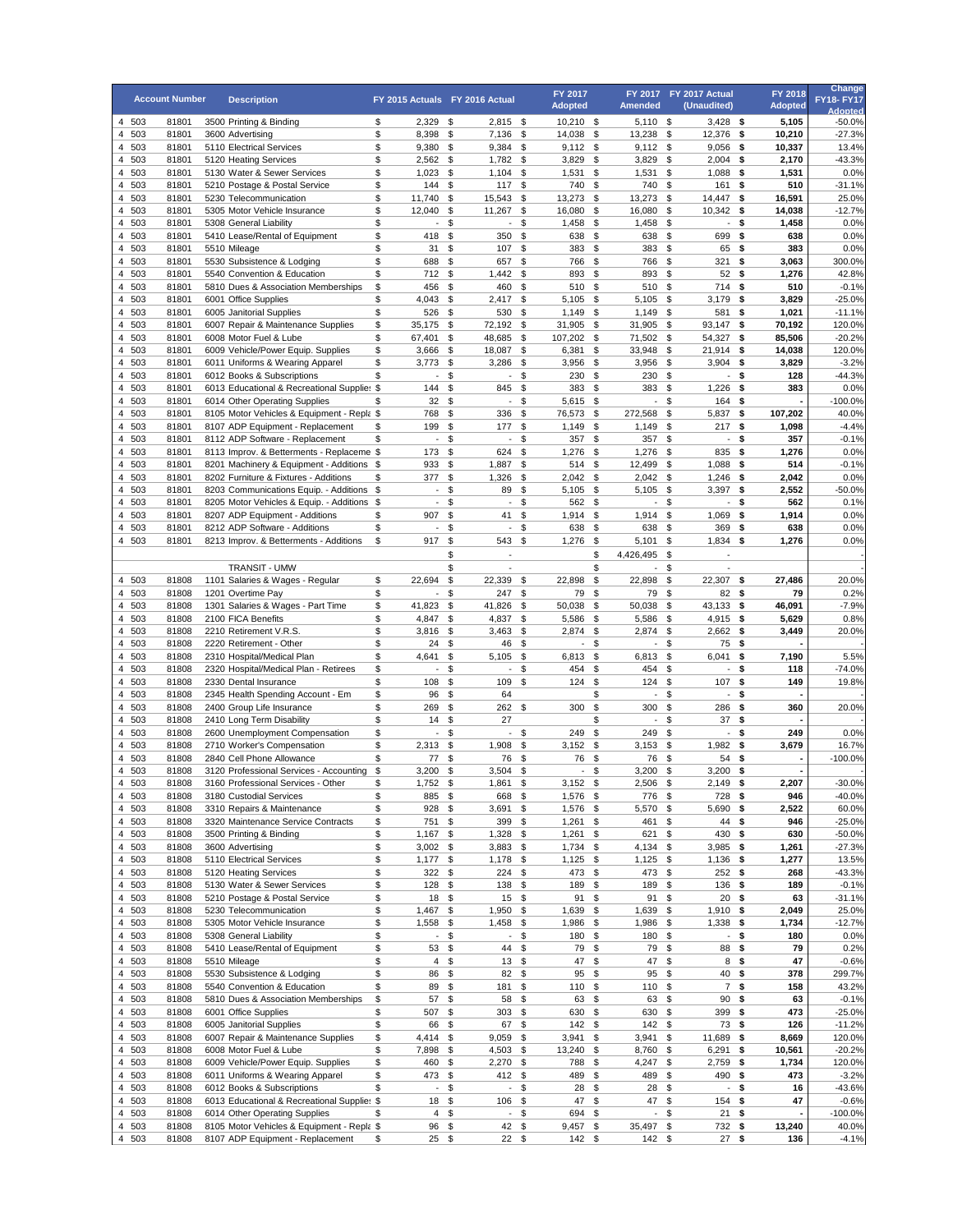| | Account Number | | Description | FY 2015 Actuals | FY 2016 Actual | FY 2017 Adopted | FY 2017 Amended | FY 2017 Actual (Unaudited) | FY 2018 Adopted | Change FY18- FY17 Adopted |
|---|---|---|---|---|---|---|---|---|---|---|
| 4 | 503 | 81801 | 3500 Printing & Binding | $ 2,329 | $ 2,815 | $ 10,210 | $ 5,110 | $ 3,428 | **$ 5,105** | -50.0% |
| 4 | 503 | 81801 | 3600 Advertising | $ 8,398 | $ 7,136 | $ 14,038 | $ 13,238 | $ 12,376 | **$ 10,210** | -27.3% |
| 4 | 503 | 81801 | 5110 Electrical Services | $ 9,380 | $ 9,384 | $ 9,112 | $ 9,112 | $ 9,056 | **$ 10,337** | 13.4% |
| 4 | 503 | 81801 | 5120 Heating Services | $ 2,562 | $ 1,782 | $ 3,829 | $ 3,829 | $ 2,004 | **$ 2,170** | -43.3% |
| 4 | 503 | 81801 | 5130 Water & Sewer Services | $ 1,023 | $ 1,104 | $ 1,531 | $ 1,531 | $ 1,088 | **$ 1,531** | 0.0% |
| 4 | 503 | 81801 | 5210 Postage & Postal Service | $ 144 | $ 117 | $ 740 | $ 740 | $ 161 | **$ 510** | -31.1% |
| 4 | 503 | 81801 | 5230 Telecommunication | $ 11,740 | $ 15,543 | $ 13,273 | $ 13,273 | $ 14,447 | **$ 16,591** | 25.0% |
| 4 | 503 | 81801 | 5305 Motor Vehicle Insurance | $ 12,040 | $ 11,267 | $ 16,080 | $ 16,080 | $ 10,342 | **$ 14,038** | -12.7% |
| 4 | 503 | 81801 | 5308 General Liability | $ - | $ - | $ 1,458 | $ 1,458 | $ - | **$ 1,458** | 0.0% |
| 4 | 503 | 81801 | 5410 Lease/Rental of Equipment | $ 418 | $ 350 | $ 638 | $ 638 | $ 699 | **$ 638** | 0.0% |
| 4 | 503 | 81801 | 5510 Mileage | $ 31 | $ 107 | $ 383 | $ 383 | $ 65 | **$ 383** | 0.0% |
| 4 | 503 | 81801 | 5530 Subsistence & Lodging | $ 688 | $ 657 | $ 766 | $ 766 | $ 321 | **$ 3,063** | 300.0% |
| 4 | 503 | 81801 | 5540 Convention & Education | $ 712 | $ 1,442 | $ 893 | $ 893 | $ 52 | **$ 1,276** | 42.8% |
| 4 | 503 | 81801 | 5810 Dues & Association Memberships | $ 456 | $ 460 | $ 510 | $ 510 | $ 714 | **$ 510** | -0.1% |
| 4 | 503 | 81801 | 6001 Office Supplies | $ 4,043 | $ 2,417 | $ 5,105 | $ 5,105 | $ 3,179 | **$ 3,829** | -25.0% |
| 4 | 503 | 81801 | 6005 Janitorial Supplies | $ 526 | $ 530 | $ 1,149 | $ 1,149 | $ 581 | **$ 1,021** | -11.1% |
| 4 | 503 | 81801 | 6007 Repair & Maintenance Supplies | $ 35,175 | $ 72,192 | $ 31,905 | $ 31,905 | $ 93,147 | **$ 70,192** | 120.0% |
| 4 | 503 | 81801 | 6008 Motor Fuel & Lube | $ 67,401 | $ 48,685 | $ 107,202 | $ 71,502 | $ 54,327 | **$ 85,506** | -20.2% |
| 4 | 503 | 81801 | 6009 Vehicle/Power Equip. Supplies | $ 3,666 | $ 18,087 | $ 6,381 | $ 33,948 | $ 21,914 | **$ 14,038** | 120.0% |
| 4 | 503 | 81801 | 6011 Uniforms & Wearing Apparel | $ 3,773 | $ 3,286 | $ 3,956 | $ 3,956 | $ 3,904 | **$ 3,829** | -3.2% |
| 4 | 503 | 81801 | 6012 Books & Subscriptions | $ - | $ - | $ 230 | $ 230 | $ - | **$ 128** | -44.3% |
| 4 | 503 | 81801 | 6013 Educational & Recreational Supplies | $ 144 | $ 845 | $ 383 | $ 383 | $ 1,226 | **$ 383** | 0.0% |
| 4 | 503 | 81801 | 6014 Other Operating Supplies | $ 32 | $ - | $ 5,615 | $ - | $ 164 | **$ -** | -100.0% |
| 4 | 503 | 81801 | 8105 Motor Vehicles & Equipment - Replacement | $ 768 | $ 336 | $ 76,573 | $ 272,568 | $ 5,837 | **$ 107,202** | 40.0% |
| 4 | 503 | 81801 | 8107 ADP Equipment - Replacement | $ 199 | $ 177 | $ 1,149 | $ 1,149 | $ 217 | **$ 1,098** | -4.4% |
| 4 | 503 | 81801 | 8112 ADP Software - Replacement | $ - | $ - | $ 357 | $ 357 | $ - | **$ 357** | -0.1% |
| 4 | 503 | 81801 | 8113 Improv. & Betterments - Replacement | $ 173 | $ 624 | $ 1,276 | $ 1,276 | $ 835 | **$ 1,276** | 0.0% |
| 4 | 503 | 81801 | 8201 Machinery & Equipment - Additions | $ 933 | $ 1,887 | $ 514 | $ 12,499 | $ 1,088 | **$ 514** | -0.1% |
| 4 | 503 | 81801 | 8202 Furniture & Fixtures - Additions | $ 377 | $ 1,326 | $ 2,042 | $ 2,042 | $ 1,246 | **$ 2,042** | 0.0% |
| 4 | 503 | 81801 | 8203 Communications Equip. - Additions | $ - | $ 89 | $ 5,105 | $ 5,105 | $ 3,397 | **$ 2,552** | -50.0% |
| 4 | 503 | 81801 | 8205 Motor Vehicles & Equip. - Additions | $ - | $ - | $ 562 | $ - | $ - | **$ 562** | 0.1% |
| 4 | 503 | 81801 | 8207 ADP Equipment - Additions | $ 907 | $ 41 | $ 1,914 | $ 1,914 | $ 1,069 | **$ 1,914** | 0.0% |
| 4 | 503 | 81801 | 8212 ADP Software - Additions | $ - | $ - | $ 638 | $ 638 | $ 369 | **$ 638** | 0.0% |
| 4 | 503 | 81801 | 8213 Improv. & Betterments - Additions | $ 917 | $ 543 | $ 1,276 | $ 5,101 | $ 1,834 | **$ 1,276** | 0.0% |
| | | | | | $ - | | $ 4,426,495 | $ - | | - |
| | | | TRANSIT - UMW | | $ - | | $ - | $ - | | - |
| 4 | 503 | 81808 | 1101 Salaries & Wages - Regular | $ 22,694 | $ 22,339 | $ 22,898 | $ 22,898 | $ 22,307 | **$ 27,486** | 20.0% |
| 4 | 503 | 81808 | 1201 Overtime Pay | $ - | $ 247 | $ 79 | $ 79 | $ 82 | **$ 79** | 0.2% |
| 4 | 503 | 81808 | 1301 Salaries & Wages - Part Time | $ 41,823 | $ 41,826 | $ 50,038 | $ 50,038 | $ 43,133 | **$ 46,091** | -7.9% |
| 4 | 503 | 81808 | 2100 FICA Benefits | $ 4,847 | $ 4,837 | $ 5,586 | $ 5,586 | $ 4,915 | **$ 5,629** | 0.8% |
| 4 | 503 | 81808 | 2210 Retirement V.R.S. | $ 3,816 | $ 3,463 | $ 2,874 | $ 2,874 | $ 2,662 | **$ 3,449** | 20.0% |
| 4 | 503 | 81808 | 2220 Retirement - Other | $ 24 | $ 46 | $ - | $ - | $ 75 | **$ -** | - |
| 4 | 503 | 81808 | 2310 Hospital/Medical Plan | $ 4,641 | $ 5,105 | $ 6,813 | $ 6,813 | $ 6,041 | **$ 7,190** | 5.5% |
| 4 | 503 | 81808 | 2320 Hospital/Medical Plan - Retirees | $ - | $ - | $ 454 | $ 454 | $ - | **$ 118** | -74.0% |
| 4 | 503 | 81808 | 2330 Dental Insurance | $ 108 | $ 109 | $ 124 | $ 124 | $ 107 | **$ 149** | 19.8% |
| 4 | 503 | 81808 | 2345 Health Spending Account - Em | $ 96 | $ 64 | | $ - | $ - | **$ -** | - |
| 4 | 503 | 81808 | 2400 Group Life Insurance | $ 269 | $ 262 | $ 300 | $ 300 | $ 286 | **$ 360** | 20.0% |
| 4 | 503 | 81808 | 2410 Long Term Disability | $ 14 | $ 27 | | $ - | $ 37 | **$ -** | - |
| 4 | 503 | 81808 | 2600 Unemployment Compensation | $ - | $ - | $ 249 | $ 249 | $ - | **$ 249** | 0.0% |
| 4 | 503 | 81808 | 2710 Worker's Compensation | $ 2,313 | $ 1,908 | $ 3,152 | $ 3,153 | $ 1,982 | **$ 3,679** | 16.7% |
| 4 | 503 | 81808 | 2840 Cell Phone Allowance | $ 77 | $ 76 | $ 76 | $ 76 | $ 54 | **$ -** | -100.0% |
| 4 | 503 | 81808 | 3120 Professional Services - Accounting | $ 3,200 | $ 3,504 | $ - | $ 3,200 | $ 3,200 | **$ -** | - |
| 4 | 503 | 81808 | 3160 Professional Services - Other | $ 1,752 | $ 1,861 | $ 3,152 | $ 2,506 | $ 2,149 | **$ 2,207** | -30.0% |
| 4 | 503 | 81808 | 3180 Custodial Services | $ 885 | $ 668 | $ 1,576 | $ 776 | $ 728 | **$ 946** | -40.0% |
| 4 | 503 | 81808 | 3310 Repairs & Maintenance | $ 928 | $ 3,691 | $ 1,576 | $ 5,570 | $ 5,690 | **$ 2,522** | 60.0% |
| 4 | 503 | 81808 | 3320 Maintenance Service Contracts | $ 751 | $ 399 | $ 1,261 | $ 461 | $ 44 | **$ 946** | -25.0% |
| 4 | 503 | 81808 | 3500 Printing & Binding | $ 1,167 | $ 1,328 | $ 1,261 | $ 621 | $ 430 | **$ 630** | -50.0% |
| 4 | 503 | 81808 | 3600 Advertising | $ 3,002 | $ 3,883 | $ 1,734 | $ 4,134 | $ 3,985 | **$ 1,261** | -27.3% |
| 4 | 503 | 81808 | 5110 Electrical Services | $ 1,177 | $ 1,178 | $ 1,125 | $ 1,125 | $ 1,136 | **$ 1,277** | 13.5% |
| 4 | 503 | 81808 | 5120 Heating Services | $ 322 | $ 224 | $ 473 | $ 473 | $ 252 | **$ 268** | -43.3% |
| 4 | 503 | 81808 | 5130 Water & Sewer Services | $ 128 | $ 138 | $ 189 | $ 189 | $ 136 | **$ 189** | -0.1% |
| 4 | 503 | 81808 | 5210 Postage & Postal Service | $ 18 | $ 15 | $ 91 | $ 91 | $ 20 | **$ 63** | -31.1% |
| 4 | 503 | 81808 | 5230 Telecommunication | $ 1,467 | $ 1,950 | $ 1,639 | $ 1,639 | $ 1,910 | **$ 2,049** | 25.0% |
| 4 | 503 | 81808 | 5305 Motor Vehicle Insurance | $ 1,558 | $ 1,458 | $ 1,986 | $ 1,986 | $ 1,338 | **$ 1,734** | -12.7% |
| 4 | 503 | 81808 | 5308 General Liability | $ - | $ - | $ 180 | $ 180 | $ - | **$ 180** | 0.0% |
| 4 | 503 | 81808 | 5410 Lease/Rental of Equipment | $ 53 | $ 44 | $ 79 | $ 79 | $ 88 | **$ 79** | 0.2% |
| 4 | 503 | 81808 | 5510 Mileage | $ 4 | $ 13 | $ 47 | $ 47 | $ 8 | **$ 47** | -0.6% |
| 4 | 503 | 81808 | 5530 Subsistence & Lodging | $ 86 | $ 82 | $ 95 | $ 95 | $ 40 | **$ 378** | 299.7% |
| 4 | 503 | 81808 | 5540 Convention & Education | $ 89 | $ 181 | $ 110 | $ 110 | $ 7 | **$ 158** | 43.2% |
| 4 | 503 | 81808 | 5810 Dues & Association Memberships | $ 57 | $ 58 | $ 63 | $ 63 | $ 90 | **$ 63** | -0.1% |
| 4 | 503 | 81808 | 6001 Office Supplies | $ 507 | $ 303 | $ 630 | $ 630 | $ 399 | **$ 473** | -25.0% |
| 4 | 503 | 81808 | 6005 Janitorial Supplies | $ 66 | $ 67 | $ 142 | $ 142 | $ 73 | **$ 126** | -11.2% |
| 4 | 503 | 81808 | 6007 Repair & Maintenance Supplies | $ 4,414 | $ 9,059 | $ 3,941 | $ 3,941 | $ 11,689 | **$ 8,669** | 120.0% |
| 4 | 503 | 81808 | 6008 Motor Fuel & Lube | $ 7,898 | $ 4,503 | $ 13,240 | $ 8,760 | $ 6,291 | **$ 10,561** | -20.2% |
| 4 | 503 | 81808 | 6009 Vehicle/Power Equip. Supplies | $ 460 | $ 2,270 | $ 788 | $ 4,247 | $ 2,759 | **$ 1,734** | 120.0% |
| 4 | 503 | 81808 | 6011 Uniforms & Wearing Apparel | $ 473 | $ 412 | $ 489 | $ 489 | $ 490 | **$ 473** | -3.2% |
| 4 | 503 | 81808 | 6012 Books & Subscriptions | $ - | $ - | $ 28 | $ 28 | $ - | **$ 16** | -43.6% |
| 4 | 503 | 81808 | 6013 Educational & Recreational Supplies | $ 18 | $ 106 | $ 47 | $ 47 | $ 154 | **$ 47** | -0.6% |
| 4 | 503 | 81808 | 6014 Other Operating Supplies | $ 4 | $ - | $ 694 | $ - | $ 21 | **$ -** | -100.0% |
| 4 | 503 | 81808 | 8105 Motor Vehicles & Equipment - Replacement | $ 96 | $ 42 | $ 9,457 | $ 35,497 | $ 732 | **$ 13,240** | 40.0% |
| 4 | 503 | 81808 | 8107 ADP Equipment - Replacement | $ 25 | $ 22 | $ 142 | $ 142 | $ 27 | **$ 136** | -4.1% |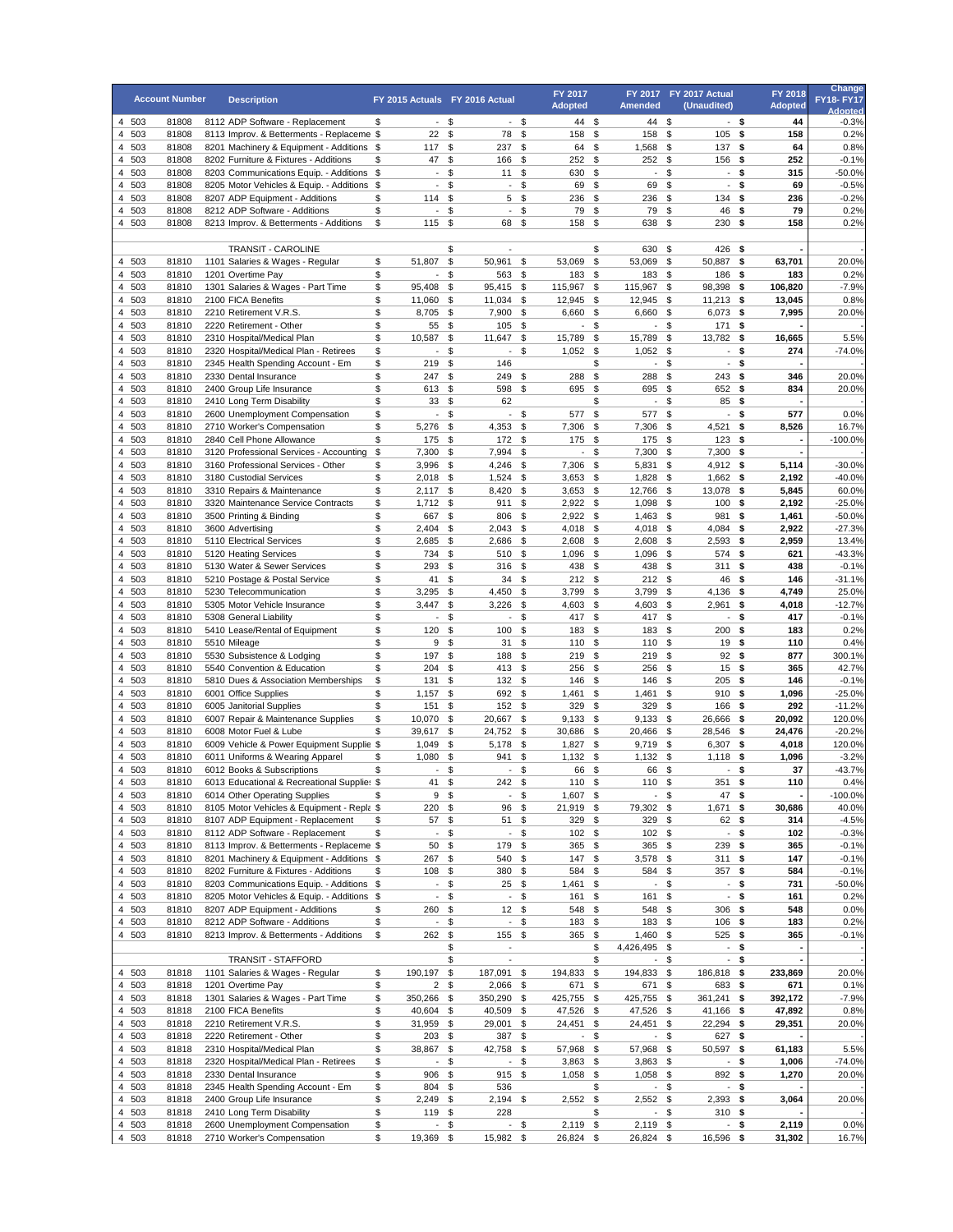| | Account Number | | Description | FY 2015 Actuals | FY 2016 Actual | FY 2017 Adopted | FY 2017 Amended | FY 2017 Actual (Unaudited) | FY 2018 Adopted | Change FY18- FY17 Adopted |
|---|---|---|---|---|---|---|---|---|---|---|
| 4 | 503 | 81808 | 8112 ADP Software - Replacement | $ - | $ - | $ 44 | $ 44 | $ - | $ 44 | -0.3% |
| 4 | 503 | 81808 | 8113 Improv. & Betterments - Replaceme | $ 22 | $ 78 | $ 158 | $ 158 | $ 105 | $ 158 | 0.2% |
| 4 | 503 | 81808 | 8201 Machinery & Equipment - Additions | $ 117 | $ 237 | $ 64 | $ 1,568 | $ 137 | $ 64 | 0.8% |
| 4 | 503 | 81808 | 8202 Furniture & Fixtures - Additions | $ 47 | $ 166 | $ 252 | $ 252 | $ 156 | $ 252 | -0.1% |
| 4 | 503 | 81808 | 8203 Communications Equip. - Additions | $ - | $ 11 | $ 630 | $ - | $ - | $ 315 | -50.0% |
| 4 | 503 | 81808 | 8205 Motor Vehicles & Equip. - Additions | $ - | $ - | $ 69 | $ 69 | $ - | $ 69 | -0.5% |
| 4 | 503 | 81808 | 8207 ADP Equipment - Additions | $ 114 | $ 5 | $ 236 | $ 236 | $ 134 | $ 236 | -0.2% |
| 4 | 503 | 81808 | 8212 ADP Software - Additions | $ - | $ - | $ 79 | $ 79 | $ 46 | $ 79 | 0.2% |
| 4 | 503 | 81808 | 8213 Improv. & Betterments - Additions | $ 115 | $ 68 | $ 158 | $ 638 | $ 230 | $ 158 | 0.2% |
| | | | | | | | | | | |
| | | | TRANSIT - CAROLINE | | $ - | | $ 630 | $ 426 | $ - | - |
| 4 | 503 | 81810 | 1101 Salaries & Wages - Regular | $ 51,807 | $ 50,961 | $ 53,069 | $ 53,069 | $ 50,887 | $ 63,701 | 20.0% |
| 4 | 503 | 81810 | 1201 Overtime Pay | $ - | $ 563 | $ 183 | $ 183 | $ 186 | $ 183 | 0.2% |
| 4 | 503 | 81810 | 1301 Salaries & Wages - Part Time | $ 95,408 | $ 95,415 | $ 115,967 | $ 115,967 | $ 98,398 | $ 106,820 | -7.9% |
| 4 | 503 | 81810 | 2100 FICA Benefits | $ 11,060 | $ 11,034 | $ 12,945 | $ 12,945 | $ 11,213 | $ 13,045 | 0.8% |
| 4 | 503 | 81810 | 2210 Retirement V.R.S. | $ 8,705 | $ 7,900 | $ 6,660 | $ 6,660 | $ 6,073 | $ 7,995 | 20.0% |
| 4 | 503 | 81810 | 2220 Retirement - Other | $ 55 | $ 105 | $ - | $ - | $ 171 | $ - | - |
| 4 | 503 | 81810 | 2310 Hospital/Medical Plan | $ 10,587 | $ 11,647 | $ 15,789 | $ 15,789 | $ 13,782 | $ 16,665 | 5.5% |
| 4 | 503 | 81810 | 2320 Hospital/Medical Plan - Retirees | $ - | $ - | $ 1,052 | $ 1,052 | $ - | $ 274 | -74.0% |
| 4 | 503 | 81810 | 2345 Health Spending Account - Em | $ 219 | $ 146 | | $ - | $ - | $ - | - |
| 4 | 503 | 81810 | 2330 Dental Insurance | $ 247 | $ 249 | $ 288 | $ 288 | $ 243 | $ 346 | 20.0% |
| 4 | 503 | 81810 | 2400 Group Life Insurance | $ 613 | $ 598 | $ 695 | $ 695 | $ 652 | $ 834 | 20.0% |
| 4 | 503 | 81810 | 2410 Long Term Disability | $ 33 | $ 62 | | $ - | $ 85 | $ - | - |
| 4 | 503 | 81810 | 2600 Unemployment Compensation | $ - | $ - | $ 577 | $ 577 | $ - | $ 577 | 0.0% |
| 4 | 503 | 81810 | 2710 Worker's Compensation | $ 5,276 | $ 4,353 | $ 7,306 | $ 7,306 | $ 4,521 | $ 8,526 | 16.7% |
| 4 | 503 | 81810 | 2840 Cell Phone Allowance | $ 175 | $ 172 | $ 175 | $ 175 | $ 123 | $ - | -100.0% |
| 4 | 503 | 81810 | 3120 Professional Services - Accounting | $ 7,300 | $ 7,994 | $ - | $ 7,300 | $ 7,300 | $ - | - |
| 4 | 503 | 81810 | 3160 Professional Services - Other | $ 3,996 | $ 4,246 | $ 7,306 | $ 5,831 | $ 4,912 | $ 5,114 | -30.0% |
| 4 | 503 | 81810 | 3180 Custodial Services | $ 2,018 | $ 1,524 | $ 3,653 | $ 1,828 | $ 1,662 | $ 2,192 | -40.0% |
| 4 | 503 | 81810 | 3310 Repairs & Maintenance | $ 2,117 | $ 8,420 | $ 3,653 | $ 12,766 | $ 13,078 | $ 5,845 | 60.0% |
| 4 | 503 | 81810 | 3320 Maintenance Service Contracts | $ 1,712 | $ 911 | $ 2,922 | $ 1,098 | $ 100 | $ 2,192 | -25.0% |
| 4 | 503 | 81810 | 3500 Printing & Binding | $ 667 | $ 806 | $ 2,922 | $ 1,463 | $ 981 | $ 1,461 | -50.0% |
| 4 | 503 | 81810 | 3600 Advertising | $ 2,404 | $ 2,043 | $ 4,018 | $ 4,018 | $ 4,084 | $ 2,922 | -27.3% |
| 4 | 503 | 81810 | 5110 Electrical Services | $ 2,685 | $ 2,686 | $ 2,608 | $ 2,608 | $ 2,593 | $ 2,959 | 13.4% |
| 4 | 503 | 81810 | 5120 Heating Services | $ 734 | $ 510 | $ 1,096 | $ 1,096 | $ 574 | $ 621 | -43.3% |
| 4 | 503 | 81810 | 5130 Water & Sewer Services | $ 293 | $ 316 | $ 438 | $ 438 | $ 311 | $ 438 | -0.1% |
| 4 | 503 | 81810 | 5210 Postage & Postal Service | $ 41 | $ 34 | $ 212 | $ 212 | $ 46 | $ 146 | -31.1% |
| 4 | 503 | 81810 | 5230 Telecommunication | $ 3,295 | $ 4,450 | $ 3,799 | $ 3,799 | $ 4,136 | $ 4,749 | 25.0% |
| 4 | 503 | 81810 | 5305 Motor Vehicle Insurance | $ 3,447 | $ 3,226 | $ 4,603 | $ 4,603 | $ 2,961 | $ 4,018 | -12.7% |
| 4 | 503 | 81810 | 5308 General Liability | $ - | $ - | $ 417 | $ 417 | $ - | $ 417 | -0.1% |
| 4 | 503 | 81810 | 5410 Lease/Rental of Equipment | $ 120 | $ 100 | $ 183 | $ 183 | $ 200 | $ 183 | 0.2% |
| 4 | 503 | 81810 | 5510 Mileage | $ 9 | $ 31 | $ 110 | $ 110 | $ 19 | $ 110 | 0.4% |
| 4 | 503 | 81810 | 5530 Subsistence & Lodging | $ 197 | $ 188 | $ 219 | $ 219 | $ 92 | $ 877 | 300.1% |
| 4 | 503 | 81810 | 5540 Convention & Education | $ 204 | $ 413 | $ 256 | $ 256 | $ 15 | $ 365 | 42.7% |
| 4 | 503 | 81810 | 5810 Dues & Association Memberships | $ 131 | $ 132 | $ 146 | $ 146 | $ 205 | $ 146 | -0.1% |
| 4 | 503 | 81810 | 6001 Office Supplies | $ 1,157 | $ 692 | $ 1,461 | $ 1,461 | $ 910 | $ 1,096 | -25.0% |
| 4 | 503 | 81810 | 6005 Janitorial Supplies | $ 151 | $ 152 | $ 329 | $ 329 | $ 166 | $ 292 | -11.2% |
| 4 | 503 | 81810 | 6007 Repair & Maintenance Supplies | $ 10,070 | $ 20,667 | $ 9,133 | $ 9,133 | $ 26,666 | $ 20,092 | 120.0% |
| 4 | 503 | 81810 | 6008 Motor Fuel & Lube | $ 39,617 | $ 24,752 | $ 30,686 | $ 20,466 | $ 28,546 | $ 24,476 | -20.2% |
| 4 | 503 | 81810 | 6009 Vehicle & Power Equipment Supplie | $ 1,049 | $ 5,178 | $ 1,827 | $ 9,719 | $ 6,307 | $ 4,018 | 120.0% |
| 4 | 503 | 81810 | 6011 Uniforms & Wearing Apparel | $ 1,080 | $ 941 | $ 1,132 | $ 1,132 | $ 1,118 | $ 1,096 | -3.2% |
| 4 | 503 | 81810 | 6012 Books & Subscriptions | $ - | $ - | $ 66 | $ 66 | $ - | $ 37 | -43.7% |
| 4 | 503 | 81810 | 6013 Educational & Recreational Supplies | $ 41 | $ 242 | $ 110 | $ 110 | $ 351 | $ 110 | 0.4% |
| 4 | 503 | 81810 | 6014 Other Operating Supplies | $ 9 | $ - | $ 1,607 | $ - | $ 47 | $ - | -100.0% |
| 4 | 503 | 81810 | 8105 Motor Vehicles & Equipment - Repla | $ 220 | $ 96 | $ 21,919 | $ 79,302 | $ 1,671 | $ 30,686 | 40.0% |
| 4 | 503 | 81810 | 8107 ADP Equipment - Replacement | $ 57 | $ 51 | $ 329 | $ 329 | $ 62 | $ 314 | -4.5% |
| 4 | 503 | 81810 | 8112 ADP Software - Replacement | $ - | $ - | $ 102 | $ 102 | $ - | $ 102 | -0.3% |
| 4 | 503 | 81810 | 8113 Improv. & Betterments - Replaceme | $ 50 | $ 179 | $ 365 | $ 365 | $ 239 | $ 365 | -0.1% |
| 4 | 503 | 81810 | 8201 Machinery & Equipment - Additions | $ 267 | $ 540 | $ 147 | $ 3,578 | $ 311 | $ 147 | -0.1% |
| 4 | 503 | 81810 | 8202 Furniture & Fixtures - Additions | $ 108 | $ 380 | $ 584 | $ 584 | $ 357 | $ 584 | -0.1% |
| 4 | 503 | 81810 | 8203 Communications Equip. - Additions | $ - | $ 25 | $ 1,461 | $ - | $ - | $ 731 | -50.0% |
| 4 | 503 | 81810 | 8205 Motor Vehicles & Equip. - Additions | $ - | $ - | $ 161 | $ 161 | $ - | $ 161 | 0.2% |
| 4 | 503 | 81810 | 8207 ADP Equipment - Additions | $ 260 | $ 12 | $ 548 | $ 548 | $ 306 | $ 548 | 0.0% |
| 4 | 503 | 81810 | 8212 ADP Software - Additions | $ - | $ - | $ 183 | $ 183 | $ 106 | $ 183 | 0.2% |
| 4 | 503 | 81810 | 8213 Improv. & Betterments - Additions | $ 262 | $ 155 | $ 365 | $ 1,460 | $ 525 | $ 365 | -0.1% |
| | | | | | $ - | | $ 4,426,495 | $ - | $ - | - |
| | | | TRANSIT - STAFFORD | | $ - | | $ - | $ - | $ - | - |
| 4 | 503 | 81818 | 1101 Salaries & Wages - Regular | $ 190,197 | $ 187,091 | $ 194,833 | $ 194,833 | $ 186,818 | $ 233,869 | 20.0% |
| 4 | 503 | 81818 | 1201 Overtime Pay | $ 2 | $ 2,066 | $ 671 | $ 671 | $ 683 | $ 671 | 0.1% |
| 4 | 503 | 81818 | 1301 Salaries & Wages - Part Time | $ 350,266 | $ 350,290 | $ 425,755 | $ 425,755 | $ 361,241 | $ 392,172 | -7.9% |
| 4 | 503 | 81818 | 2100 FICA Benefits | $ 40,604 | $ 40,509 | $ 47,526 | $ 47,526 | $ 41,166 | $ 47,892 | 0.8% |
| 4 | 503 | 81818 | 2210 Retirement V.R.S. | $ 31,959 | $ 29,001 | $ 24,451 | $ 24,451 | $ 22,294 | $ 29,351 | 20.0% |
| 4 | 503 | 81818 | 2220 Retirement - Other | $ 203 | $ 387 | $ - | $ - | $ 627 | $ - | - |
| 4 | 503 | 81818 | 2310 Hospital/Medical Plan | $ 38,867 | $ 42,758 | $ 57,968 | $ 57,968 | $ 50,597 | $ 61,183 | 5.5% |
| 4 | 503 | 81818 | 2320 Hospital/Medical Plan - Retirees | $ - | $ - | $ 3,863 | $ 3,863 | $ - | $ 1,006 | -74.0% |
| 4 | 503 | 81818 | 2330 Dental Insurance | $ 906 | $ 915 | $ 1,058 | $ 1,058 | $ 892 | $ 1,270 | 20.0% |
| 4 | 503 | 81818 | 2345 Health Spending Account - Em | $ 804 | $ 536 | | $ - | $ - | $ - | - |
| 4 | 503 | 81818 | 2400 Group Life Insurance | $ 2,249 | $ 2,194 | $ 2,552 | $ 2,552 | $ 2,393 | $ 3,064 | 20.0% |
| 4 | 503 | 81818 | 2410 Long Term Disability | $ 119 | $ 228 | | $ - | $ 310 | $ - | - |
| 4 | 503 | 81818 | 2600 Unemployment Compensation | $ - | $ - | $ 2,119 | $ 2,119 | $ - | $ 2,119 | 0.0% |
| 4 | 503 | 81818 | 2710 Worker's Compensation | $ 19,369 | $ 15,982 | $ 26,824 | $ 26,824 | $ 16,596 | $ 31,302 | 16.7% |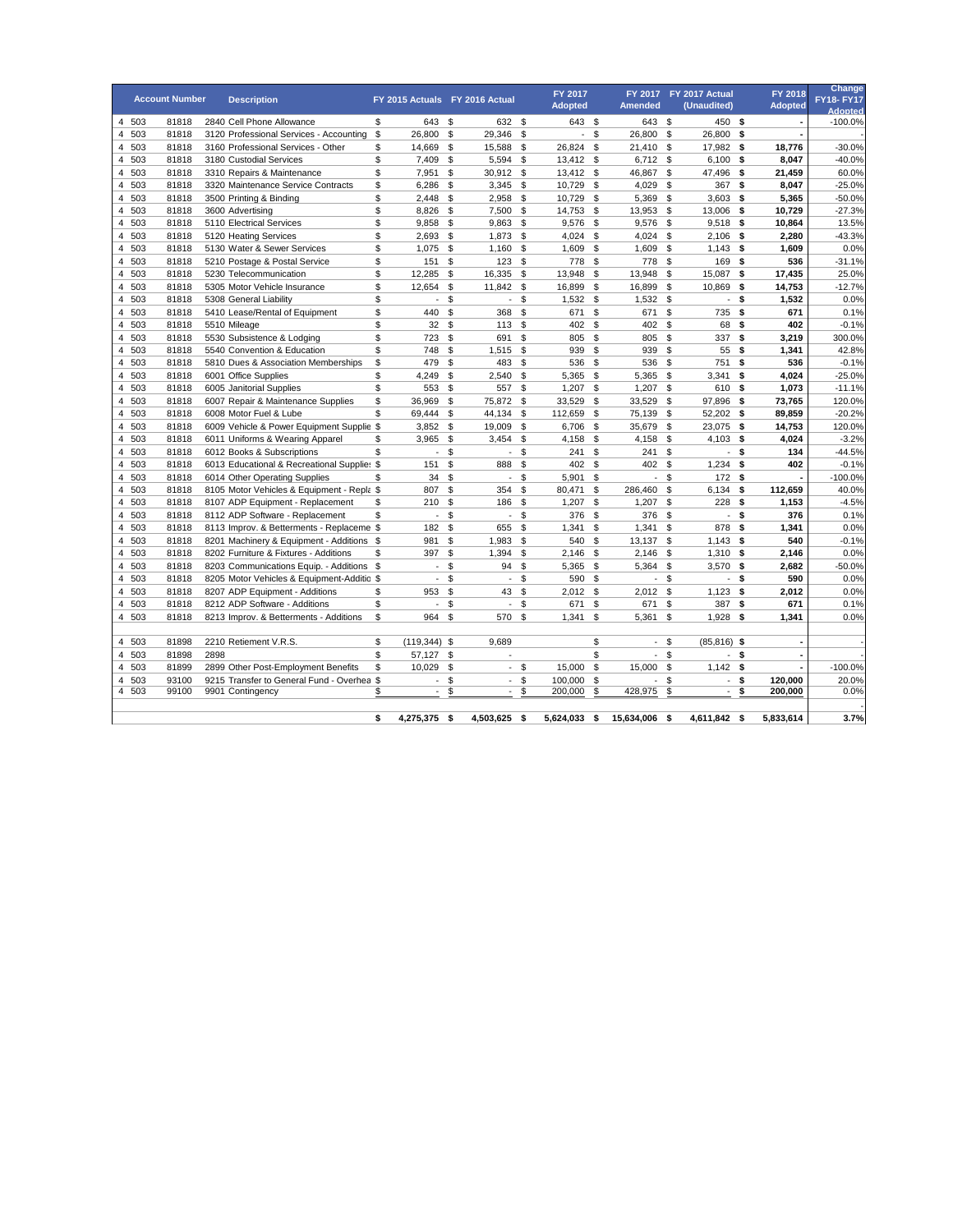| | | Account Number | Description | FY 2015 Actuals | FY 2016 Actual | FY 2017 Adopted | FY 2017 Amended | FY 2017 Actual (Unaudited) | FY 2018 Adopted | Change FY18- FY17 Adopted |
|---|---|---|---|---|---|---|---|---|---|---|
| 4 | 503 | 81818 | 2840 Cell Phone Allowance | $ 643 | $ 632 | $ 643 | $ 643 | $ 450 | $ - | -100.0% |
| 4 | 503 | 81818 | 3120 Professional Services - Accounting | $ 26,800 | $ 29,346 | $ - | $ 26,800 | $ 26,800 | $ - | - |
| 4 | 503 | 81818 | 3160 Professional Services - Other | $ 14,669 | $ 15,588 | $ 26,824 | $ 21,410 | $ 17,982 | $ 18,776 | -30.0% |
| 4 | 503 | 81818 | 3180 Custodial Services | $ 7,409 | $ 5,594 | $ 13,412 | $ 6,712 | $ 6,100 | $ 8,047 | -40.0% |
| 4 | 503 | 81818 | 3310 Repairs & Maintenance | $ 7,951 | $ 30,912 | $ 13,412 | $ 46,867 | $ 47,496 | $ 21,459 | 60.0% |
| 4 | 503 | 81818 | 3320 Maintenance Service Contracts | $ 6,286 | $ 3,345 | $ 10,729 | $ 4,029 | $ 367 | $ 8,047 | -25.0% |
| 4 | 503 | 81818 | 3500 Printing & Binding | $ 2,448 | $ 2,958 | $ 10,729 | $ 5,369 | $ 3,603 | $ 5,365 | -50.0% |
| 4 | 503 | 81818 | 3600 Advertising | $ 8,826 | $ 7,500 | $ 14,753 | $ 13,953 | $ 13,006 | $ 10,729 | -27.3% |
| 4 | 503 | 81818 | 5110 Electrical Services | $ 9,858 | $ 9,863 | $ 9,576 | $ 9,576 | $ 9,518 | $ 10,864 | 13.5% |
| 4 | 503 | 81818 | 5120 Heating Services | $ 2,693 | $ 1,873 | $ 4,024 | $ 4,024 | $ 2,106 | $ 2,280 | -43.3% |
| 4 | 503 | 81818 | 5130 Water & Sewer Services | $ 1,075 | $ 1,160 | $ 1,609 | $ 1,609 | $ 1,143 | $ 1,609 | 0.0% |
| 4 | 503 | 81818 | 5210 Postage & Postal Service | $ 151 | $ 123 | $ 778 | $ 778 | $ 169 | $ 536 | -31.1% |
| 4 | 503 | 81818 | 5230 Telecommunication | $ 12,285 | $ 16,335 | $ 13,948 | $ 13,948 | $ 15,087 | $ 17,435 | 25.0% |
| 4 | 503 | 81818 | 5305 Motor Vehicle Insurance | $ 12,654 | $ 11,842 | $ 16,899 | $ 16,899 | $ 10,869 | $ 14,753 | -12.7% |
| 4 | 503 | 81818 | 5308 General Liability | $ - | $ - | $ 1,532 | $ 1,532 | $ - | $ 1,532 | 0.0% |
| 4 | 503 | 81818 | 5410 Lease/Rental of Equipment | $ 440 | $ 368 | $ 671 | $ 671 | $ 735 | $ 671 | 0.1% |
| 4 | 503 | 81818 | 5510 Mileage | $ 32 | $ 113 | $ 402 | $ 402 | $ 68 | $ 402 | -0.1% |
| 4 | 503 | 81818 | 5530 Subsistence & Lodging | $ 723 | $ 691 | $ 805 | $ 805 | $ 337 | $ 3,219 | 300.0% |
| 4 | 503 | 81818 | 5540 Convention & Education | $ 748 | $ 1,515 | $ 939 | $ 939 | $ 55 | $ 1,341 | 42.8% |
| 4 | 503 | 81818 | 5810 Dues & Association Memberships | $ 479 | $ 483 | $ 536 | $ 536 | $ 751 | $ 536 | -0.1% |
| 4 | 503 | 81818 | 6001 Office Supplies | $ 4,249 | $ 2,540 | $ 5,365 | $ 5,365 | $ 3,341 | $ 4,024 | -25.0% |
| 4 | 503 | 81818 | 6005 Janitorial Supplies | $ 553 | $ 557 | $ 1,207 | $ 1,207 | $ 610 | $ 1,073 | -11.1% |
| 4 | 503 | 81818 | 6007 Repair & Maintenance Supplies | $ 36,969 | $ 75,872 | $ 33,529 | $ 33,529 | $ 97,896 | $ 73,765 | 120.0% |
| 4 | 503 | 81818 | 6008 Motor Fuel & Lube | $ 69,444 | $ 44,134 | $ 112,659 | $ 75,139 | $ 52,202 | $ 89,859 | -20.2% |
| 4 | 503 | 81818 | 6009 Vehicle & Power Equipment Supplie | $ 3,852 | $ 19,009 | $ 6,706 | $ 35,679 | $ 23,075 | $ 14,753 | 120.0% |
| 4 | 503 | 81818 | 6011 Uniforms & Wearing Apparel | $ 3,965 | $ 3,454 | $ 4,158 | $ 4,158 | $ 4,103 | $ 4,024 | -3.2% |
| 4 | 503 | 81818 | 6012 Books & Subscriptions | $ - | $ - | $ 241 | $ 241 | $ - | $ 134 | -44.5% |
| 4 | 503 | 81818 | 6013 Educational & Recreational Supplies | $ 151 | $ 888 | $ 402 | $ 402 | $ 1,234 | $ 402 | -0.1% |
| 4 | 503 | 81818 | 6014 Other Operating Supplies | $ 34 | $ - | $ 5,901 | $ - | $ 172 | $ - | -100.0% |
| 4 | 503 | 81818 | 8105 Motor Vehicles & Equipment - Repla | $ 807 | $ 354 | $ 80,471 | $ 286,460 | $ 6,134 | $ 112,659 | 40.0% |
| 4 | 503 | 81818 | 8107 ADP Equipment - Replacement | $ 210 | $ 186 | $ 1,207 | $ 1,207 | $ 228 | $ 1,153 | -4.5% |
| 4 | 503 | 81818 | 8112 ADP Software - Replacement | $ - | $ - | $ 376 | $ 376 | $ - | $ 376 | 0.1% |
| 4 | 503 | 81818 | 8113 Improv. & Betterments - Replaceme | $ 182 | $ 655 | $ 1,341 | $ 1,341 | $ 878 | $ 1,341 | 0.0% |
| 4 | 503 | 81818 | 8201 Machinery & Equipment - Additions | $ 981 | $ 1,983 | $ 540 | $ 13,137 | $ 1,143 | $ 540 | -0.1% |
| 4 | 503 | 81818 | 8202 Furniture & Fixtures - Additions | $ 397 | $ 1,394 | $ 2,146 | $ 2,146 | $ 1,310 | $ 2,146 | 0.0% |
| 4 | 503 | 81818 | 8203 Communications Equip. - Additions | $ - | $ 94 | $ 5,365 | $ 5,364 | $ 3,570 | $ 2,682 | -50.0% |
| 4 | 503 | 81818 | 8205 Motor Vehicles & Equipment-Additio | $ - | $ - | $ 590 | $ - | $ - | $ 590 | 0.0% |
| 4 | 503 | 81818 | 8207 ADP Equipment - Additions | $ 953 | $ 43 | $ 2,012 | $ 2,012 | $ 1,123 | $ 2,012 | 0.0% |
| 4 | 503 | 81818 | 8212 ADP Software - Additions | $ - | $ - | $ 671 | $ 671 | $ 387 | $ 671 | 0.1% |
| 4 | 503 | 81818 | 8213 Improv. & Betterments - Additions | $ 964 | $ 570 | $ 1,341 | $ 5,361 | $ 1,928 | $ 1,341 | 0.0% |
| | | | | | | | | | | |
| 4 | 503 | 81898 | 2210 Retiement V.R.S. | $ (119,344) | $ 9,689 | | $ - | $ (85,816) | $ - | - |
| 4 | 503 | 81898 | 2898 | $ 57,127 | $ - | | $ - | $ - | $ - | - |
| 4 | 503 | 81899 | 2899 Other Post-Employment Benefits | $ 10,029 | $ - | $ 15,000 | $ 15,000 | $ 1,142 | $ - | -100.0% |
| 4 | 503 | 93100 | 9215 Transfer to General Fund - Overhea | $ - | $ - | $ 100,000 | $ - | $ - | $ 120,000 | 20.0% |
| 4 | 503 | 99100 | 9901 Contingency | $ - | $ - | $ 200,000 | $ 428,975 | $ - | $ 200,000 | 0.0% |
| | | | | | | | | | | - |
| | | | | **$ 4,275,375** | **$ 4,503,625** | **$ 5,624,033** | **$ 15,634,006** | **$ 4,611,842** | **$ 5,833,614** | **3.7%** |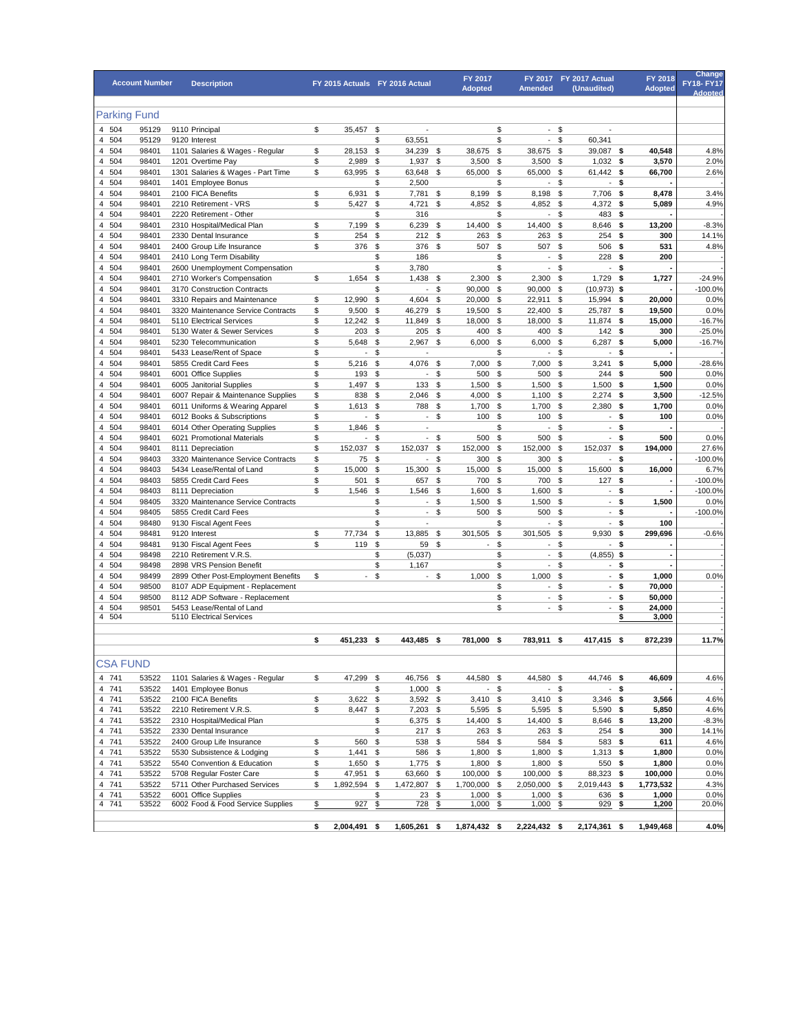| Account Number | | | Description | FY 2015 Actuals | FY 2016 Actual | FY 2017 Adopted | FY 2017 Amended | FY 2017 Actual (Unaudited) | FY 2018 Adopted | Change FY18- FY17 Adopted |
|---|---|---|---|---|---|---|---|---|---|---|
| **Parking Fund** | | | | | | | | | | |
| 4 | 504 | 95129 | 9110 Principal | $ 35,457 | $ - | | $ - | $ - | | |
| 4 | 504 | 95129 | 9120 Interest | | $ 63,551 | | $ - | $ 60,341 | | |
| 4 | 504 | 98401 | 1101 Salaries & Wages - Regular | $ 28,153 | $ 34,239 | $ 38,675 | $ 38,675 | $ 39,087 | **$ 40,548** | 4.8% |
| 4 | 504 | 98401 | 1201 Overtime Pay | $ 2,989 | $ 1,937 | $ 3,500 | $ 3,500 | $ 1,032 | **$ 3,570** | 2.0% |
| 4 | 504 | 98401 | 1301 Salaries & Wages - Part Time | $ 63,995 | $ 63,648 | $ 65,000 | $ 65,000 | $ 61,442 | **$ 66,700** | 2.6% |
| 4 | 504 | 98401 | 1401 Employee Bonus | | $ 2,500 | | $ - | $ - | **$ -** | - |
| 4 | 504 | 98401 | 2100 FICA Benefits | $ 6,931 | $ 7,781 | $ 8,199 | $ 8,198 | $ 7,706 | **$ 8,478** | 3.4% |
| 4 | 504 | 98401 | 2210 Retirement - VRS | $ 5,427 | $ 4,721 | $ 4,852 | $ 4,852 | $ 4,372 | **$ 5,089** | 4.9% |
| 4 | 504 | 98401 | 2220 Retirement - Other | | $ 316 | | $ - | $ 483 | **$ -** | - |
| 4 | 504 | 98401 | 2310 Hospital/Medical Plan | $ 7,199 | $ 6,239 | $ 14,400 | $ 14,400 | $ 8,646 | **$ 13,200** | -8.3% |
| 4 | 504 | 98401 | 2330 Dental Insurance | $ 254 | $ 212 | $ 263 | $ 263 | $ 254 | **$ 300** | 14.1% |
| 4 | 504 | 98401 | 2400 Group Life Insurance | $ 376 | $ 376 | $ 507 | $ 507 | $ 506 | **$ 531** | 4.8% |
| 4 | 504 | 98401 | 2410 Long Term Disability | | $ 186 | | $ - | $ 228 | **$ 200** | - |
| 4 | 504 | 98401 | 2600 Unemployment Compensation | | $ 3,780 | | $ - | $ - | **$ -** | - |
| 4 | 504 | 98401 | 2710 Worker's Compensation | $ 1,654 | $ 1,438 | $ 2,300 | $ 2,300 | $ 1,729 | **$ 1,727** | -24.9% |
| 4 | 504 | 98401 | 3170 Construction Contracts | | $ - | $ 90,000 | $ 90,000 | $ (10,973) | **$ -** | -100.0% |
| 4 | 504 | 98401 | 3310 Repairs and Maintenance | $ 12,990 | $ 4,604 | $ 20,000 | $ 22,911 | $ 15,994 | **$ 20,000** | 0.0% |
| 4 | 504 | 98401 | 3320 Maintenance Service Contracts | $ 9,500 | $ 46,279 | $ 19,500 | $ 22,400 | $ 25,787 | **$ 19,500** | 0.0% |
| 4 | 504 | 98401 | 5110 Electrical Services | $ 12,242 | $ 11,849 | $ 18,000 | $ 18,000 | $ 11,874 | **$ 15,000** | -16.7% |
| 4 | 504 | 98401 | 5130 Water & Sewer Services | $ 203 | $ 205 | $ 400 | $ 400 | $ 142 | **$ 300** | -25.0% |
| 4 | 504 | 98401 | 5230 Telecommunication | $ 5,648 | $ 2,967 | $ 6,000 | $ 6,000 | $ 6,287 | **$ 5,000** | -16.7% |
| 4 | 504 | 98401 | 5433 Lease/Rent of Space | $ - | $ - | | $ - | $ - | **$ -** | - |
| 4 | 504 | 98401 | 5855 Credit Card Fees | $ 5,216 | $ 4,076 | $ 7,000 | $ 7,000 | $ 3,241 | **$ 5,000** | -28.6% |
| 4 | 504 | 98401 | 6001 Office Supplies | $ 193 | $ - | $ 500 | $ 500 | $ 244 | **$ 500** | 0.0% |
| 4 | 504 | 98401 | 6005 Janitorial Supplies | $ 1,497 | $ 133 | $ 1,500 | $ 1,500 | $ 1,500 | **$ 1,500** | 0.0% |
| 4 | 504 | 98401 | 6007 Repair & Maintenance Supplies | $ 838 | $ 2,046 | $ 4,000 | $ 1,100 | $ 2,274 | **$ 3,500** | -12.5% |
| 4 | 504 | 98401 | 6011 Uniforms & Wearing Apparel | $ 1,613 | $ 788 | $ 1,700 | $ 1,700 | $ 2,380 | **$ 1,700** | 0.0% |
| 4 | 504 | 98401 | 6012 Books & Subscriptions | $ - | $ - | $ 100 | $ 100 | $ - | **$ 100** | 0.0% |
| 4 | 504 | 98401 | 6014 Other Operating Supplies | $ 1,846 | $ - | | $ - | $ - | **$ -** | - |
| 4 | 504 | 98401 | 6021 Promotional Materials | $ - | $ - | $ 500 | $ 500 | $ - | **$ 500** | 0.0% |
| 4 | 504 | 98401 | 8111 Depreciation | $ 152,037 | $ 152,037 | $ 152,000 | $ 152,000 | $ 152,037 | **$ 194,000** | 27.6% |
| 4 | 504 | 98403 | 3320 Maintenance Service Contracts | $ 75 | $ - | $ 300 | $ 300 | $ - | **$ -** | -100.0% |
| 4 | 504 | 98403 | 5434 Lease/Rental of Land | $ 15,000 | $ 15,300 | $ 15,000 | $ 15,000 | $ 15,600 | **$ 16,000** | 6.7% |
| 4 | 504 | 98403 | 5855 Credit Card Fees | $ 501 | $ 657 | $ 700 | $ 700 | $ 127 | **$ -** | -100.0% |
| 4 | 504 | 98403 | 8111 Depreciation | $ 1,546 | $ 1,546 | $ 1,600 | $ 1,600 | $ - | **$ -** | -100.0% |
| 4 | 504 | 98405 | 3320 Maintenance Service Contracts | | $ - | $ 1,500 | $ 1,500 | $ - | **$ 1,500** | 0.0% |
| 4 | 504 | 98405 | 5855 Credit Card Fees | | $ - | $ 500 | $ 500 | $ - | **$ -** | -100.0% |
| 4 | 504 | 98480 | 9130 Fiscal Agent Fees | | $ - | | $ - | $ - | **$ 100** | - |
| 4 | 504 | 98481 | 9120 Interest | $ 77,734 | $ 13,885 | $ 301,505 | $ 301,505 | $ 9,930 | **$ 299,696** | -0.6% |
| 4 | 504 | 98481 | 9130 Fiscal Agent Fees | $ 119 | $ 59 | $ - | $ - | $ - | **$ -** | - |
| 4 | 504 | 98498 | 2210 Retirement V.R.S. | | $ (5,037) | | $ - | $ (4,855) | **$ -** | - |
| 4 | 504 | 98498 | 2898 VRS Pension Benefit | | $ 1,167 | | $ - | $ - | **$ -** | - |
| 4 | 504 | 98499 | 2899 Other Post-Employment Benefits | $ - | $ - | $ 1,000 | $ 1,000 | $ - | **$ 1,000** | 0.0% |
| 4 | 504 | 98500 | 8107 ADP Equipment - Replacement | | | | $ - | $ - | **$ 70,000** | - |
| 4 | 504 | 98500 | 8112 ADP Software - Replacement | | | | $ - | $ - | **$ 50,000** | - |
| 4 | 504 | 98501 | 5453 Lease/Rental of Land | | | | $ - | $ - | **$ 24,000** | - |
| 4 | 504 | | 5110 Electrical Services | | | | | | **$ 3,000** | - |
| | | | | **$ 451,233** | **$ 443,485** | **$ 781,000** | **$ 783,911** | **$ 417,415** | **$ 872,239** | **11.7%** |
| **CSA FUND** | | | | | | | | | | |
| 4 | 741 | 53522 | 1101 Salaries & Wages - Regular | $ 47,299 | $ 46,756 | $ 44,580 | $ 44,580 | $ 44,746 | **$ 46,609** | 4.6% |
| 4 | 741 | 53522 | 1401 Employee Bonus | | $ 1,000 | $ - | $ - | $ - | **$ -** | - |
| 4 | 741 | 53522 | 2100 FICA Benefits | $ 3,622 | $ 3,592 | $ 3,410 | $ 3,410 | $ 3,346 | **$ 3,566** | 4.6% |
| 4 | 741 | 53522 | 2210 Retirement V.R.S. | $ 8,447 | $ 7,203 | $ 5,595 | $ 5,595 | $ 5,590 | **$ 5,850** | 4.6% |
| 4 | 741 | 53522 | 2310 Hospital/Medical Plan | | $ 6,375 | $ 14,400 | $ 14,400 | $ 8,646 | **$ 13,200** | -8.3% |
| 4 | 741 | 53522 | 2330 Dental Insurance | | $ 217 | $ 263 | $ 263 | $ 254 | **$ 300** | 14.1% |
| 4 | 741 | 53522 | 2400 Group Life Insurance | $ 560 | $ 538 | $ 584 | $ 584 | $ 583 | **$ 611** | 4.6% |
| 4 | 741 | 53522 | 5530 Subsistence & Lodging | $ 1,441 | $ 586 | $ 1,800 | $ 1,800 | $ 1,313 | **$ 1,800** | 0.0% |
| 4 | 741 | 53522 | 5540 Convention & Education | $ 1,650 | $ 1,775 | $ 1,800 | $ 1,800 | $ 550 | **$ 1,800** | 0.0% |
| 4 | 741 | 53522 | 5708 Regular Foster Care | $ 47,951 | $ 63,660 | $ 100,000 | $ 100,000 | $ 88,323 | **$ 100,000** | 0.0% |
| 4 | 741 | 53522 | 5711 Other Purchased Services | $ 1,892,594 | $ 1,472,807 | $ 1,700,000 | $ 2,050,000 | $ 2,019,443 | **$ 1,773,532** | 4.3% |
| 4 | 741 | 53522 | 6001 Office Supplies | | $ 23 | $ 1,000 | $ 1,000 | $ 636 | **$ 1,000** | 0.0% |
| 4 | 741 | 53522 | 6002 Food & Food Service Supplies | $ 927 | $ 728 | $ 1,000 | $ 1,000 | $ 929 | **$ 1,200** | 20.0% |
| | | | | **$ 2,004,491** | **$ 1,605,261** | **$ 1,874,432** | **$ 2,224,432** | **$ 2,174,361** | **$ 1,949,468** | **4.0%** |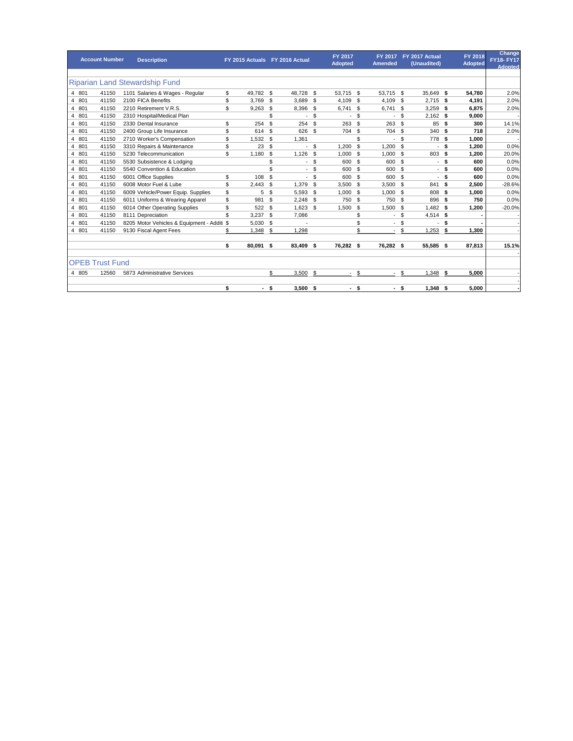| Account Number | | | Description | FY 2015 Actuals | FY 2016 Actual | FY 2017 Adopted | FY 2017 Amended | FY 2017 Actual (Unaudited) | FY 2018 Adopted | Change FY18- FY17 Adopted |
|---|---|---|---|---|---|---|---|---|---|---|
| **Riparian Land Stewardship Fund** | | | | | | | | | | |
| 4 | 801 | 41150 | 1101 Salaries & Wages - Regular | $ 49,782 | $ 48,728 | $ 53,715 | $ 53,715 | $ 35,649 | **$ 54,780** | 2.0% |
| 4 | 801 | 41150 | 2100 FICA Benefits | $ 3,769 | $ 3,689 | $ 4,109 | $ 4,109 | $ 2,715 | **$ 4,191** | 2.0% |
| 4 | 801 | 41150 | 2210 Retirement V.R.S. | $ 9,263 | $ 8,396 | $ 6,741 | $ 6,741 | $ 3,259 | **$ 6,875** | 2.0% |
| 4 | 801 | 41150 | 2310 Hospital/Medical Plan | | $ - | $ - | $ - | $ 2,162 | **$ 9,000** | - |
| 4 | 801 | 41150 | 2330 Dental Insurance | $ 254 | $ 254 | $ 263 | $ 263 | $ 85 | **$ 300** | 14.1% |
| 4 | 801 | 41150 | 2400 Group Life Insurance | $ 614 | $ 626 | $ 704 | $ 704 | $ 340 | **$ 718** | 2.0% |
| 4 | 801 | 41150 | 2710 Worker's Compensation | $ 1,532 | $ 1,361 | | $ - | $ 778 | **$ 1,000** | - |
| 4 | 801 | 41150 | 3310 Repairs & Maintenance | $ 23 | $ - | $ 1,200 | $ 1,200 | $ - | **$ 1,200** | 0.0% |
| 4 | 801 | 41150 | 5230 Telecommunication | $ 1,180 | $ 1,126 | $ 1,000 | $ 1,000 | $ 803 | **$ 1,200** | 20.0% |
| 4 | 801 | 41150 | 5530 Subsistence & Lodging | | $ - | $ 600 | $ 600 | $ - | **$ 600** | 0.0% |
| 4 | 801 | 41150 | 5540 Convention & Education | | $ - | $ 600 | $ 600 | $ - | **$ 600** | 0.0% |
| 4 | 801 | 41150 | 6001 Office Supplies | $ 108 | $ - | $ 600 | $ 600 | $ - | **$ 600** | 0.0% |
| 4 | 801 | 41150 | 6008 Motor Fuel & Lube | $ 2,443 | $ 1,379 | $ 3,500 | $ 3,500 | $ 841 | **$ 2,500** | -28.6% |
| 4 | 801 | 41150 | 6009 Vehicle/Power Equip. Supplies | $ 5 | $ 5,593 | $ 1,000 | $ 1,000 | $ 808 | **$ 1,000** | 0.0% |
| 4 | 801 | 41150 | 6011 Uniforms & Wearing Apparel | $ 981 | $ 2,248 | $ 750 | $ 750 | $ 896 | **$ 750** | 0.0% |
| 4 | 801 | 41150 | 6014 Other Operating Supplies | $ 522 | $ 1,623 | $ 1,500 | $ 1,500 | $ 1,482 | **$ 1,200** | -20.0% |
| 4 | 801 | 41150 | 8111 Depreciation | $ 3,237 | $ 7,086 | | $ - | $ 4,514 | **$ -** | - |
| 4 | 801 | 41150 | 8205 Motor Vehicles & Equipment - Additi | $ 5,030 | $ - | | $ - | $ - | **$ -** | - |
| 4 | 801 | 41150 | 9130 Fiscal Agent Fees | $ 1,348 | $ 1,298 | | $ - | $ 1,253 | **$ 1,300** | - |
| | | | | **$ 80,091** | **$ 83,409** | **$ 76,282** | **$ 76,282** | **$ 55,585** | **$ 87,813** | **15.1%** |
| | | | | | | | | | | - |
| **OPEB Trust Fund** | | | | | | | | | | |
| 4 | 805 | 12560 | 5873 Administrative Services | | $ 3,500 | $ - | $ - | $ 1,348 | **$ 5,000** | - |
| | | | | | | | | | | - |
| | | | | **$ -** | **$ 3,500** | **$ -** | **$ -** | **$ 1,348** | **$ 5,000** | **-** |